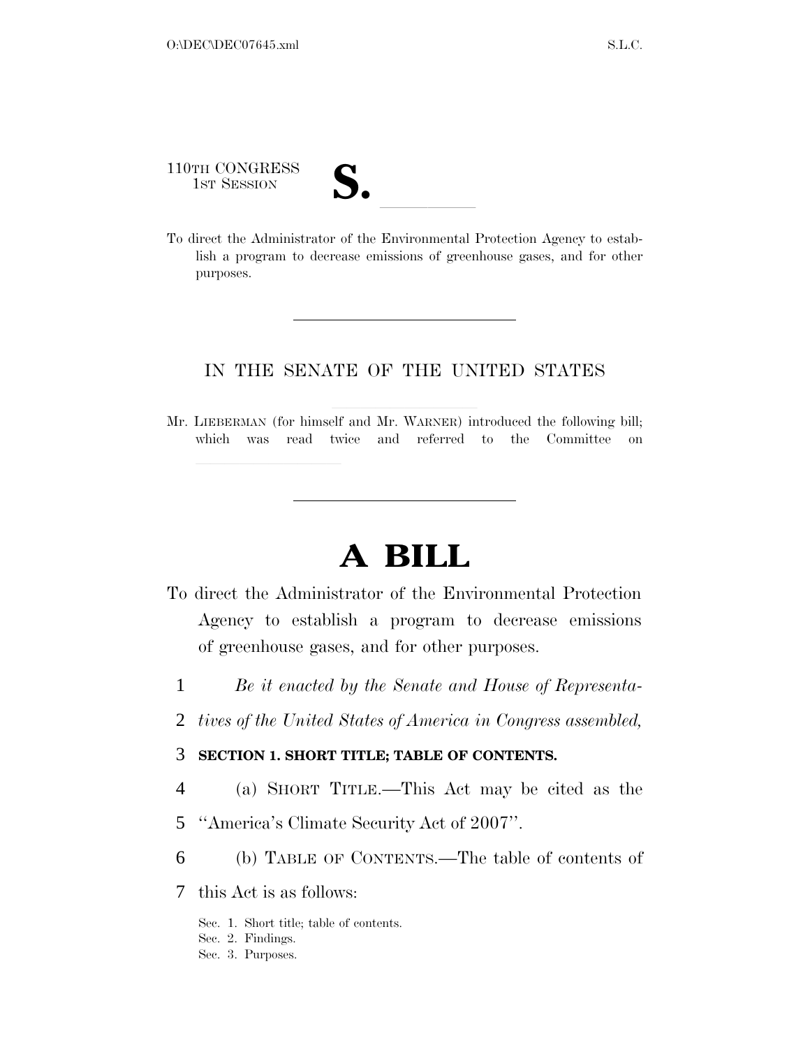110TH CONGRESS
1ST SESSION

**S.** ______

To direct the Administrator of the Environmental Protection Agency to establish a program to decrease emissions of greenhouse gases, and for other purposes.

---

IN THE SENATE OF THE UNITED STATES

Mr. LIEBERMAN (for himself and Mr. WARNER) introduced the following bill; which was read twice and referred to the Committee on ______

---

# A BILL

To direct the Administrator of the Environmental Protection Agency to establish a program to decrease emissions of greenhouse gases, and for other purposes.

1 *Be it enacted by the Senate and House of Representa-*
2 *tives of the United States of America in Congress assembled,*

3 **SECTION 1. SHORT TITLE; TABLE OF CONTENTS.**

4 (a) SHORT TITLE.—This Act may be cited as the
5 ''America's Climate Security Act of 2007''.

6 (b) TABLE OF CONTENTS.—The table of contents of
7 this Act is as follows:

Sec. 1. Short title; table of contents.
Sec. 2. Findings.
Sec. 3. Purposes.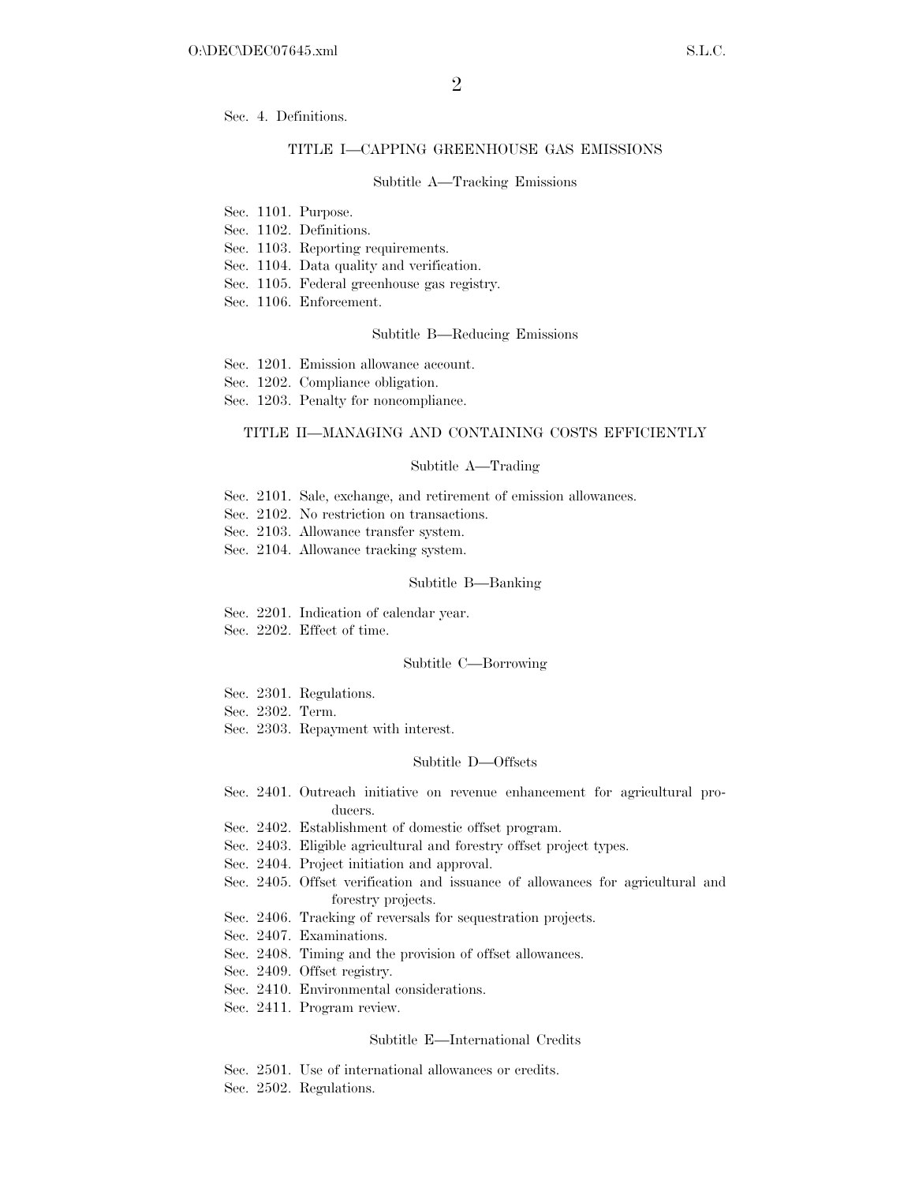Sec. 4. Definitions.

TITLE I—CAPPING GREENHOUSE GAS EMISSIONS

Subtitle A—Tracking Emissions

Sec. 1101. Purpose.
Sec. 1102. Definitions.
Sec. 1103. Reporting requirements.
Sec. 1104. Data quality and verification.
Sec. 1105. Federal greenhouse gas registry.
Sec. 1106. Enforcement.

Subtitle B—Reducing Emissions

Sec. 1201. Emission allowance account.
Sec. 1202. Compliance obligation.
Sec. 1203. Penalty for noncompliance.

TITLE II—MANAGING AND CONTAINING COSTS EFFICIENTLY

Subtitle A—Trading

Sec. 2101. Sale, exchange, and retirement of emission allowances.
Sec. 2102. No restriction on transactions.
Sec. 2103. Allowance transfer system.
Sec. 2104. Allowance tracking system.

Subtitle B—Banking

Sec. 2201. Indication of calendar year.
Sec. 2202. Effect of time.

Subtitle C—Borrowing

Sec. 2301. Regulations.
Sec. 2302. Term.
Sec. 2303. Repayment with interest.

Subtitle D—Offsets

Sec. 2401. Outreach initiative on revenue enhancement for agricultural producers.
Sec. 2402. Establishment of domestic offset program.
Sec. 2403. Eligible agricultural and forestry offset project types.
Sec. 2404. Project initiation and approval.
Sec. 2405. Offset verification and issuance of allowances for agricultural and forestry projects.
Sec. 2406. Tracking of reversals for sequestration projects.
Sec. 2407. Examinations.
Sec. 2408. Timing and the provision of offset allowances.
Sec. 2409. Offset registry.
Sec. 2410. Environmental considerations.
Sec. 2411. Program review.

Subtitle E—International Credits

Sec. 2501. Use of international allowances or credits.
Sec. 2502. Regulations.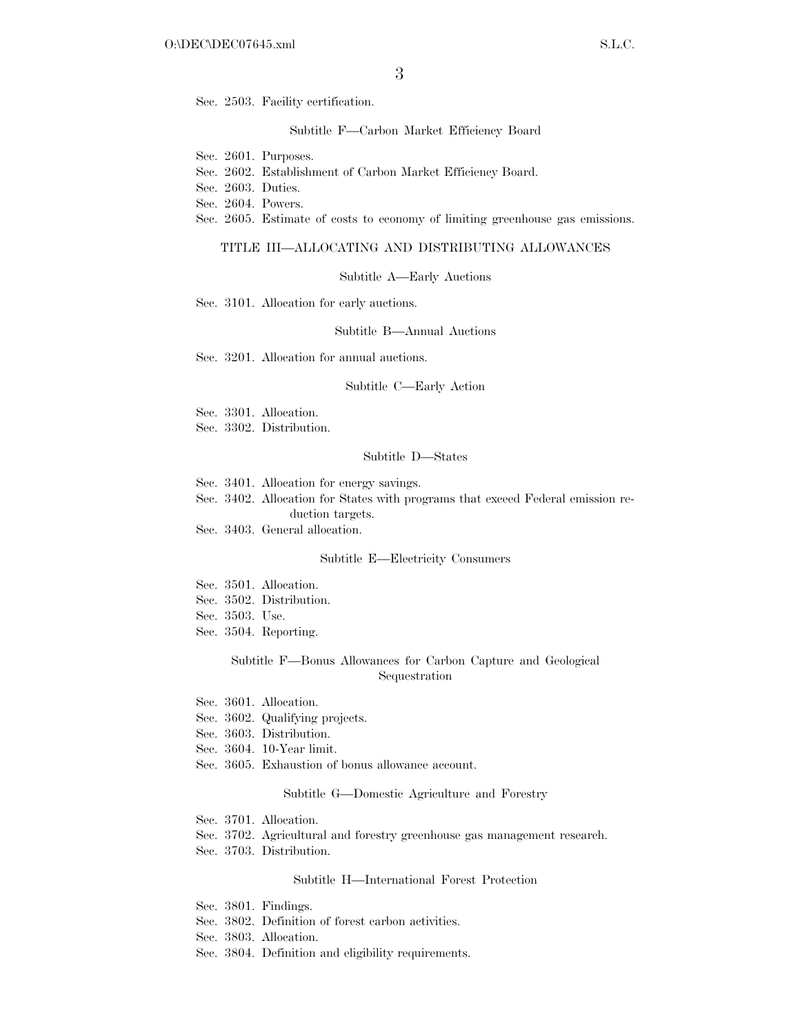Sec. 2503. Facility certification.

Subtitle F—Carbon Market Efficiency Board

Sec. 2601. Purposes.
Sec. 2602. Establishment of Carbon Market Efficiency Board.
Sec. 2603. Duties.
Sec. 2604. Powers.
Sec. 2605. Estimate of costs to economy of limiting greenhouse gas emissions.

TITLE III—ALLOCATING AND DISTRIBUTING ALLOWANCES

Subtitle A—Early Auctions

Sec. 3101. Allocation for early auctions.

Subtitle B—Annual Auctions

Sec. 3201. Allocation for annual auctions.

Subtitle C—Early Action

Sec. 3301. Allocation.
Sec. 3302. Distribution.

Subtitle D—States

Sec. 3401. Allocation for energy savings.
Sec. 3402. Allocation for States with programs that exceed Federal emission reduction targets.
Sec. 3403. General allocation.

Subtitle E—Electricity Consumers

Sec. 3501. Allocation.
Sec. 3502. Distribution.
Sec. 3503. Use.
Sec. 3504. Reporting.

Subtitle F—Bonus Allowances for Carbon Capture and Geological Sequestration

Sec. 3601. Allocation.
Sec. 3602. Qualifying projects.
Sec. 3603. Distribution.
Sec. 3604. 10-Year limit.
Sec. 3605. Exhaustion of bonus allowance account.

Subtitle G—Domestic Agriculture and Forestry

Sec. 3701. Allocation.
Sec. 3702. Agricultural and forestry greenhouse gas management research.
Sec. 3703. Distribution.

Subtitle H—International Forest Protection

Sec. 3801. Findings.
Sec. 3802. Definition of forest carbon activities.
Sec. 3803. Allocation.
Sec. 3804. Definition and eligibility requirements.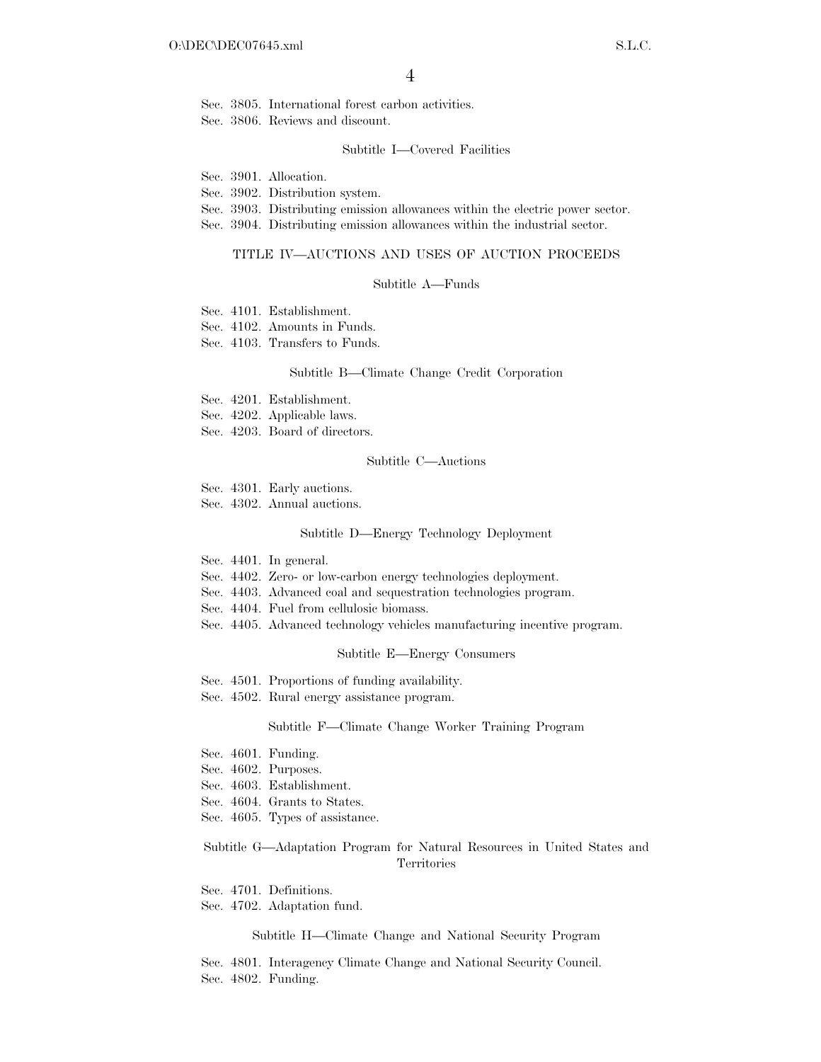Sec. 3805. International forest carbon activities.
Sec. 3806. Reviews and discount.

Subtitle I—Covered Facilities

Sec. 3901. Allocation.
Sec. 3902. Distribution system.
Sec. 3903. Distributing emission allowances within the electric power sector.
Sec. 3904. Distributing emission allowances within the industrial sector.

TITLE IV—AUCTIONS AND USES OF AUCTION PROCEEDS

Subtitle A—Funds

Sec. 4101. Establishment.
Sec. 4102. Amounts in Funds.
Sec. 4103. Transfers to Funds.

Subtitle B—Climate Change Credit Corporation

Sec. 4201. Establishment.
Sec. 4202. Applicable laws.
Sec. 4203. Board of directors.

Subtitle C—Auctions

Sec. 4301. Early auctions.
Sec. 4302. Annual auctions.

Subtitle D—Energy Technology Deployment

Sec. 4401. In general.
Sec. 4402. Zero- or low-carbon energy technologies deployment.
Sec. 4403. Advanced coal and sequestration technologies program.
Sec. 4404. Fuel from cellulosic biomass.
Sec. 4405. Advanced technology vehicles manufacturing incentive program.

Subtitle E—Energy Consumers

Sec. 4501. Proportions of funding availability.
Sec. 4502. Rural energy assistance program.

Subtitle F—Climate Change Worker Training Program

Sec. 4601. Funding.
Sec. 4602. Purposes.
Sec. 4603. Establishment.
Sec. 4604. Grants to States.
Sec. 4605. Types of assistance.

Subtitle G—Adaptation Program for Natural Resources in United States and Territories

Sec. 4701. Definitions.
Sec. 4702. Adaptation fund.

Subtitle H—Climate Change and National Security Program

Sec. 4801. Interagency Climate Change and National Security Council.
Sec. 4802. Funding.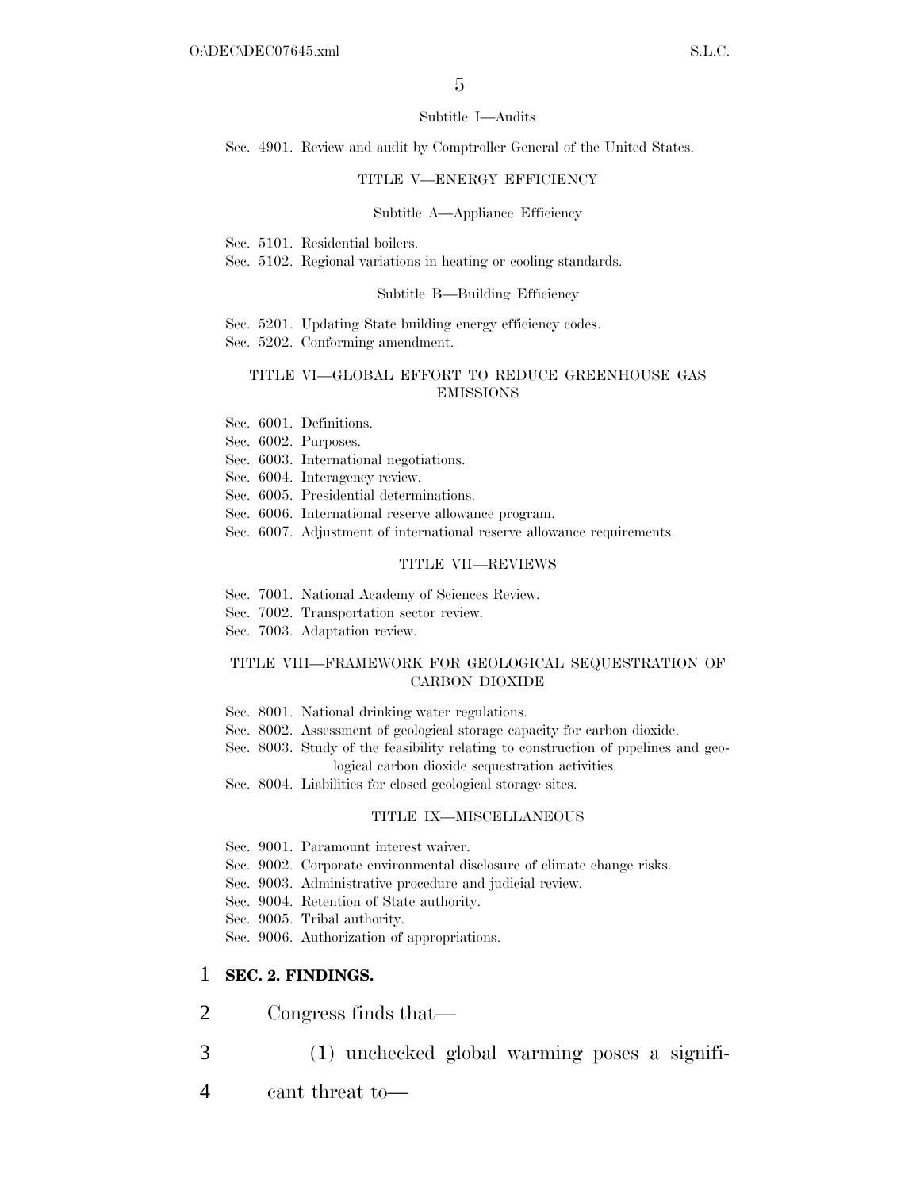Subtitle I—Audits

Sec. 4901. Review and audit by Comptroller General of the United States.

TITLE V—ENERGY EFFICIENCY

Subtitle A—Appliance Efficiency

Sec. 5101. Residential boilers.
Sec. 5102. Regional variations in heating or cooling standards.

Subtitle B—Building Efficiency

Sec. 5201. Updating State building energy efficiency codes.
Sec. 5202. Conforming amendment.

TITLE VI—GLOBAL EFFORT TO REDUCE GREENHOUSE GAS EMISSIONS

Sec. 6001. Definitions.
Sec. 6002. Purposes.
Sec. 6003. International negotiations.
Sec. 6004. Interagency review.
Sec. 6005. Presidential determinations.
Sec. 6006. International reserve allowance program.
Sec. 6007. Adjustment of international reserve allowance requirements.

TITLE VII—REVIEWS

Sec. 7001. National Academy of Sciences Review.
Sec. 7002. Transportation sector review.
Sec. 7003. Adaptation review.

TITLE VIII—FRAMEWORK FOR GEOLOGICAL SEQUESTRATION OF CARBON DIOXIDE

Sec. 8001. National drinking water regulations.
Sec. 8002. Assessment of geological storage capacity for carbon dioxide.
Sec. 8003. Study of the feasibility relating to construction of pipelines and geological carbon dioxide sequestration activities.
Sec. 8004. Liabilities for closed geological storage sites.

TITLE IX—MISCELLANEOUS

Sec. 9001. Paramount interest waiver.
Sec. 9002. Corporate environmental disclosure of climate change risks.
Sec. 9003. Administrative procedure and judicial review.
Sec. 9004. Retention of State authority.
Sec. 9005. Tribal authority.
Sec. 9006. Authorization of appropriations.

1 **SEC. 2. FINDINGS.**

2 Congress finds that—

3 (1) unchecked global warming poses a signifi-

4 cant threat to—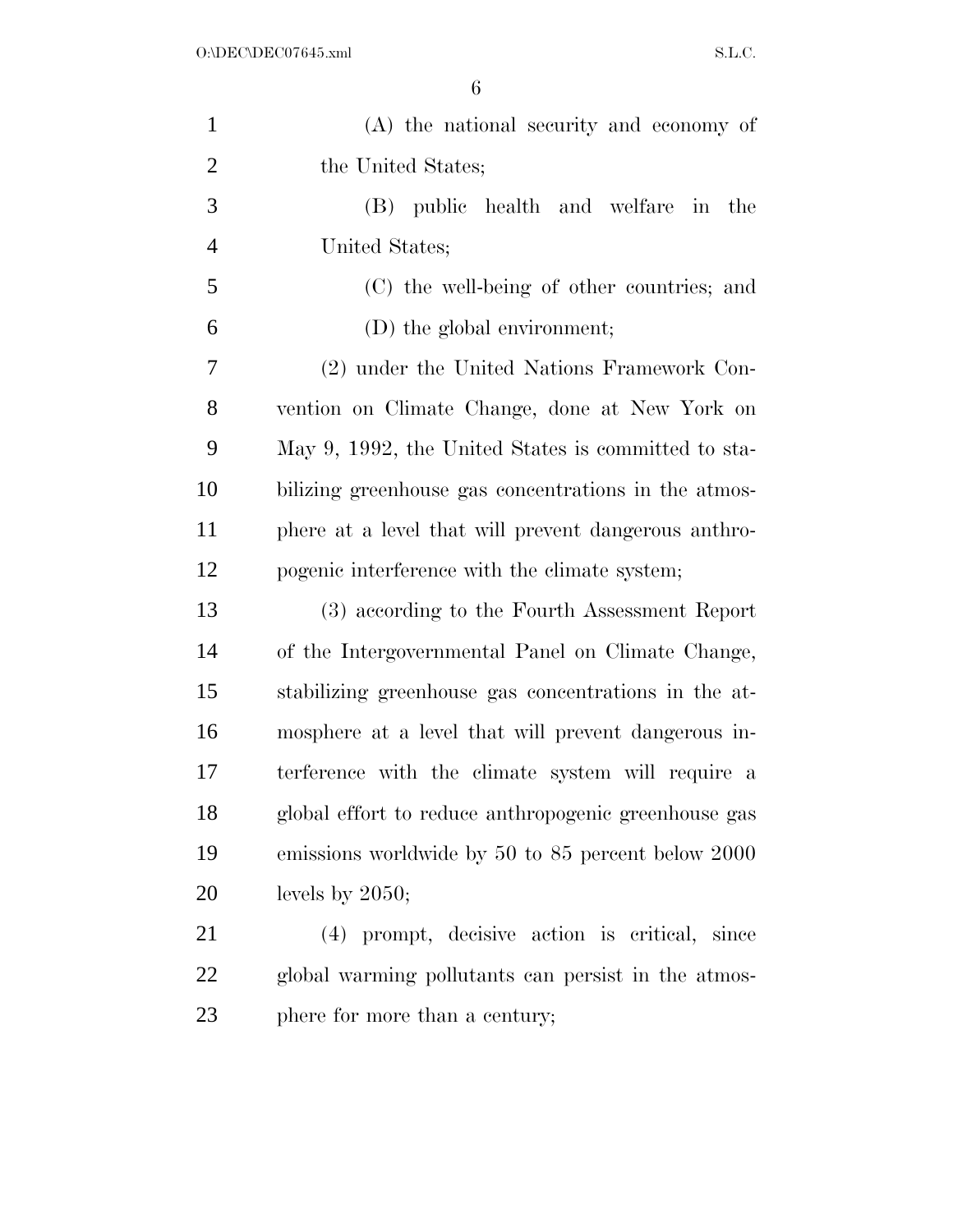(A) the national security and economy of the United States;

(B) public health and welfare in the United States;

(C) the well-being of other countries; and

(D) the global environment;

(2) under the United Nations Framework Convention on Climate Change, done at New York on May 9, 1992, the United States is committed to stabilizing greenhouse gas concentrations in the atmosphere at a level that will prevent dangerous anthropogenic interference with the climate system;

(3) according to the Fourth Assessment Report of the Intergovernmental Panel on Climate Change, stabilizing greenhouse gas concentrations in the atmosphere at a level that will prevent dangerous interference with the climate system will require a global effort to reduce anthropogenic greenhouse gas emissions worldwide by 50 to 85 percent below 2000 levels by 2050;

(4) prompt, decisive action is critical, since global warming pollutants can persist in the atmosphere for more than a century;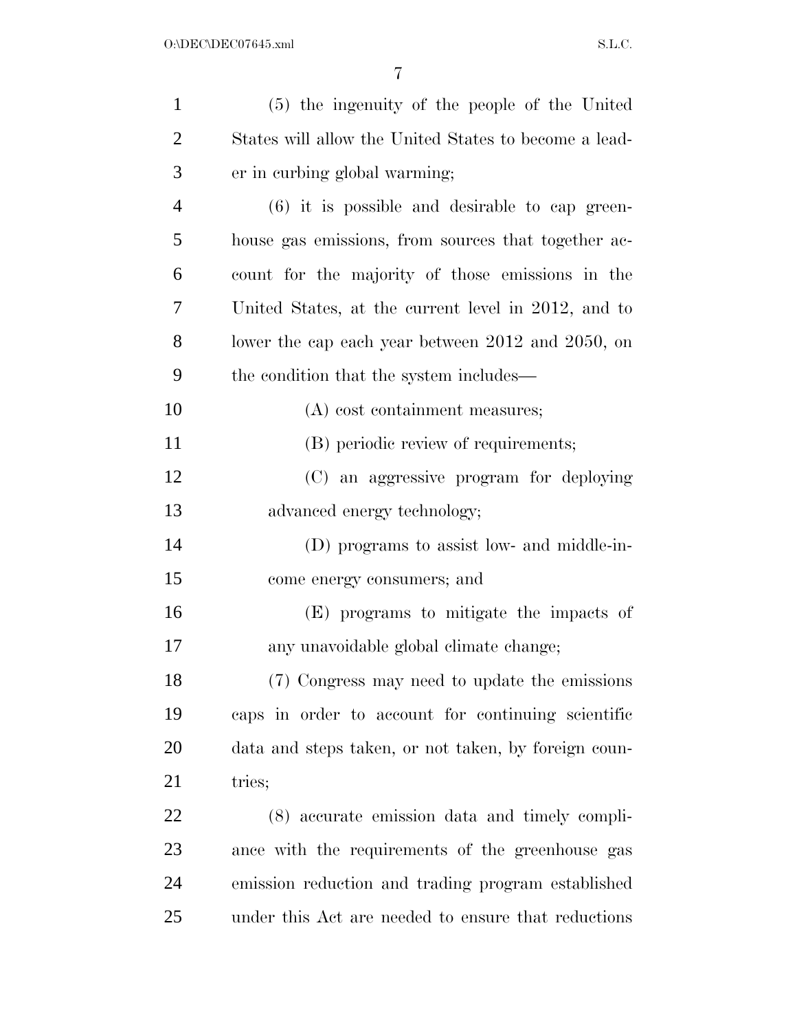(5) the ingenuity of the people of the United States will allow the United States to become a leader in curbing global warming;

(6) it is possible and desirable to cap greenhouse gas emissions, from sources that together account for the majority of those emissions in the United States, at the current level in 2012, and to lower the cap each year between 2012 and 2050, on the condition that the system includes—

(A) cost containment measures;

(B) periodic review of requirements;

(C) an aggressive program for deploying advanced energy technology;

(D) programs to assist low- and middle-income energy consumers; and

(E) programs to mitigate the impacts of any unavoidable global climate change;

(7) Congress may need to update the emissions caps in order to account for continuing scientific data and steps taken, or not taken, by foreign countries;

(8) accurate emission data and timely compliance with the requirements of the greenhouse gas emission reduction and trading program established under this Act are needed to ensure that reductions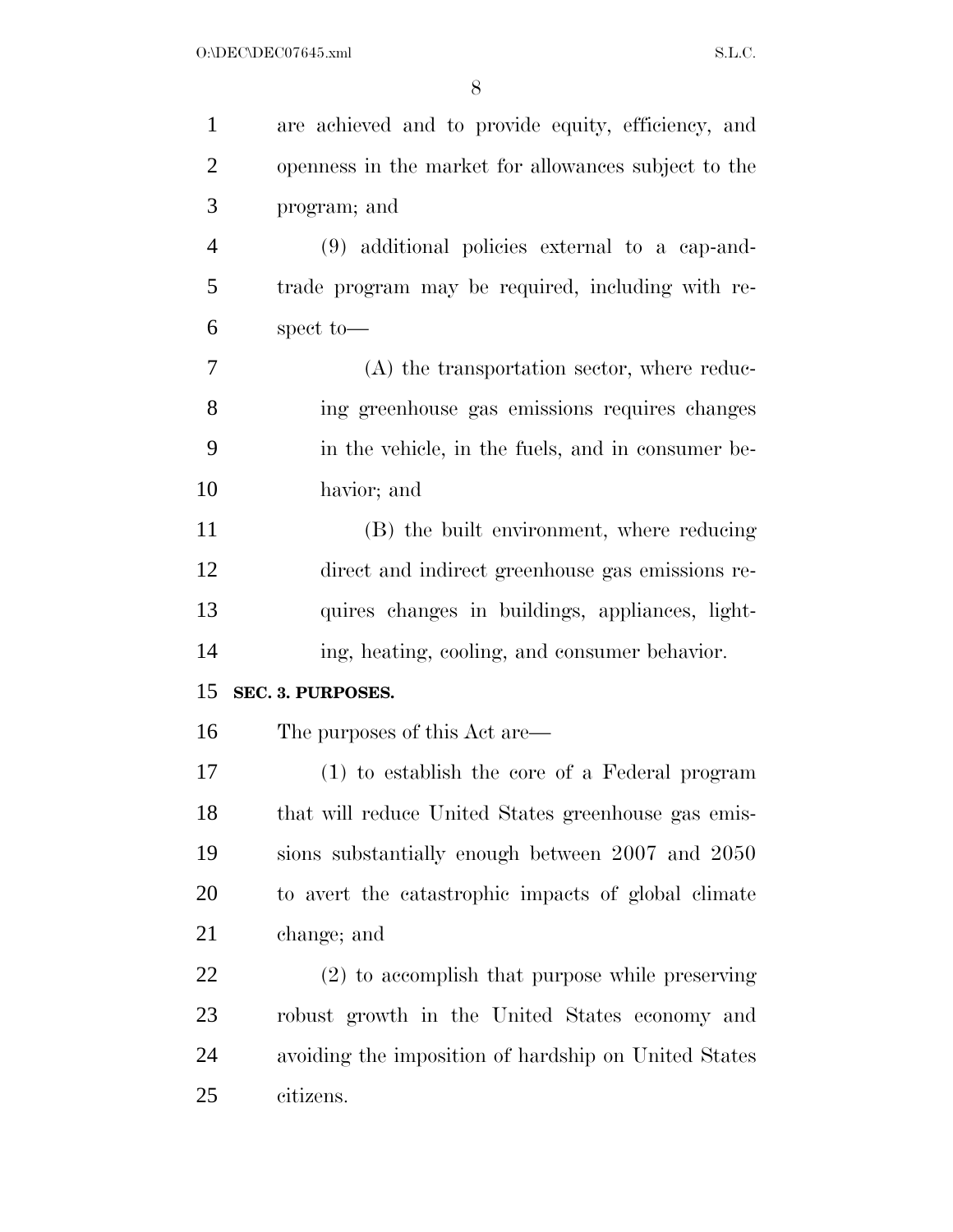are achieved and to provide equity, efficiency, and openness in the market for allowances subject to the program; and

(9) additional policies external to a cap-and-trade program may be required, including with respect to—

(A) the transportation sector, where reducing greenhouse gas emissions requires changes in the vehicle, in the fuels, and in consumer behavior; and

(B) the built environment, where reducing direct and indirect greenhouse gas emissions requires changes in buildings, appliances, lighting, heating, cooling, and consumer behavior.

**SEC. 3. PURPOSES.**

The purposes of this Act are—

(1) to establish the core of a Federal program that will reduce United States greenhouse gas emissions substantially enough between 2007 and 2050 to avert the catastrophic impacts of global climate change; and

(2) to accomplish that purpose while preserving robust growth in the United States economy and avoiding the imposition of hardship on United States citizens.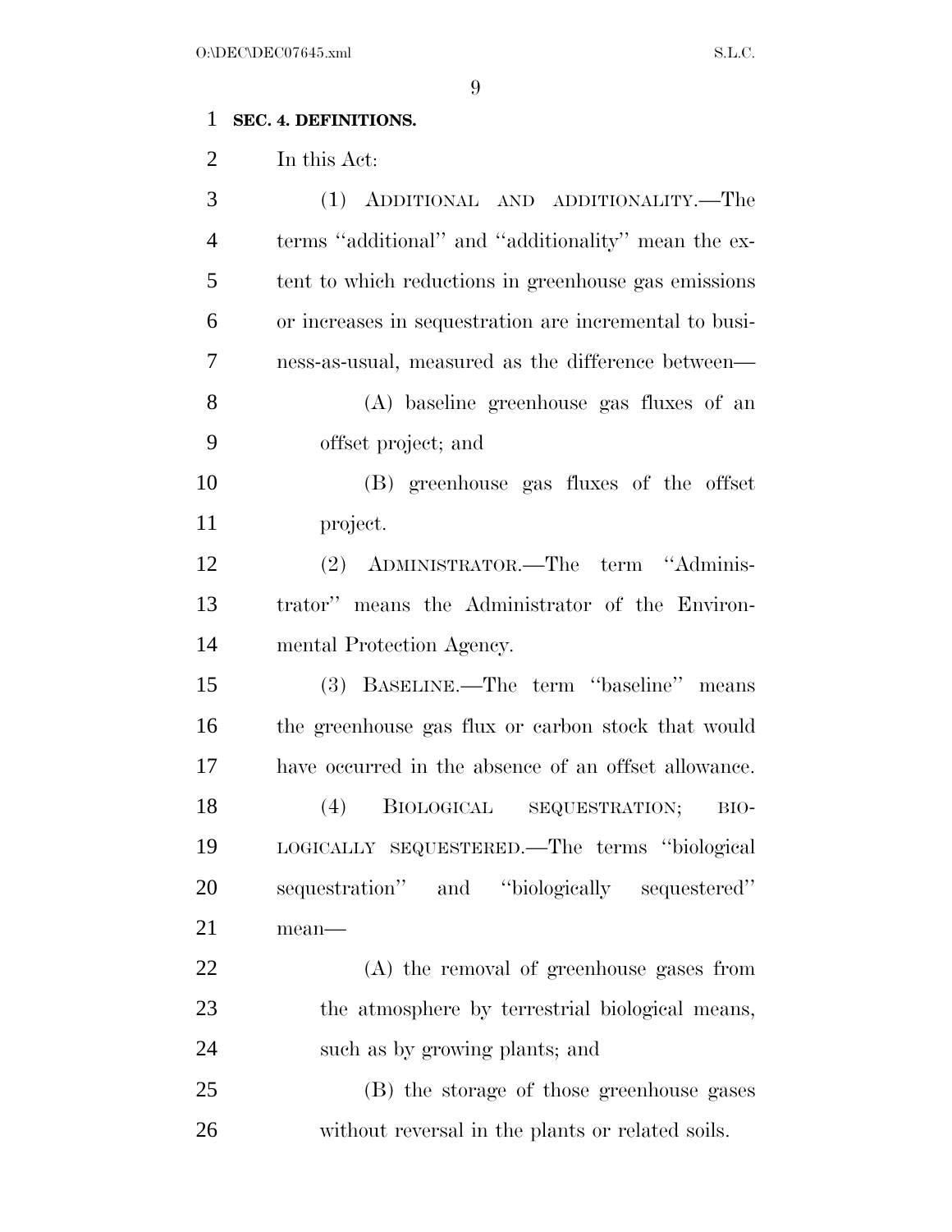**SEC. 4. DEFINITIONS.**

In this Act:

(1) ADDITIONAL AND ADDITIONALITY.—The terms "additional" and "additionality" mean the extent to which reductions in greenhouse gas emissions or increases in sequestration are incremental to business-as-usual, measured as the difference between—

(A) baseline greenhouse gas fluxes of an offset project; and

(B) greenhouse gas fluxes of the offset project.

(2) ADMINISTRATOR.—The term "Administrator" means the Administrator of the Environmental Protection Agency.

(3) BASELINE.—The term "baseline" means the greenhouse gas flux or carbon stock that would have occurred in the absence of an offset allowance.

(4) BIOLOGICAL SEQUESTRATION; BIOLOGICALLY SEQUESTERED.—The terms "biological sequestration" and "biologically sequestered" mean—

(A) the removal of greenhouse gases from the atmosphere by terrestrial biological means, such as by growing plants; and

(B) the storage of those greenhouse gases without reversal in the plants or related soils.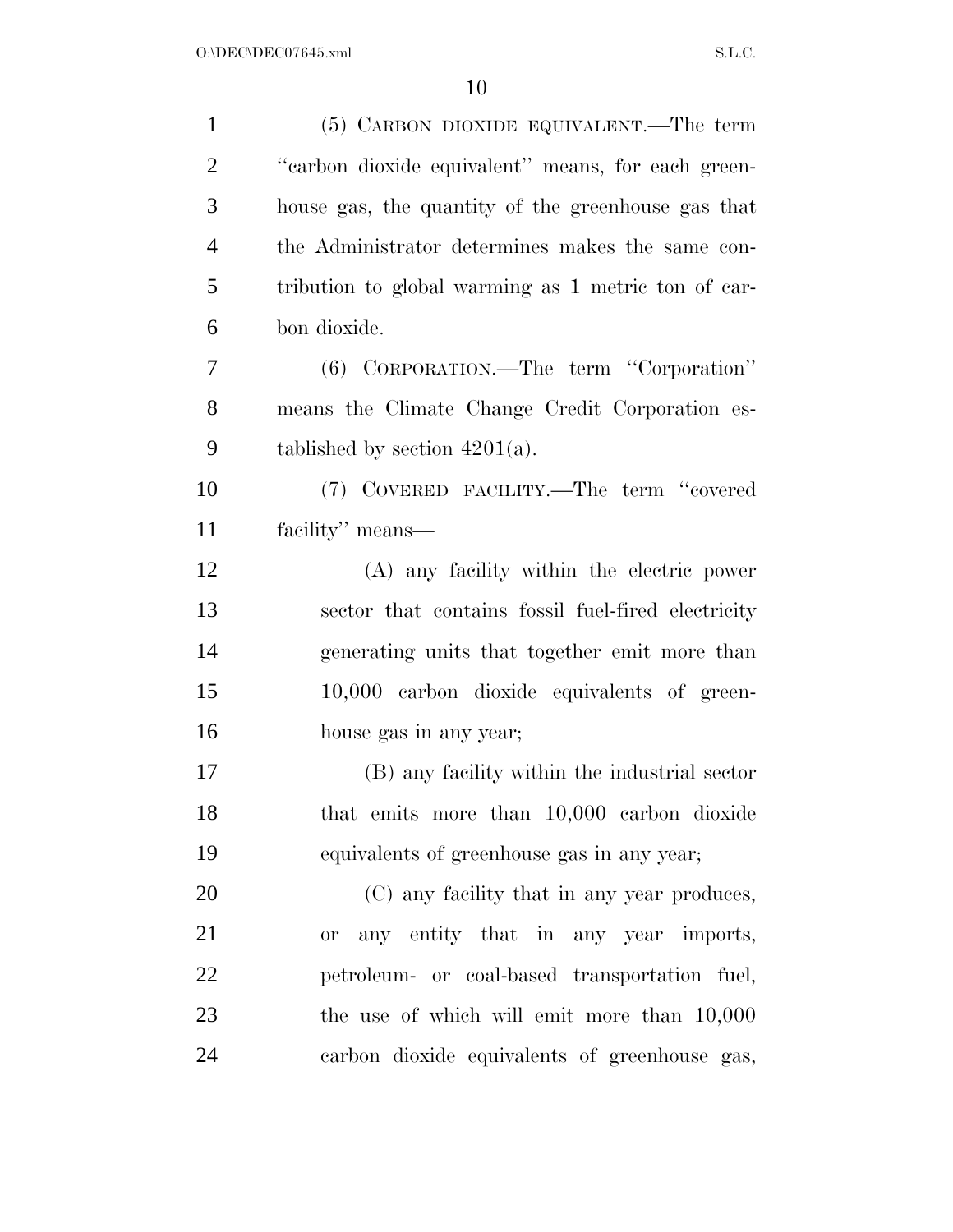(5) CARBON DIOXIDE EQUIVALENT.—The term "carbon dioxide equivalent" means, for each greenhouse gas, the quantity of the greenhouse gas that the Administrator determines makes the same contribution to global warming as 1 metric ton of carbon dioxide.

(6) CORPORATION.—The term "Corporation" means the Climate Change Credit Corporation established by section 4201(a).

(7) COVERED FACILITY.—The term "covered facility" means—

(A) any facility within the electric power sector that contains fossil fuel-fired electricity generating units that together emit more than 10,000 carbon dioxide equivalents of greenhouse gas in any year;

(B) any facility within the industrial sector that emits more than 10,000 carbon dioxide equivalents of greenhouse gas in any year;

(C) any facility that in any year produces, or any entity that in any year imports, petroleum- or coal-based transportation fuel, the use of which will emit more than 10,000 carbon dioxide equivalents of greenhouse gas,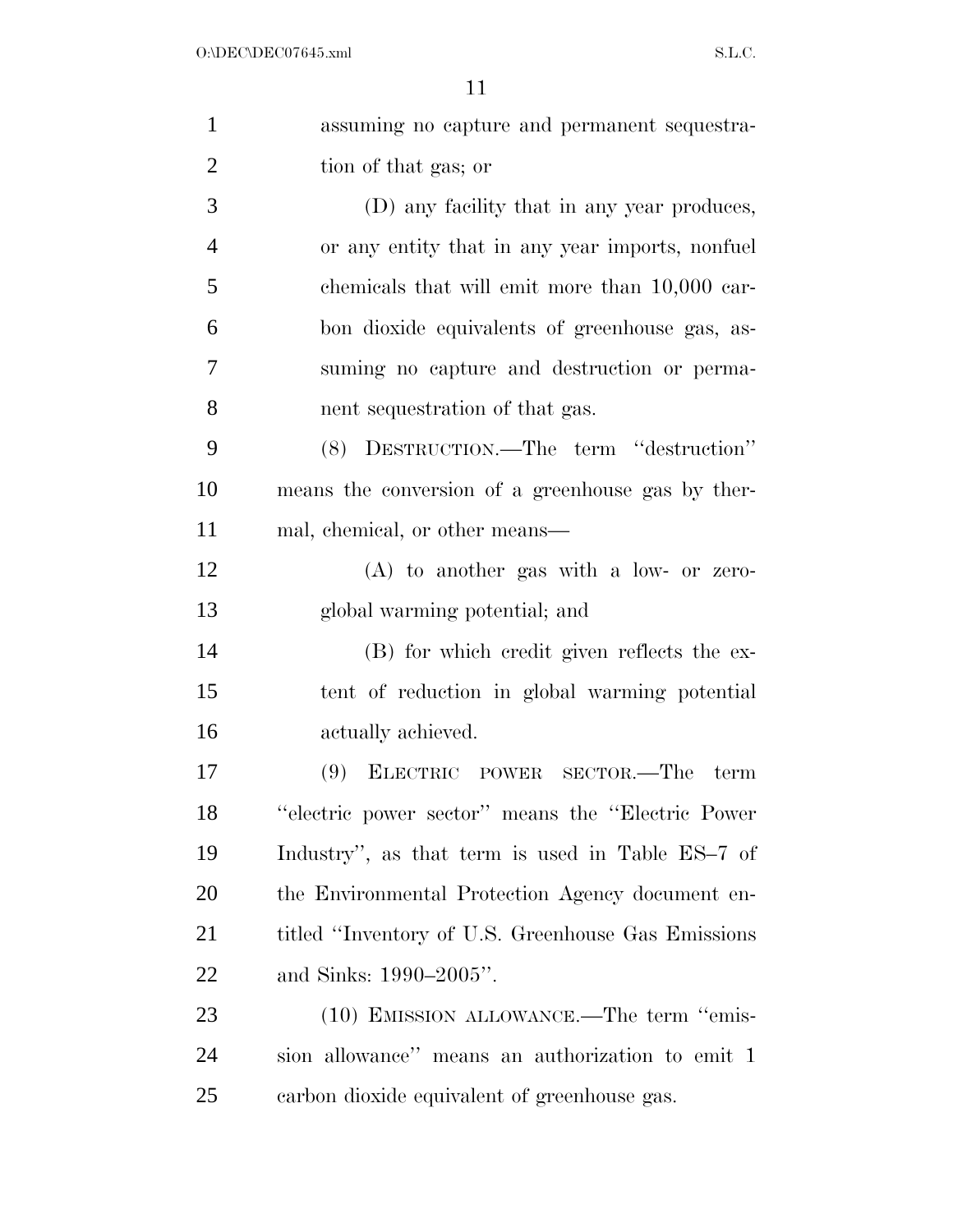assuming no capture and permanent sequestration of that gas; or

(D) any facility that in any year produces, or any entity that in any year imports, nonfuel chemicals that will emit more than 10,000 carbon dioxide equivalents of greenhouse gas, assuming no capture and destruction or permanent sequestration of that gas.

(8) DESTRUCTION.—The term ''destruction'' means the conversion of a greenhouse gas by thermal, chemical, or other means—

(A) to another gas with a low- or zero-global warming potential; and

(B) for which credit given reflects the extent of reduction in global warming potential actually achieved.

(9) ELECTRIC POWER SECTOR.—The term ''electric power sector'' means the ''Electric Power Industry'', as that term is used in Table ES–7 of the Environmental Protection Agency document entitled ''Inventory of U.S. Greenhouse Gas Emissions and Sinks: 1990–2005''.

(10) EMISSION ALLOWANCE.—The term ''emission allowance'' means an authorization to emit 1 carbon dioxide equivalent of greenhouse gas.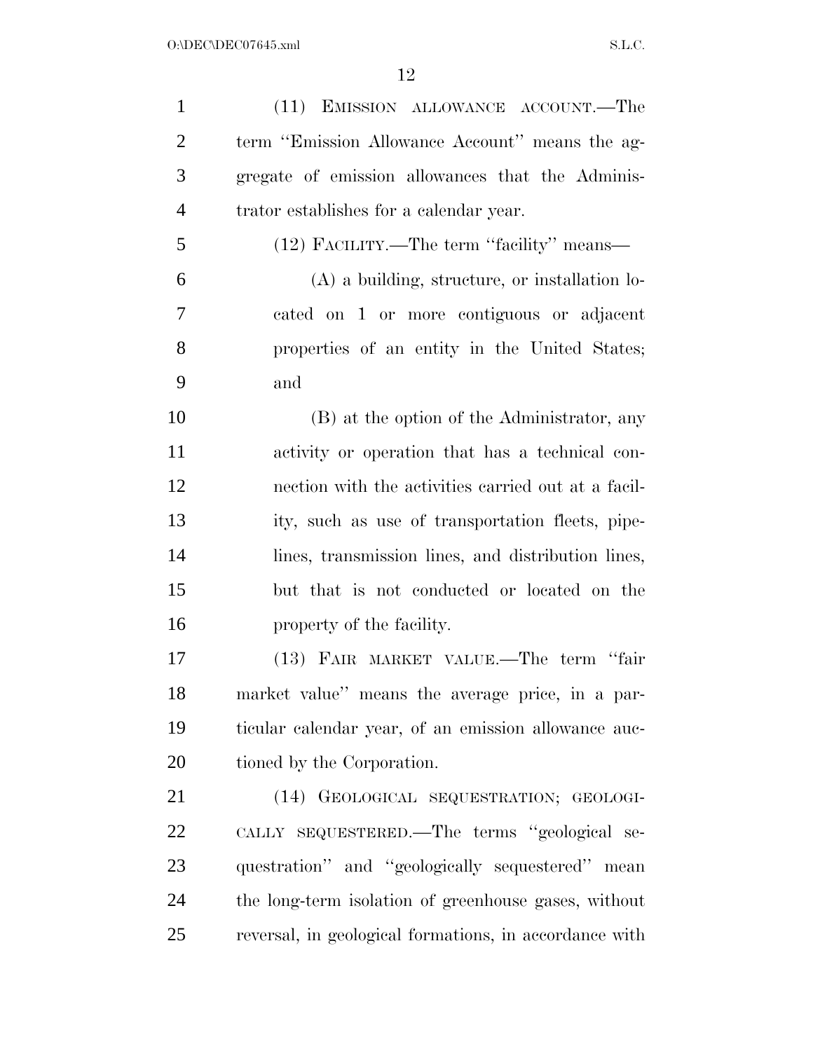(11) EMISSION ALLOWANCE ACCOUNT.—The term ''Emission Allowance Account'' means the aggregate of emission allowances that the Administrator establishes for a calendar year.

(12) FACILITY.—The term ''facility'' means—

(A) a building, structure, or installation located on 1 or more contiguous or adjacent properties of an entity in the United States; and

(B) at the option of the Administrator, any activity or operation that has a technical connection with the activities carried out at a facility, such as use of transportation fleets, pipelines, transmission lines, and distribution lines, but that is not conducted or located on the property of the facility.

(13) FAIR MARKET VALUE.—The term ''fair market value'' means the average price, in a particular calendar year, of an emission allowance auctioned by the Corporation.

(14) GEOLOGICAL SEQUESTRATION; GEOLOGICALLY SEQUESTERED.—The terms ''geological sequestration'' and ''geologically sequestered'' mean the long-term isolation of greenhouse gases, without reversal, in geological formations, in accordance with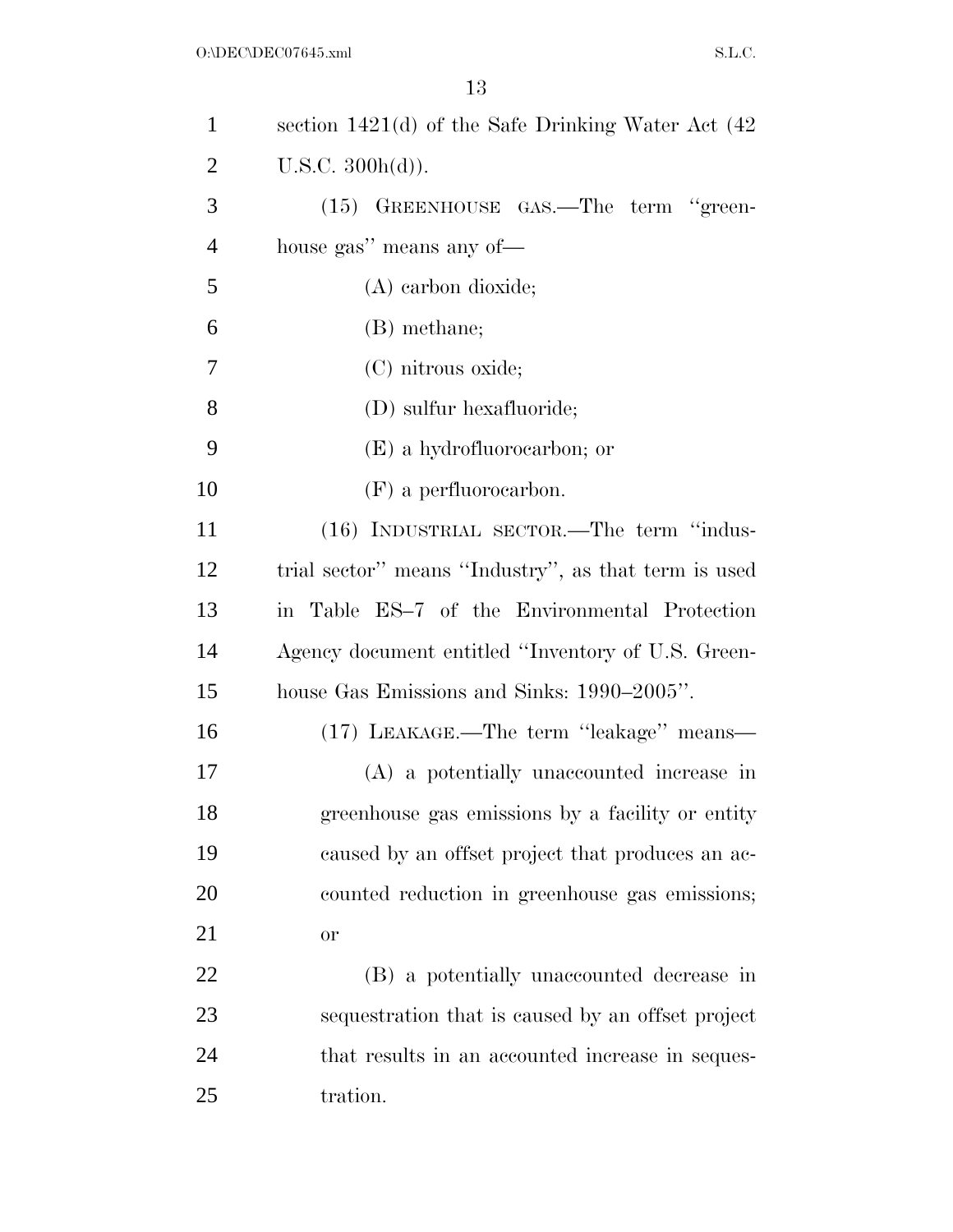section 1421(d) of the Safe Drinking Water Act (42 U.S.C. 300h(d)).

(15) GREENHOUSE GAS.—The term "greenhouse gas" means any of—

(A) carbon dioxide;

(B) methane;

(C) nitrous oxide;

(D) sulfur hexafluoride;

(E) a hydrofluorocarbon; or

(F) a perfluorocarbon.

(16) INDUSTRIAL SECTOR.—The term "industrial sector" means "Industry", as that term is used in Table ES–7 of the Environmental Protection Agency document entitled "Inventory of U.S. Greenhouse Gas Emissions and Sinks: 1990–2005".

(17) LEAKAGE.—The term "leakage" means—

(A) a potentially unaccounted increase in greenhouse gas emissions by a facility or entity caused by an offset project that produces an accounted reduction in greenhouse gas emissions; or

(B) a potentially unaccounted decrease in sequestration that is caused by an offset project that results in an accounted increase in sequestration.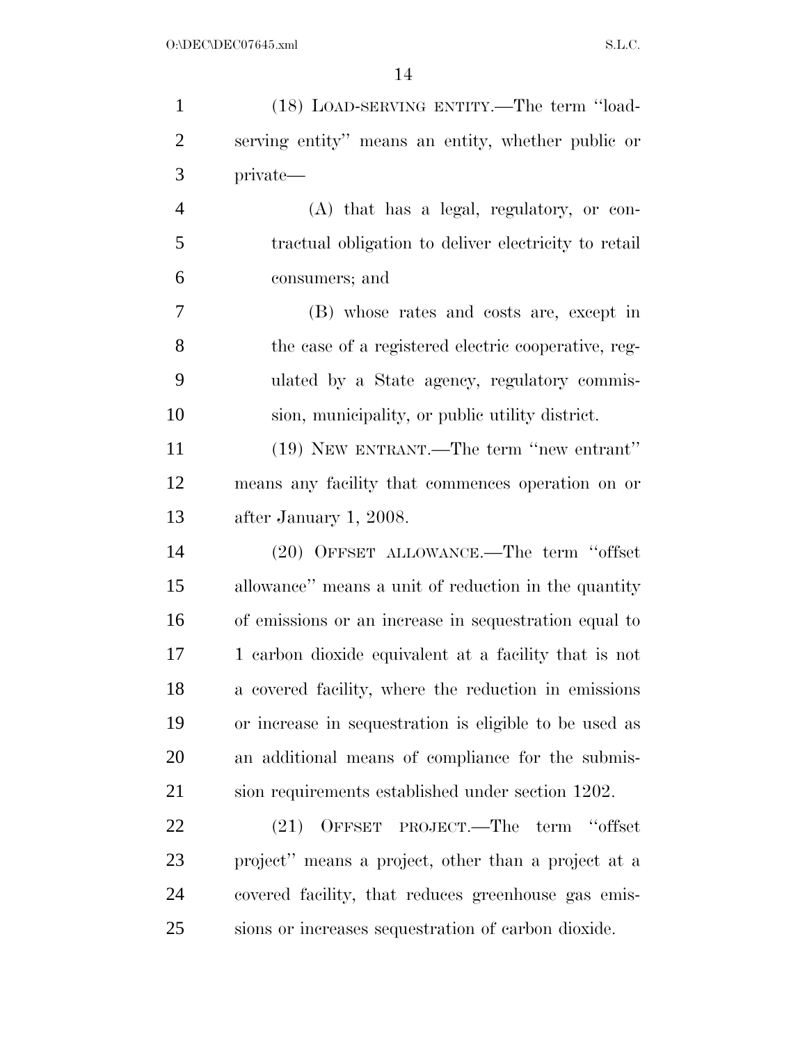(18) LOAD-SERVING ENTITY.—The term ''load-serving entity'' means an entity, whether public or private—

(A) that has a legal, regulatory, or contractual obligation to deliver electricity to retail consumers; and

(B) whose rates and costs are, except in the case of a registered electric cooperative, regulated by a State agency, regulatory commission, municipality, or public utility district.

(19) NEW ENTRANT.—The term ''new entrant'' means any facility that commences operation on or after January 1, 2008.

(20) OFFSET ALLOWANCE.—The term ''offset allowance'' means a unit of reduction in the quantity of emissions or an increase in sequestration equal to 1 carbon dioxide equivalent at a facility that is not a covered facility, where the reduction in emissions or increase in sequestration is eligible to be used as an additional means of compliance for the submission requirements established under section 1202.

(21) OFFSET PROJECT.—The term ''offset project'' means a project, other than a project at a covered facility, that reduces greenhouse gas emissions or increases sequestration of carbon dioxide.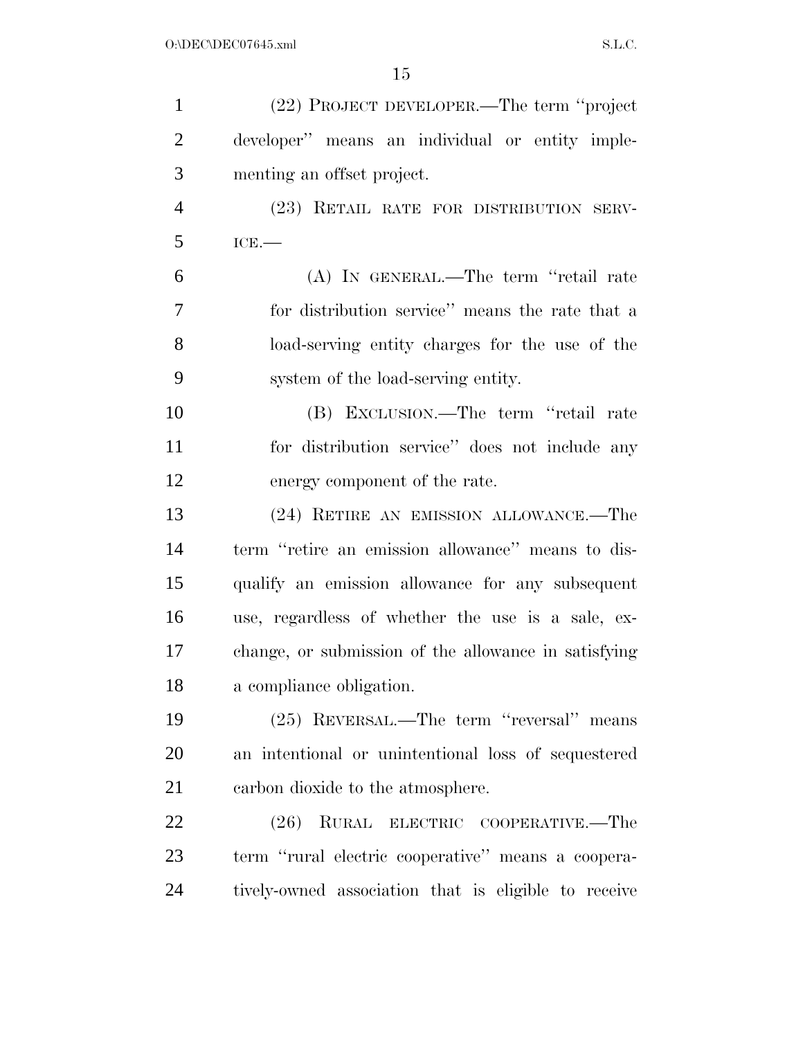(22) PROJECT DEVELOPER.—The term ''project developer'' means an individual or entity implementing an offset project.

(23) RETAIL RATE FOR DISTRIBUTION SERVICE.—

(A) IN GENERAL.—The term ''retail rate for distribution service'' means the rate that a load-serving entity charges for the use of the system of the load-serving entity.

(B) EXCLUSION.—The term ''retail rate for distribution service'' does not include any energy component of the rate.

(24) RETIRE AN EMISSION ALLOWANCE.—The term ''retire an emission allowance'' means to disqualify an emission allowance for any subsequent use, regardless of whether the use is a sale, exchange, or submission of the allowance in satisfying a compliance obligation.

(25) REVERSAL.—The term ''reversal'' means an intentional or unintentional loss of sequestered carbon dioxide to the atmosphere.

(26) RURAL ELECTRIC COOPERATIVE.—The term ''rural electric cooperative'' means a cooperatively-owned association that is eligible to receive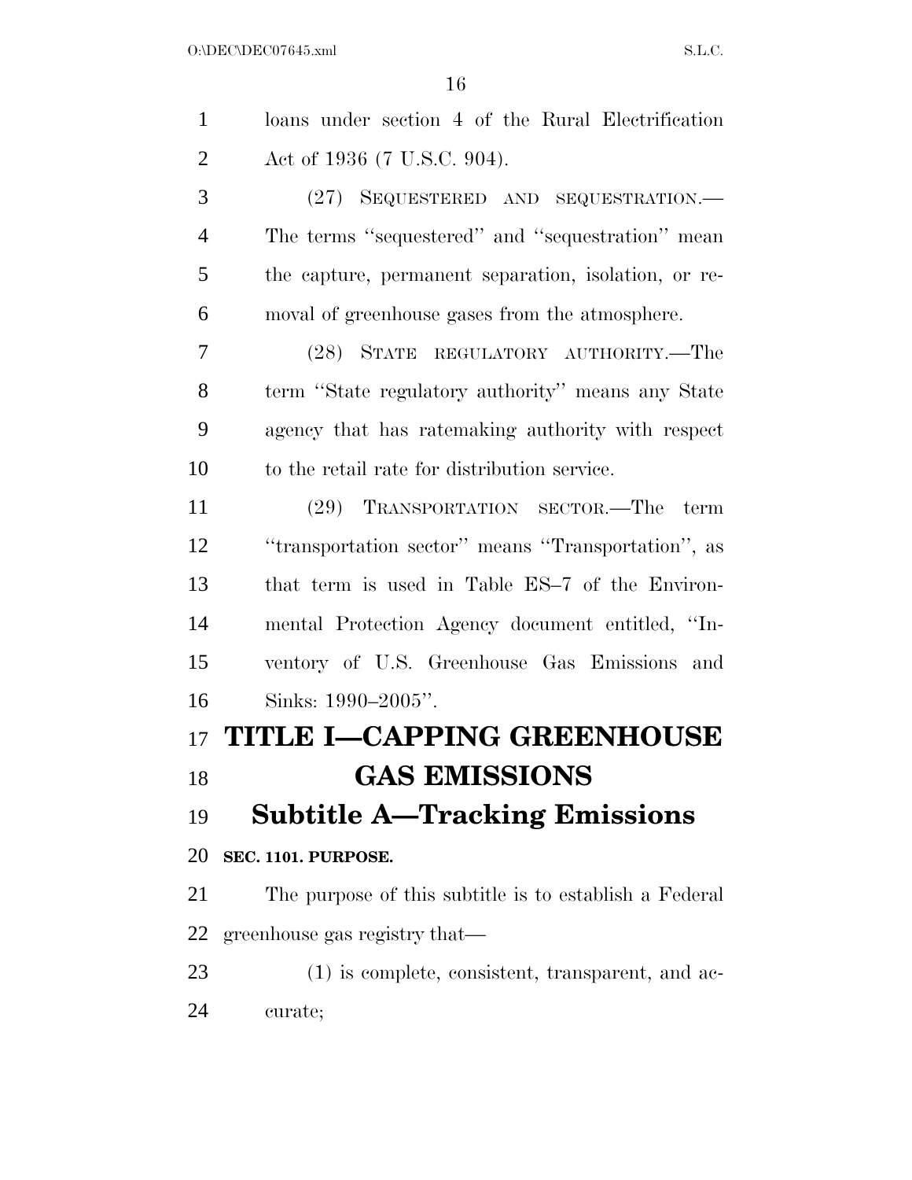loans under section 4 of the Rural Electrification Act of 1936 (7 U.S.C. 904).

(27) SEQUESTERED AND SEQUESTRATION.—The terms ''sequestered'' and ''sequestration'' mean the capture, permanent separation, isolation, or removal of greenhouse gases from the atmosphere.

(28) STATE REGULATORY AUTHORITY.—The term ''State regulatory authority'' means any State agency that has ratemaking authority with respect to the retail rate for distribution service.

(29) TRANSPORTATION SECTOR.—The term ''transportation sector'' means ''Transportation'', as that term is used in Table ES–7 of the Environmental Protection Agency document entitled, ''Inventory of U.S. Greenhouse Gas Emissions and Sinks: 1990–2005''.

# TITLE I—CAPPING GREENHOUSE GAS EMISSIONS

## Subtitle A—Tracking Emissions

### SEC. 1101. PURPOSE.

The purpose of this subtitle is to establish a Federal greenhouse gas registry that—

(1) is complete, consistent, transparent, and accurate;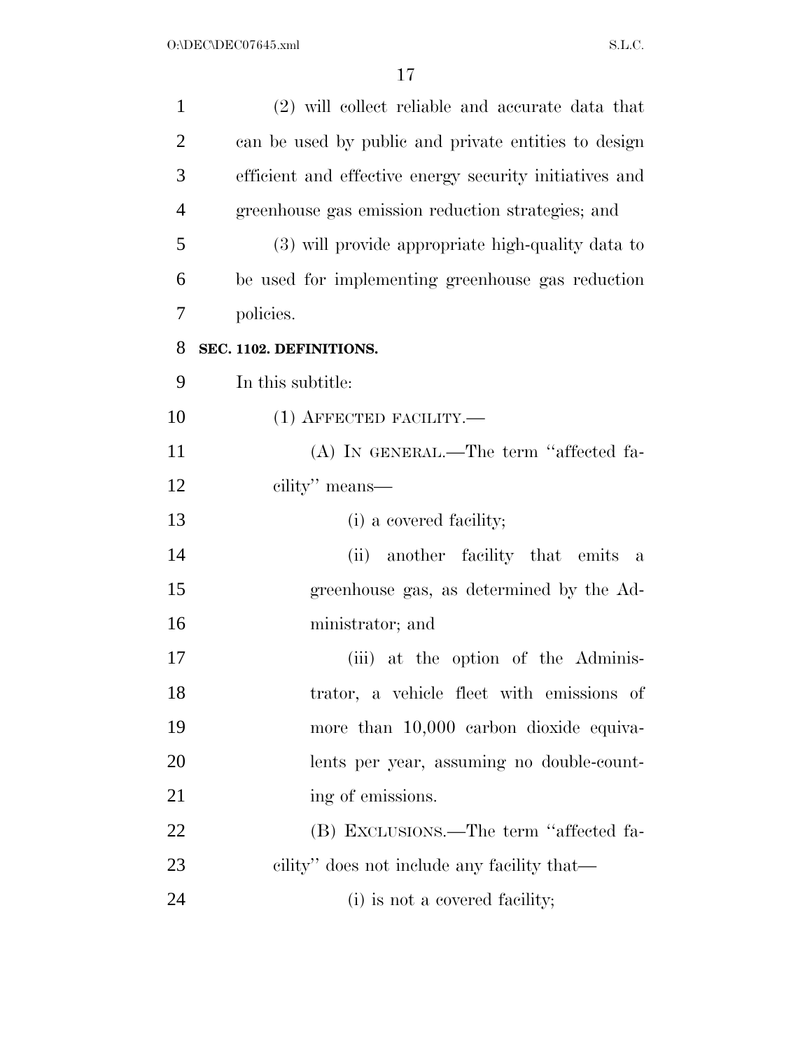(2) will collect reliable and accurate data that can be used by public and private entities to design efficient and effective energy security initiatives and greenhouse gas emission reduction strategies; and

(3) will provide appropriate high-quality data to be used for implementing greenhouse gas reduction policies.

**SEC. 1102. DEFINITIONS.**

In this subtitle:

(1) AFFECTED FACILITY.—

(A) IN GENERAL.—The term ''affected facility'' means—

(i) a covered facility;

(ii) another facility that emits a greenhouse gas, as determined by the Administrator; and

(iii) at the option of the Administrator, a vehicle fleet with emissions of more than 10,000 carbon dioxide equivalents per year, assuming no double-counting of emissions.

(B) EXCLUSIONS.—The term ''affected facility'' does not include any facility that—

(i) is not a covered facility;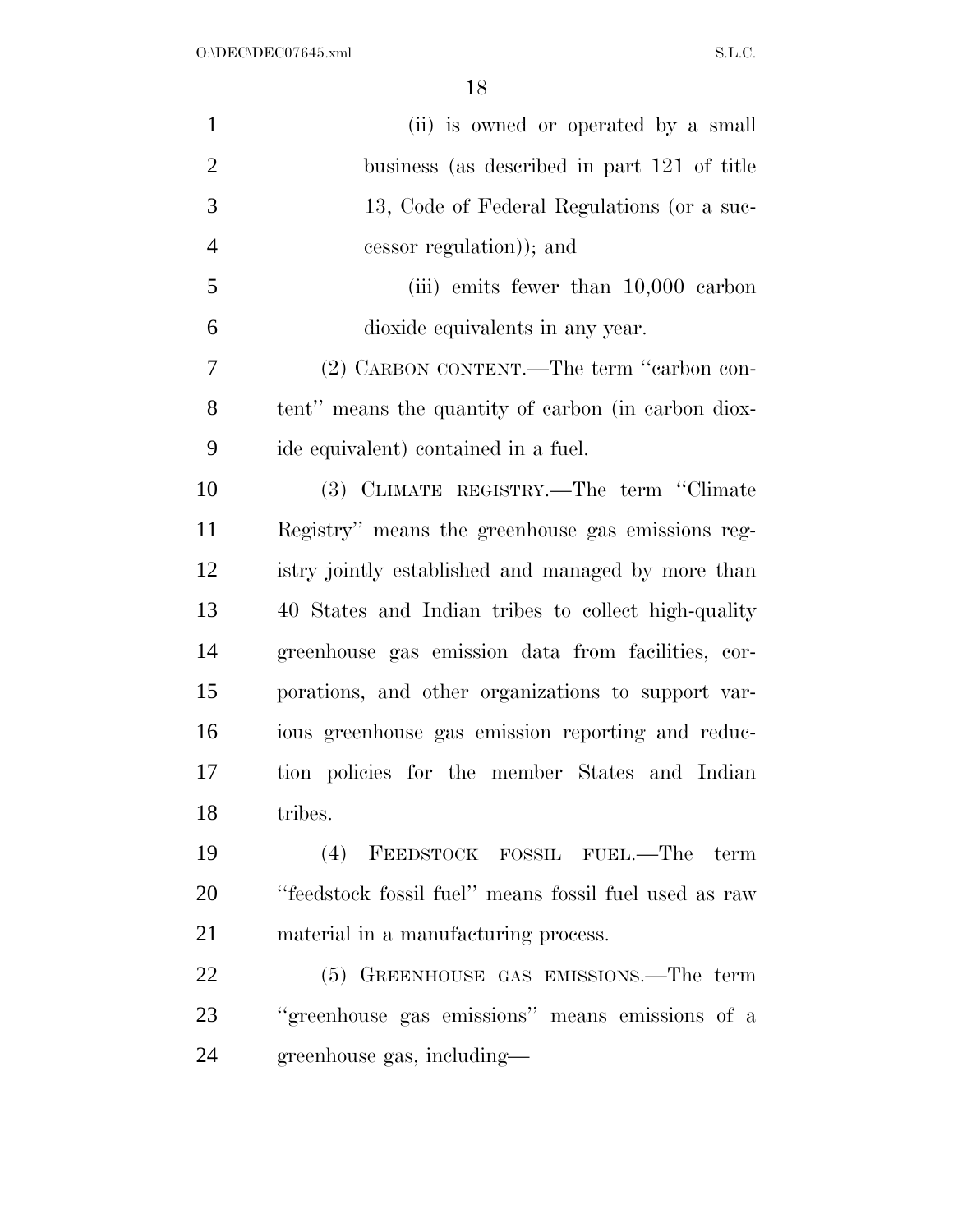(ii) is owned or operated by a small business (as described in part 121 of title 13, Code of Federal Regulations (or a successor regulation)); and

(iii) emits fewer than 10,000 carbon dioxide equivalents in any year.

(2) CARBON CONTENT.—The term ''carbon content'' means the quantity of carbon (in carbon dioxide equivalent) contained in a fuel.

(3) CLIMATE REGISTRY.—The term ''Climate Registry'' means the greenhouse gas emissions registry jointly established and managed by more than 40 States and Indian tribes to collect high-quality greenhouse gas emission data from facilities, corporations, and other organizations to support various greenhouse gas emission reporting and reduction policies for the member States and Indian tribes.

(4) FEEDSTOCK FOSSIL FUEL.—The term ''feedstock fossil fuel'' means fossil fuel used as raw material in a manufacturing process.

(5) GREENHOUSE GAS EMISSIONS.—The term ''greenhouse gas emissions'' means emissions of a greenhouse gas, including—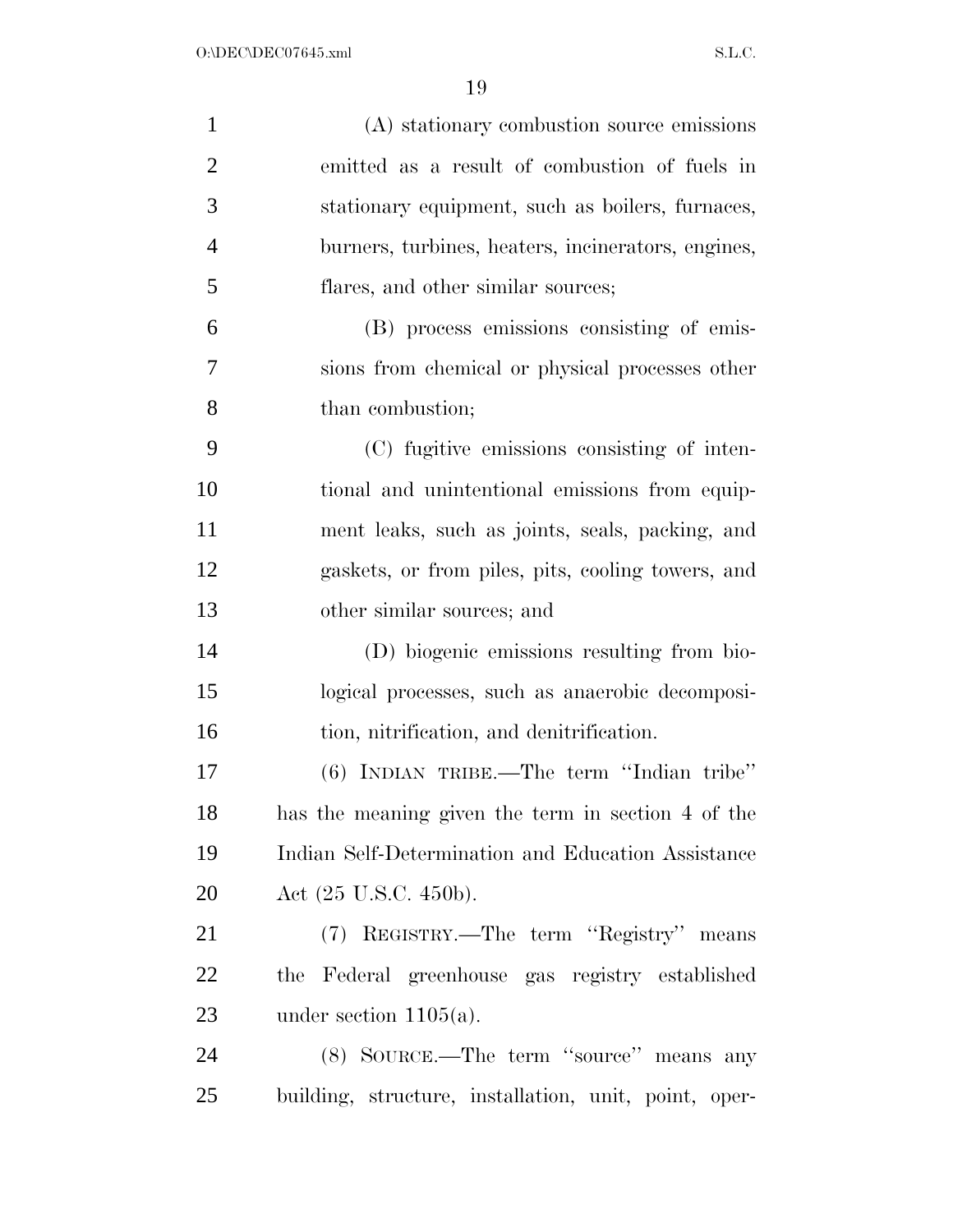(A) stationary combustion source emissions emitted as a result of combustion of fuels in stationary equipment, such as boilers, furnaces, burners, turbines, heaters, incinerators, engines, flares, and other similar sources;

(B) process emissions consisting of emissions from chemical or physical processes other than combustion;

(C) fugitive emissions consisting of intentional and unintentional emissions from equipment leaks, such as joints, seals, packing, and gaskets, or from piles, pits, cooling towers, and other similar sources; and

(D) biogenic emissions resulting from biological processes, such as anaerobic decomposition, nitrification, and denitrification.

(6) INDIAN TRIBE.—The term "Indian tribe" has the meaning given the term in section 4 of the Indian Self-Determination and Education Assistance Act (25 U.S.C. 450b).

(7) REGISTRY.—The term "Registry" means the Federal greenhouse gas registry established under section 1105(a).

(8) SOURCE.—The term "source" means any building, structure, installation, unit, point, oper-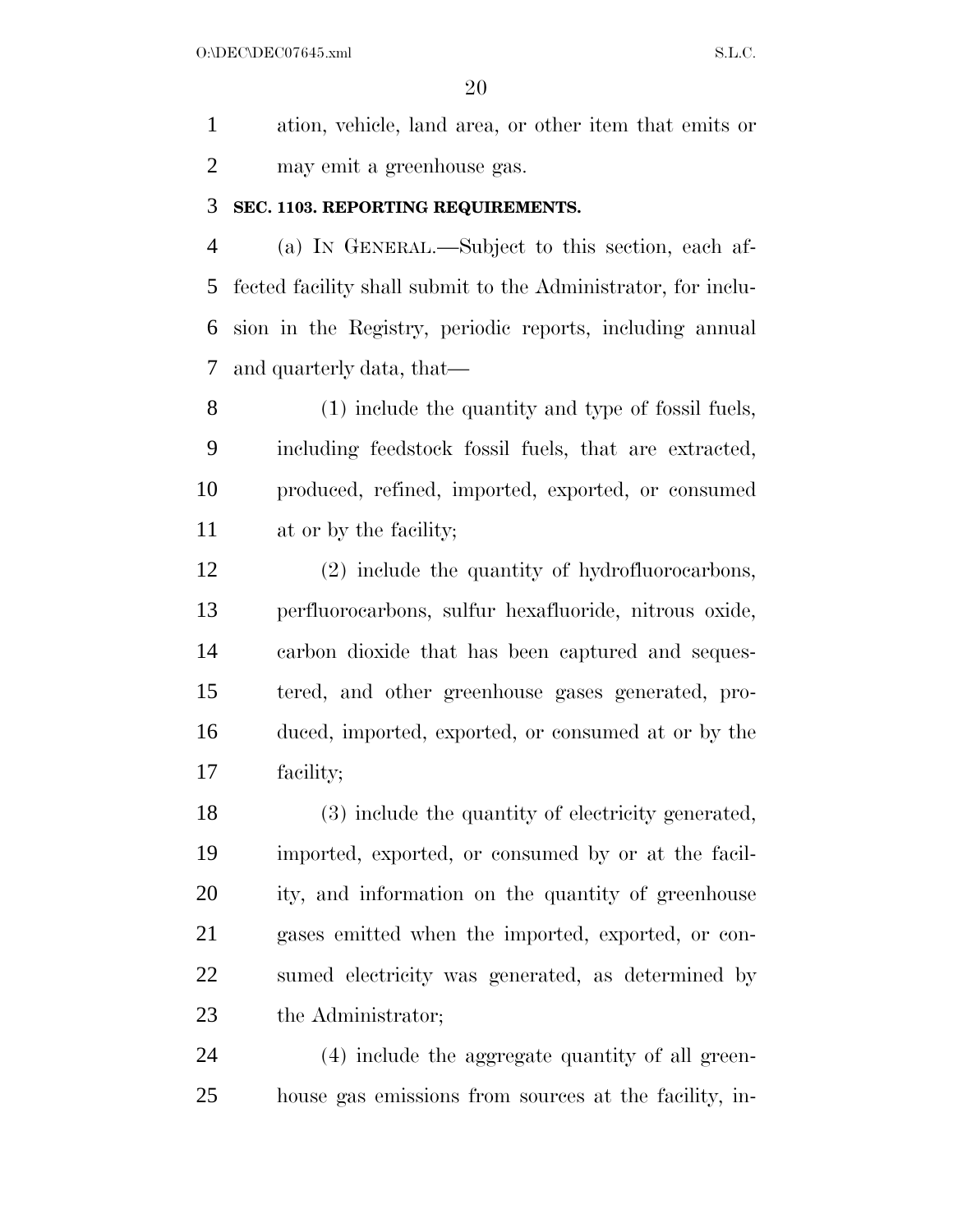ation, vehicle, land area, or other item that emits or may emit a greenhouse gas.

**SEC. 1103. REPORTING REQUIREMENTS.**

(a) IN GENERAL.—Subject to this section, each affected facility shall submit to the Administrator, for inclusion in the Registry, periodic reports, including annual and quarterly data, that—

(1) include the quantity and type of fossil fuels, including feedstock fossil fuels, that are extracted, produced, refined, imported, exported, or consumed at or by the facility;

(2) include the quantity of hydrofluorocarbons, perfluorocarbons, sulfur hexafluoride, nitrous oxide, carbon dioxide that has been captured and sequestered, and other greenhouse gases generated, produced, imported, exported, or consumed at or by the facility;

(3) include the quantity of electricity generated, imported, exported, or consumed by or at the facility, and information on the quantity of greenhouse gases emitted when the imported, exported, or consumed electricity was generated, as determined by the Administrator;

(4) include the aggregate quantity of all greenhouse gas emissions from sources at the facility, in-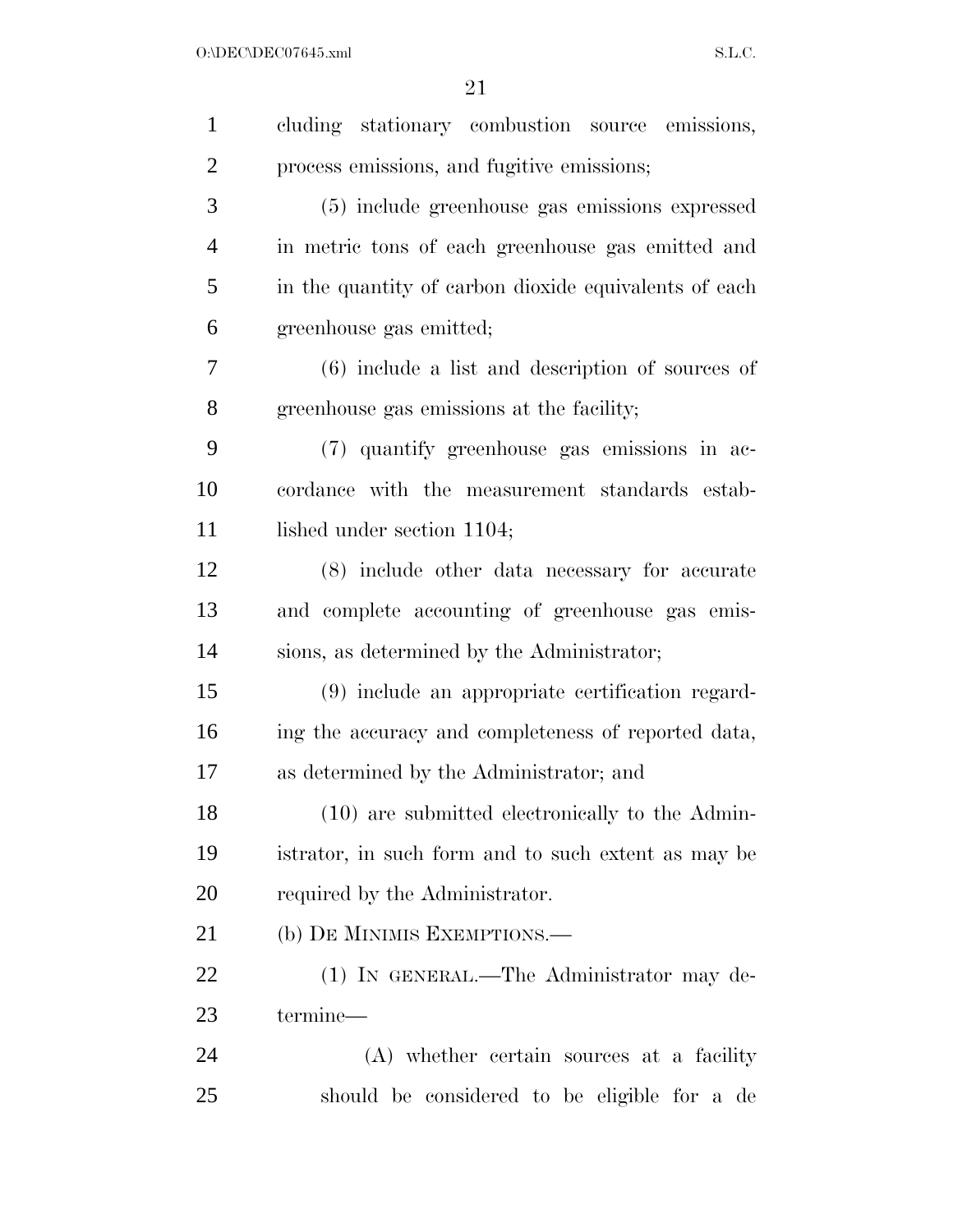cluding stationary combustion source emissions, process emissions, and fugitive emissions;

(5) include greenhouse gas emissions expressed in metric tons of each greenhouse gas emitted and in the quantity of carbon dioxide equivalents of each greenhouse gas emitted;

(6) include a list and description of sources of greenhouse gas emissions at the facility;

(7) quantify greenhouse gas emissions in accordance with the measurement standards established under section 1104;

(8) include other data necessary for accurate and complete accounting of greenhouse gas emissions, as determined by the Administrator;

(9) include an appropriate certification regarding the accuracy and completeness of reported data, as determined by the Administrator; and

(10) are submitted electronically to the Administrator, in such form and to such extent as may be required by the Administrator.

(b) DE MINIMIS EXEMPTIONS.—

(1) IN GENERAL.—The Administrator may determine—

(A) whether certain sources at a facility should be considered to be eligible for a de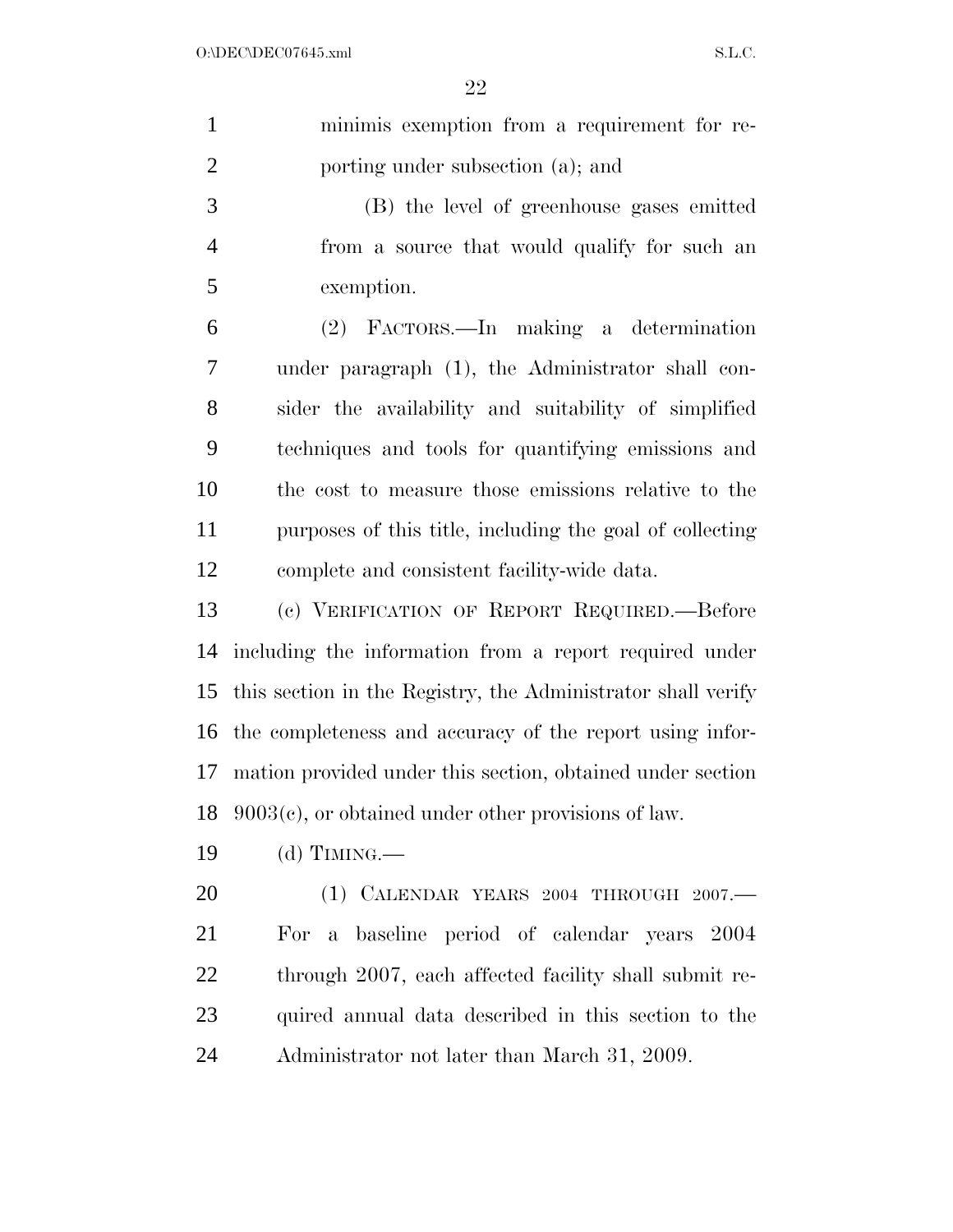minimis exemption from a requirement for reporting under subsection (a); and

(B) the level of greenhouse gases emitted from a source that would qualify for such an exemption.

(2) FACTORS.—In making a determination under paragraph (1), the Administrator shall consider the availability and suitability of simplified techniques and tools for quantifying emissions and the cost to measure those emissions relative to the purposes of this title, including the goal of collecting complete and consistent facility-wide data.

(c) VERIFICATION OF REPORT REQUIRED.—Before including the information from a report required under this section in the Registry, the Administrator shall verify the completeness and accuracy of the report using information provided under this section, obtained under section 9003(c), or obtained under other provisions of law.

(d) TIMING.—

(1) CALENDAR YEARS 2004 THROUGH 2007.—For a baseline period of calendar years 2004 through 2007, each affected facility shall submit required annual data described in this section to the Administrator not later than March 31, 2009.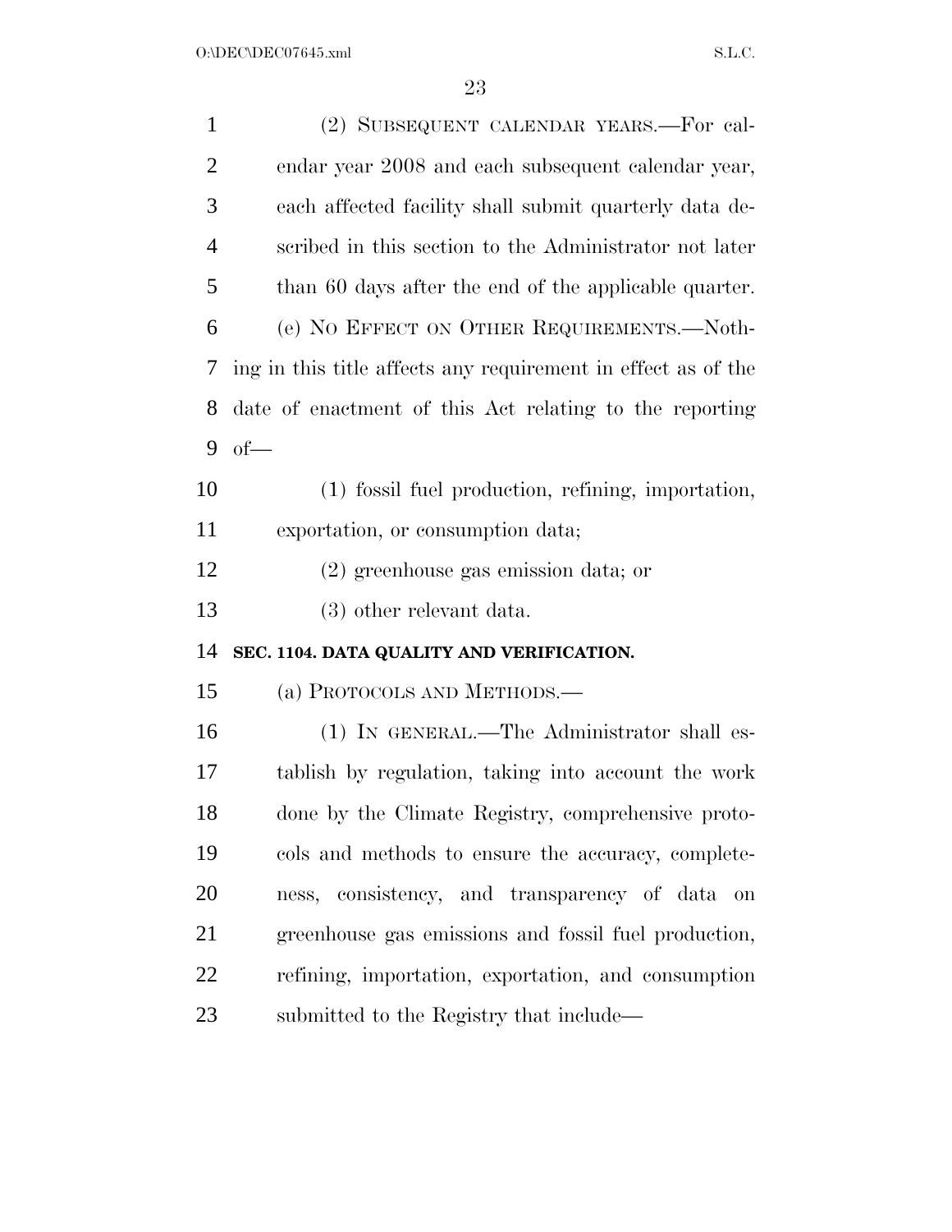(2) SUBSEQUENT CALENDAR YEARS.—For calendar year 2008 and each subsequent calendar year, each affected facility shall submit quarterly data described in this section to the Administrator not later than 60 days after the end of the applicable quarter.

(e) NO EFFECT ON OTHER REQUIREMENTS.—Nothing in this title affects any requirement in effect as of the date of enactment of this Act relating to the reporting of—

(1) fossil fuel production, refining, importation, exportation, or consumption data;

(2) greenhouse gas emission data; or

(3) other relevant data.

**SEC. 1104. DATA QUALITY AND VERIFICATION.**

(a) PROTOCOLS AND METHODS.—

(1) IN GENERAL.—The Administrator shall establish by regulation, taking into account the work done by the Climate Registry, comprehensive protocols and methods to ensure the accuracy, completeness, consistency, and transparency of data on greenhouse gas emissions and fossil fuel production, refining, importation, exportation, and consumption submitted to the Registry that include—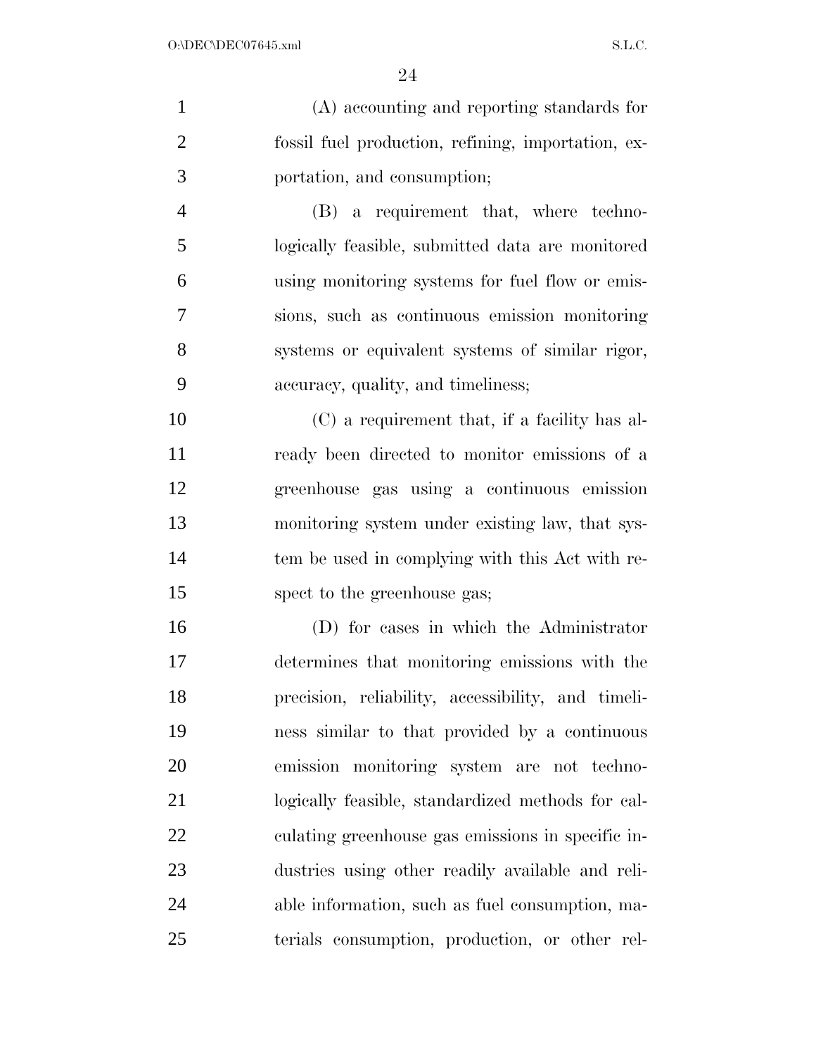(A) accounting and reporting standards for fossil fuel production, refining, importation, exportation, and consumption;

(B) a requirement that, where technologically feasible, submitted data are monitored using monitoring systems for fuel flow or emissions, such as continuous emission monitoring systems or equivalent systems of similar rigor, accuracy, quality, and timeliness;

(C) a requirement that, if a facility has already been directed to monitor emissions of a greenhouse gas using a continuous emission monitoring system under existing law, that system be used in complying with this Act with respect to the greenhouse gas;

(D) for cases in which the Administrator determines that monitoring emissions with the precision, reliability, accessibility, and timeliness similar to that provided by a continuous emission monitoring system are not technologically feasible, standardized methods for calculating greenhouse gas emissions in specific industries using other readily available and reliable information, such as fuel consumption, materials consumption, production, or other rel-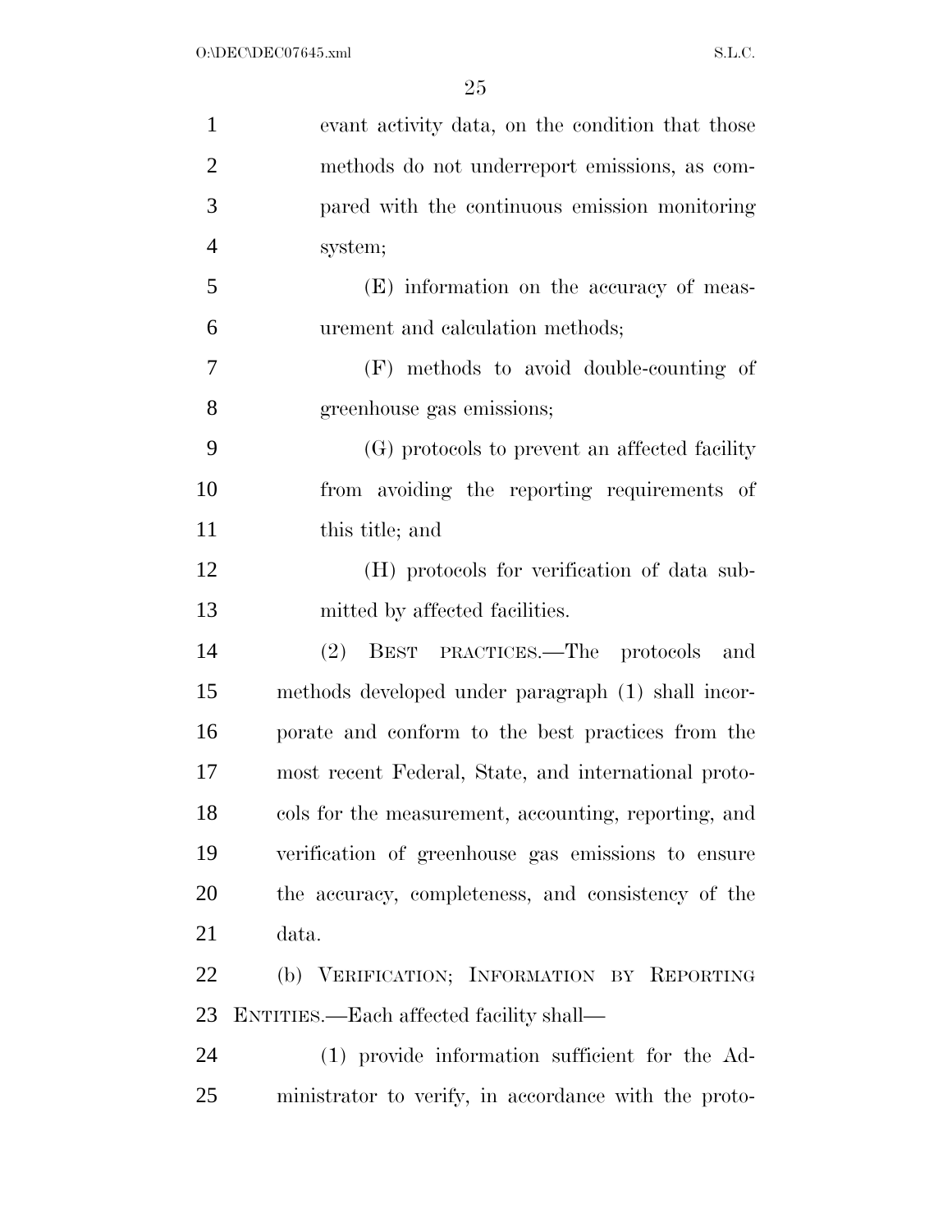evant activity data, on the condition that those methods do not underreport emissions, as compared with the continuous emission monitoring system;

(E) information on the accuracy of measurement and calculation methods;

(F) methods to avoid double-counting of greenhouse gas emissions;

(G) protocols to prevent an affected facility from avoiding the reporting requirements of this title; and

(H) protocols for verification of data submitted by affected facilities.

(2) BEST PRACTICES.—The protocols and methods developed under paragraph (1) shall incorporate and conform to the best practices from the most recent Federal, State, and international protocols for the measurement, accounting, reporting, and verification of greenhouse gas emissions to ensure the accuracy, completeness, and consistency of the data.

(b) VERIFICATION; INFORMATION BY REPORTING ENTITIES.—Each affected facility shall—

(1) provide information sufficient for the Administrator to verify, in accordance with the proto-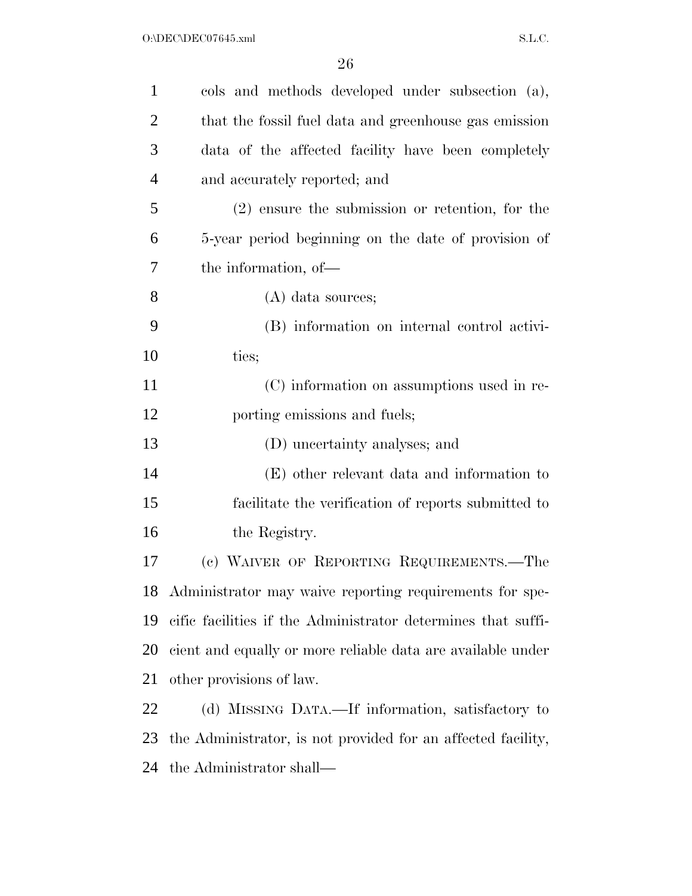cols and methods developed under subsection (a), that the fossil fuel data and greenhouse gas emission data of the affected facility have been completely and accurately reported; and

(2) ensure the submission or retention, for the 5-year period beginning on the date of provision of the information, of—

(A) data sources;

(B) information on internal control activities;

(C) information on assumptions used in reporting emissions and fuels;

(D) uncertainty analyses; and

(E) other relevant data and information to facilitate the verification of reports submitted to the Registry.

(c) WAIVER OF REPORTING REQUIREMENTS.—The Administrator may waive reporting requirements for specific facilities if the Administrator determines that sufficient and equally or more reliable data are available under other provisions of law.

(d) MISSING DATA.—If information, satisfactory to the Administrator, is not provided for an affected facility, the Administrator shall—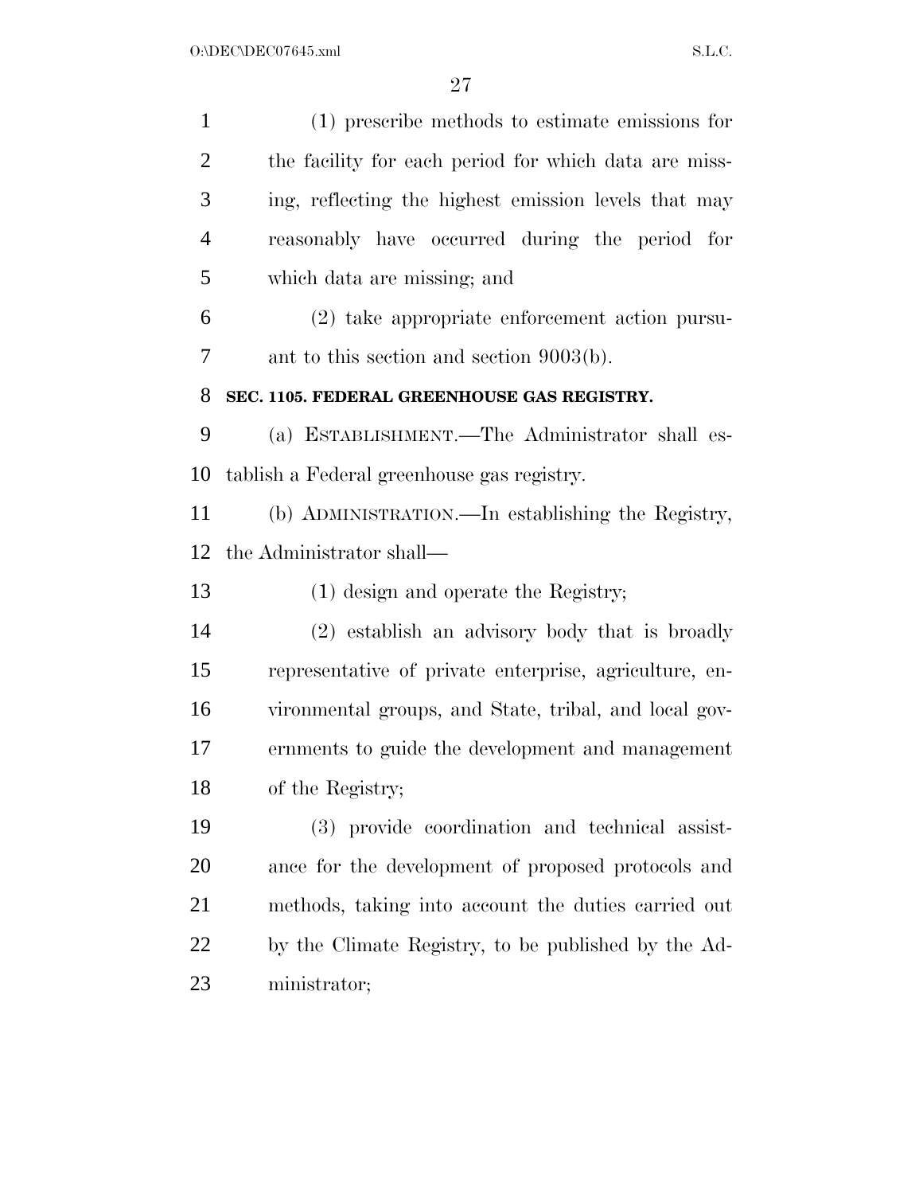(1) prescribe methods to estimate emissions for the facility for each period for which data are missing, reflecting the highest emission levels that may reasonably have occurred during the period for which data are missing; and

(2) take appropriate enforcement action pursuant to this section and section 9003(b).

**SEC. 1105. FEDERAL GREENHOUSE GAS REGISTRY.**

(a) ESTABLISHMENT.—The Administrator shall establish a Federal greenhouse gas registry.

(b) ADMINISTRATION.—In establishing the Registry, the Administrator shall—

(1) design and operate the Registry;

(2) establish an advisory body that is broadly representative of private enterprise, agriculture, environmental groups, and State, tribal, and local governments to guide the development and management of the Registry;

(3) provide coordination and technical assistance for the development of proposed protocols and methods, taking into account the duties carried out by the Climate Registry, to be published by the Administrator;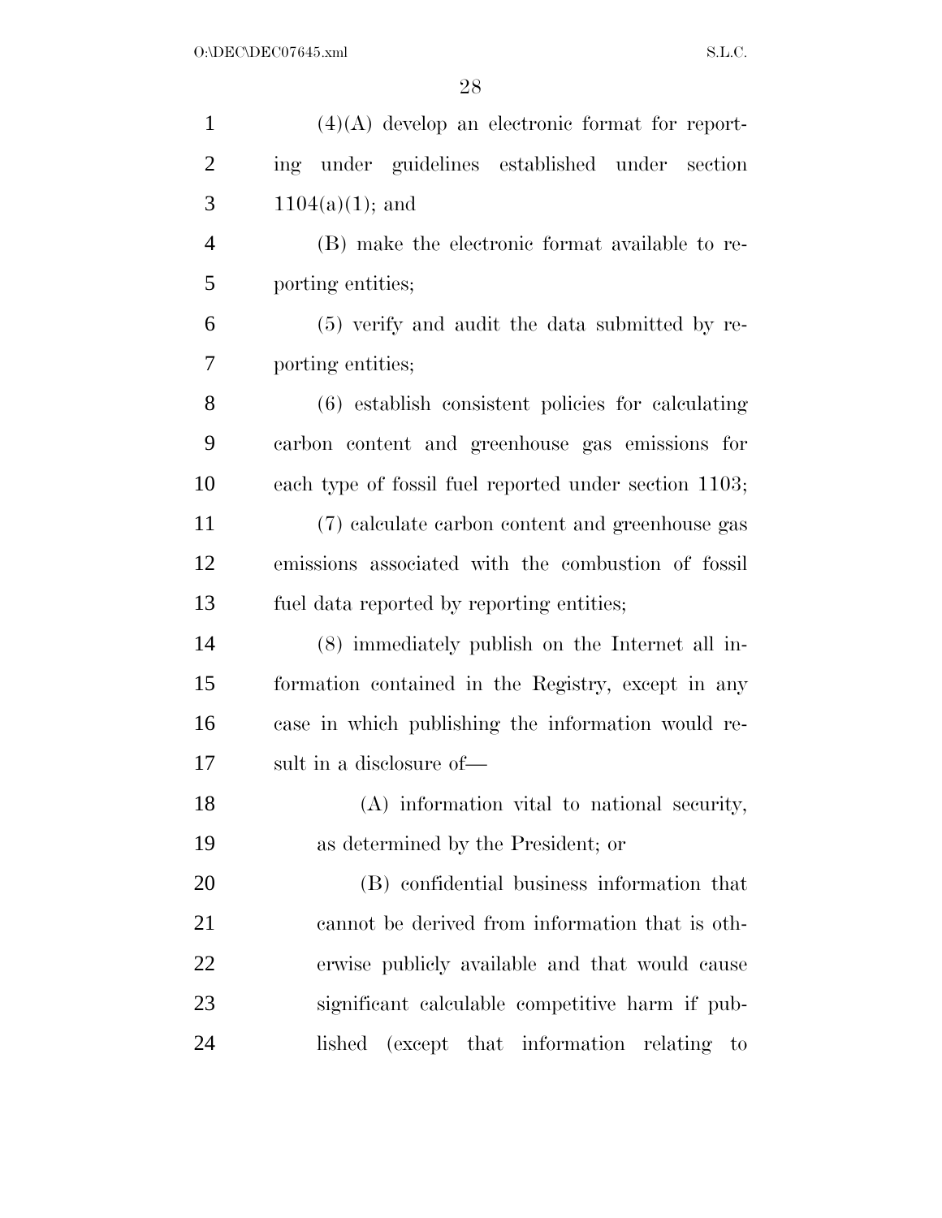(4)(A) develop an electronic format for reporting under guidelines established under section 1104(a)(1); and

(B) make the electronic format available to reporting entities;

(5) verify and audit the data submitted by reporting entities;

(6) establish consistent policies for calculating carbon content and greenhouse gas emissions for each type of fossil fuel reported under section 1103;

(7) calculate carbon content and greenhouse gas emissions associated with the combustion of fossil fuel data reported by reporting entities;

(8) immediately publish on the Internet all information contained in the Registry, except in any case in which publishing the information would result in a disclosure of—

(A) information vital to national security, as determined by the President; or

(B) confidential business information that cannot be derived from information that is otherwise publicly available and that would cause significant calculable competitive harm if published (except that information relating to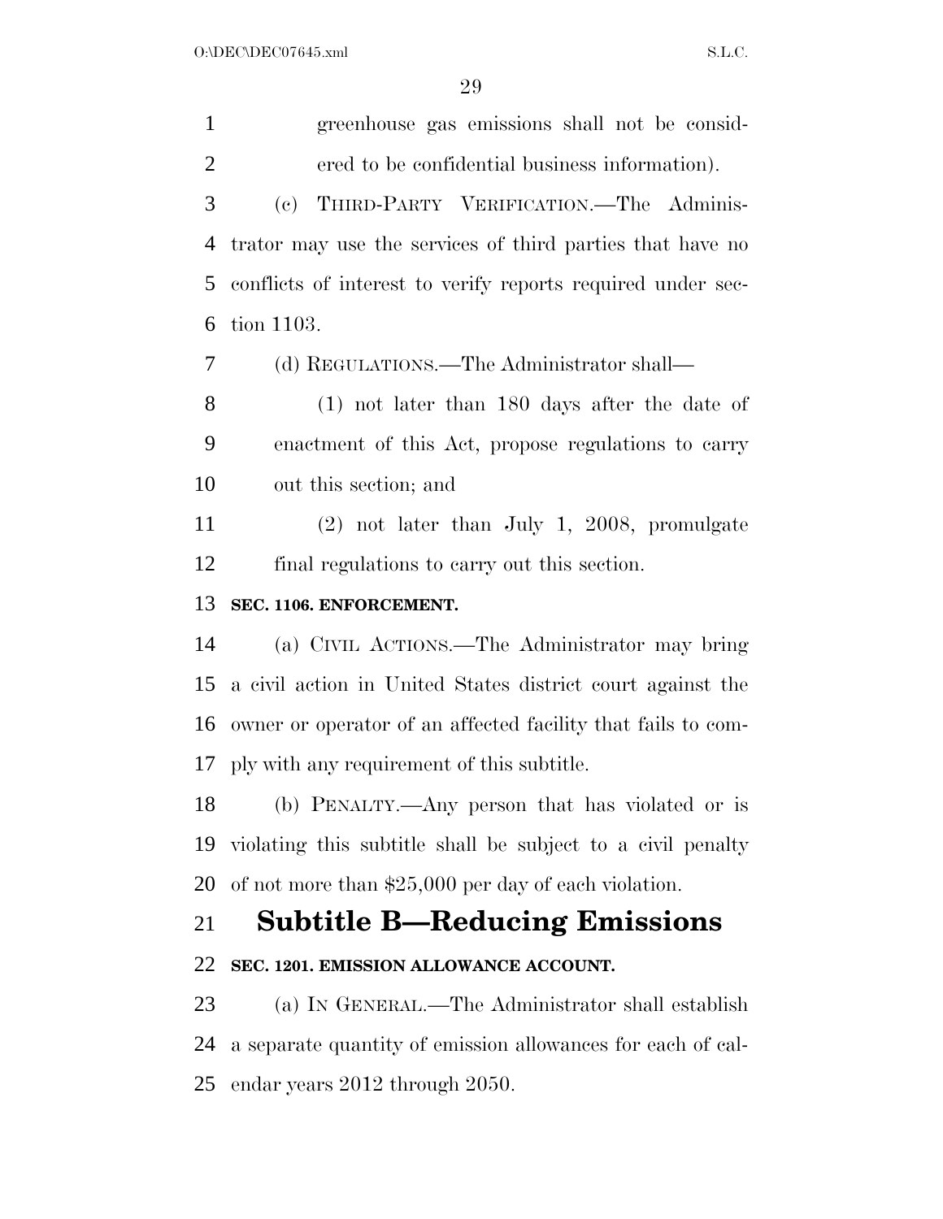greenhouse gas emissions shall not be considered to be confidential business information).

(c) THIRD-PARTY VERIFICATION.—The Administrator may use the services of third parties that have no conflicts of interest to verify reports required under section 1103.

(d) REGULATIONS.—The Administrator shall—

(1) not later than 180 days after the date of enactment of this Act, propose regulations to carry out this section; and

(2) not later than July 1, 2008, promulgate final regulations to carry out this section.

**SEC. 1106. ENFORCEMENT.**

(a) CIVIL ACTIONS.—The Administrator may bring a civil action in United States district court against the owner or operator of an affected facility that fails to comply with any requirement of this subtitle.

(b) PENALTY.—Any person that has violated or is violating this subtitle shall be subject to a civil penalty of not more than $25,000 per day of each violation.

# Subtitle B—Reducing Emissions

**SEC. 1201. EMISSION ALLOWANCE ACCOUNT.**

(a) IN GENERAL.—The Administrator shall establish a separate quantity of emission allowances for each of calendar years 2012 through 2050.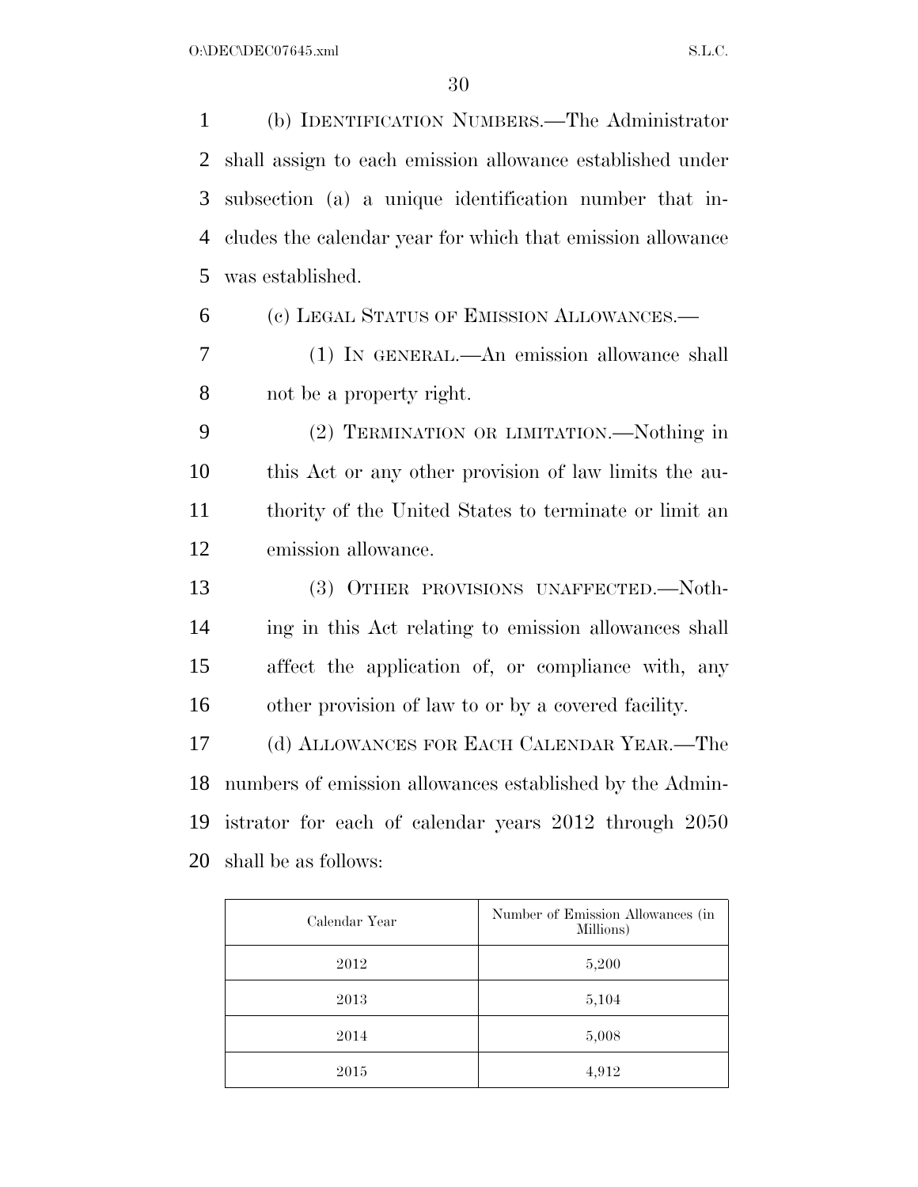(b) IDENTIFICATION NUMBERS.—The Administrator shall assign to each emission allowance established under subsection (a) a unique identification number that includes the calendar year for which that emission allowance was established.

(c) LEGAL STATUS OF EMISSION ALLOWANCES.—

(1) IN GENERAL.—An emission allowance shall not be a property right.

(2) TERMINATION OR LIMITATION.—Nothing in this Act or any other provision of law limits the authority of the United States to terminate or limit an emission allowance.

(3) OTHER PROVISIONS UNAFFECTED.—Nothing in this Act relating to emission allowances shall affect the application of, or compliance with, any other provision of law to or by a covered facility.

(d) ALLOWANCES FOR EACH CALENDAR YEAR.—The numbers of emission allowances established by the Administrator for each of calendar years 2012 through 2050 shall be as follows:

| Calendar Year | Number of Emission Allowances (in Millions) |
|---|---|
| 2012 | 5,200 |
| 2013 | 5,104 |
| 2014 | 5,008 |
| 2015 | 4,912 |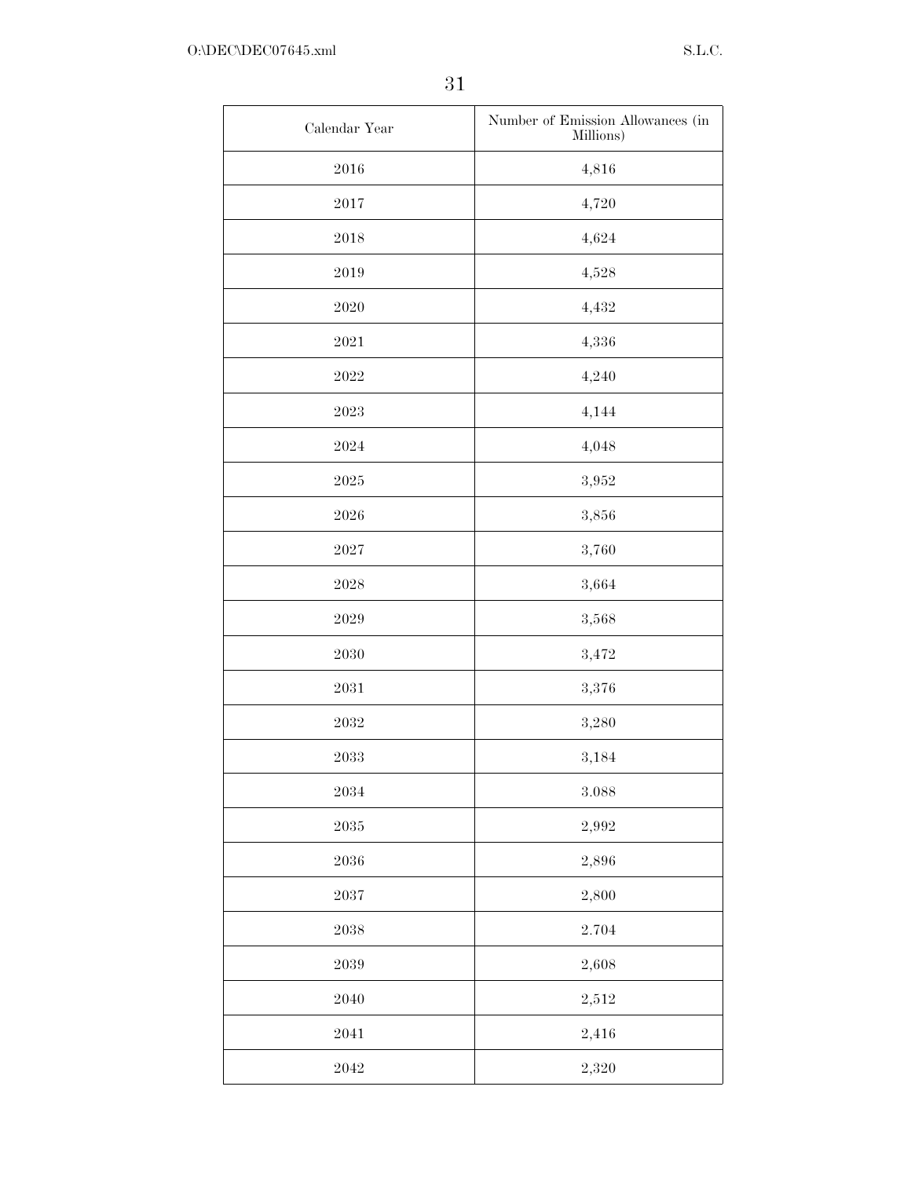| Calendar Year | Number of Emission Allowances (in Millions) |
| --- | --- |
| 2016 | 4,816 |
| 2017 | 4,720 |
| 2018 | 4,624 |
| 2019 | 4,528 |
| 2020 | 4,432 |
| 2021 | 4,336 |
| 2022 | 4,240 |
| 2023 | 4,144 |
| 2024 | 4,048 |
| 2025 | 3,952 |
| 2026 | 3,856 |
| 2027 | 3,760 |
| 2028 | 3,664 |
| 2029 | 3,568 |
| 2030 | 3,472 |
| 2031 | 3,376 |
| 2032 | 3,280 |
| 2033 | 3,184 |
| 2034 | 3.088 |
| 2035 | 2,992 |
| 2036 | 2,896 |
| 2037 | 2,800 |
| 2038 | 2.704 |
| 2039 | 2,608 |
| 2040 | 2,512 |
| 2041 | 2,416 |
| 2042 | 2,320 |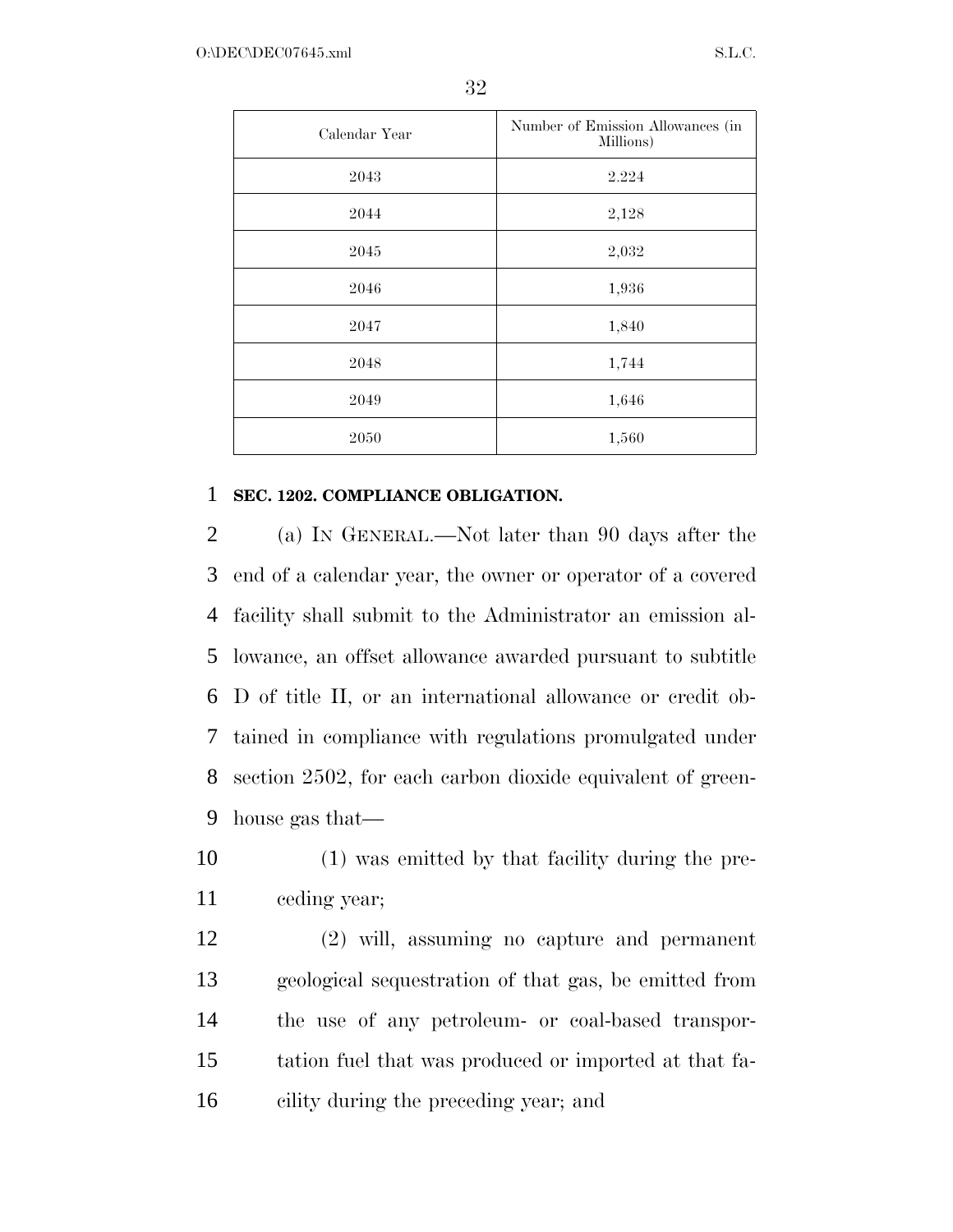| Calendar Year | Number of Emission Allowances (in Millions) |
| --- | --- |
| 2043 | 2.224 |
| 2044 | 2,128 |
| 2045 | 2,032 |
| 2046 | 1,936 |
| 2047 | 1,840 |
| 2048 | 1,744 |
| 2049 | 1,646 |
| 2050 | 1,560 |

**SEC. 1202. COMPLIANCE OBLIGATION.**

(a) IN GENERAL.—Not later than 90 days after the end of a calendar year, the owner or operator of a covered facility shall submit to the Administrator an emission allowance, an offset allowance awarded pursuant to subtitle D of title II, or an international allowance or credit obtained in compliance with regulations promulgated under section 2502, for each carbon dioxide equivalent of greenhouse gas that—

(1) was emitted by that facility during the preceding year;

(2) will, assuming no capture and permanent geological sequestration of that gas, be emitted from the use of any petroleum- or coal-based transportation fuel that was produced or imported at that facility during the preceding year; and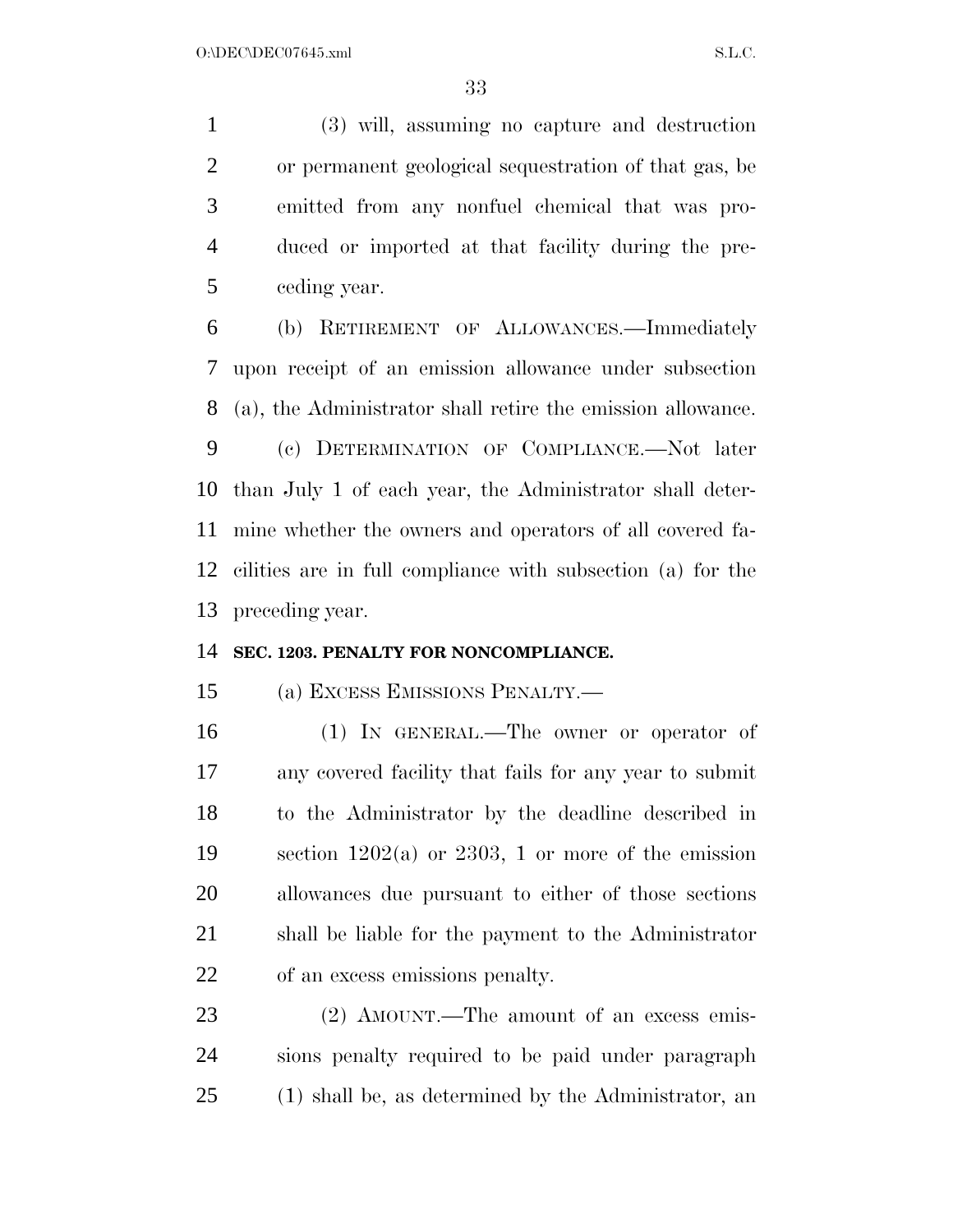(3) will, assuming no capture and destruction or permanent geological sequestration of that gas, be emitted from any nonfuel chemical that was produced or imported at that facility during the preceding year.

(b) RETIREMENT OF ALLOWANCES.—Immediately upon receipt of an emission allowance under subsection (a), the Administrator shall retire the emission allowance.

(c) DETERMINATION OF COMPLIANCE.—Not later than July 1 of each year, the Administrator shall determine whether the owners and operators of all covered facilities are in full compliance with subsection (a) for the preceding year.

**SEC. 1203. PENALTY FOR NONCOMPLIANCE.**

(a) EXCESS EMISSIONS PENALTY.—

(1) IN GENERAL.—The owner or operator of any covered facility that fails for any year to submit to the Administrator by the deadline described in section 1202(a) or 2303, 1 or more of the emission allowances due pursuant to either of those sections shall be liable for the payment to the Administrator of an excess emissions penalty.

(2) AMOUNT.—The amount of an excess emissions penalty required to be paid under paragraph (1) shall be, as determined by the Administrator, an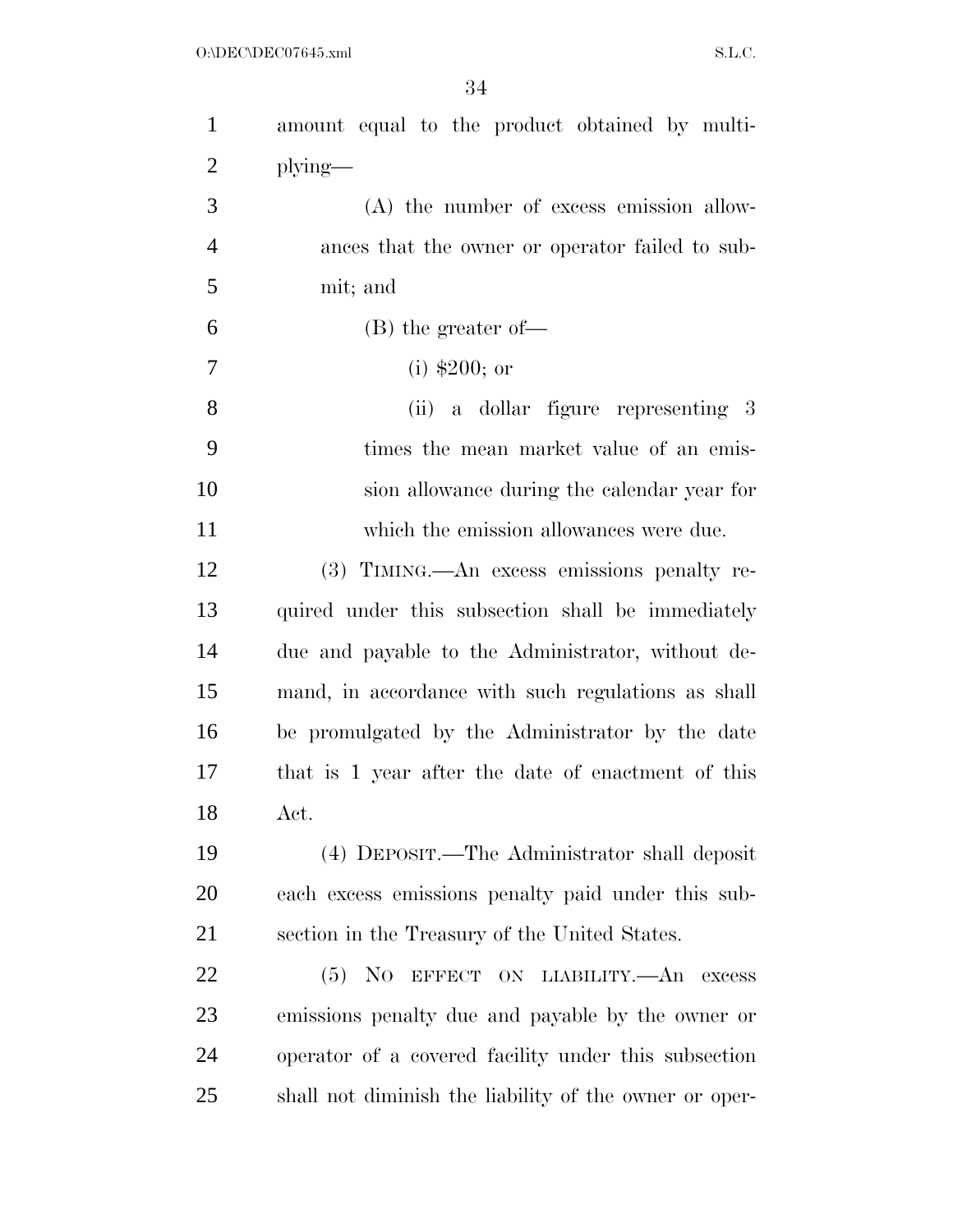amount equal to the product obtained by multiplying—

(A) the number of excess emission allowances that the owner or operator failed to submit; and

(B) the greater of—

(i) $200; or

(ii) a dollar figure representing 3 times the mean market value of an emission allowance during the calendar year for which the emission allowances were due.

(3) TIMING.—An excess emissions penalty required under this subsection shall be immediately due and payable to the Administrator, without demand, in accordance with such regulations as shall be promulgated by the Administrator by the date that is 1 year after the date of enactment of this Act.

(4) DEPOSIT.—The Administrator shall deposit each excess emissions penalty paid under this subsection in the Treasury of the United States.

(5) NO EFFECT ON LIABILITY.—An excess emissions penalty due and payable by the owner or operator of a covered facility under this subsection shall not diminish the liability of the owner or oper-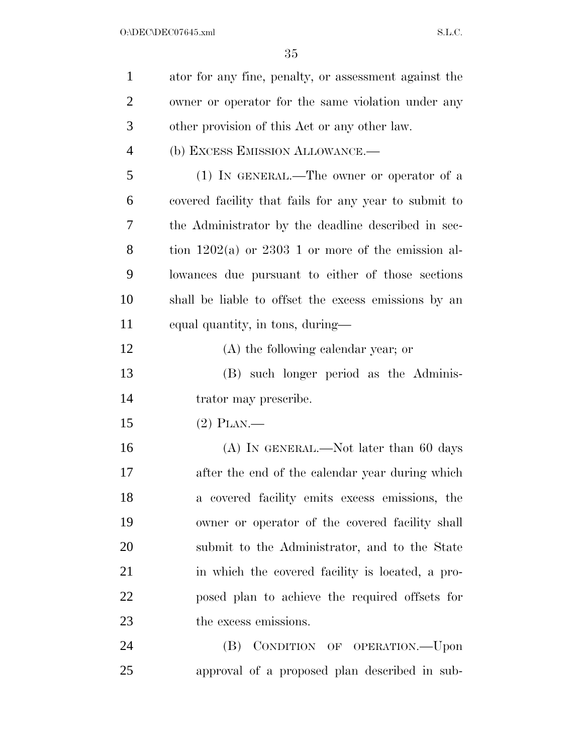ator for any fine, penalty, or assessment against the owner or operator for the same violation under any other provision of this Act or any other law.

(b) EXCESS EMISSION ALLOWANCE.—

(1) IN GENERAL.—The owner or operator of a covered facility that fails for any year to submit to the Administrator by the deadline described in section 1202(a) or 2303 1 or more of the emission allowances due pursuant to either of those sections shall be liable to offset the excess emissions by an equal quantity, in tons, during—

(A) the following calendar year; or

(B) such longer period as the Administrator may prescribe.

(2) PLAN.—

(A) IN GENERAL.—Not later than 60 days after the end of the calendar year during which a covered facility emits excess emissions, the owner or operator of the covered facility shall submit to the Administrator, and to the State in which the covered facility is located, a proposed plan to achieve the required offsets for the excess emissions.

(B) CONDITION OF OPERATION.—Upon approval of a proposed plan described in sub-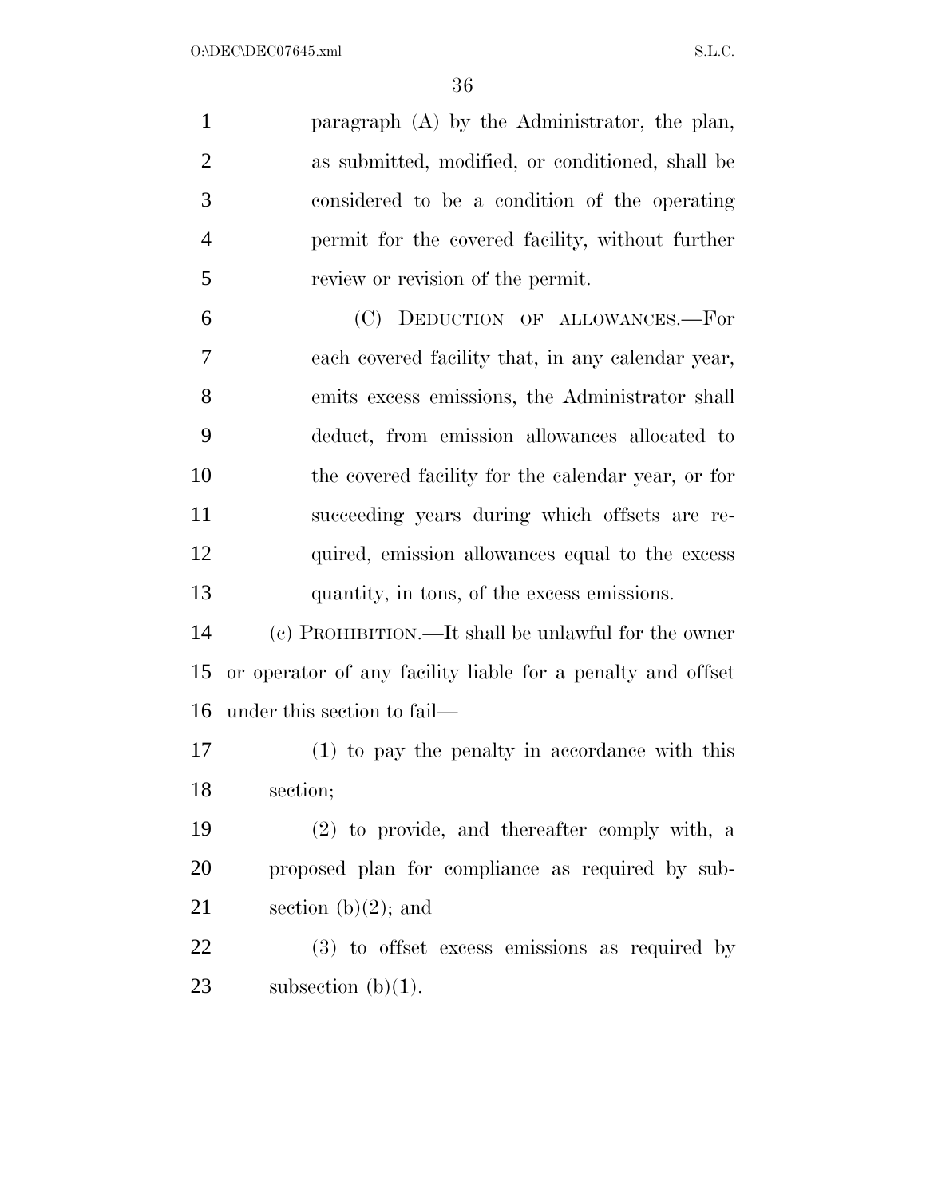paragraph (A) by the Administrator, the plan, as submitted, modified, or conditioned, shall be considered to be a condition of the operating permit for the covered facility, without further review or revision of the permit.

(C) DEDUCTION OF ALLOWANCES.—For each covered facility that, in any calendar year, emits excess emissions, the Administrator shall deduct, from emission allowances allocated to the covered facility for the calendar year, or for succeeding years during which offsets are required, emission allowances equal to the excess quantity, in tons, of the excess emissions.

(c) PROHIBITION.—It shall be unlawful for the owner or operator of any facility liable for a penalty and offset under this section to fail—

(1) to pay the penalty in accordance with this section;

(2) to provide, and thereafter comply with, a proposed plan for compliance as required by subsection (b)(2); and

(3) to offset excess emissions as required by subsection (b)(1).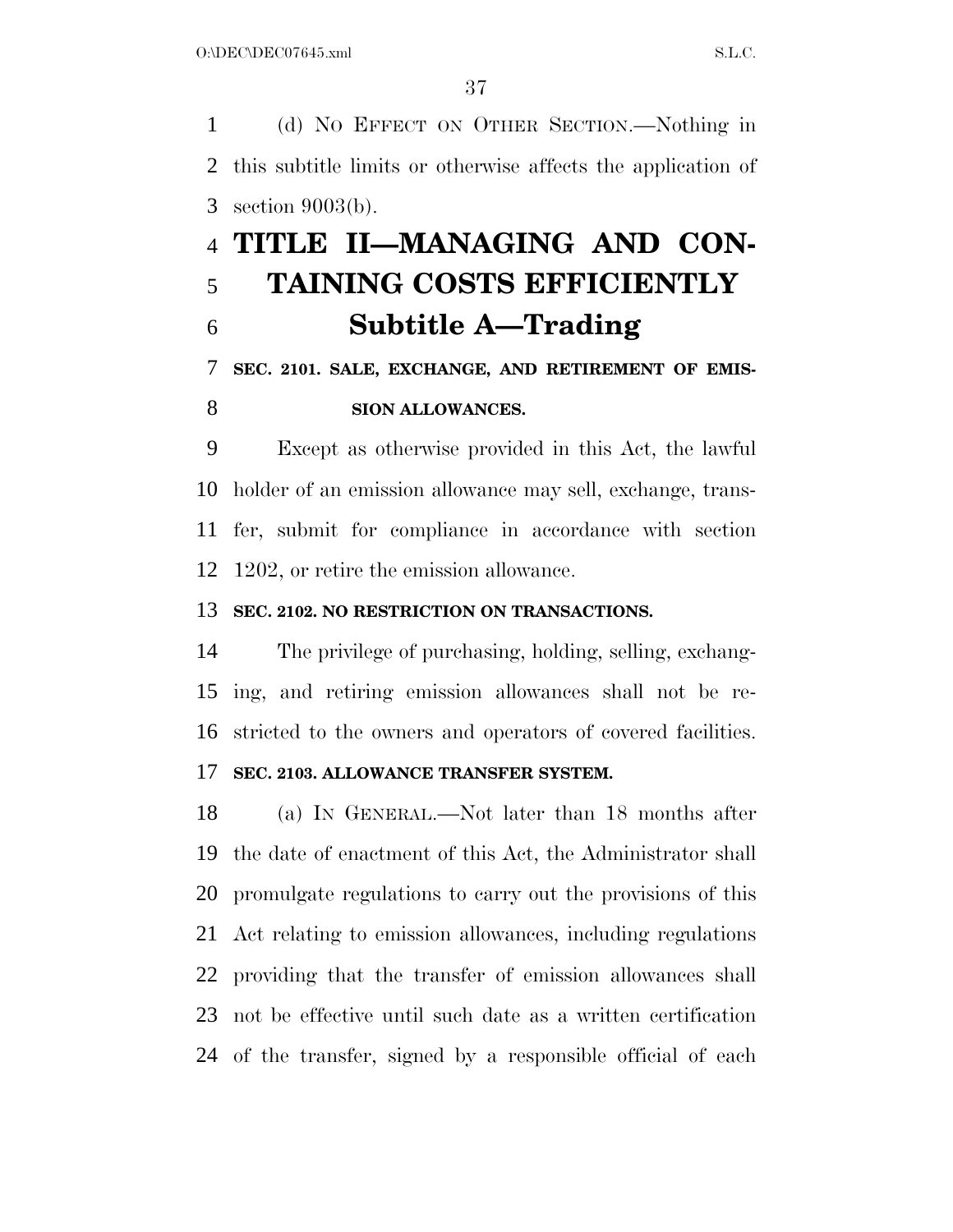(d) NO EFFECT ON OTHER SECTION.—Nothing in this subtitle limits or otherwise affects the application of section 9003(b).

# TITLE II—MANAGING AND CONTAINING COSTS EFFICIENTLY

## Subtitle A—Trading

### SEC. 2101. SALE, EXCHANGE, AND RETIREMENT OF EMISSION ALLOWANCES.

Except as otherwise provided in this Act, the lawful holder of an emission allowance may sell, exchange, transfer, submit for compliance in accordance with section 1202, or retire the emission allowance.

### SEC. 2102. NO RESTRICTION ON TRANSACTIONS.

The privilege of purchasing, holding, selling, exchanging, and retiring emission allowances shall not be restricted to the owners and operators of covered facilities.

### SEC. 2103. ALLOWANCE TRANSFER SYSTEM.

(a) IN GENERAL.—Not later than 18 months after the date of enactment of this Act, the Administrator shall promulgate regulations to carry out the provisions of this Act relating to emission allowances, including regulations providing that the transfer of emission allowances shall not be effective until such date as a written certification of the transfer, signed by a responsible official of each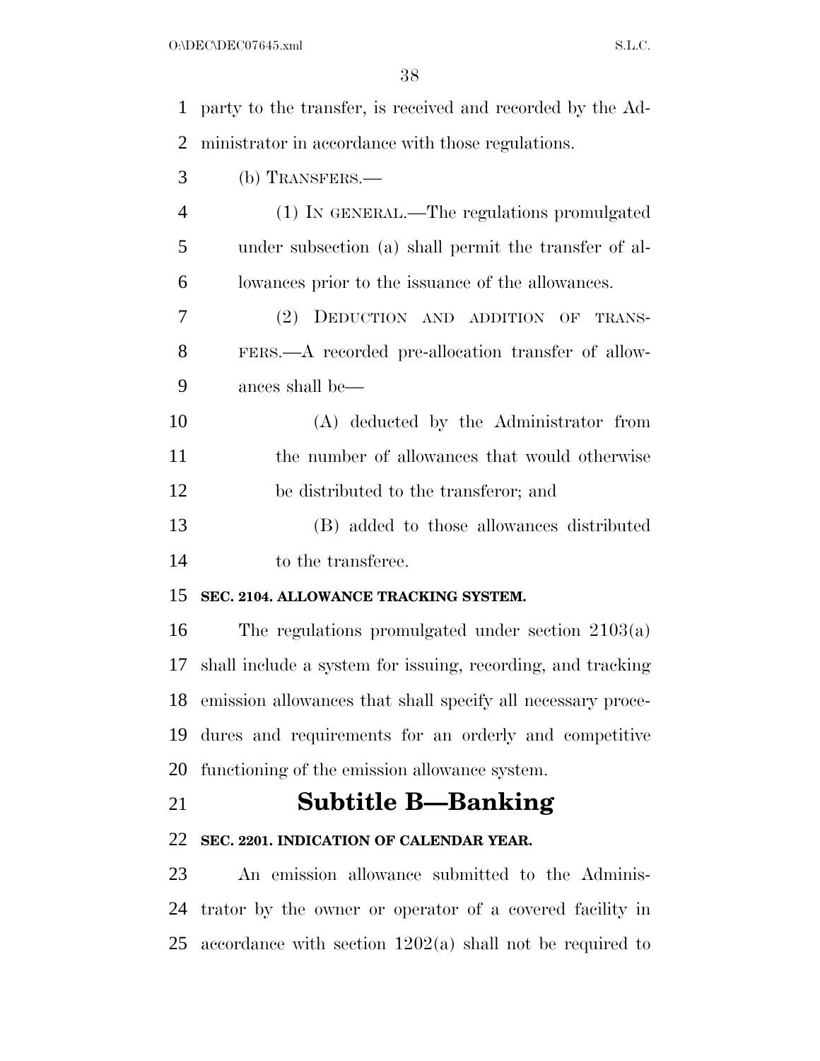party to the transfer, is received and recorded by the Administrator in accordance with those regulations.

(b) TRANSFERS.—

(1) IN GENERAL.—The regulations promulgated under subsection (a) shall permit the transfer of allowances prior to the issuance of the allowances.

(2) DEDUCTION AND ADDITION OF TRANSFERS.—A recorded pre-allocation transfer of allowances shall be—

(A) deducted by the Administrator from the number of allowances that would otherwise be distributed to the transferor; and

(B) added to those allowances distributed to the transferee.

**SEC. 2104. ALLOWANCE TRACKING SYSTEM.**

The regulations promulgated under section 2103(a) shall include a system for issuing, recording, and tracking emission allowances that shall specify all necessary procedures and requirements for an orderly and competitive functioning of the emission allowance system.

## Subtitle B—Banking

**SEC. 2201. INDICATION OF CALENDAR YEAR.**

An emission allowance submitted to the Administrator by the owner or operator of a covered facility in accordance with section 1202(a) shall not be required to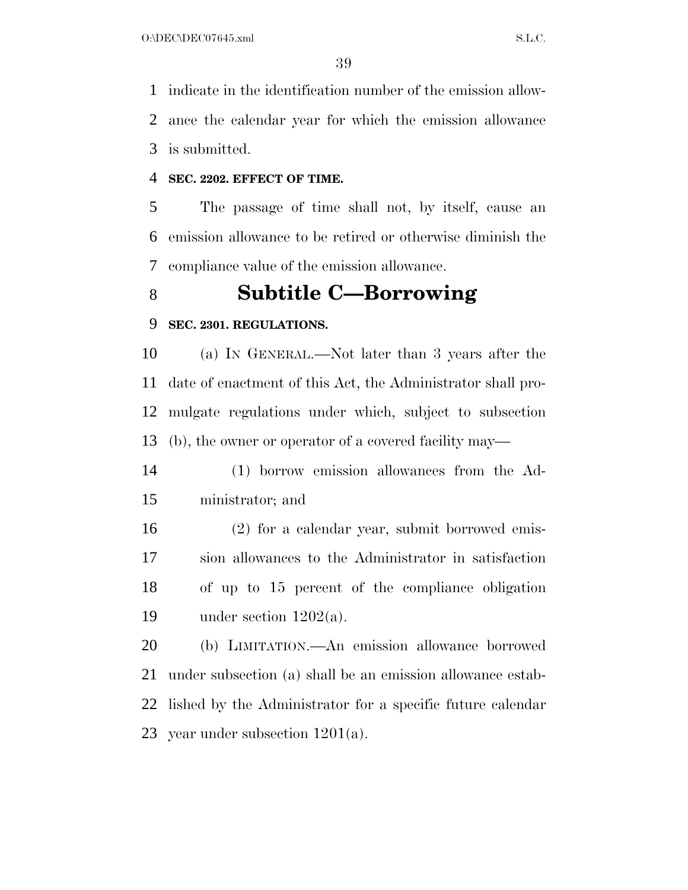indicate in the identification number of the emission allowance the calendar year for which the emission allowance is submitted.

**SEC. 2202. EFFECT OF TIME.**

The passage of time shall not, by itself, cause an emission allowance to be retired or otherwise diminish the compliance value of the emission allowance.

## Subtitle C—Borrowing

**SEC. 2301. REGULATIONS.**

(a) IN GENERAL.—Not later than 3 years after the date of enactment of this Act, the Administrator shall promulgate regulations under which, subject to subsection (b), the owner or operator of a covered facility may—

(1) borrow emission allowances from the Administrator; and

(2) for a calendar year, submit borrowed emission allowances to the Administrator in satisfaction of up to 15 percent of the compliance obligation under section 1202(a).

(b) LIMITATION.—An emission allowance borrowed under subsection (a) shall be an emission allowance established by the Administrator for a specific future calendar year under subsection 1201(a).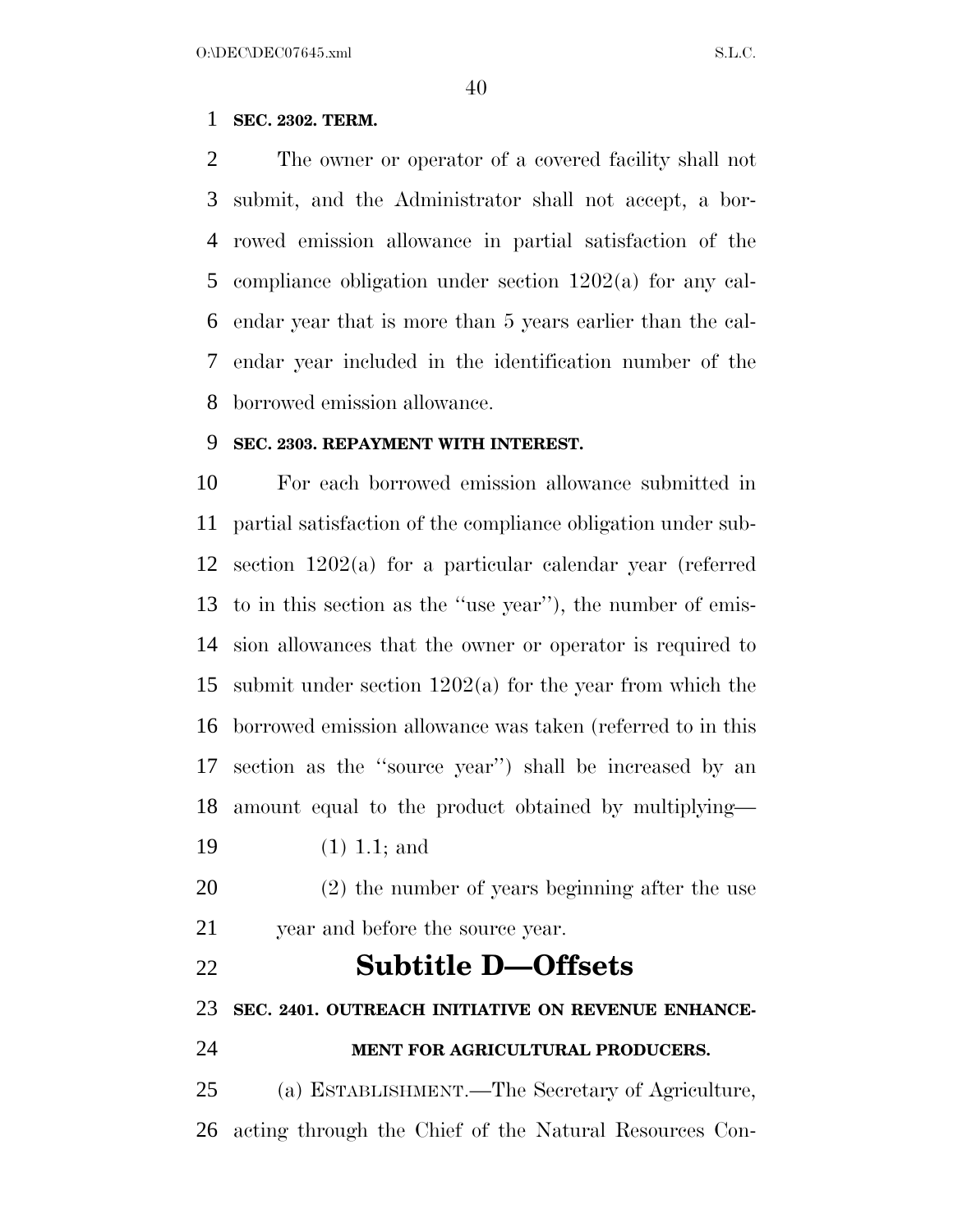**SEC. 2302. TERM.**

The owner or operator of a covered facility shall not submit, and the Administrator shall not accept, a borrowed emission allowance in partial satisfaction of the compliance obligation under section 1202(a) for any calendar year that is more than 5 years earlier than the calendar year included in the identification number of the borrowed emission allowance.

**SEC. 2303. REPAYMENT WITH INTEREST.**

For each borrowed emission allowance submitted in partial satisfaction of the compliance obligation under subsection 1202(a) for a particular calendar year (referred to in this section as the ''use year''), the number of emission allowances that the owner or operator is required to submit under section 1202(a) for the year from which the borrowed emission allowance was taken (referred to in this section as the ''source year'') shall be increased by an amount equal to the product obtained by multiplying—

(1) 1.1; and

(2) the number of years beginning after the use year and before the source year.

# Subtitle D—Offsets

**SEC. 2401. OUTREACH INITIATIVE ON REVENUE ENHANCEMENT FOR AGRICULTURAL PRODUCERS.**

(a) ESTABLISHMENT.—The Secretary of Agriculture, acting through the Chief of the Natural Resources Con-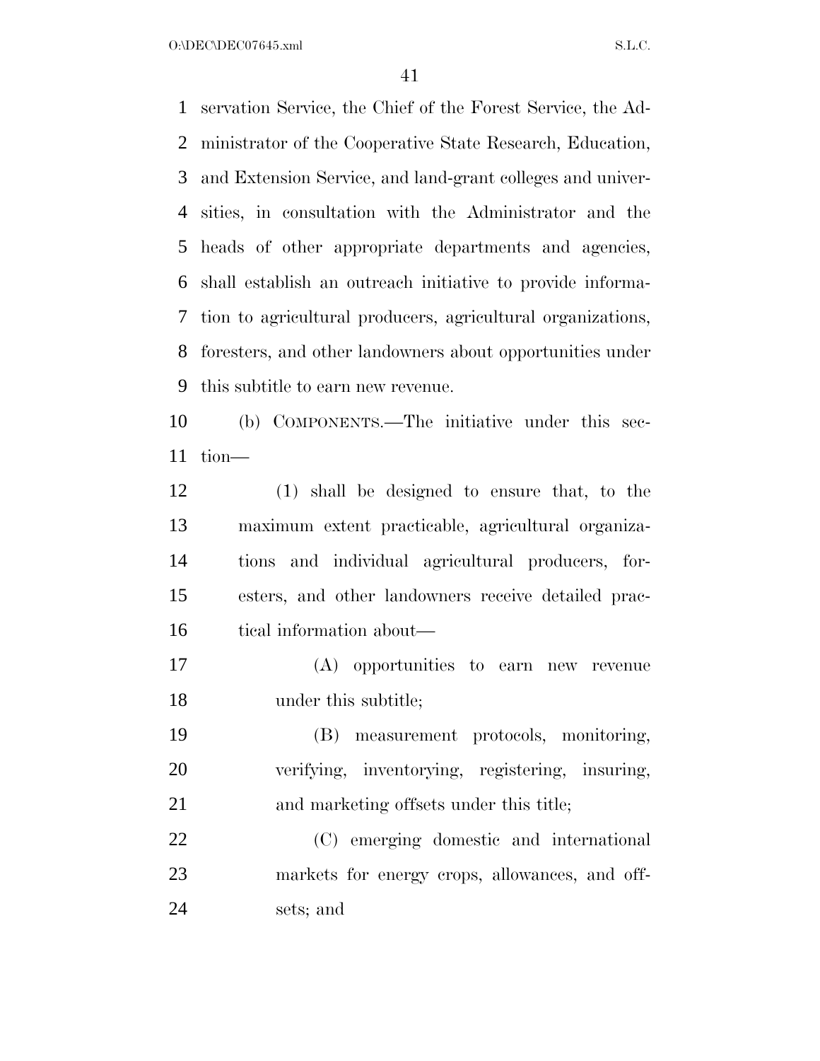servation Service, the Chief of the Forest Service, the Administrator of the Cooperative State Research, Education, and Extension Service, and land-grant colleges and universities, in consultation with the Administrator and the heads of other appropriate departments and agencies, shall establish an outreach initiative to provide information to agricultural producers, agricultural organizations, foresters, and other landowners about opportunities under this subtitle to earn new revenue.

(b) COMPONENTS.—The initiative under this section—

(1) shall be designed to ensure that, to the maximum extent practicable, agricultural organizations and individual agricultural producers, foresters, and other landowners receive detailed practical information about—

(A) opportunities to earn new revenue under this subtitle;

(B) measurement protocols, monitoring, verifying, inventorying, registering, insuring, and marketing offsets under this title;

(C) emerging domestic and international markets for energy crops, allowances, and offsets; and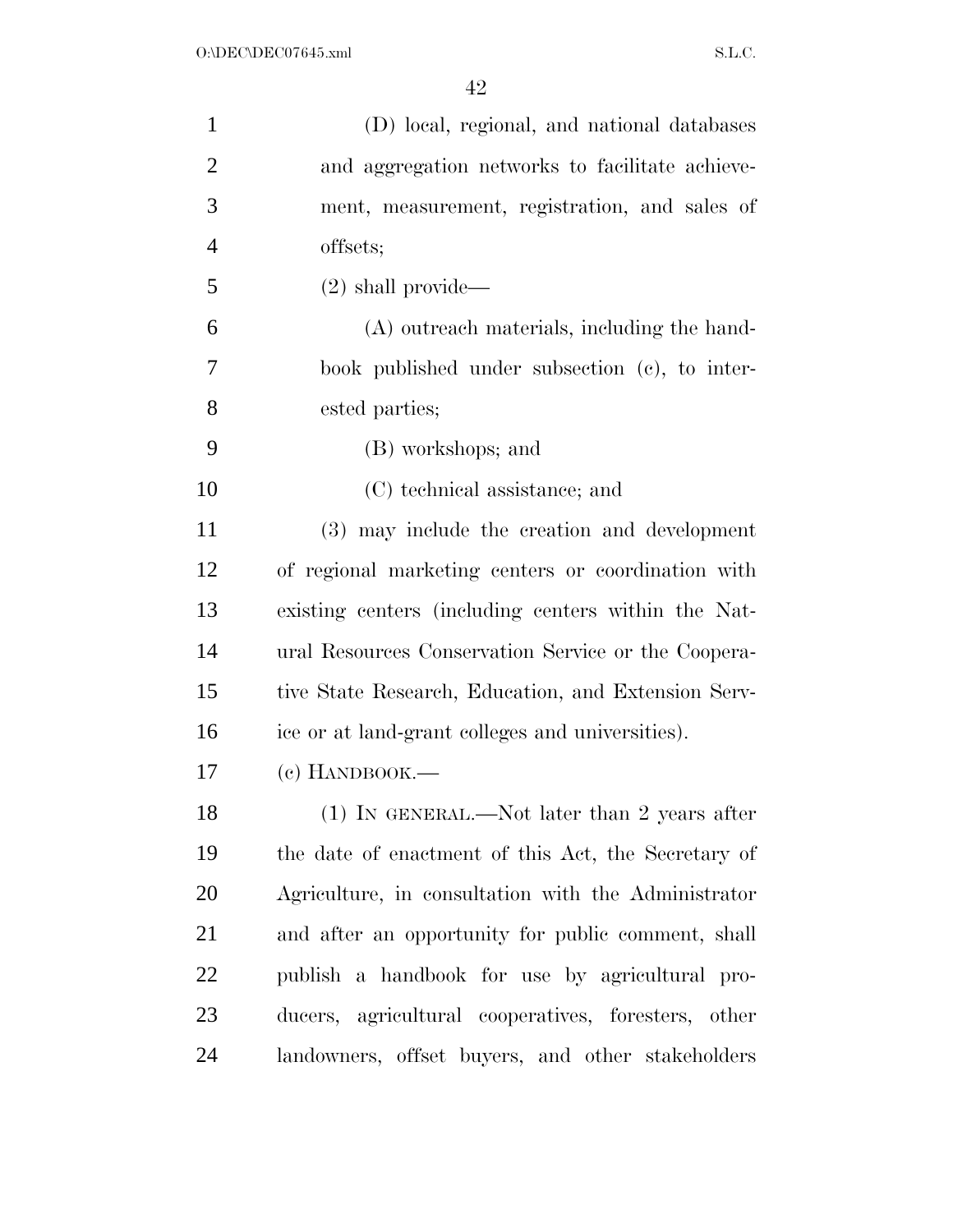(D) local, regional, and national databases and aggregation networks to facilitate achievement, measurement, registration, and sales of offsets;

(2) shall provide—

(A) outreach materials, including the handbook published under subsection (c), to interested parties;

(B) workshops; and

(C) technical assistance; and

(3) may include the creation and development of regional marketing centers or coordination with existing centers (including centers within the Natural Resources Conservation Service or the Cooperative State Research, Education, and Extension Service or at land-grant colleges and universities).

(c) HANDBOOK.—

(1) IN GENERAL.—Not later than 2 years after the date of enactment of this Act, the Secretary of Agriculture, in consultation with the Administrator and after an opportunity for public comment, shall publish a handbook for use by agricultural producers, agricultural cooperatives, foresters, other landowners, offset buyers, and other stakeholders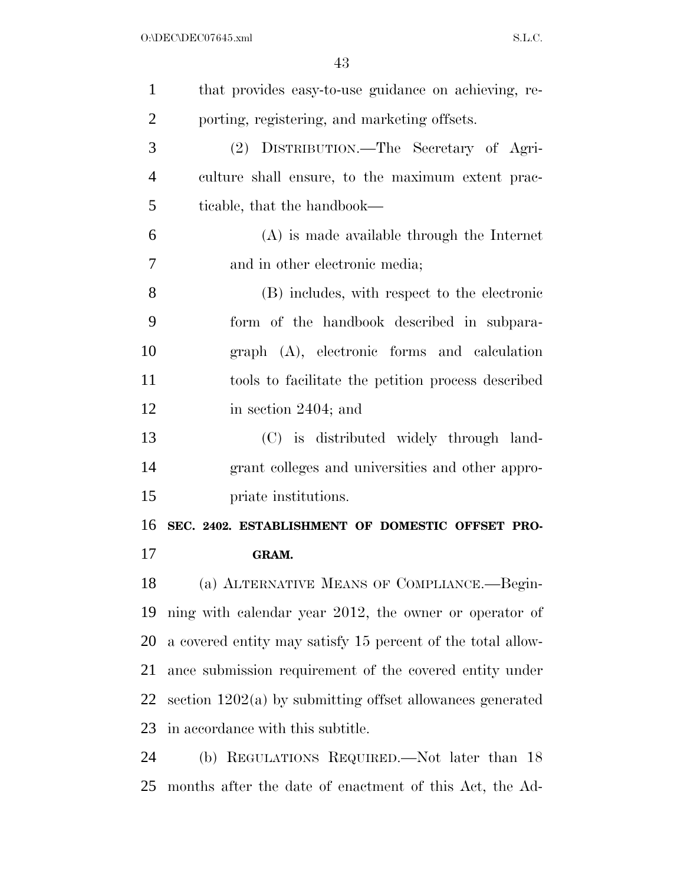that provides easy-to-use guidance on achieving, reporting, registering, and marketing offsets.

(2) DISTRIBUTION.—The Secretary of Agriculture shall ensure, to the maximum extent practicable, that the handbook—

(A) is made available through the Internet and in other electronic media;

(B) includes, with respect to the electronic form of the handbook described in subparagraph (A), electronic forms and calculation tools to facilitate the petition process described in section 2404; and

(C) is distributed widely through land-grant colleges and universities and other appropriate institutions.

**SEC. 2402. ESTABLISHMENT OF DOMESTIC OFFSET PROGRAM.**

(a) ALTERNATIVE MEANS OF COMPLIANCE.—Beginning with calendar year 2012, the owner or operator of a covered entity may satisfy 15 percent of the total allowance submission requirement of the covered entity under section 1202(a) by submitting offset allowances generated in accordance with this subtitle.

(b) REGULATIONS REQUIRED.—Not later than 18 months after the date of enactment of this Act, the Ad-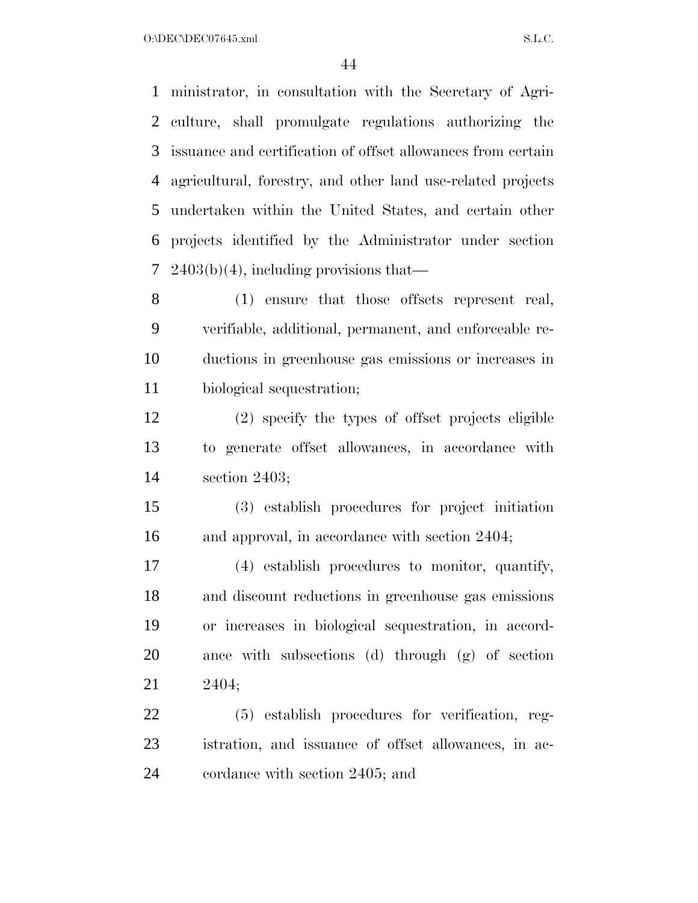ministrator, in consultation with the Secretary of Agriculture, shall promulgate regulations authorizing the issuance and certification of offset allowances from certain agricultural, forestry, and other land use-related projects undertaken within the United States, and certain other projects identified by the Administrator under section 2403(b)(4), including provisions that—

(1) ensure that those offsets represent real, verifiable, additional, permanent, and enforceable reductions in greenhouse gas emissions or increases in biological sequestration;

(2) specify the types of offset projects eligible to generate offset allowances, in accordance with section 2403;

(3) establish procedures for project initiation and approval, in accordance with section 2404;

(4) establish procedures to monitor, quantify, and discount reductions in greenhouse gas emissions or increases in biological sequestration, in accordance with subsections (d) through (g) of section 2404;

(5) establish procedures for verification, registration, and issuance of offset allowances, in accordance with section 2405; and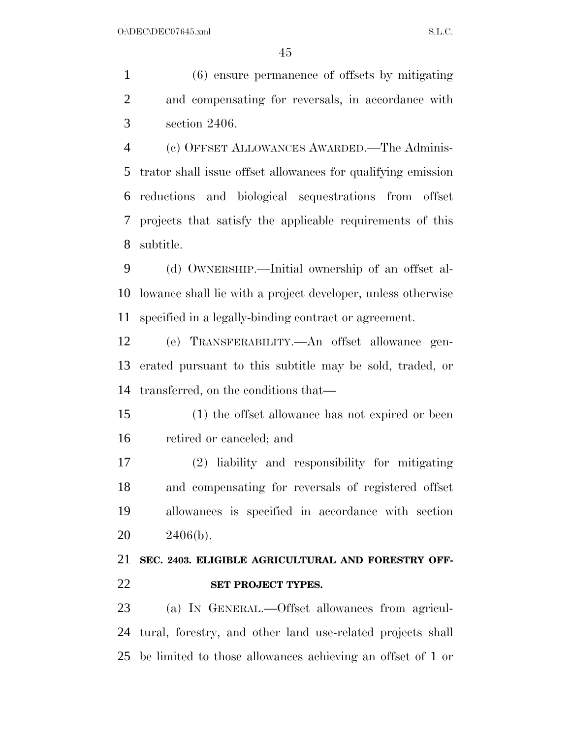(6) ensure permanence of offsets by mitigating and compensating for reversals, in accordance with section 2406.

(c) OFFSET ALLOWANCES AWARDED.—The Administrator shall issue offset allowances for qualifying emission reductions and biological sequestrations from offset projects that satisfy the applicable requirements of this subtitle.

(d) OWNERSHIP.—Initial ownership of an offset allowance shall lie with a project developer, unless otherwise specified in a legally-binding contract or agreement.

(e) TRANSFERABILITY.—An offset allowance generated pursuant to this subtitle may be sold, traded, or transferred, on the conditions that—

(1) the offset allowance has not expired or been retired or canceled; and

(2) liability and responsibility for mitigating and compensating for reversals of registered offset allowances is specified in accordance with section 2406(b).

**SEC. 2403. ELIGIBLE AGRICULTURAL AND FORESTRY OFFSET PROJECT TYPES.**

(a) IN GENERAL.—Offset allowances from agricultural, forestry, and other land use-related projects shall be limited to those allowances achieving an offset of 1 or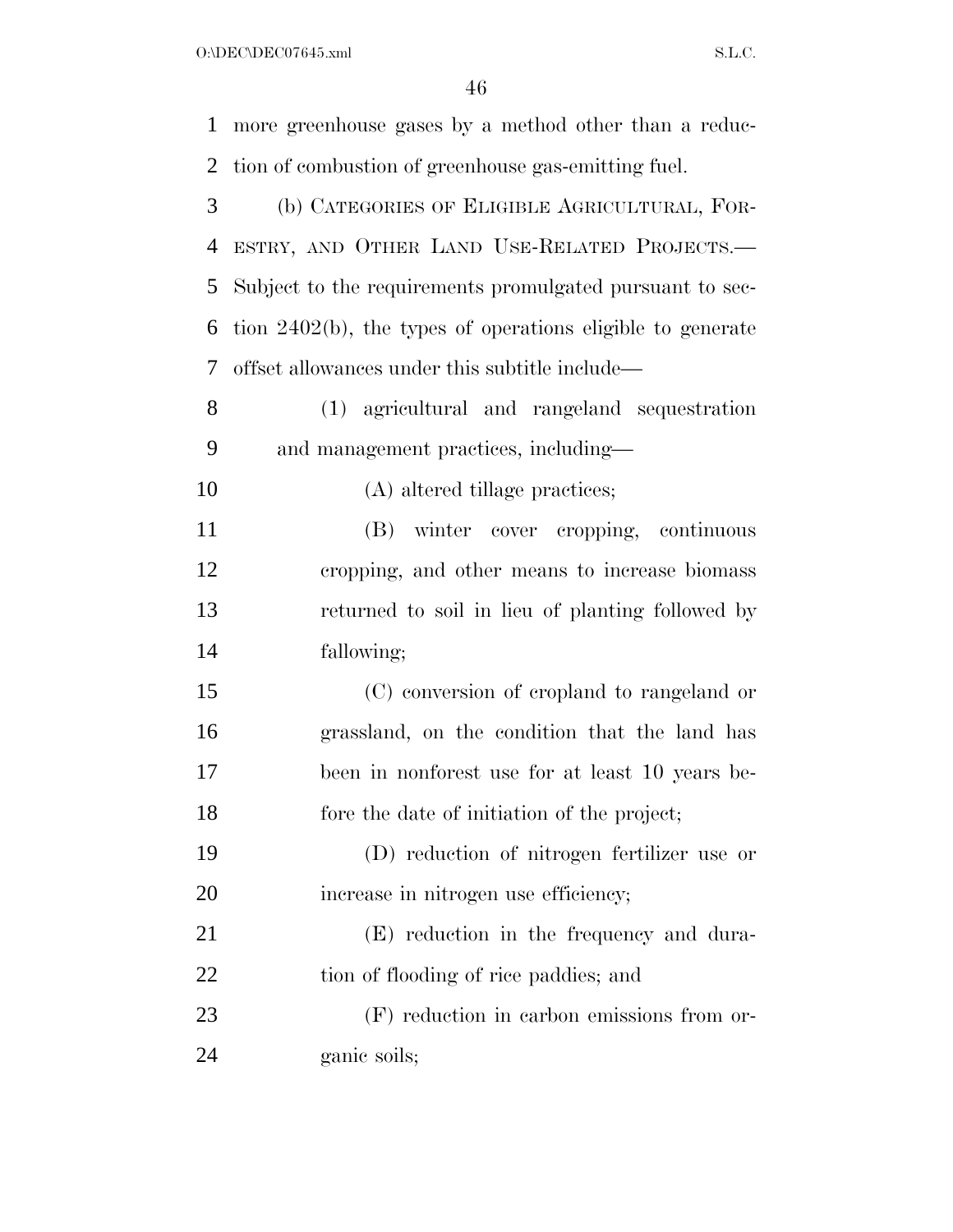more greenhouse gases by a method other than a reduction of combustion of greenhouse gas-emitting fuel.

(b) CATEGORIES OF ELIGIBLE AGRICULTURAL, FORESTRY, AND OTHER LAND USE-RELATED PROJECTS.—Subject to the requirements promulgated pursuant to section 2402(b), the types of operations eligible to generate offset allowances under this subtitle include—

(1) agricultural and rangeland sequestration and management practices, including—

(A) altered tillage practices;

(B) winter cover cropping, continuous cropping, and other means to increase biomass returned to soil in lieu of planting followed by fallowing;

(C) conversion of cropland to rangeland or grassland, on the condition that the land has been in nonforest use for at least 10 years before the date of initiation of the project;

(D) reduction of nitrogen fertilizer use or increase in nitrogen use efficiency;

(E) reduction in the frequency and duration of flooding of rice paddies; and

(F) reduction in carbon emissions from organic soils;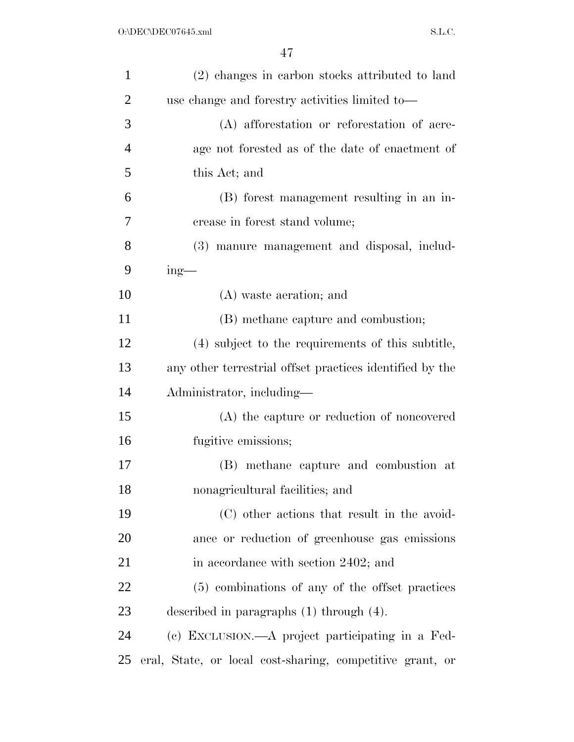(2) changes in carbon stocks attributed to land use change and forestry activities limited to—

(A) afforestation or reforestation of acreage not forested as of the date of enactment of this Act; and

(B) forest management resulting in an increase in forest stand volume;

(3) manure management and disposal, including—

(A) waste aeration; and

(B) methane capture and combustion;

(4) subject to the requirements of this subtitle, any other terrestrial offset practices identified by the Administrator, including—

(A) the capture or reduction of noncovered fugitive emissions;

(B) methane capture and combustion at nonagricultural facilities; and

(C) other actions that result in the avoidance or reduction of greenhouse gas emissions in accordance with section 2402; and

(5) combinations of any of the offset practices described in paragraphs (1) through (4).

(c) EXCLUSION.—A project participating in a Federal, State, or local cost-sharing, competitive grant, or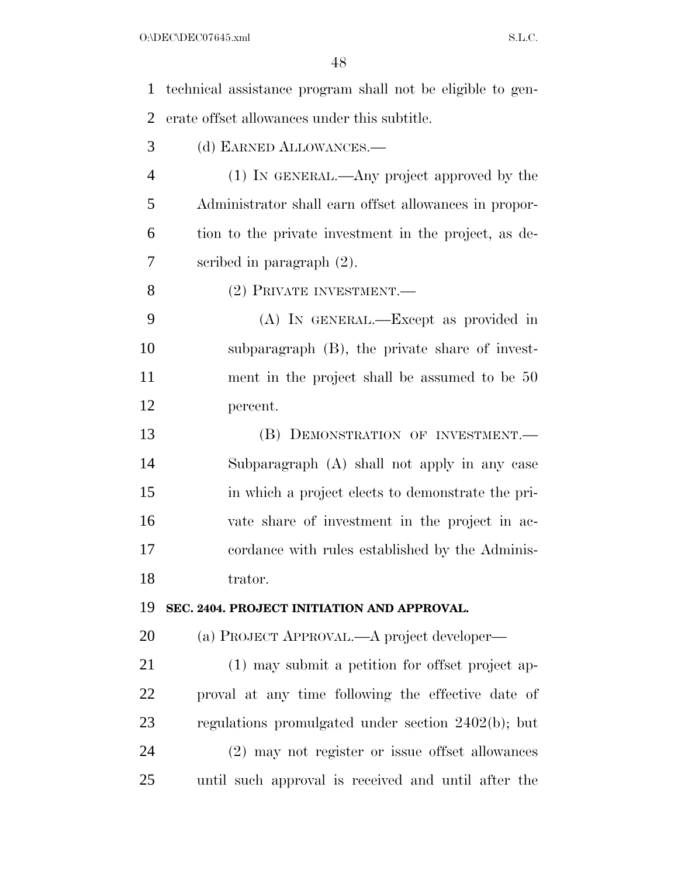technical assistance program shall not be eligible to generate offset allowances under this subtitle.

(d) EARNED ALLOWANCES.—

(1) IN GENERAL.—Any project approved by the Administrator shall earn offset allowances in proportion to the private investment in the project, as described in paragraph (2).

(2) PRIVATE INVESTMENT.—

(A) IN GENERAL.—Except as provided in subparagraph (B), the private share of investment in the project shall be assumed to be 50 percent.

(B) DEMONSTRATION OF INVESTMENT.—Subparagraph (A) shall not apply in any case in which a project elects to demonstrate the private share of investment in the project in accordance with rules established by the Administrator.

**SEC. 2404. PROJECT INITIATION AND APPROVAL.**

(a) PROJECT APPROVAL.—A project developer—

(1) may submit a petition for offset project approval at any time following the effective date of regulations promulgated under section 2402(b); but

(2) may not register or issue offset allowances until such approval is received and until after the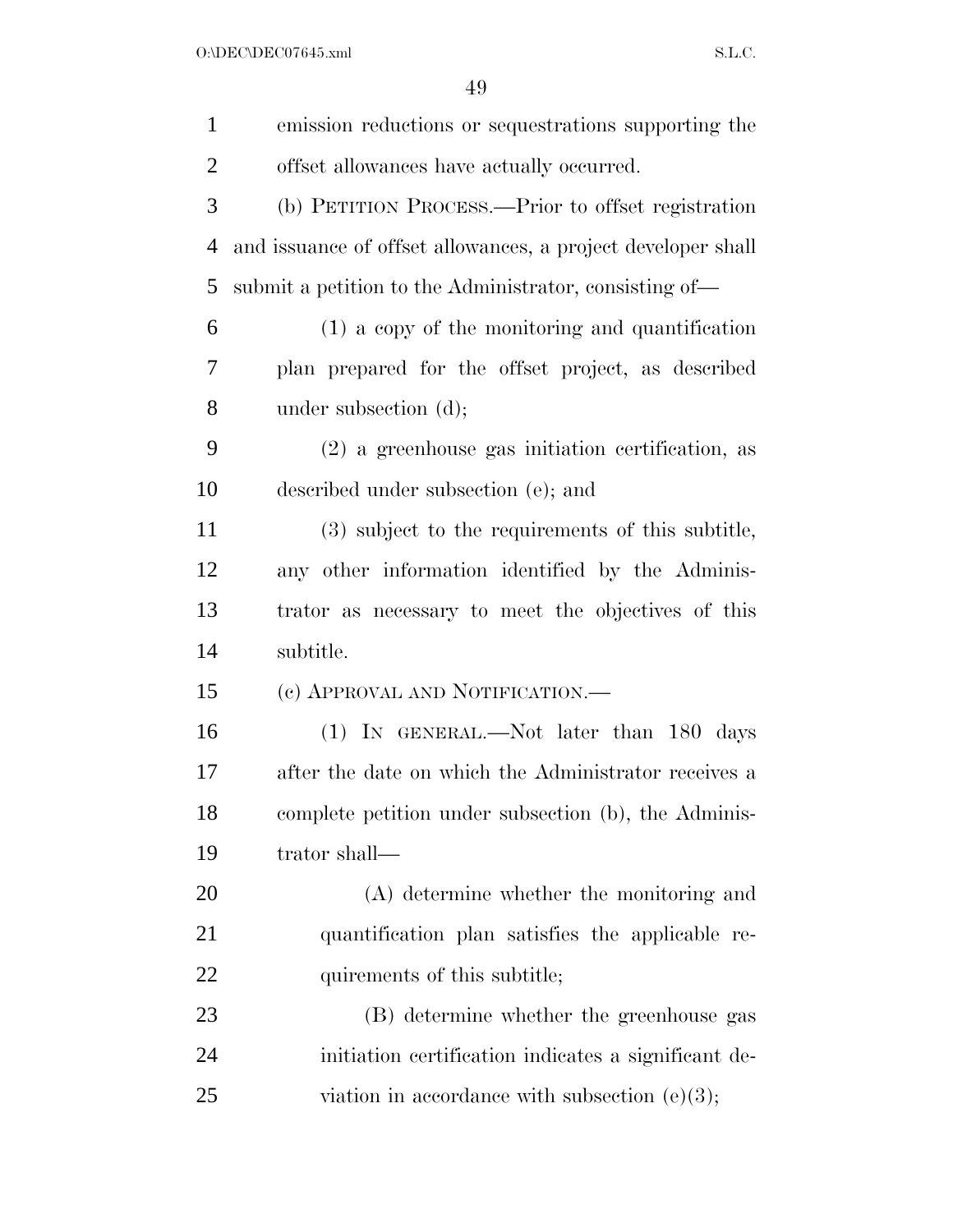emission reductions or sequestrations supporting the offset allowances have actually occurred.

(b) PETITION PROCESS.—Prior to offset registration and issuance of offset allowances, a project developer shall submit a petition to the Administrator, consisting of—

(1) a copy of the monitoring and quantification plan prepared for the offset project, as described under subsection (d);

(2) a greenhouse gas initiation certification, as described under subsection (e); and

(3) subject to the requirements of this subtitle, any other information identified by the Administrator as necessary to meet the objectives of this subtitle.

(c) APPROVAL AND NOTIFICATION.—

(1) IN GENERAL.—Not later than 180 days after the date on which the Administrator receives a complete petition under subsection (b), the Administrator shall—

(A) determine whether the monitoring and quantification plan satisfies the applicable requirements of this subtitle;

(B) determine whether the greenhouse gas initiation certification indicates a significant deviation in accordance with subsection (e)(3);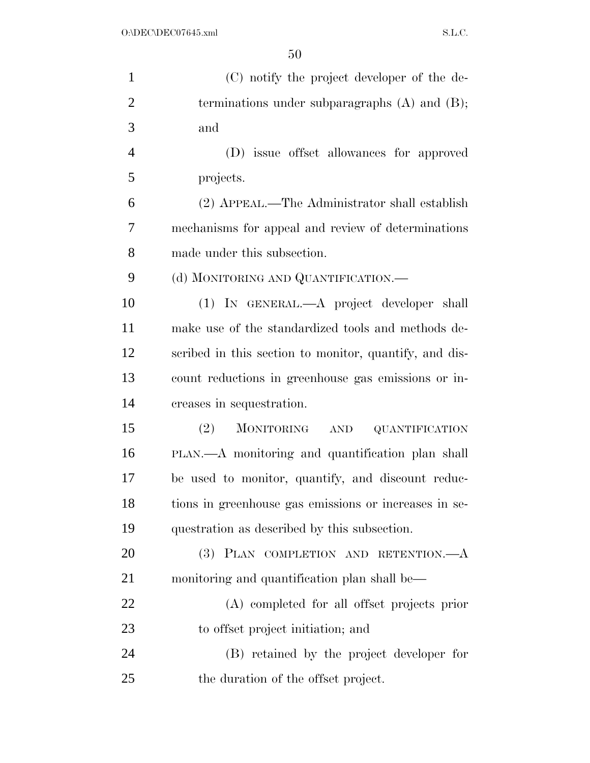(C) notify the project developer of the determinations under subparagraphs (A) and (B); and

(D) issue offset allowances for approved projects.

(2) APPEAL.—The Administrator shall establish mechanisms for appeal and review of determinations made under this subsection.

(d) MONITORING AND QUANTIFICATION.—

(1) IN GENERAL.—A project developer shall make use of the standardized tools and methods described in this section to monitor, quantify, and discount reductions in greenhouse gas emissions or increases in sequestration.

(2) MONITORING AND QUANTIFICATION PLAN.—A monitoring and quantification plan shall be used to monitor, quantify, and discount reductions in greenhouse gas emissions or increases in sequestration as described by this subsection.

(3) PLAN COMPLETION AND RETENTION.—A monitoring and quantification plan shall be—

(A) completed for all offset projects prior to offset project initiation; and

(B) retained by the project developer for the duration of the offset project.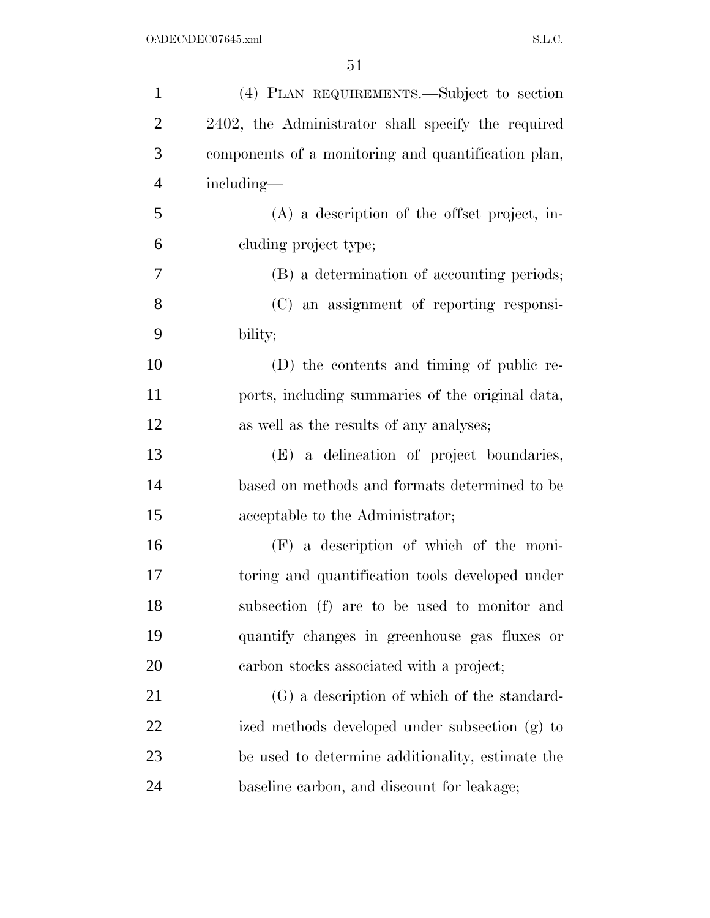(4) PLAN REQUIREMENTS.—Subject to section 2402, the Administrator shall specify the required components of a monitoring and quantification plan, including—

(A) a description of the offset project, including project type;

(B) a determination of accounting periods;

(C) an assignment of reporting responsibility;

(D) the contents and timing of public reports, including summaries of the original data, as well as the results of any analyses;

(E) a delineation of project boundaries, based on methods and formats determined to be acceptable to the Administrator;

(F) a description of which of the monitoring and quantification tools developed under subsection (f) are to be used to monitor and quantify changes in greenhouse gas fluxes or carbon stocks associated with a project;

(G) a description of which of the standardized methods developed under subsection (g) to be used to determine additionality, estimate the baseline carbon, and discount for leakage;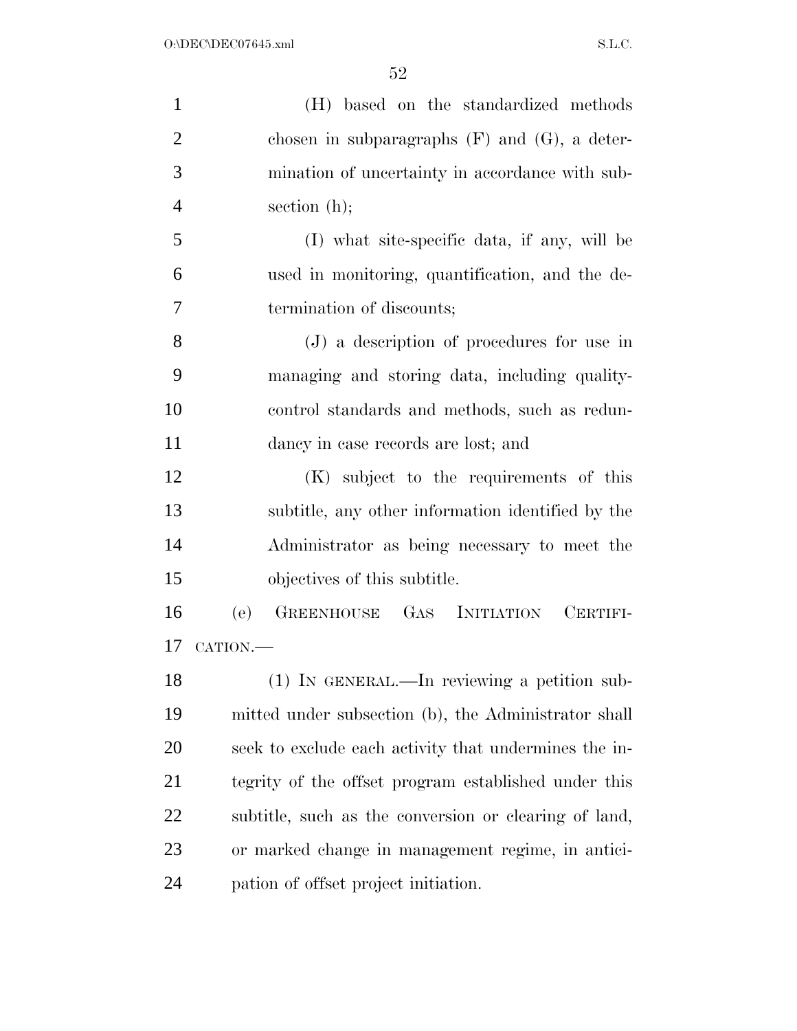(H) based on the standardized methods chosen in subparagraphs (F) and (G), a determination of uncertainty in accordance with subsection (h);

(I) what site-specific data, if any, will be used in monitoring, quantification, and the determination of discounts;

(J) a description of procedures for use in managing and storing data, including quality-control standards and methods, such as redundancy in case records are lost; and

(K) subject to the requirements of this subtitle, any other information identified by the Administrator as being necessary to meet the objectives of this subtitle.

(e) GREENHOUSE GAS INITIATION CERTIFICATION.—

(1) IN GENERAL.—In reviewing a petition submitted under subsection (b), the Administrator shall seek to exclude each activity that undermines the integrity of the offset program established under this subtitle, such as the conversion or clearing of land, or marked change in management regime, in anticipation of offset project initiation.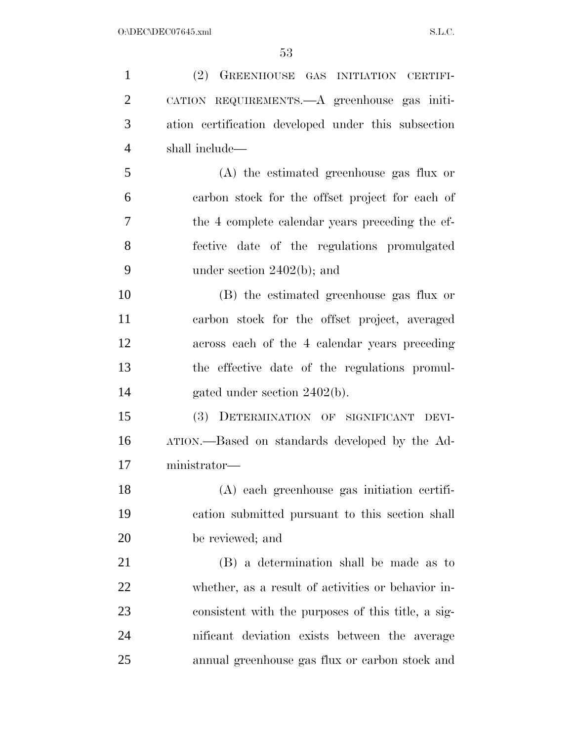(2) GREENHOUSE GAS INITIATION CERTIFICATION REQUIREMENTS.—A greenhouse gas initiation certification developed under this subsection shall include—

(A) the estimated greenhouse gas flux or carbon stock for the offset project for each of the 4 complete calendar years preceding the effective date of the regulations promulgated under section 2402(b); and

(B) the estimated greenhouse gas flux or carbon stock for the offset project, averaged across each of the 4 calendar years preceding the effective date of the regulations promulgated under section 2402(b).

(3) DETERMINATION OF SIGNIFICANT DEVIATION.—Based on standards developed by the Administrator—

(A) each greenhouse gas initiation certification submitted pursuant to this section shall be reviewed; and

(B) a determination shall be made as to whether, as a result of activities or behavior inconsistent with the purposes of this title, a significant deviation exists between the average annual greenhouse gas flux or carbon stock and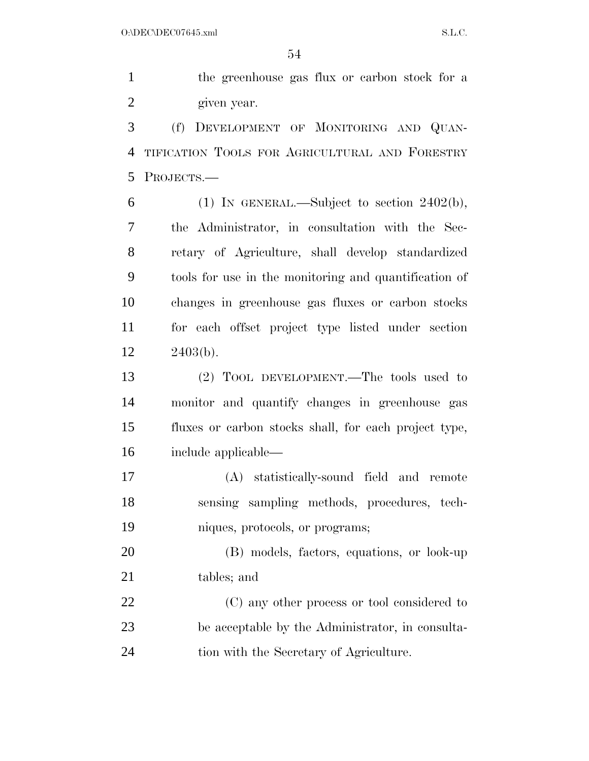the greenhouse gas flux or carbon stock for a given year.

(f) DEVELOPMENT OF MONITORING AND QUANTIFICATION TOOLS FOR AGRICULTURAL AND FORESTRY PROJECTS.—

(1) IN GENERAL.—Subject to section 2402(b), the Administrator, in consultation with the Secretary of Agriculture, shall develop standardized tools for use in the monitoring and quantification of changes in greenhouse gas fluxes or carbon stocks for each offset project type listed under section 2403(b).

(2) TOOL DEVELOPMENT.—The tools used to monitor and quantify changes in greenhouse gas fluxes or carbon stocks shall, for each project type, include applicable—

(A) statistically-sound field and remote sensing sampling methods, procedures, techniques, protocols, or programs;

(B) models, factors, equations, or look-up tables; and

(C) any other process or tool considered to be acceptable by the Administrator, in consultation with the Secretary of Agriculture.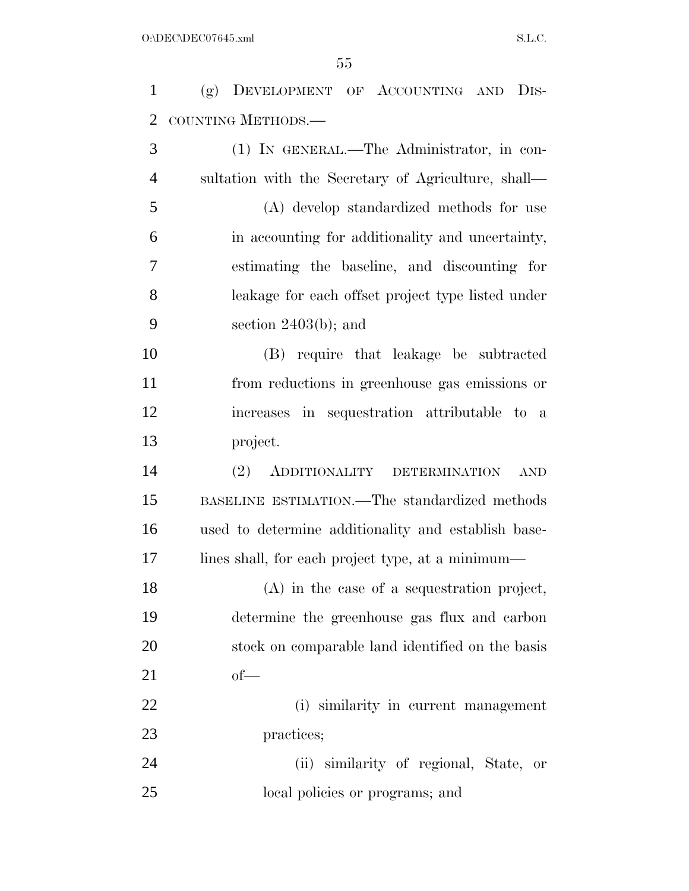(g) DEVELOPMENT OF ACCOUNTING AND DISCOUNTING METHODS.—

(1) IN GENERAL.—The Administrator, in consultation with the Secretary of Agriculture, shall—

(A) develop standardized methods for use in accounting for additionality and uncertainty, estimating the baseline, and discounting for leakage for each offset project type listed under section 2403(b); and

(B) require that leakage be subtracted from reductions in greenhouse gas emissions or increases in sequestration attributable to a project.

(2) ADDITIONALITY DETERMINATION AND BASELINE ESTIMATION.—The standardized methods used to determine additionality and establish baselines shall, for each project type, at a minimum—

(A) in the case of a sequestration project, determine the greenhouse gas flux and carbon stock on comparable land identified on the basis of—

(i) similarity in current management practices;

(ii) similarity of regional, State, or local policies or programs; and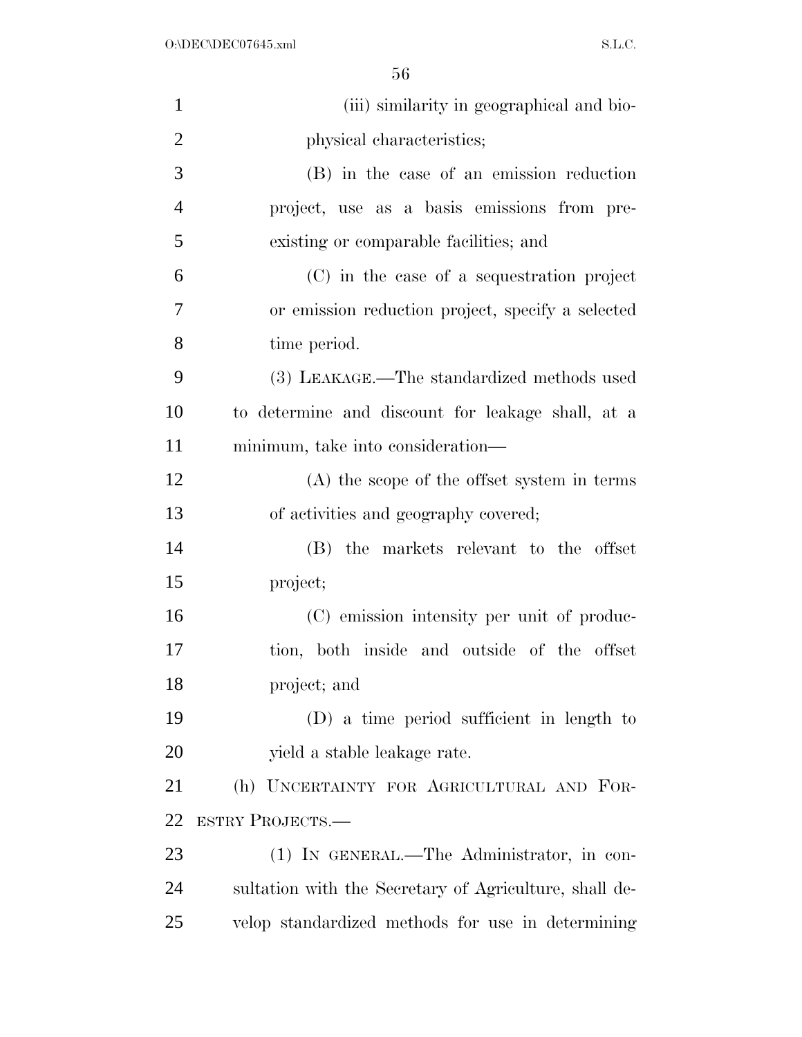(iii) similarity in geographical and biophysical characteristics;

(B) in the case of an emission reduction project, use as a basis emissions from preexisting or comparable facilities; and

(C) in the case of a sequestration project or emission reduction project, specify a selected time period.

(3) LEAKAGE.—The standardized methods used to determine and discount for leakage shall, at a minimum, take into consideration—

(A) the scope of the offset system in terms of activities and geography covered;

(B) the markets relevant to the offset project;

(C) emission intensity per unit of production, both inside and outside of the offset project; and

(D) a time period sufficient in length to yield a stable leakage rate.

(h) UNCERTAINTY FOR AGRICULTURAL AND FORESTRY PROJECTS.—

(1) IN GENERAL.—The Administrator, in consultation with the Secretary of Agriculture, shall develop standardized methods for use in determining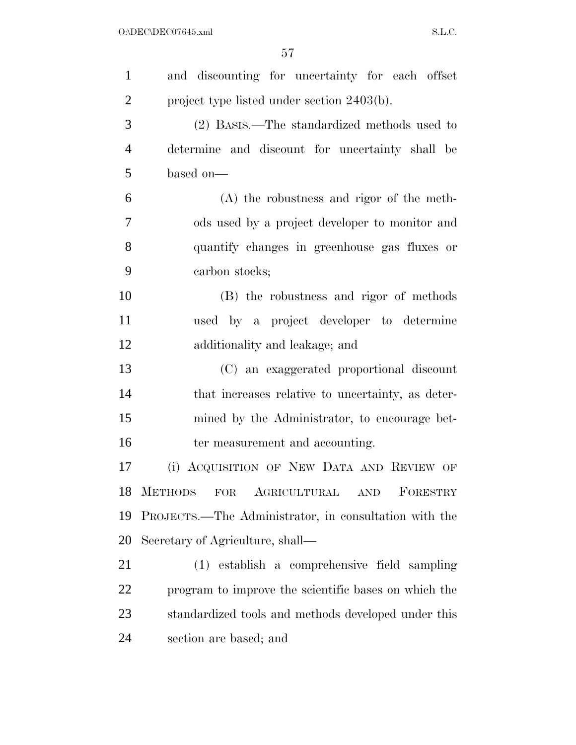and discounting for uncertainty for each offset project type listed under section 2403(b).

(2) BASIS.—The standardized methods used to determine and discount for uncertainty shall be based on—

(A) the robustness and rigor of the methods used by a project developer to monitor and quantify changes in greenhouse gas fluxes or carbon stocks;

(B) the robustness and rigor of methods used by a project developer to determine additionality and leakage; and

(C) an exaggerated proportional discount that increases relative to uncertainty, as determined by the Administrator, to encourage better measurement and accounting.

(i) ACQUISITION OF NEW DATA AND REVIEW OF METHODS FOR AGRICULTURAL AND FORESTRY PROJECTS.—The Administrator, in consultation with the Secretary of Agriculture, shall—

(1) establish a comprehensive field sampling program to improve the scientific bases on which the standardized tools and methods developed under this section are based; and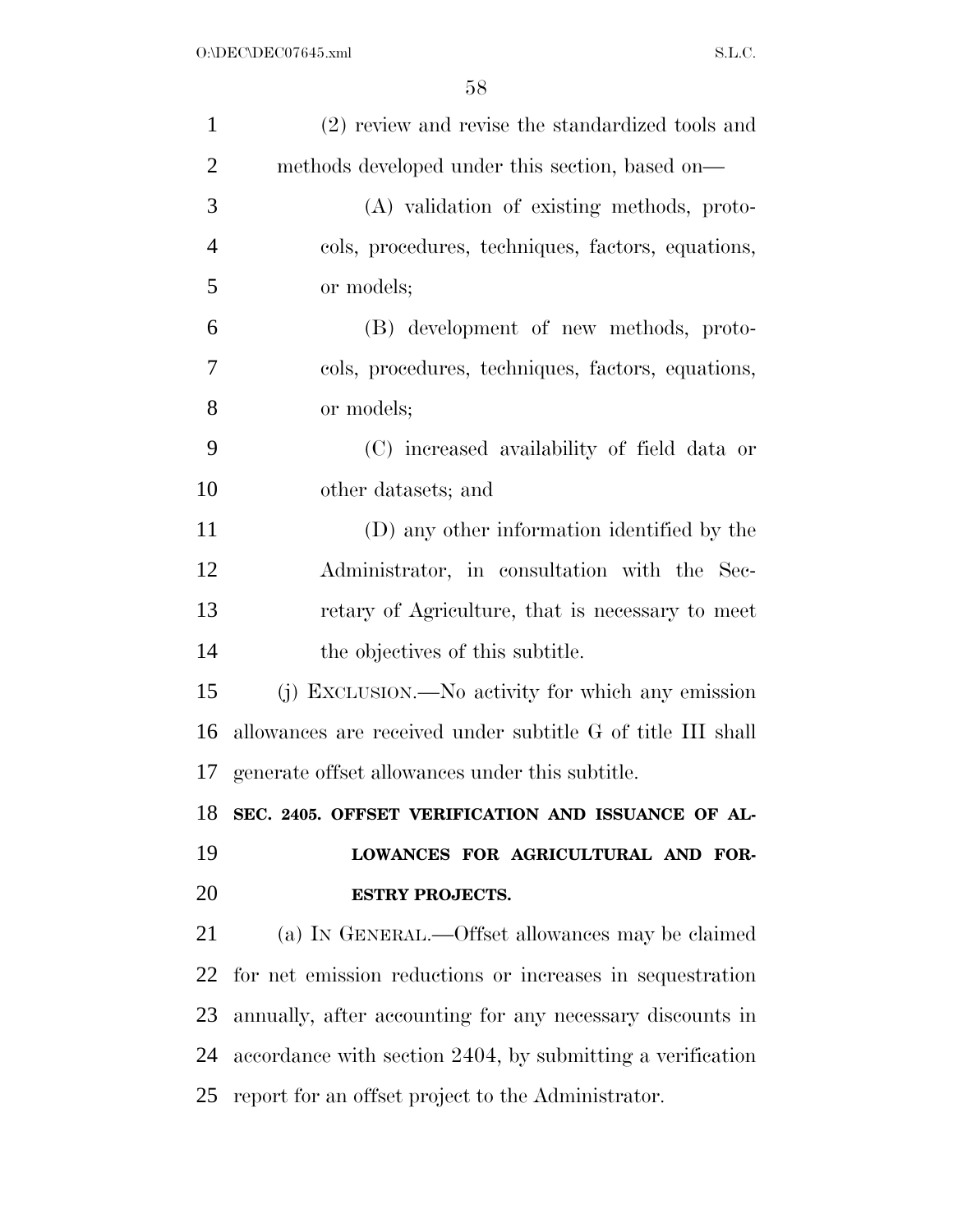(2) review and revise the standardized tools and methods developed under this section, based on—

(A) validation of existing methods, protocols, procedures, techniques, factors, equations, or models;

(B) development of new methods, protocols, procedures, techniques, factors, equations, or models;

(C) increased availability of field data or other datasets; and

(D) any other information identified by the Administrator, in consultation with the Secretary of Agriculture, that is necessary to meet the objectives of this subtitle.

(j) EXCLUSION.—No activity for which any emission allowances are received under subtitle G of title III shall generate offset allowances under this subtitle.

**SEC. 2405. OFFSET VERIFICATION AND ISSUANCE OF ALLOWANCES FOR AGRICULTURAL AND FORESTRY PROJECTS.**

(a) IN GENERAL.—Offset allowances may be claimed for net emission reductions or increases in sequestration annually, after accounting for any necessary discounts in accordance with section 2404, by submitting a verification report for an offset project to the Administrator.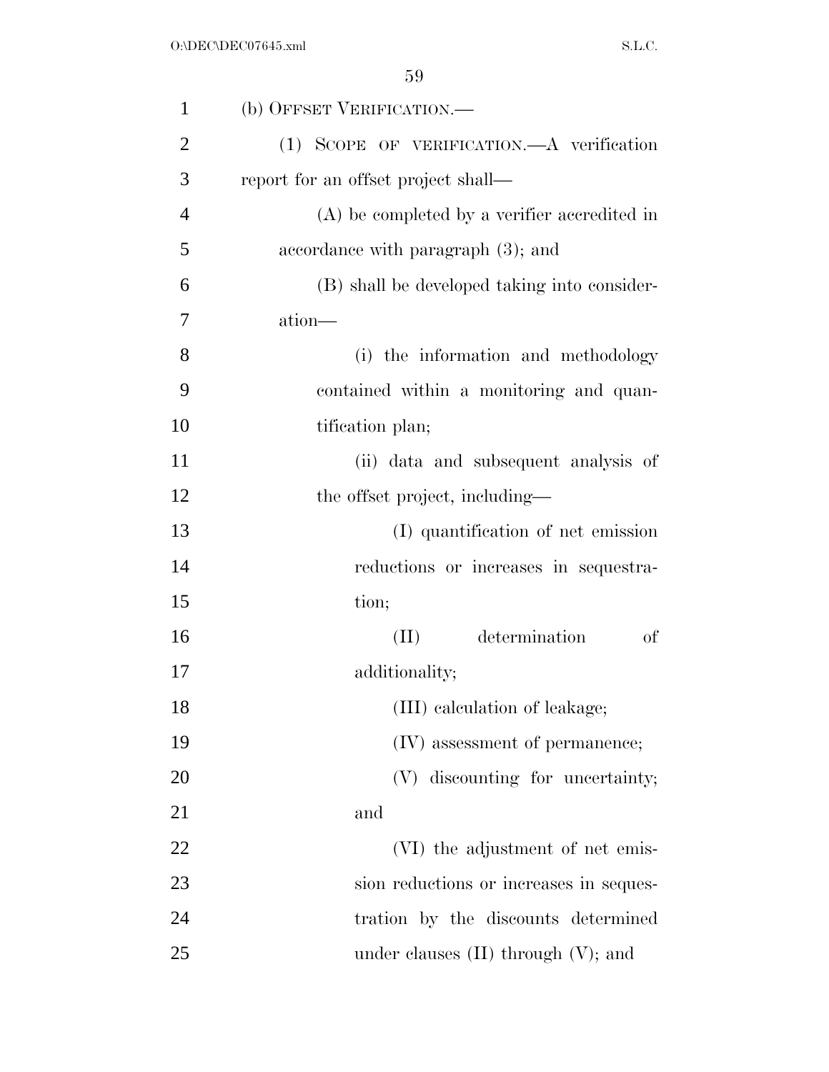(b) OFFSET VERIFICATION.—

(1) SCOPE OF VERIFICATION.—A verification report for an offset project shall—

(A) be completed by a verifier accredited in accordance with paragraph (3); and

(B) shall be developed taking into consideration—

(i) the information and methodology contained within a monitoring and quantification plan;

(ii) data and subsequent analysis of the offset project, including—

(I) quantification of net emission reductions or increases in sequestration;

(II) determination of additionality;

(III) calculation of leakage;

(IV) assessment of permanence;

(V) discounting for uncertainty; and

(VI) the adjustment of net emission reductions or increases in sequestration by the discounts determined under clauses (II) through (V); and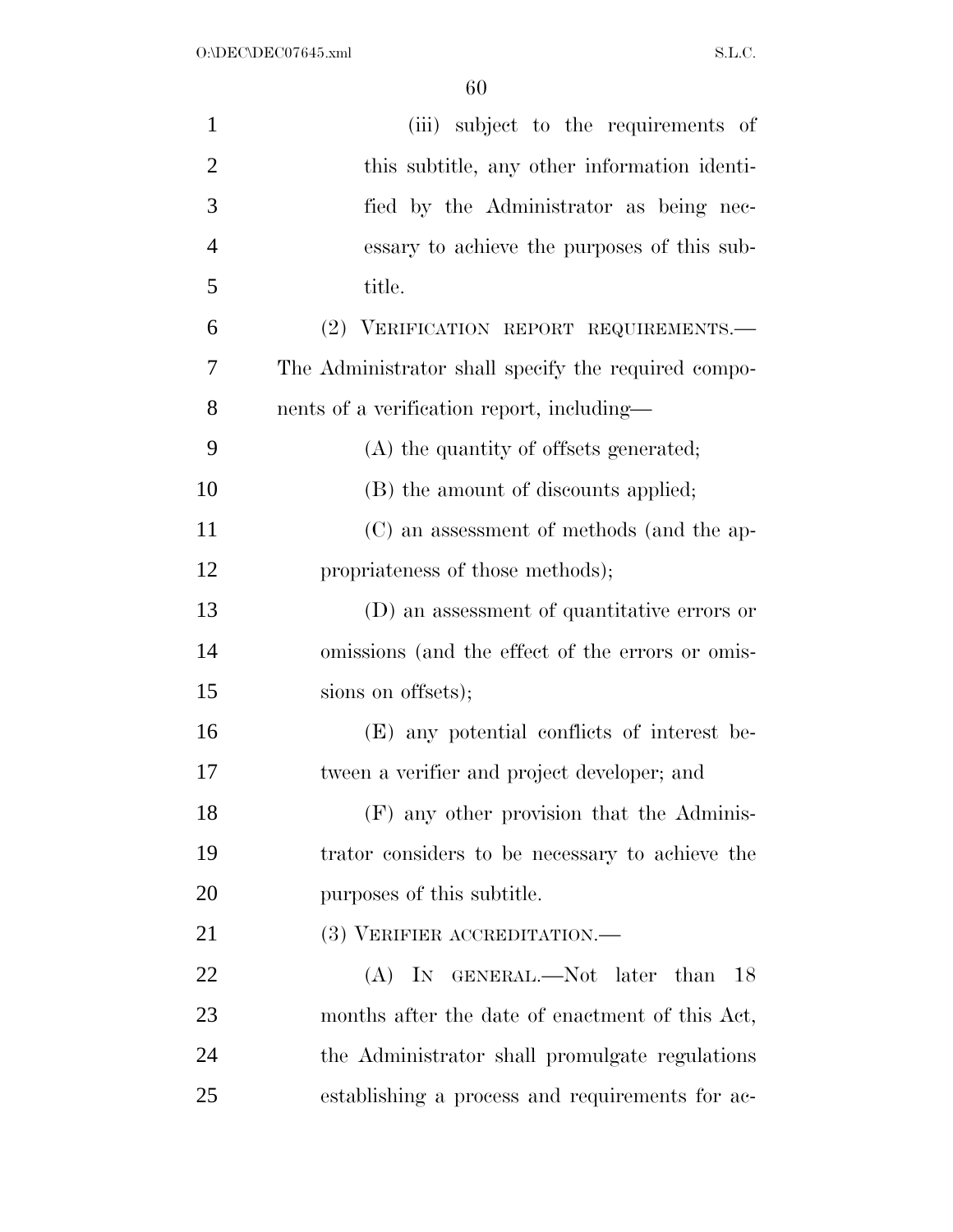(iii) subject to the requirements of this subtitle, any other information identified by the Administrator as being necessary to achieve the purposes of this subtitle.

(2) VERIFICATION REPORT REQUIREMENTS.—The Administrator shall specify the required components of a verification report, including—

(A) the quantity of offsets generated;

(B) the amount of discounts applied;

(C) an assessment of methods (and the appropriateness of those methods);

(D) an assessment of quantitative errors or omissions (and the effect of the errors or omissions on offsets);

(E) any potential conflicts of interest between a verifier and project developer; and

(F) any other provision that the Administrator considers to be necessary to achieve the purposes of this subtitle.

(3) VERIFIER ACCREDITATION.—

(A) IN GENERAL.—Not later than 18 months after the date of enactment of this Act, the Administrator shall promulgate regulations establishing a process and requirements for ac-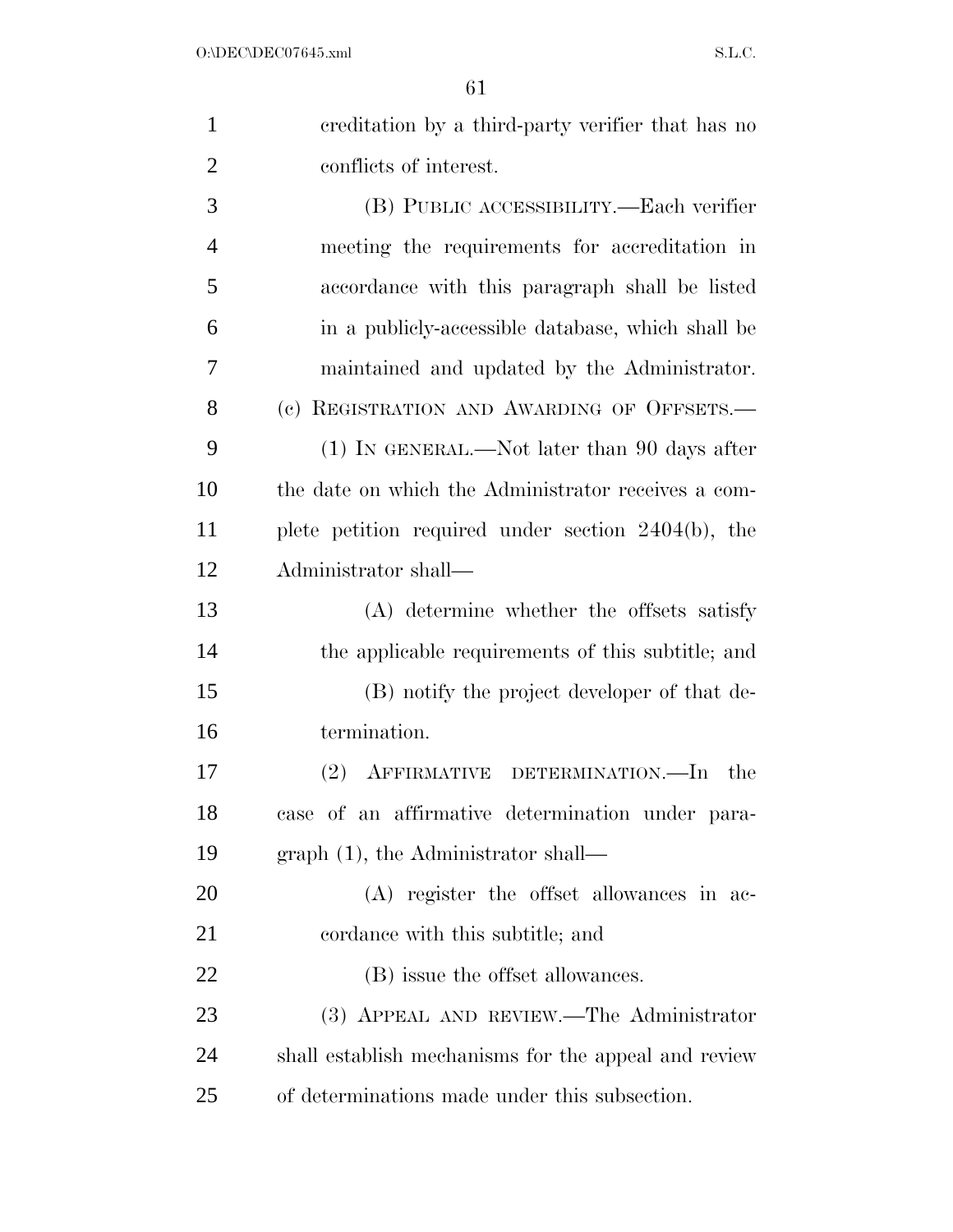creditation by a third-party verifier that has no conflicts of interest.

(B) PUBLIC ACCESSIBILITY.—Each verifier meeting the requirements for accreditation in accordance with this paragraph shall be listed in a publicly-accessible database, which shall be maintained and updated by the Administrator.

(c) REGISTRATION AND AWARDING OF OFFSETS.—

(1) IN GENERAL.—Not later than 90 days after the date on which the Administrator receives a complete petition required under section 2404(b), the Administrator shall—

(A) determine whether the offsets satisfy the applicable requirements of this subtitle; and

(B) notify the project developer of that determination.

(2) AFFIRMATIVE DETERMINATION.—In the case of an affirmative determination under paragraph (1), the Administrator shall—

(A) register the offset allowances in accordance with this subtitle; and

(B) issue the offset allowances.

(3) APPEAL AND REVIEW.—The Administrator shall establish mechanisms for the appeal and review of determinations made under this subsection.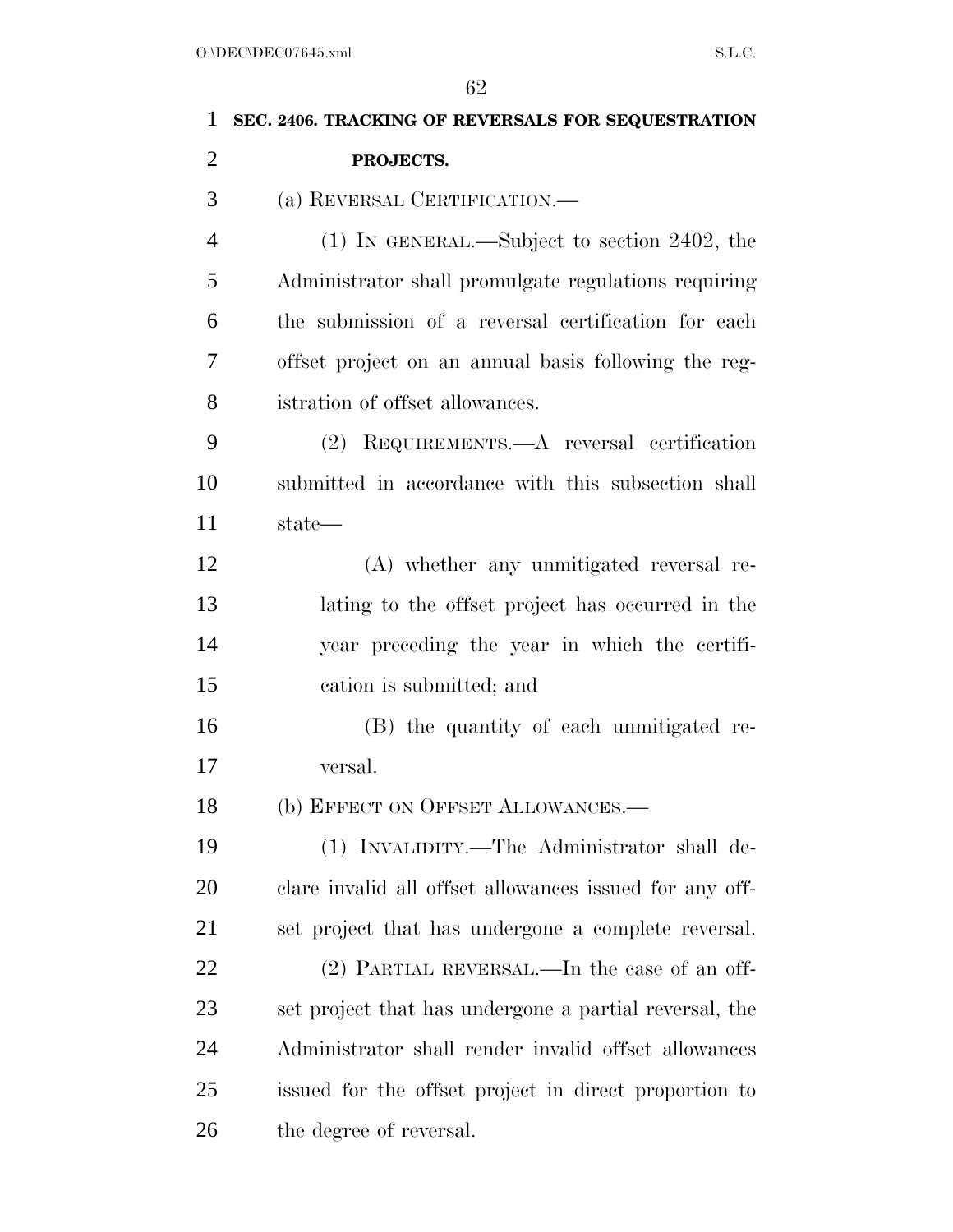**SEC. 2406. TRACKING OF REVERSALS FOR SEQUESTRATION PROJECTS.**

(a) REVERSAL CERTIFICATION.—

(1) IN GENERAL.—Subject to section 2402, the Administrator shall promulgate regulations requiring the submission of a reversal certification for each offset project on an annual basis following the registration of offset allowances.

(2) REQUIREMENTS.—A reversal certification submitted in accordance with this subsection shall state—

(A) whether any unmitigated reversal relating to the offset project has occurred in the year preceding the year in which the certification is submitted; and

(B) the quantity of each unmitigated reversal.

(b) EFFECT ON OFFSET ALLOWANCES.—

(1) INVALIDITY.—The Administrator shall declare invalid all offset allowances issued for any offset project that has undergone a complete reversal.

(2) PARTIAL REVERSAL.—In the case of an offset project that has undergone a partial reversal, the Administrator shall render invalid offset allowances issued for the offset project in direct proportion to the degree of reversal.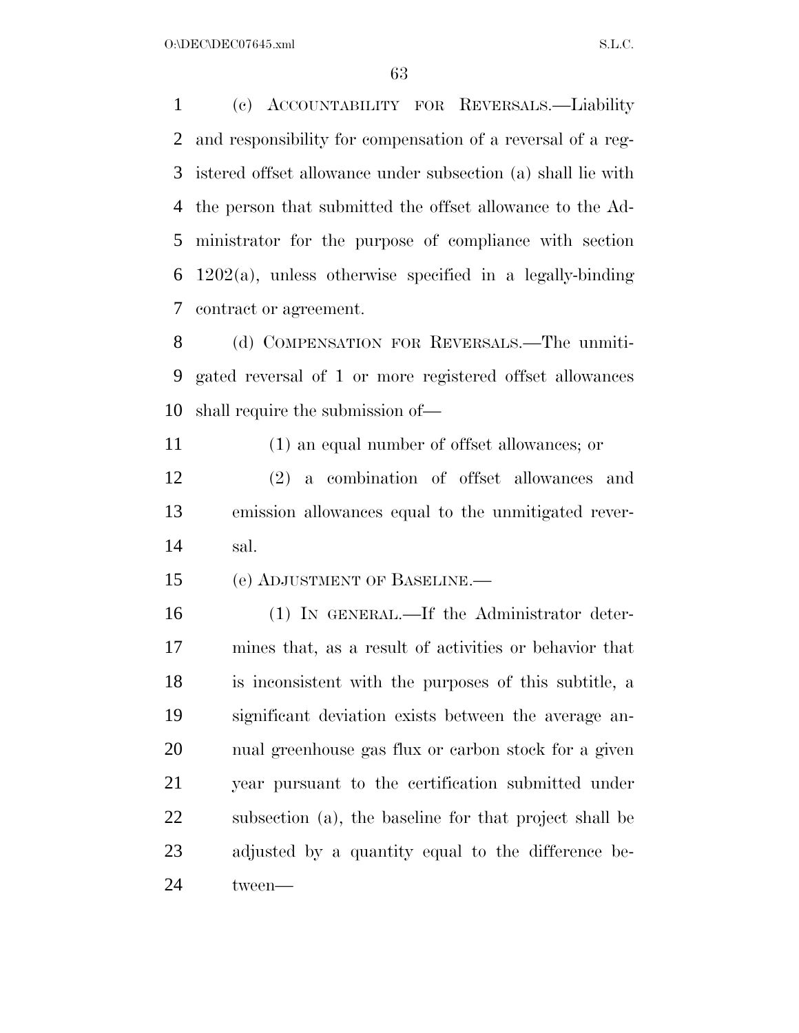(c) ACCOUNTABILITY FOR REVERSALS.—Liability and responsibility for compensation of a reversal of a registered offset allowance under subsection (a) shall lie with the person that submitted the offset allowance to the Administrator for the purpose of compliance with section 1202(a), unless otherwise specified in a legally-binding contract or agreement.

(d) COMPENSATION FOR REVERSALS.—The unmitigated reversal of 1 or more registered offset allowances shall require the submission of—

(1) an equal number of offset allowances; or

(2) a combination of offset allowances and emission allowances equal to the unmitigated reversal.

(e) ADJUSTMENT OF BASELINE.—

(1) IN GENERAL.—If the Administrator determines that, as a result of activities or behavior that is inconsistent with the purposes of this subtitle, a significant deviation exists between the average annual greenhouse gas flux or carbon stock for a given year pursuant to the certification submitted under subsection (a), the baseline for that project shall be adjusted by a quantity equal to the difference between—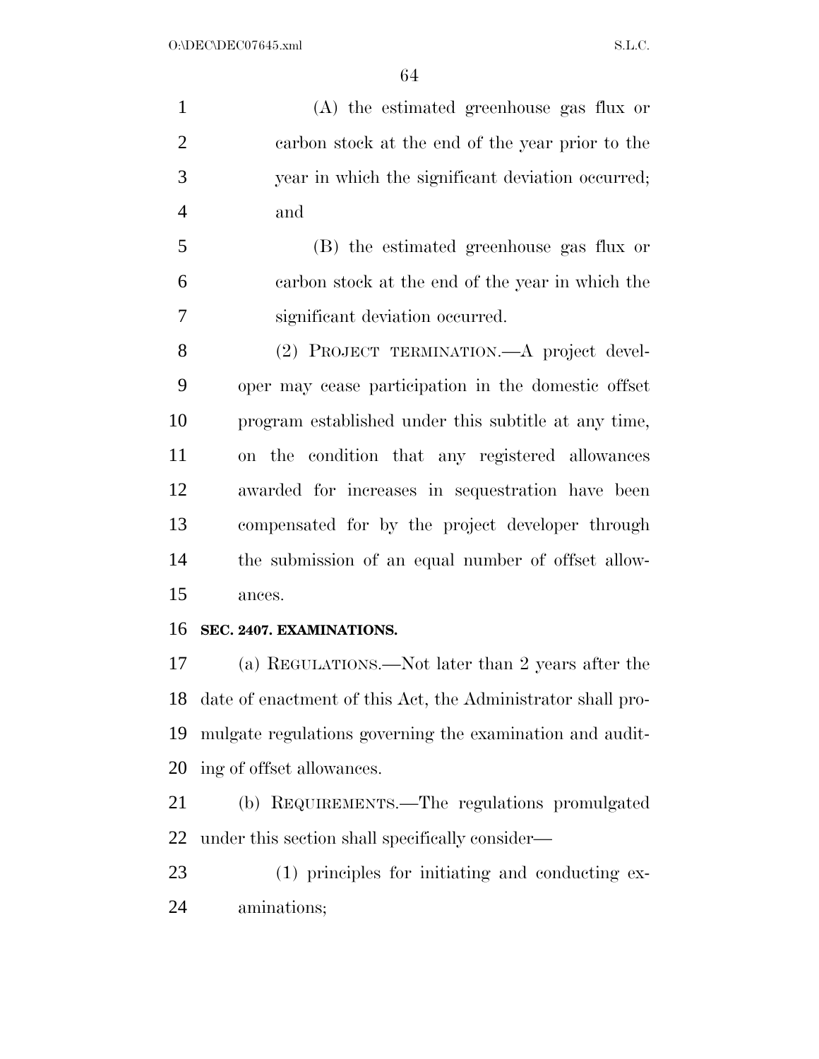(A) the estimated greenhouse gas flux or carbon stock at the end of the year prior to the year in which the significant deviation occurred; and

(B) the estimated greenhouse gas flux or carbon stock at the end of the year in which the significant deviation occurred.

(2) PROJECT TERMINATION.—A project developer may cease participation in the domestic offset program established under this subtitle at any time, on the condition that any registered allowances awarded for increases in sequestration have been compensated for by the project developer through the submission of an equal number of offset allowances.

**SEC. 2407. EXAMINATIONS.**

(a) REGULATIONS.—Not later than 2 years after the date of enactment of this Act, the Administrator shall promulgate regulations governing the examination and auditing of offset allowances.

(b) REQUIREMENTS.—The regulations promulgated under this section shall specifically consider—

(1) principles for initiating and conducting examinations;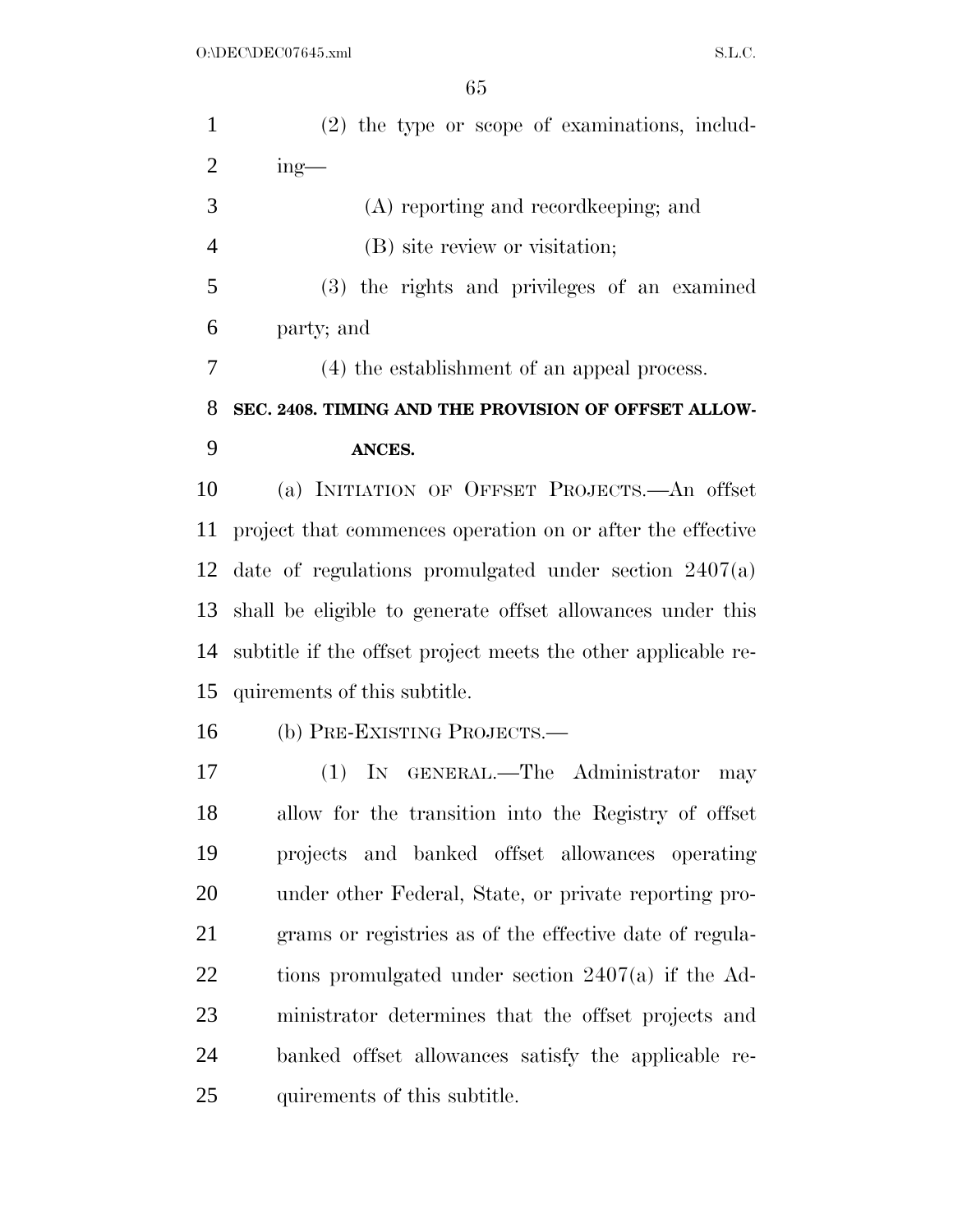(2) the type or scope of examinations, including—

(A) reporting and recordkeeping; and

(B) site review or visitation;

(3) the rights and privileges of an examined party; and

(4) the establishment of an appeal process.

### SEC. 2408. TIMING AND THE PROVISION OF OFFSET ALLOWANCES.

(a) INITIATION OF OFFSET PROJECTS.—An offset project that commences operation on or after the effective date of regulations promulgated under section 2407(a) shall be eligible to generate offset allowances under this subtitle if the offset project meets the other applicable requirements of this subtitle.

(b) PRE-EXISTING PROJECTS.—

(1) IN GENERAL.—The Administrator may allow for the transition into the Registry of offset projects and banked offset allowances operating under other Federal, State, or private reporting programs or registries as of the effective date of regulations promulgated under section 2407(a) if the Administrator determines that the offset projects and banked offset allowances satisfy the applicable requirements of this subtitle.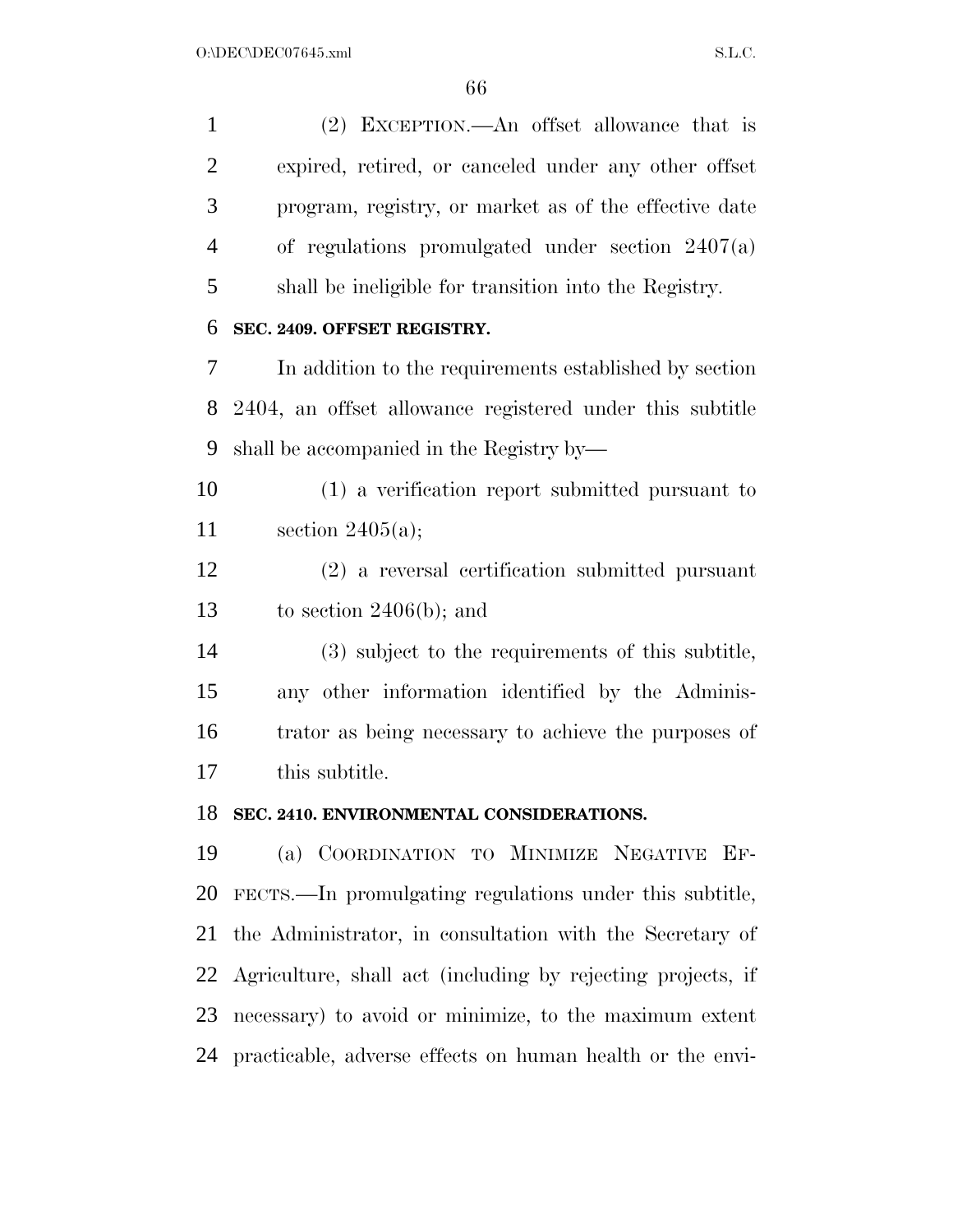(2) EXCEPTION.—An offset allowance that is expired, retired, or canceled under any other offset program, registry, or market as of the effective date of regulations promulgated under section 2407(a) shall be ineligible for transition into the Registry.

**SEC. 2409. OFFSET REGISTRY.**

In addition to the requirements established by section 2404, an offset allowance registered under this subtitle shall be accompanied in the Registry by—

(1) a verification report submitted pursuant to section 2405(a);

(2) a reversal certification submitted pursuant to section 2406(b); and

(3) subject to the requirements of this subtitle, any other information identified by the Administrator as being necessary to achieve the purposes of this subtitle.

**SEC. 2410. ENVIRONMENTAL CONSIDERATIONS.**

(a) COORDINATION TO MINIMIZE NEGATIVE EFFECTS.—In promulgating regulations under this subtitle, the Administrator, in consultation with the Secretary of Agriculture, shall act (including by rejecting projects, if necessary) to avoid or minimize, to the maximum extent practicable, adverse effects on human health or the envi-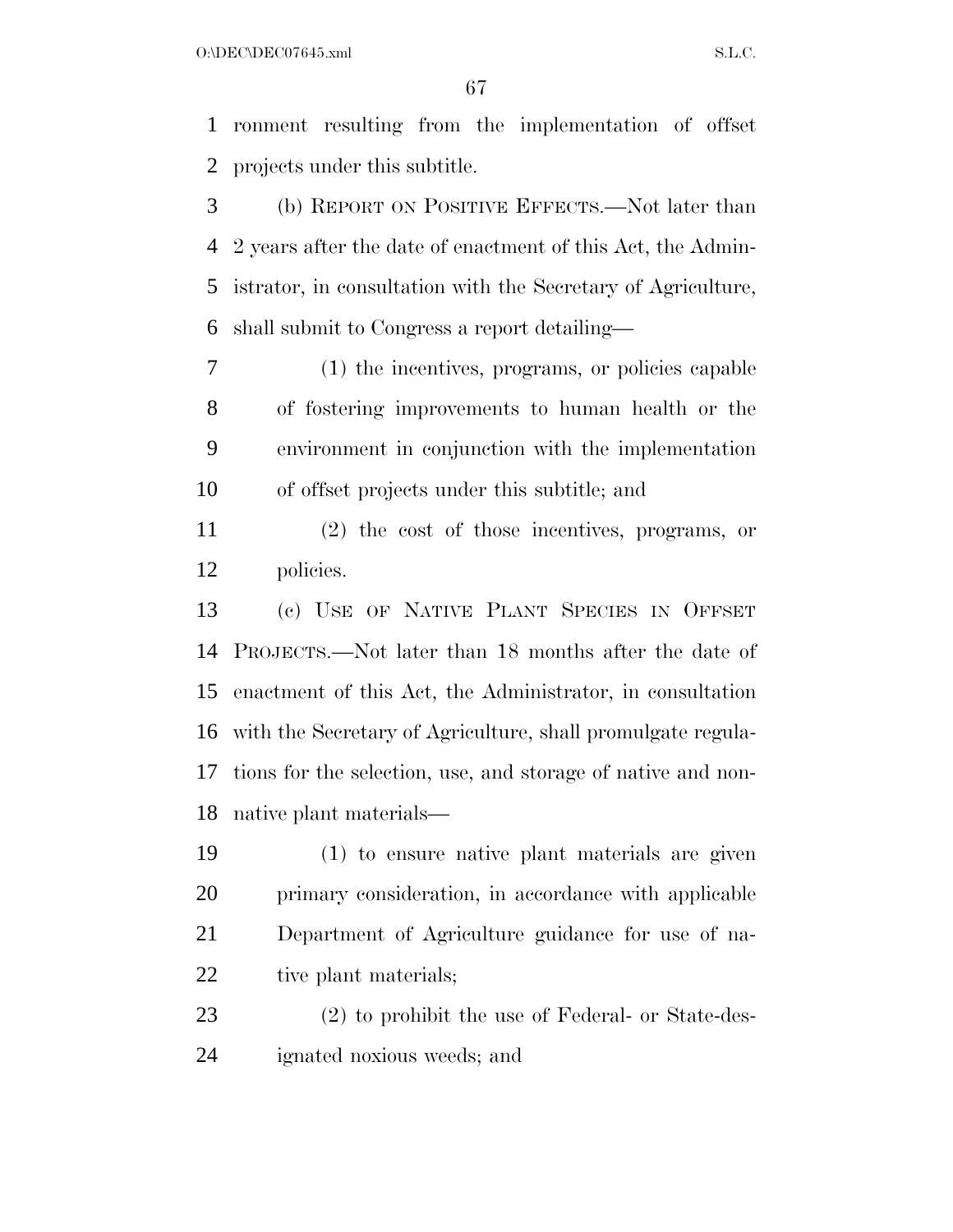ronment resulting from the implementation of offset projects under this subtitle.

(b) REPORT ON POSITIVE EFFECTS.—Not later than 2 years after the date of enactment of this Act, the Administrator, in consultation with the Secretary of Agriculture, shall submit to Congress a report detailing—

(1) the incentives, programs, or policies capable of fostering improvements to human health or the environment in conjunction with the implementation of offset projects under this subtitle; and

(2) the cost of those incentives, programs, or policies.

(c) USE OF NATIVE PLANT SPECIES IN OFFSET PROJECTS.—Not later than 18 months after the date of enactment of this Act, the Administrator, in consultation with the Secretary of Agriculture, shall promulgate regulations for the selection, use, and storage of native and non-native plant materials—

(1) to ensure native plant materials are given primary consideration, in accordance with applicable Department of Agriculture guidance for use of native plant materials;

(2) to prohibit the use of Federal- or State-designated noxious weeds; and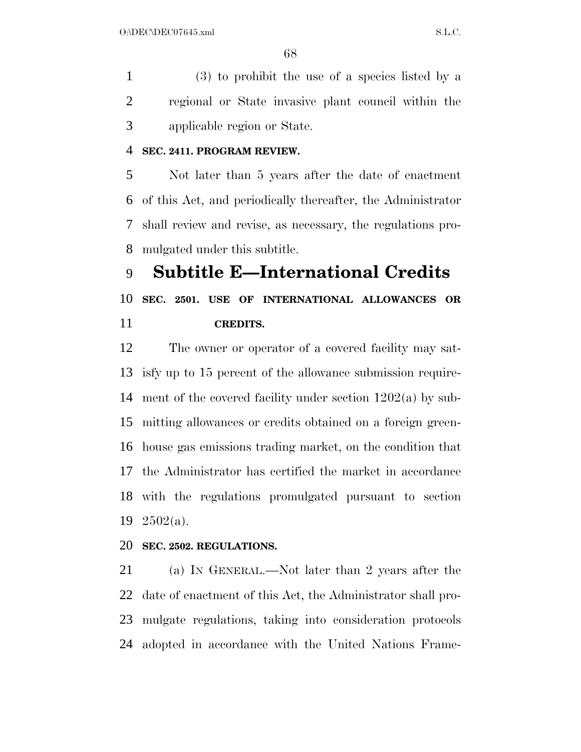(3) to prohibit the use of a species listed by a regional or State invasive plant council within the applicable region or State.

**SEC. 2411. PROGRAM REVIEW.**

Not later than 5 years after the date of enactment of this Act, and periodically thereafter, the Administrator shall review and revise, as necessary, the regulations promulgated under this subtitle.

# Subtitle E—International Credits

**SEC. 2501. USE OF INTERNATIONAL ALLOWANCES OR CREDITS.**

The owner or operator of a covered facility may satisfy up to 15 percent of the allowance submission requirement of the covered facility under section 1202(a) by submitting allowances or credits obtained on a foreign greenhouse gas emissions trading market, on the condition that the Administrator has certified the market in accordance with the regulations promulgated pursuant to section 2502(a).

**SEC. 2502. REGULATIONS.**

(a) IN GENERAL.—Not later than 2 years after the date of enactment of this Act, the Administrator shall promulgate regulations, taking into consideration protocols adopted in accordance with the United Nations Frame-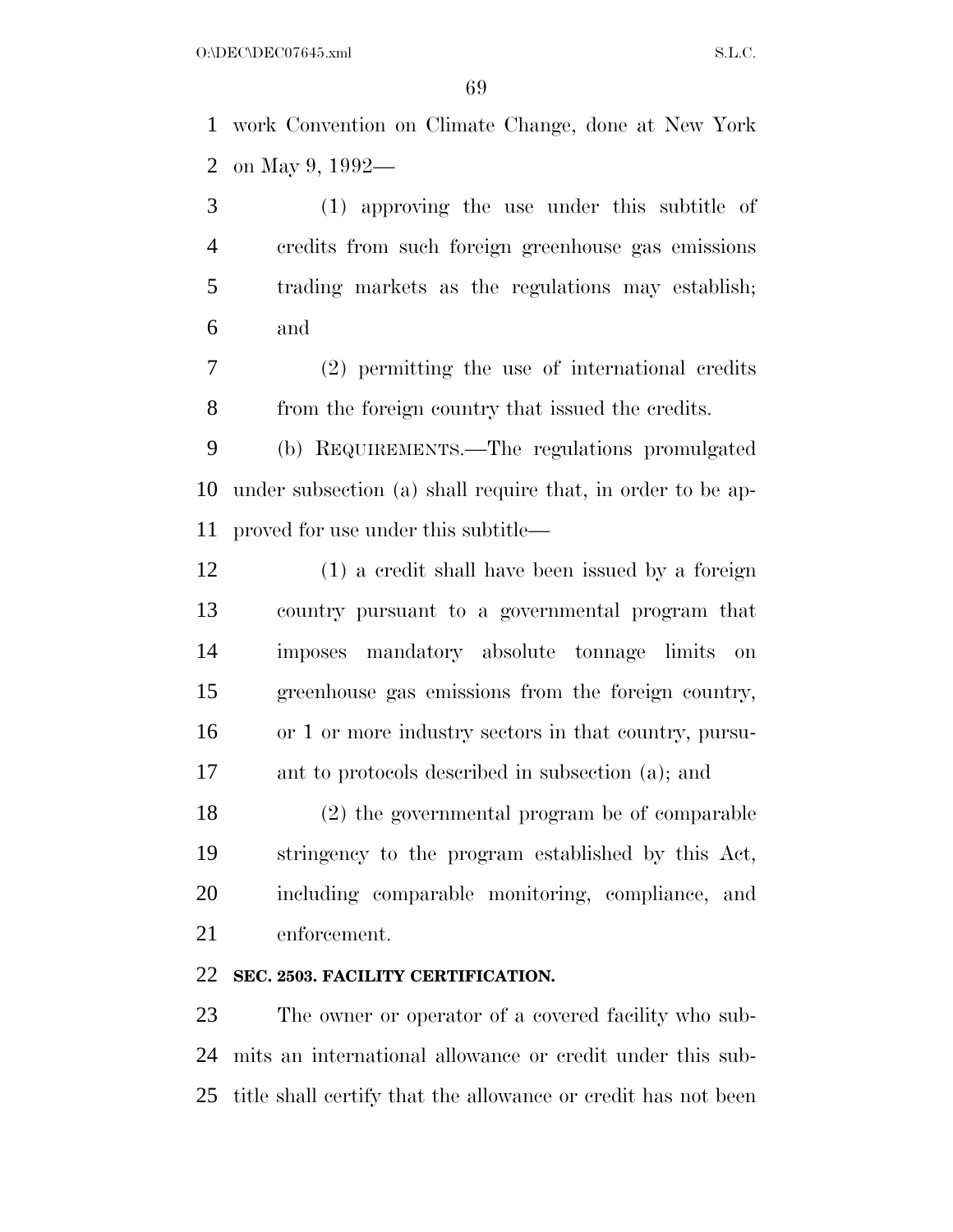work Convention on Climate Change, done at New York on May 9, 1992—

(1) approving the use under this subtitle of credits from such foreign greenhouse gas emissions trading markets as the regulations may establish; and

(2) permitting the use of international credits from the foreign country that issued the credits.

(b) REQUIREMENTS.—The regulations promulgated under subsection (a) shall require that, in order to be approved for use under this subtitle—

(1) a credit shall have been issued by a foreign country pursuant to a governmental program that imposes mandatory absolute tonnage limits on greenhouse gas emissions from the foreign country, or 1 or more industry sectors in that country, pursuant to protocols described in subsection (a); and

(2) the governmental program be of comparable stringency to the program established by this Act, including comparable monitoring, compliance, and enforcement.

**SEC. 2503. FACILITY CERTIFICATION.**

The owner or operator of a covered facility who submits an international allowance or credit under this subtitle shall certify that the allowance or credit has not been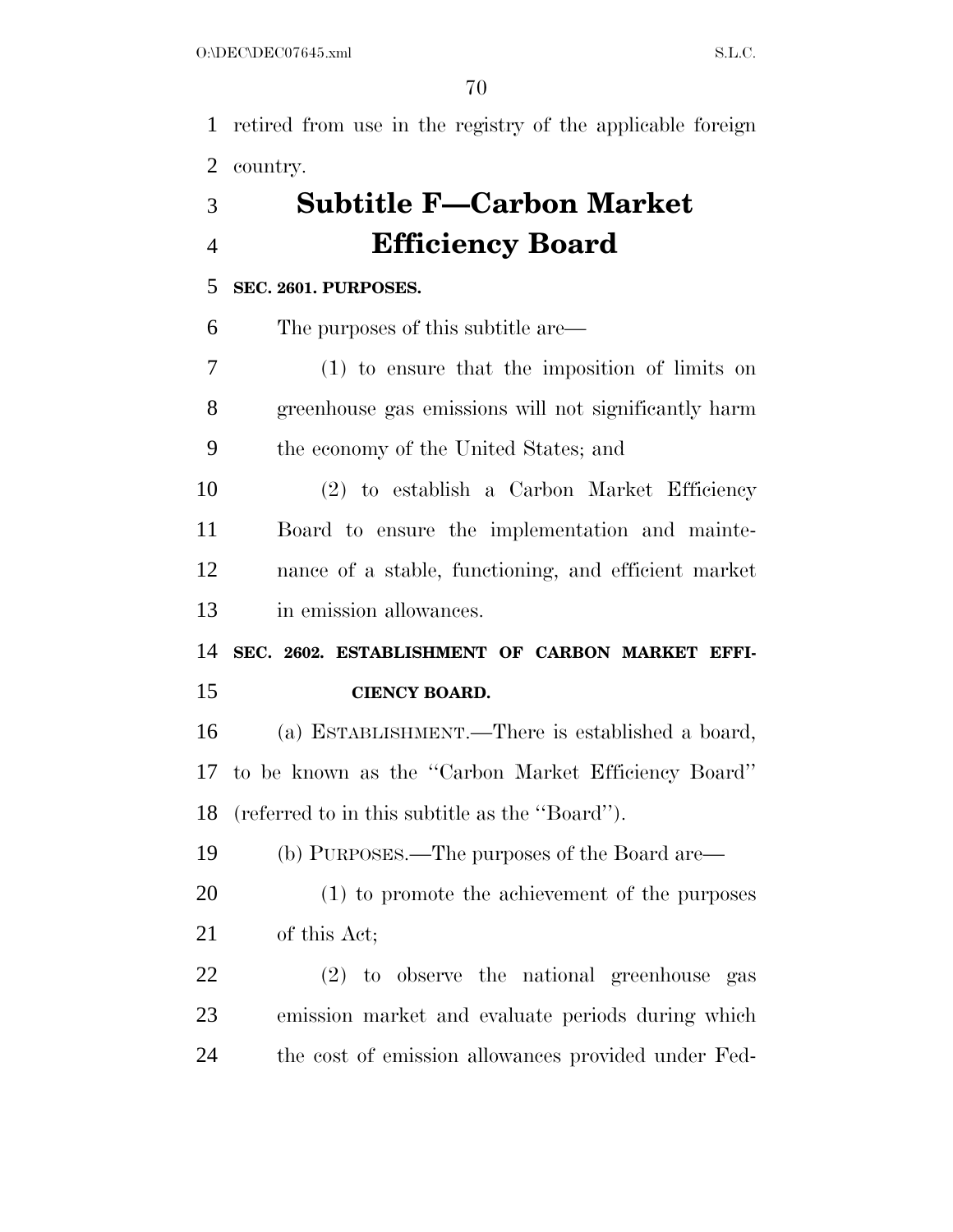retired from use in the registry of the applicable foreign country.

# Subtitle F—Carbon Market Efficiency Board

**SEC. 2601. PURPOSES.**

The purposes of this subtitle are—

(1) to ensure that the imposition of limits on greenhouse gas emissions will not significantly harm the economy of the United States; and

(2) to establish a Carbon Market Efficiency Board to ensure the implementation and maintenance of a stable, functioning, and efficient market in emission allowances.

**SEC. 2602. ESTABLISHMENT OF CARBON MARKET EFFICIENCY BOARD.**

(a) ESTABLISHMENT.—There is established a board, to be known as the "Carbon Market Efficiency Board" (referred to in this subtitle as the "Board").

(b) PURPOSES.—The purposes of the Board are—

(1) to promote the achievement of the purposes of this Act;

(2) to observe the national greenhouse gas emission market and evaluate periods during which the cost of emission allowances provided under Fed-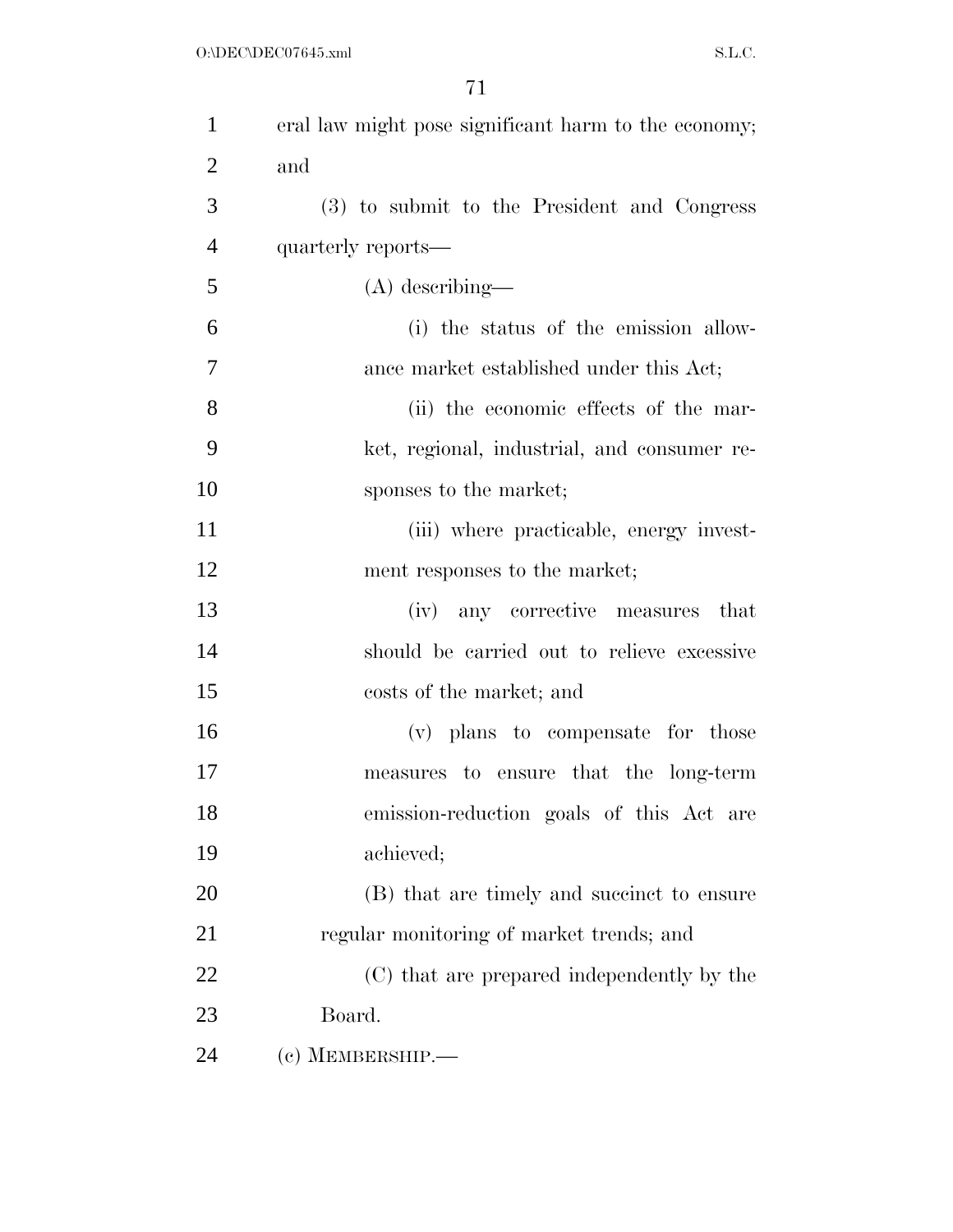eral law might pose significant harm to the economy; and

(3) to submit to the President and Congress quarterly reports—

(A) describing—

(i) the status of the emission allowance market established under this Act;

(ii) the economic effects of the market, regional, industrial, and consumer responses to the market;

(iii) where practicable, energy investment responses to the market;

(iv) any corrective measures that should be carried out to relieve excessive costs of the market; and

(v) plans to compensate for those measures to ensure that the long-term emission-reduction goals of this Act are achieved;

(B) that are timely and succinct to ensure regular monitoring of market trends; and

(C) that are prepared independently by the Board.

(c) MEMBERSHIP.—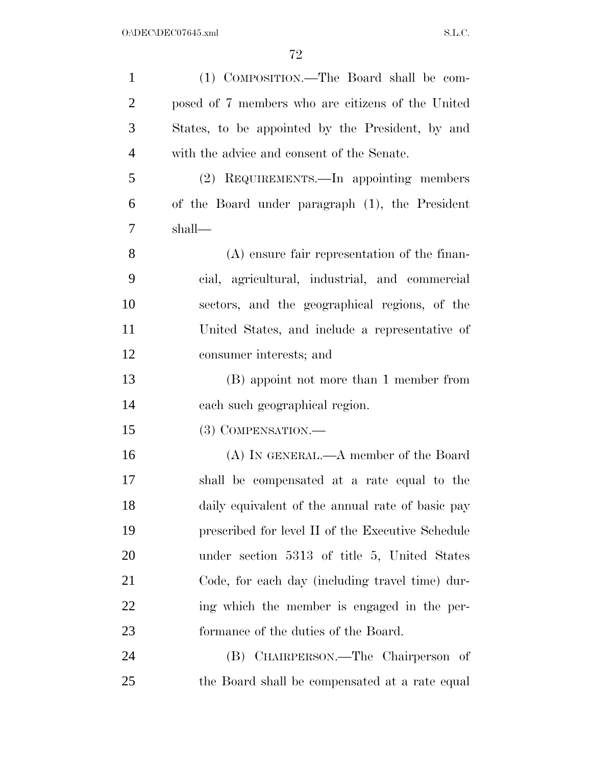(1) COMPOSITION.—The Board shall be composed of 7 members who are citizens of the United States, to be appointed by the President, by and with the advice and consent of the Senate.

(2) REQUIREMENTS.—In appointing members of the Board under paragraph (1), the President shall—

(A) ensure fair representation of the financial, agricultural, industrial, and commercial sectors, and the geographical regions, of the United States, and include a representative of consumer interests; and

(B) appoint not more than 1 member from each such geographical region.

(3) COMPENSATION.—

(A) IN GENERAL.—A member of the Board shall be compensated at a rate equal to the daily equivalent of the annual rate of basic pay prescribed for level II of the Executive Schedule under section 5313 of title 5, United States Code, for each day (including travel time) during which the member is engaged in the performance of the duties of the Board.

(B) CHAIRPERSON.—The Chairperson of the Board shall be compensated at a rate equal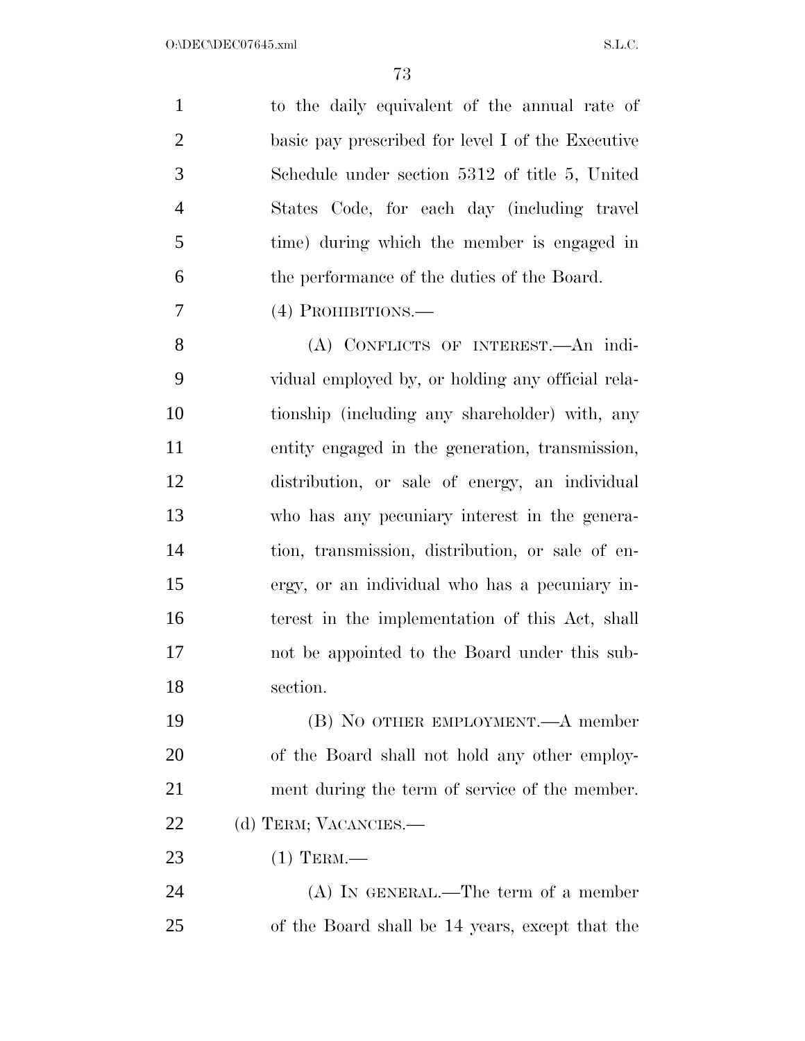to the daily equivalent of the annual rate of basic pay prescribed for level I of the Executive Schedule under section 5312 of title 5, United States Code, for each day (including travel time) during which the member is engaged in the performance of the duties of the Board.

(4) PROHIBITIONS.—

(A) CONFLICTS OF INTEREST.—An individual employed by, or holding any official relationship (including any shareholder) with, any entity engaged in the generation, transmission, distribution, or sale of energy, an individual who has any pecuniary interest in the generation, transmission, distribution, or sale of energy, or an individual who has a pecuniary interest in the implementation of this Act, shall not be appointed to the Board under this subsection.

(B) NO OTHER EMPLOYMENT.—A member of the Board shall not hold any other employment during the term of service of the member.

(d) TERM; VACANCIES.—

(1) TERM.—

(A) IN GENERAL.—The term of a member of the Board shall be 14 years, except that the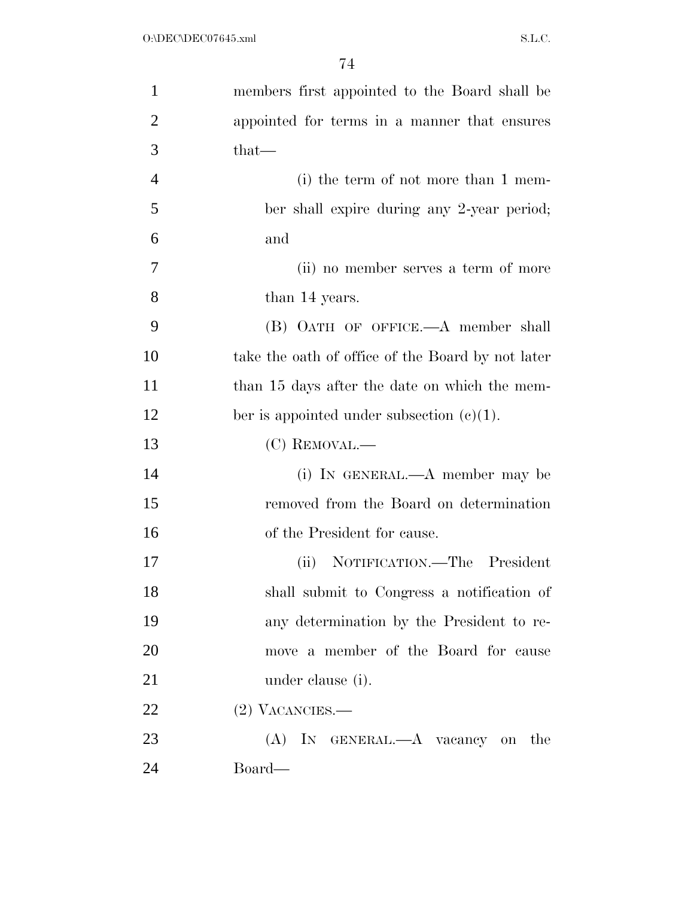members first appointed to the Board shall be appointed for terms in a manner that ensures that—

(i) the term of not more than 1 member shall expire during any 2-year period; and

(ii) no member serves a term of more than 14 years.

(B) OATH OF OFFICE.—A member shall take the oath of office of the Board by not later than 15 days after the date on which the member is appointed under subsection (c)(1).

(C) REMOVAL.—

(i) IN GENERAL.—A member may be removed from the Board on determination of the President for cause.

(ii) NOTIFICATION.—The President shall submit to Congress a notification of any determination by the President to remove a member of the Board for cause under clause (i).

(2) VACANCIES.—

(A) IN GENERAL.—A vacancy on the Board—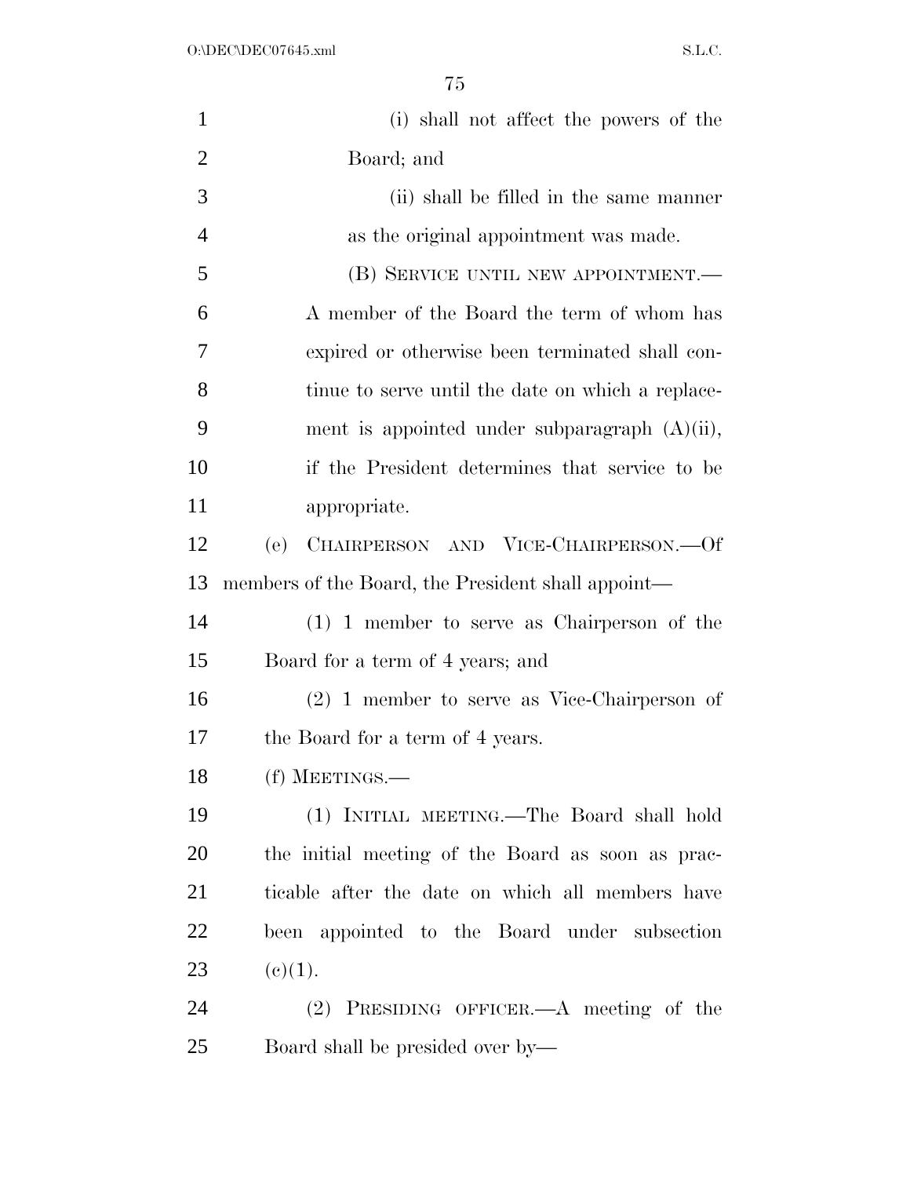(i) shall not affect the powers of the Board; and

(ii) shall be filled in the same manner as the original appointment was made.

(B) SERVICE UNTIL NEW APPOINTMENT.—A member of the Board the term of whom has expired or otherwise been terminated shall continue to serve until the date on which a replacement is appointed under subparagraph (A)(ii), if the President determines that service to be appropriate.

(e) CHAIRPERSON AND VICE-CHAIRPERSON.—Of members of the Board, the President shall appoint—

(1) 1 member to serve as Chairperson of the Board for a term of 4 years; and

(2) 1 member to serve as Vice-Chairperson of the Board for a term of 4 years.

(f) MEETINGS.—

(1) INITIAL MEETING.—The Board shall hold the initial meeting of the Board as soon as practicable after the date on which all members have been appointed to the Board under subsection (c)(1).

(2) PRESIDING OFFICER.—A meeting of the Board shall be presided over by—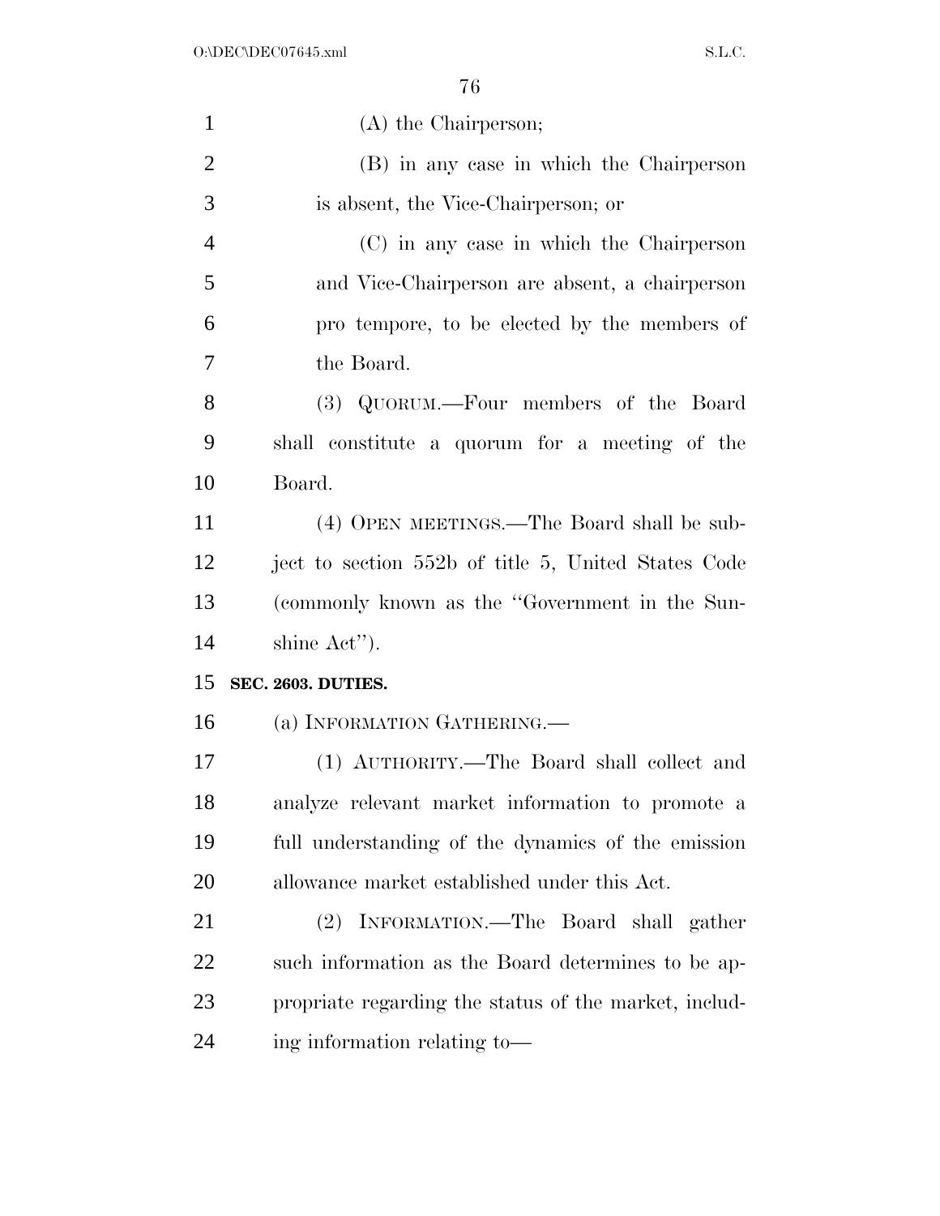(A) the Chairperson;

(B) in any case in which the Chairperson is absent, the Vice-Chairperson; or

(C) in any case in which the Chairperson and Vice-Chairperson are absent, a chairperson pro tempore, to be elected by the members of the Board.

(3) QUORUM.—Four members of the Board shall constitute a quorum for a meeting of the Board.

(4) OPEN MEETINGS.—The Board shall be subject to section 552b of title 5, United States Code (commonly known as the ''Government in the Sunshine Act'').

**SEC. 2603. DUTIES.**

(a) INFORMATION GATHERING.—

(1) AUTHORITY.—The Board shall collect and analyze relevant market information to promote a full understanding of the dynamics of the emission allowance market established under this Act.

(2) INFORMATION.—The Board shall gather such information as the Board determines to be appropriate regarding the status of the market, including information relating to—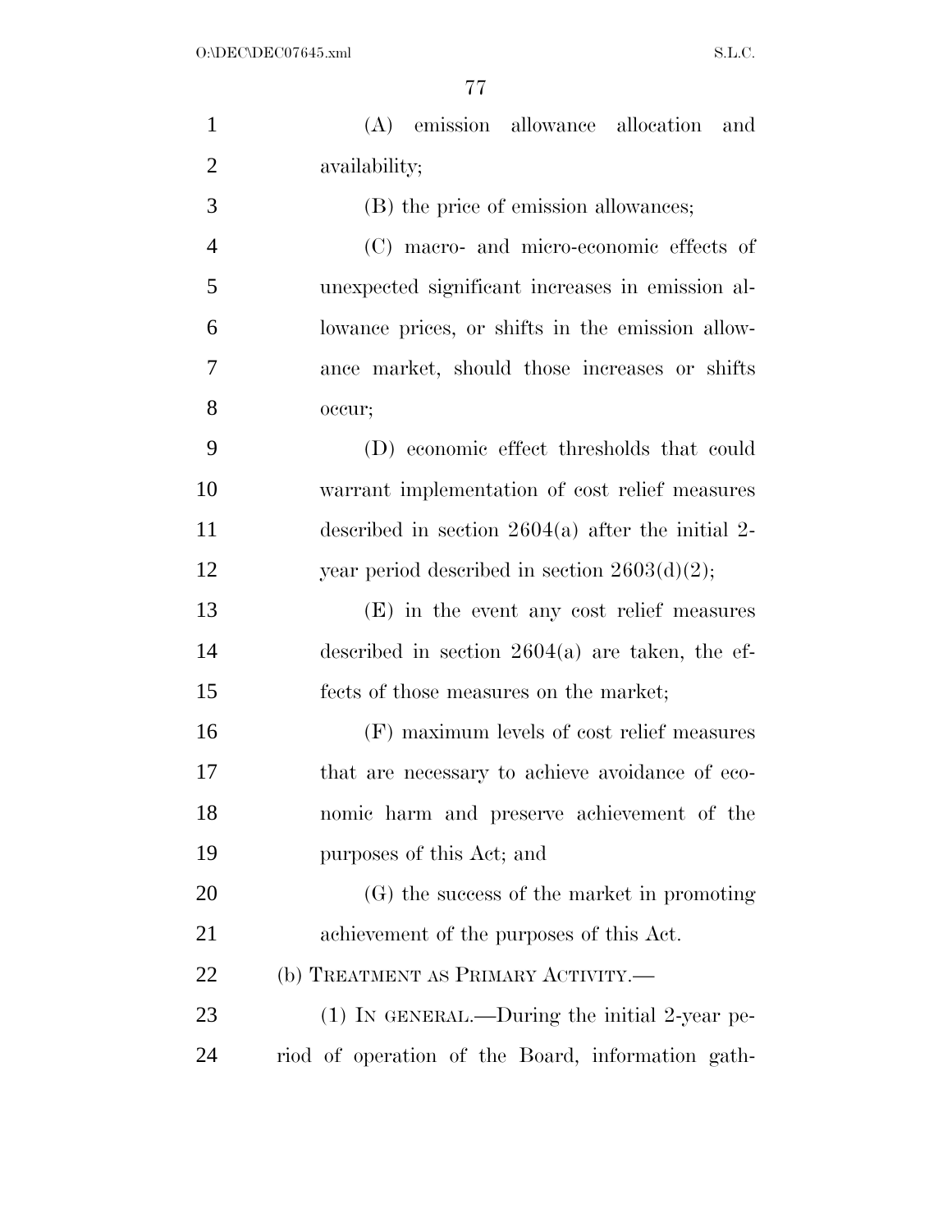(A) emission allowance allocation and availability;

(B) the price of emission allowances;

(C) macro- and micro-economic effects of unexpected significant increases in emission allowance prices, or shifts in the emission allowance market, should those increases or shifts occur;

(D) economic effect thresholds that could warrant implementation of cost relief measures described in section 2604(a) after the initial 2-year period described in section 2603(d)(2);

(E) in the event any cost relief measures described in section 2604(a) are taken, the effects of those measures on the market;

(F) maximum levels of cost relief measures that are necessary to achieve avoidance of economic harm and preserve achievement of the purposes of this Act; and

(G) the success of the market in promoting achievement of the purposes of this Act.

(b) TREATMENT AS PRIMARY ACTIVITY.—

(1) IN GENERAL.—During the initial 2-year period of operation of the Board, information gath-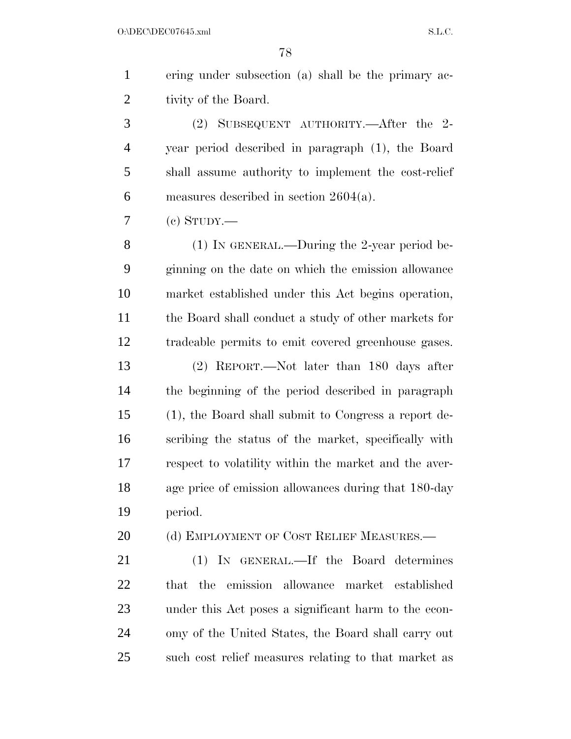ering under subsection (a) shall be the primary activity of the Board.

(2) SUBSEQUENT AUTHORITY.—After the 2-year period described in paragraph (1), the Board shall assume authority to implement the cost-relief measures described in section 2604(a).

(c) STUDY.—

(1) IN GENERAL.—During the 2-year period beginning on the date on which the emission allowance market established under this Act begins operation, the Board shall conduct a study of other markets for tradeable permits to emit covered greenhouse gases.

(2) REPORT.—Not later than 180 days after the beginning of the period described in paragraph (1), the Board shall submit to Congress a report describing the status of the market, specifically with respect to volatility within the market and the average price of emission allowances during that 180-day period.

(d) EMPLOYMENT OF COST RELIEF MEASURES.—

(1) IN GENERAL.—If the Board determines that the emission allowance market established under this Act poses a significant harm to the economy of the United States, the Board shall carry out such cost relief measures relating to that market as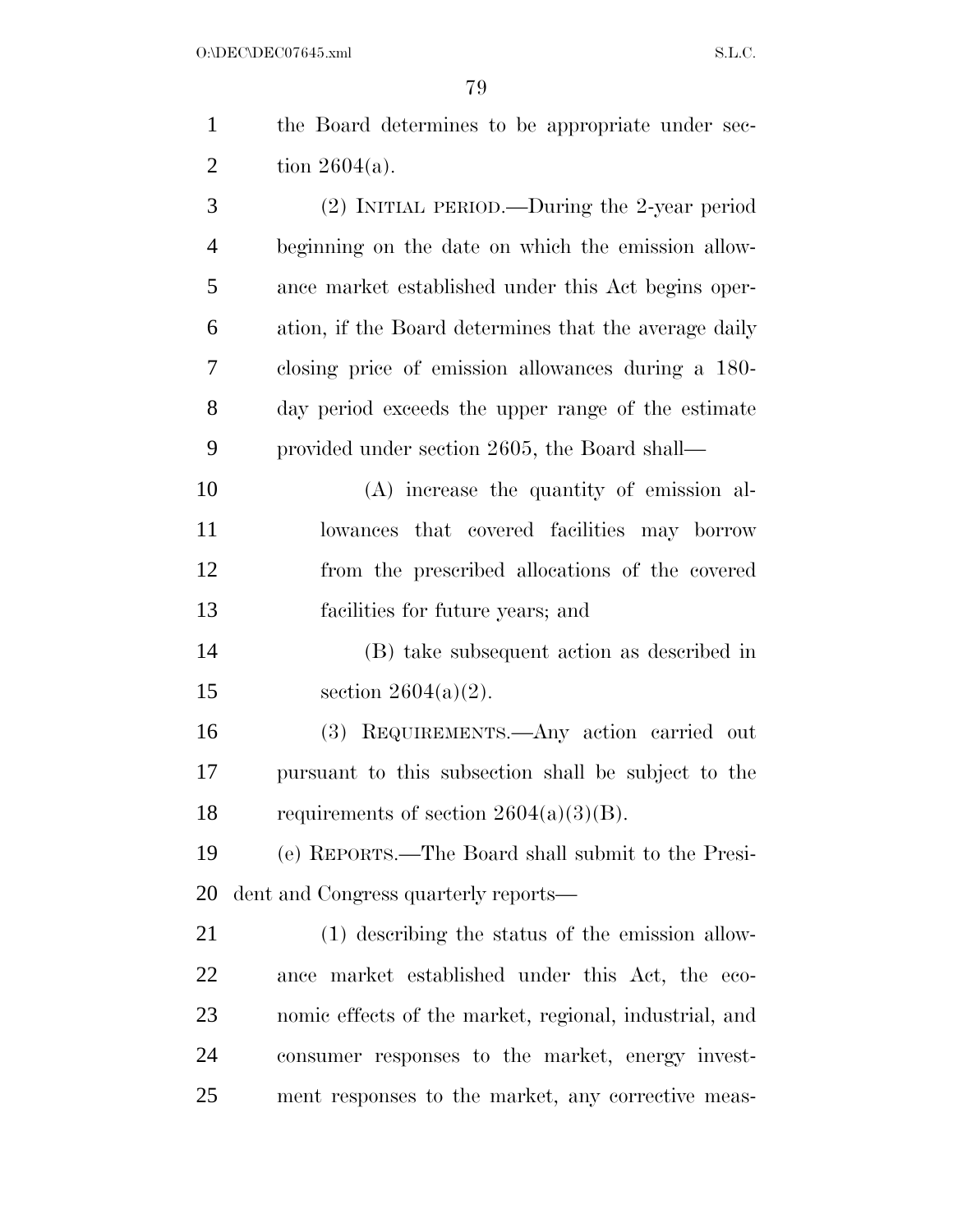the Board determines to be appropriate under section 2604(a).

(2) INITIAL PERIOD.—During the 2-year period beginning on the date on which the emission allowance market established under this Act begins operation, if the Board determines that the average daily closing price of emission allowances during a 180-day period exceeds the upper range of the estimate provided under section 2605, the Board shall—

(A) increase the quantity of emission allowances that covered facilities may borrow from the prescribed allocations of the covered facilities for future years; and

(B) take subsequent action as described in section 2604(a)(2).

(3) REQUIREMENTS.—Any action carried out pursuant to this subsection shall be subject to the requirements of section 2604(a)(3)(B).

(e) REPORTS.—The Board shall submit to the President and Congress quarterly reports—

(1) describing the status of the emission allowance market established under this Act, the economic effects of the market, regional, industrial, and consumer responses to the market, energy investment responses to the market, any corrective meas-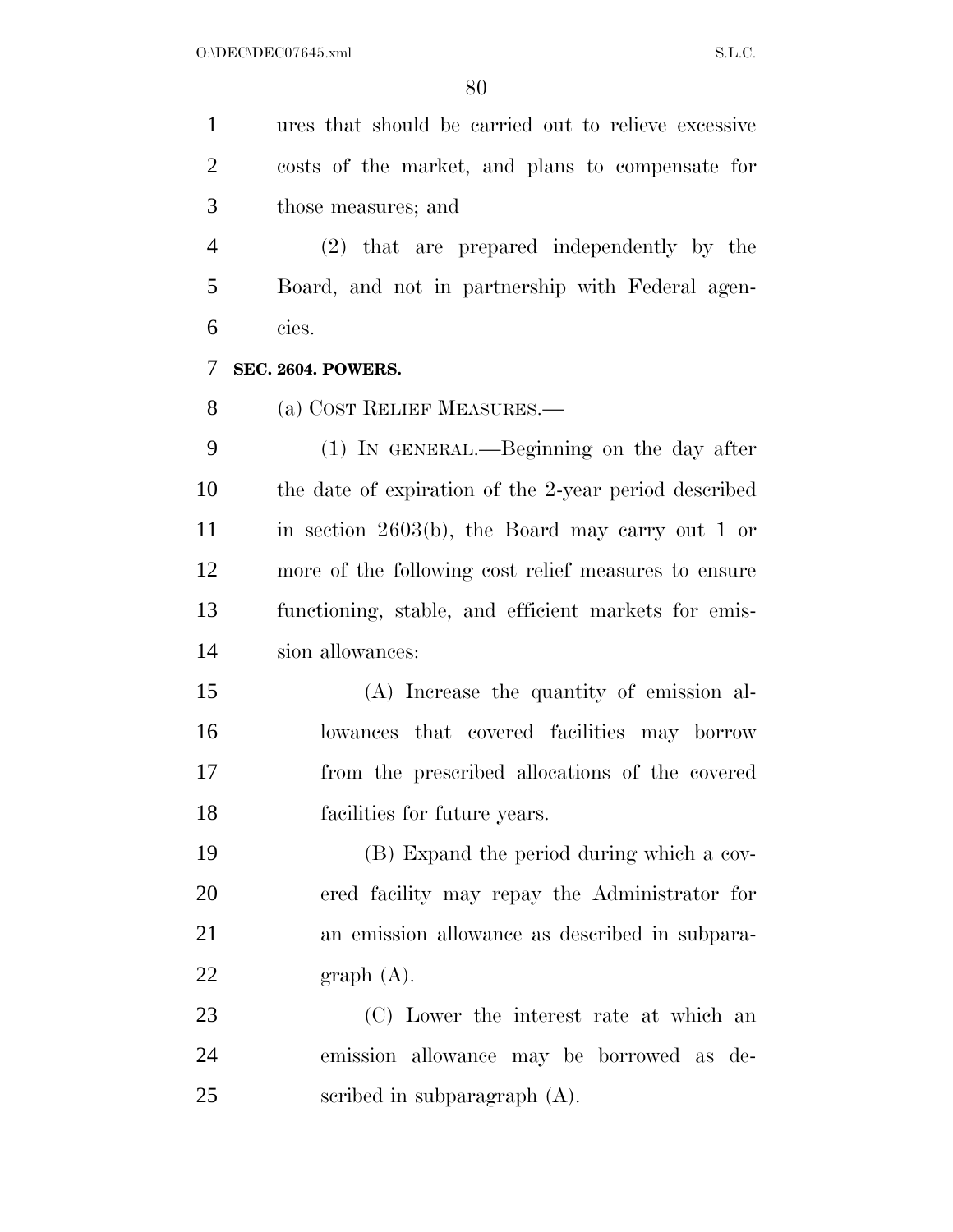ures that should be carried out to relieve excessive costs of the market, and plans to compensate for those measures; and

(2) that are prepared independently by the Board, and not in partnership with Federal agencies.

**SEC. 2604. POWERS.**

(a) COST RELIEF MEASURES.—

(1) IN GENERAL.—Beginning on the day after the date of expiration of the 2-year period described in section 2603(b), the Board may carry out 1 or more of the following cost relief measures to ensure functioning, stable, and efficient markets for emission allowances:

(A) Increase the quantity of emission allowances that covered facilities may borrow from the prescribed allocations of the covered facilities for future years.

(B) Expand the period during which a covered facility may repay the Administrator for an emission allowance as described in subparagraph (A).

(C) Lower the interest rate at which an emission allowance may be borrowed as described in subparagraph (A).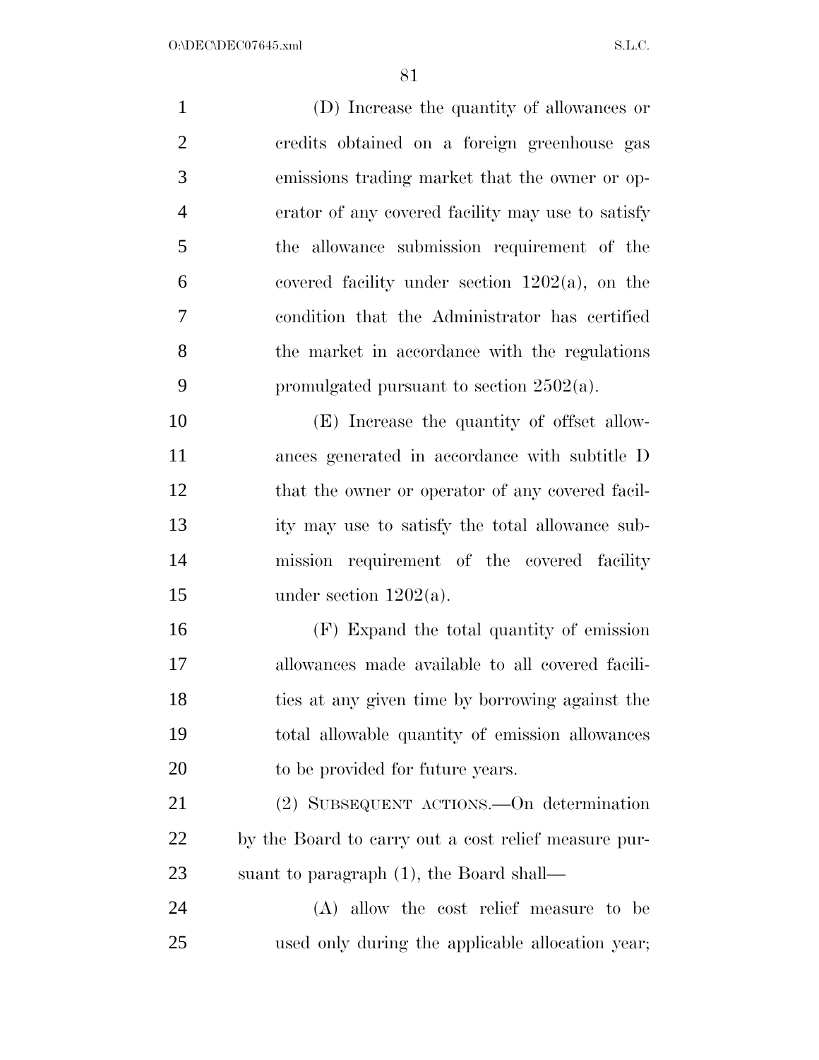(D) Increase the quantity of allowances or credits obtained on a foreign greenhouse gas emissions trading market that the owner or operator of any covered facility may use to satisfy the allowance submission requirement of the covered facility under section 1202(a), on the condition that the Administrator has certified the market in accordance with the regulations promulgated pursuant to section 2502(a).

(E) Increase the quantity of offset allowances generated in accordance with subtitle D that the owner or operator of any covered facility may use to satisfy the total allowance submission requirement of the covered facility under section 1202(a).

(F) Expand the total quantity of emission allowances made available to all covered facilities at any given time by borrowing against the total allowable quantity of emission allowances to be provided for future years.

(2) SUBSEQUENT ACTIONS.—On determination by the Board to carry out a cost relief measure pursuant to paragraph (1), the Board shall—

(A) allow the cost relief measure to be used only during the applicable allocation year;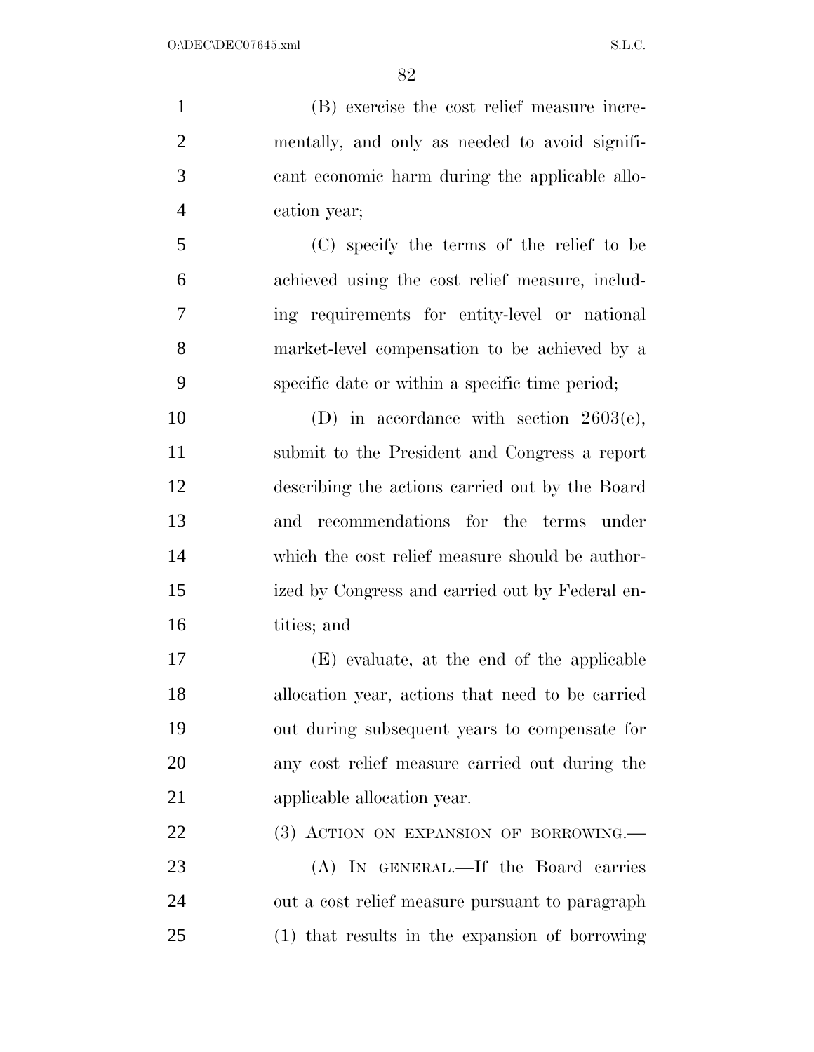(B) exercise the cost relief measure incrementally, and only as needed to avoid significant economic harm during the applicable allocation year;

(C) specify the terms of the relief to be achieved using the cost relief measure, including requirements for entity-level or national market-level compensation to be achieved by a specific date or within a specific time period;

(D) in accordance with section 2603(e), submit to the President and Congress a report describing the actions carried out by the Board and recommendations for the terms under which the cost relief measure should be authorized by Congress and carried out by Federal entities; and

(E) evaluate, at the end of the applicable allocation year, actions that need to be carried out during subsequent years to compensate for any cost relief measure carried out during the applicable allocation year.

(3) ACTION ON EXPANSION OF BORROWING.—

(A) IN GENERAL.—If the Board carries out a cost relief measure pursuant to paragraph (1) that results in the expansion of borrowing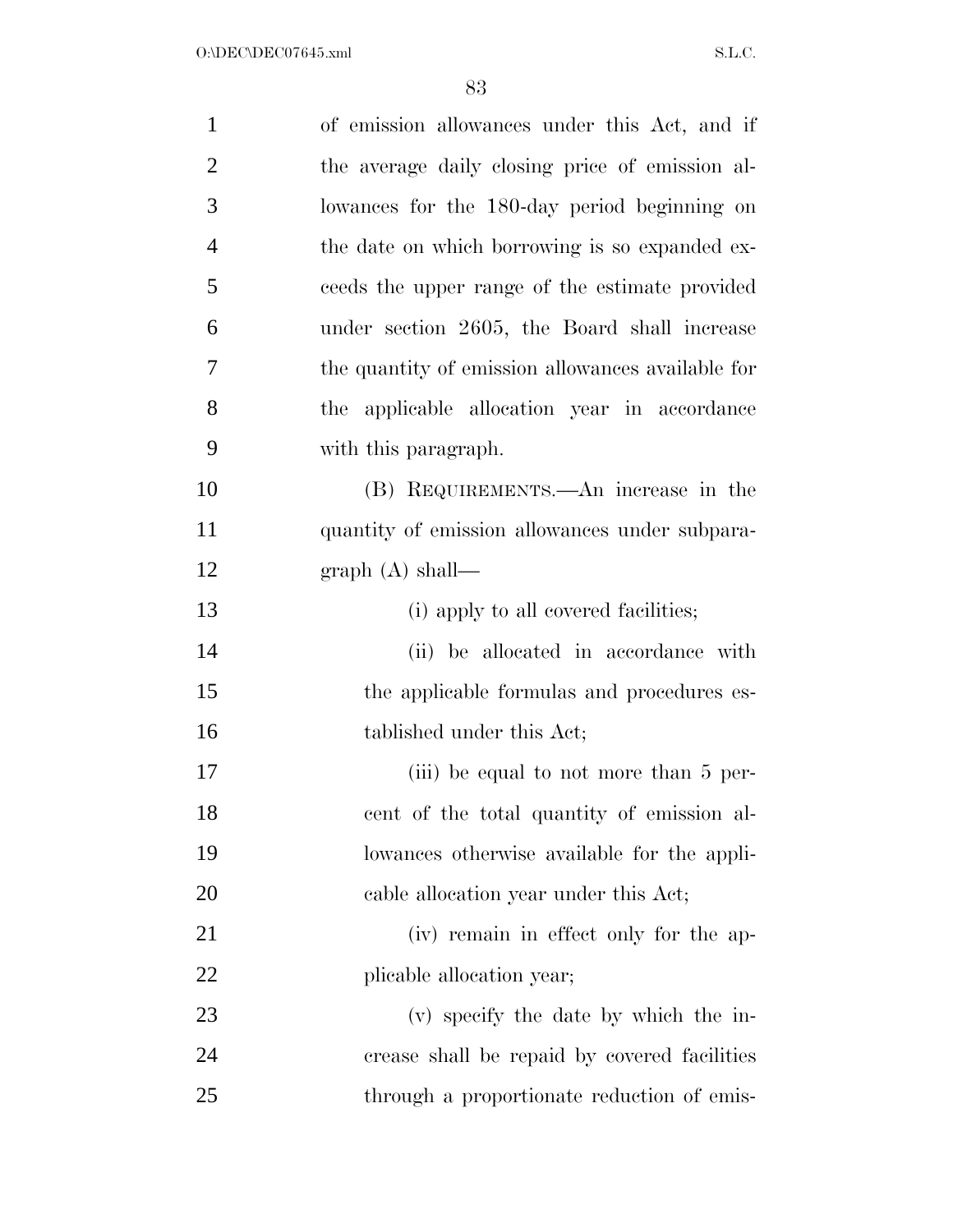of emission allowances under this Act, and if the average daily closing price of emission allowances for the 180-day period beginning on the date on which borrowing is so expanded exceeds the upper range of the estimate provided under section 2605, the Board shall increase the quantity of emission allowances available for the applicable allocation year in accordance with this paragraph.

(B) REQUIREMENTS.—An increase in the quantity of emission allowances under subparagraph (A) shall—

(i) apply to all covered facilities;

(ii) be allocated in accordance with the applicable formulas and procedures established under this Act;

(iii) be equal to not more than 5 percent of the total quantity of emission allowances otherwise available for the applicable allocation year under this Act;

(iv) remain in effect only for the applicable allocation year;

(v) specify the date by which the increase shall be repaid by covered facilities through a proportionate reduction of emis-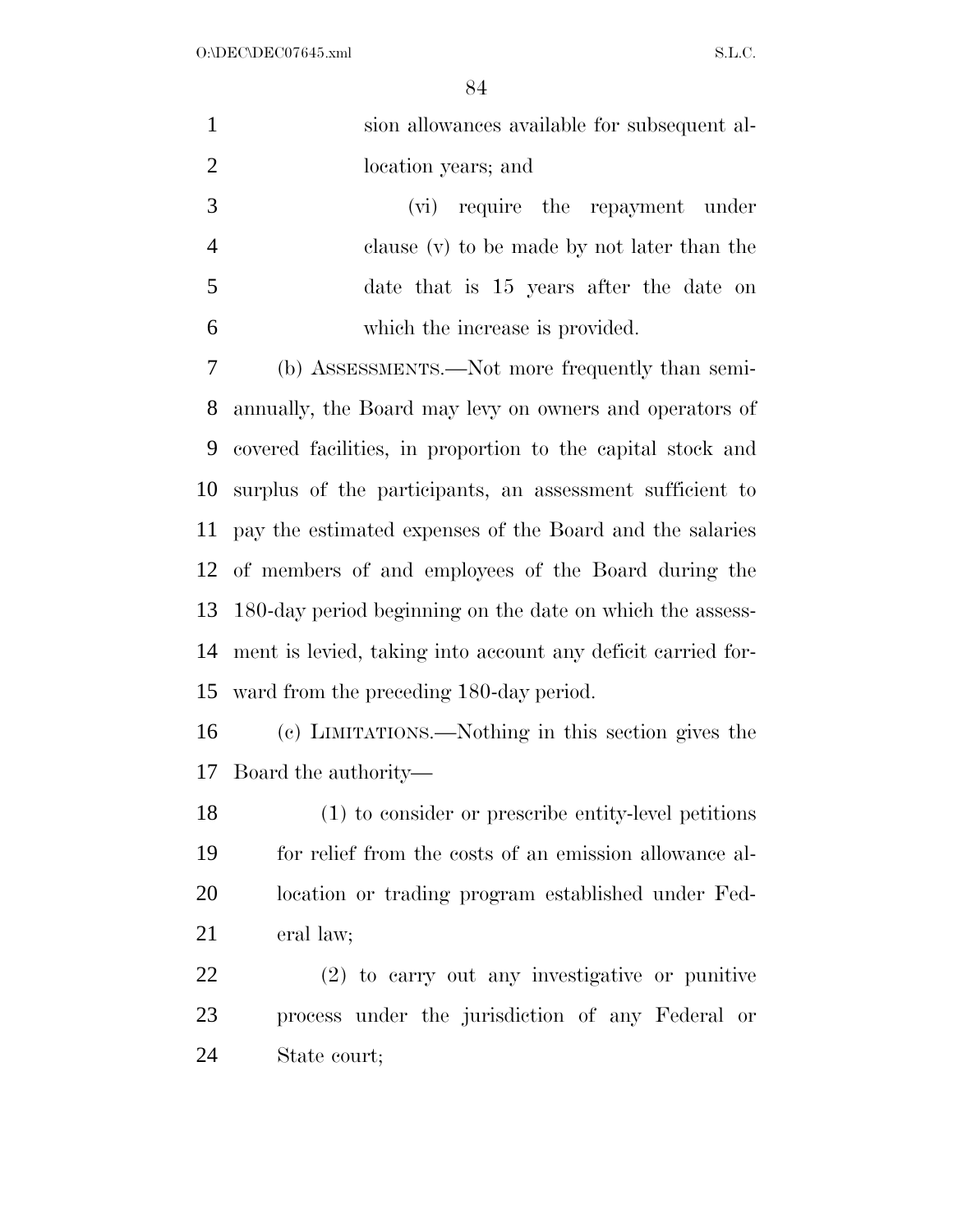sion allowances available for subsequent allocation years; and

(vi) require the repayment under clause (v) to be made by not later than the date that is 15 years after the date on which the increase is provided.

(b) ASSESSMENTS.—Not more frequently than semiannually, the Board may levy on owners and operators of covered facilities, in proportion to the capital stock and surplus of the participants, an assessment sufficient to pay the estimated expenses of the Board and the salaries of members of and employees of the Board during the 180-day period beginning on the date on which the assessment is levied, taking into account any deficit carried forward from the preceding 180-day period.

(c) LIMITATIONS.—Nothing in this section gives the Board the authority—

(1) to consider or prescribe entity-level petitions for relief from the costs of an emission allowance allocation or trading program established under Federal law;

(2) to carry out any investigative or punitive process under the jurisdiction of any Federal or State court;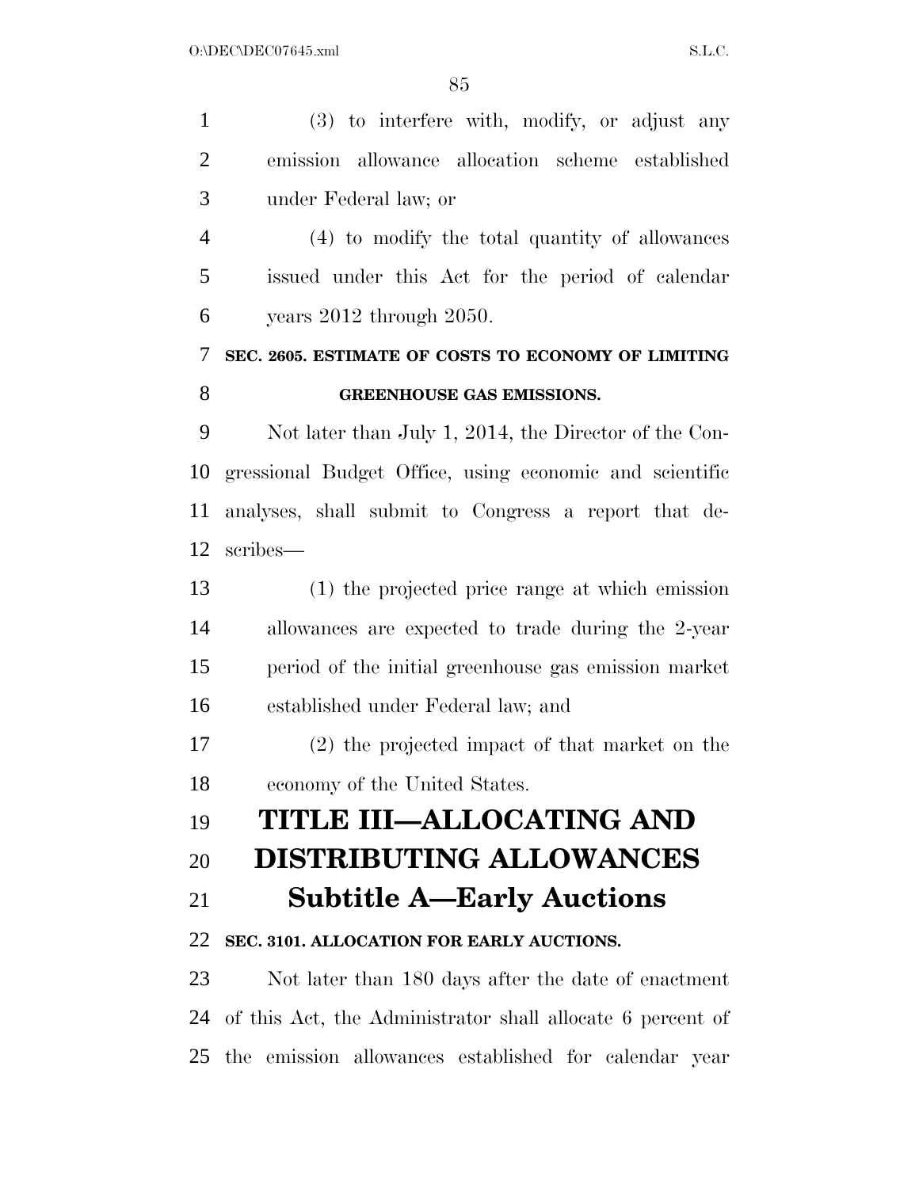(3) to interfere with, modify, or adjust any emission allowance allocation scheme established under Federal law; or

(4) to modify the total quantity of allowances issued under this Act for the period of calendar years 2012 through 2050.

**SEC. 2605. ESTIMATE OF COSTS TO ECONOMY OF LIMITING GREENHOUSE GAS EMISSIONS.**

Not later than July 1, 2014, the Director of the Congressional Budget Office, using economic and scientific analyses, shall submit to Congress a report that describes—

(1) the projected price range at which emission allowances are expected to trade during the 2-year period of the initial greenhouse gas emission market established under Federal law; and

(2) the projected impact of that market on the economy of the United States.

# TITLE III—ALLOCATING AND DISTRIBUTING ALLOWANCES

## Subtitle A—Early Auctions

**SEC. 3101. ALLOCATION FOR EARLY AUCTIONS.**

Not later than 180 days after the date of enactment of this Act, the Administrator shall allocate 6 percent of the emission allowances established for calendar year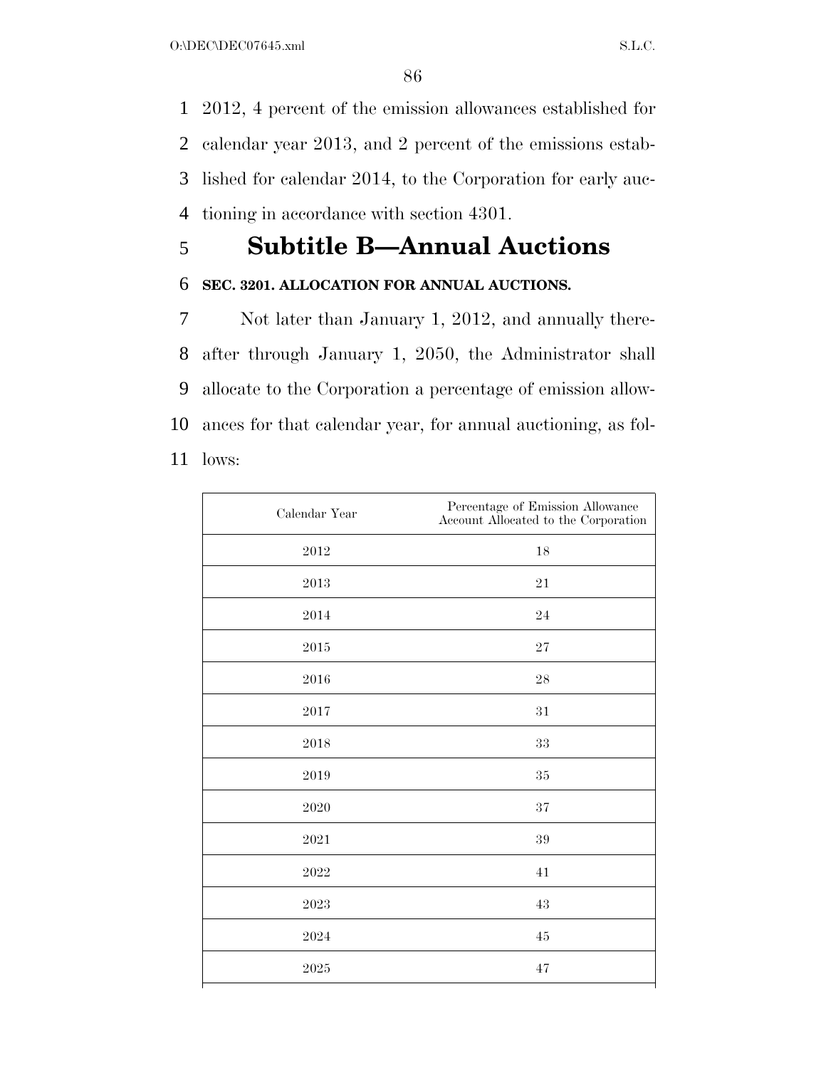2012, 4 percent of the emission allowances established for calendar year 2013, and 2 percent of the emissions established for calendar 2014, to the Corporation for early auctioning in accordance with section 4301.

## Subtitle B—Annual Auctions

### SEC. 3201. ALLOCATION FOR ANNUAL AUCTIONS.

Not later than January 1, 2012, and annually thereafter through January 1, 2050, the Administrator shall allocate to the Corporation a percentage of emission allowances for that calendar year, for annual auctioning, as follows:

| Calendar Year | Percentage of Emission Allowance Account Allocated to the Corporation |
|---|---|
| 2012 | 18 |
| 2013 | 21 |
| 2014 | 24 |
| 2015 | 27 |
| 2016 | 28 |
| 2017 | 31 |
| 2018 | 33 |
| 2019 | 35 |
| 2020 | 37 |
| 2021 | 39 |
| 2022 | 41 |
| 2023 | 43 |
| 2024 | 45 |
| 2025 | 47 |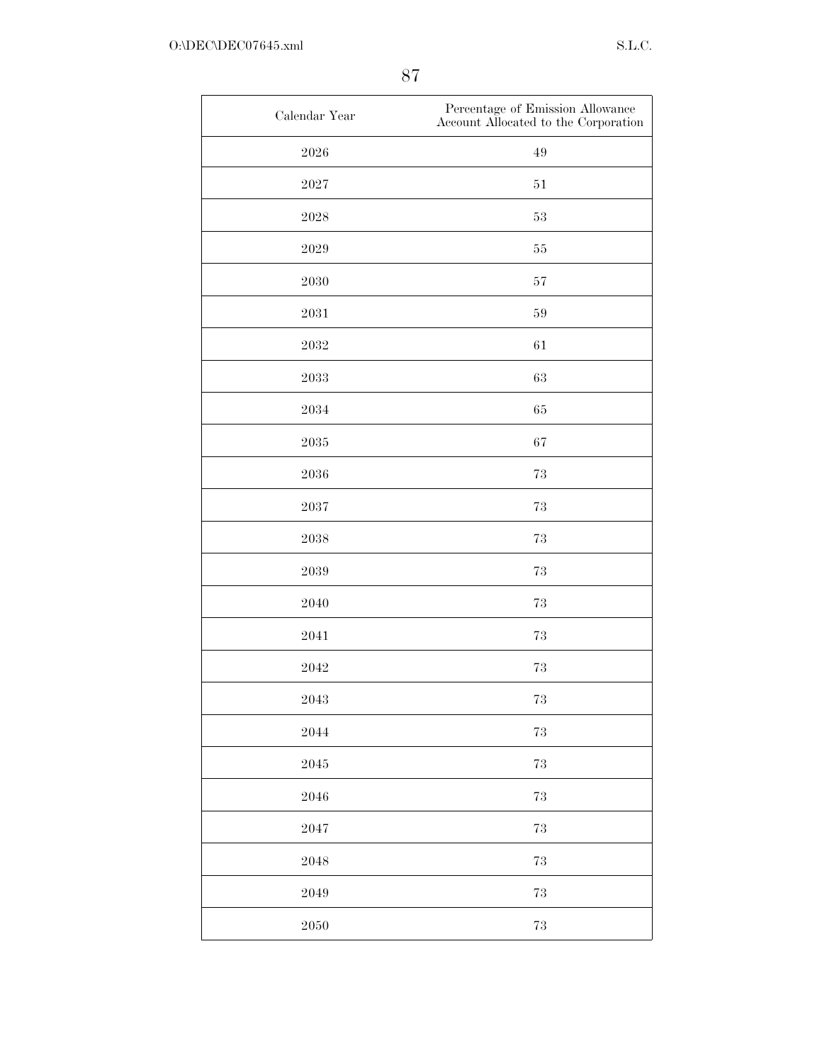| Calendar Year | Percentage of Emission Allowance Account Allocated to the Corporation |
| --- | --- |
| 2026 | 49 |
| 2027 | 51 |
| 2028 | 53 |
| 2029 | 55 |
| 2030 | 57 |
| 2031 | 59 |
| 2032 | 61 |
| 2033 | 63 |
| 2034 | 65 |
| 2035 | 67 |
| 2036 | 73 |
| 2037 | 73 |
| 2038 | 73 |
| 2039 | 73 |
| 2040 | 73 |
| 2041 | 73 |
| 2042 | 73 |
| 2043 | 73 |
| 2044 | 73 |
| 2045 | 73 |
| 2046 | 73 |
| 2047 | 73 |
| 2048 | 73 |
| 2049 | 73 |
| 2050 | 73 |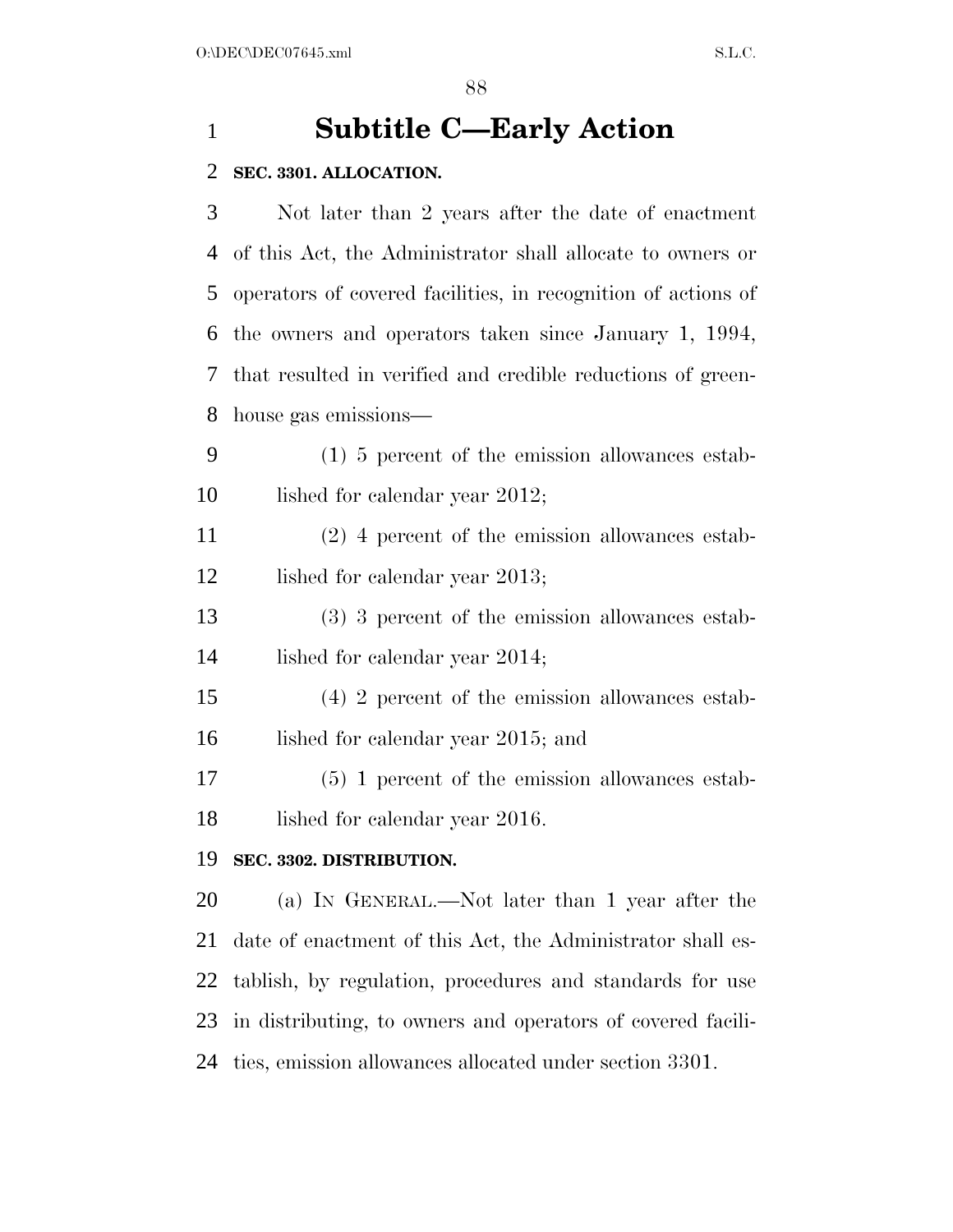# Subtitle C—Early Action

**SEC. 3301. ALLOCATION.**

Not later than 2 years after the date of enactment of this Act, the Administrator shall allocate to owners or operators of covered facilities, in recognition of actions of the owners and operators taken since January 1, 1994, that resulted in verified and credible reductions of greenhouse gas emissions—

(1) 5 percent of the emission allowances established for calendar year 2012;

(2) 4 percent of the emission allowances established for calendar year 2013;

(3) 3 percent of the emission allowances established for calendar year 2014;

(4) 2 percent of the emission allowances established for calendar year 2015; and

(5) 1 percent of the emission allowances established for calendar year 2016.

**SEC. 3302. DISTRIBUTION.**

(a) IN GENERAL.—Not later than 1 year after the date of enactment of this Act, the Administrator shall establish, by regulation, procedures and standards for use in distributing, to owners and operators of covered facilities, emission allowances allocated under section 3301.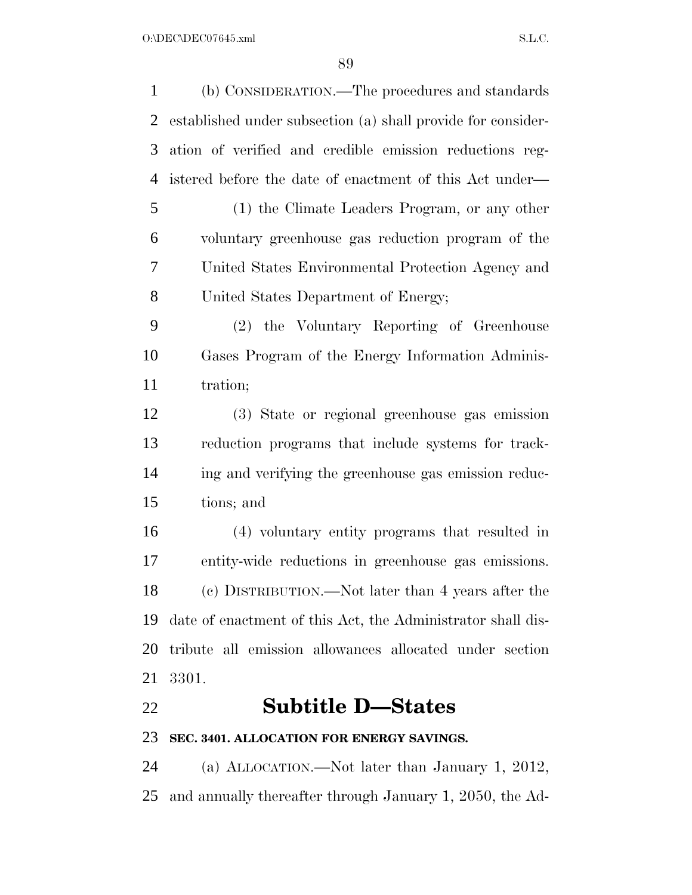(b) CONSIDERATION.—The procedures and standards established under subsection (a) shall provide for consideration of verified and credible emission reductions registered before the date of enactment of this Act under—

(1) the Climate Leaders Program, or any other voluntary greenhouse gas reduction program of the United States Environmental Protection Agency and United States Department of Energy;

(2) the Voluntary Reporting of Greenhouse Gases Program of the Energy Information Administration;

(3) State or regional greenhouse gas emission reduction programs that include systems for tracking and verifying the greenhouse gas emission reductions; and

(4) voluntary entity programs that resulted in entity-wide reductions in greenhouse gas emissions.

(c) DISTRIBUTION.—Not later than 4 years after the date of enactment of this Act, the Administrator shall distribute all emission allowances allocated under section 3301.

## Subtitle D—States

### SEC. 3401. ALLOCATION FOR ENERGY SAVINGS.

(a) ALLOCATION.—Not later than January 1, 2012, and annually thereafter through January 1, 2050, the Ad-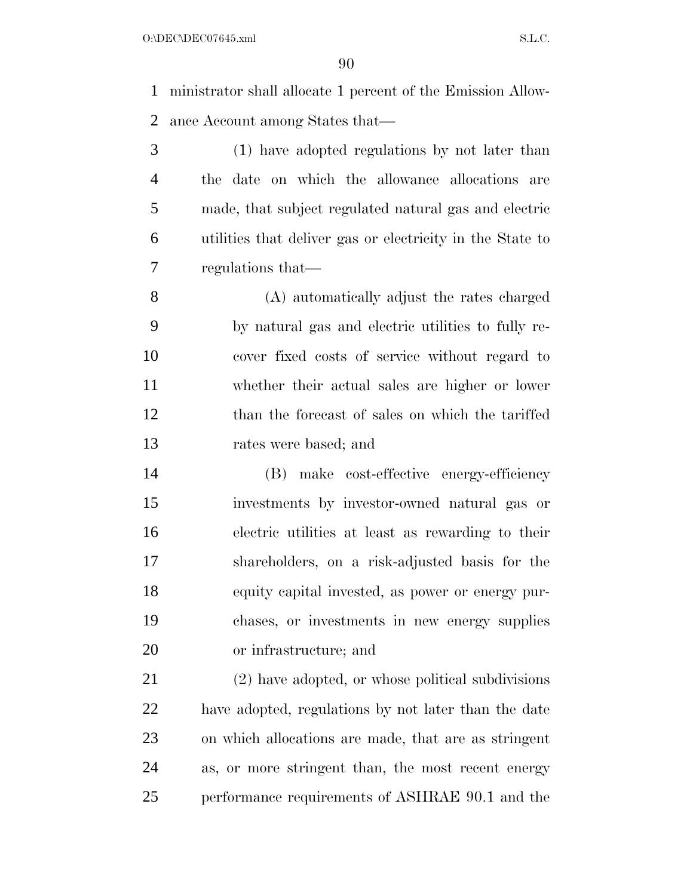ministrator shall allocate 1 percent of the Emission Allowance Account among States that—

(1) have adopted regulations by not later than the date on which the allowance allocations are made, that subject regulated natural gas and electric utilities that deliver gas or electricity in the State to regulations that—

(A) automatically adjust the rates charged by natural gas and electric utilities to fully recover fixed costs of service without regard to whether their actual sales are higher or lower than the forecast of sales on which the tariffed rates were based; and

(B) make cost-effective energy-efficiency investments by investor-owned natural gas or electric utilities at least as rewarding to their shareholders, on a risk-adjusted basis for the equity capital invested, as power or energy purchases, or investments in new energy supplies or infrastructure; and

(2) have adopted, or whose political subdivisions have adopted, regulations by not later than the date on which allocations are made, that are as stringent as, or more stringent than, the most recent energy performance requirements of ASHRAE 90.1 and the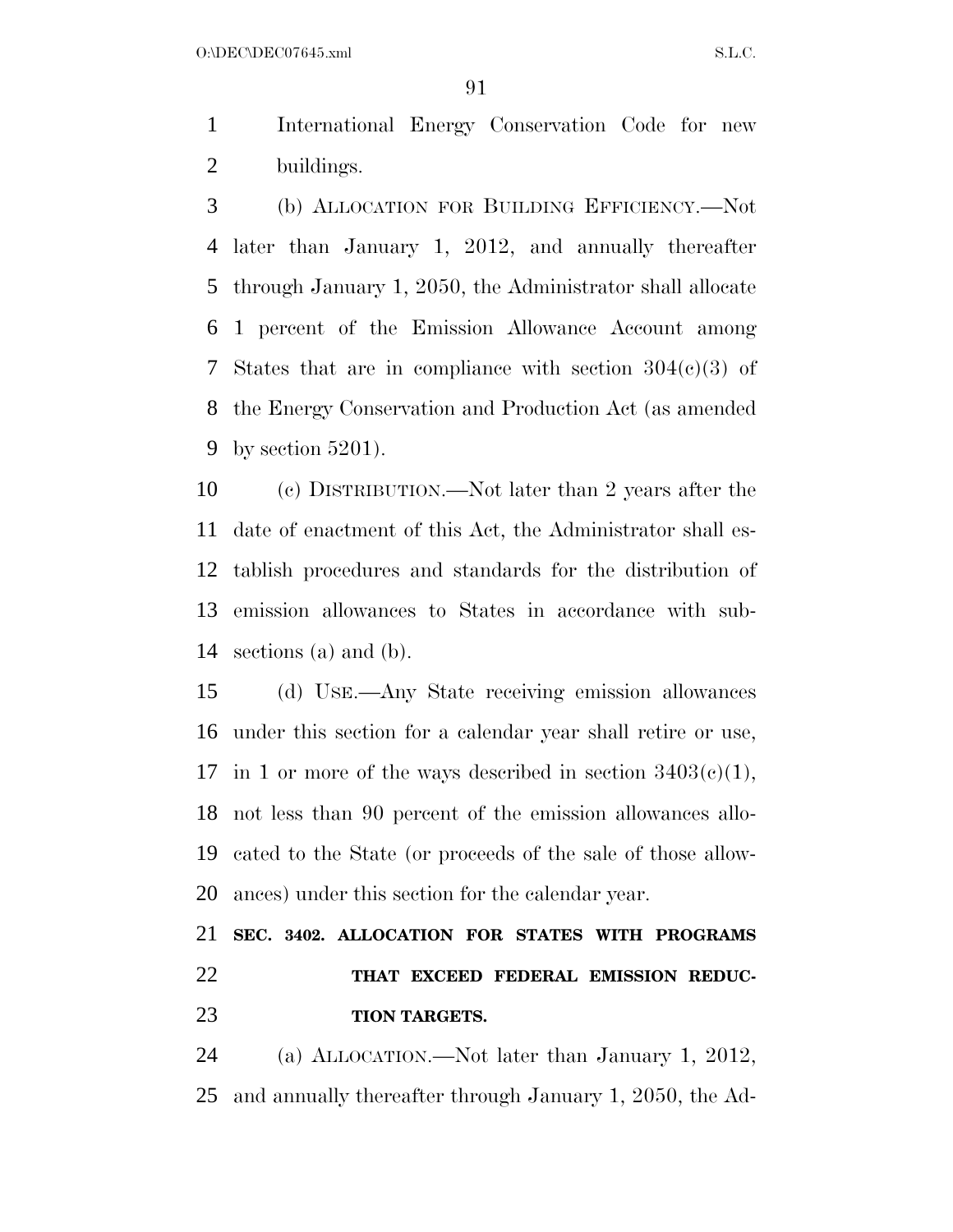International Energy Conservation Code for new buildings.

(b) ALLOCATION FOR BUILDING EFFICIENCY.—Not later than January 1, 2012, and annually thereafter through January 1, 2050, the Administrator shall allocate 1 percent of the Emission Allowance Account among States that are in compliance with section 304(c)(3) of the Energy Conservation and Production Act (as amended by section 5201).

(c) DISTRIBUTION.—Not later than 2 years after the date of enactment of this Act, the Administrator shall establish procedures and standards for the distribution of emission allowances to States in accordance with subsections (a) and (b).

(d) USE.—Any State receiving emission allowances under this section for a calendar year shall retire or use, in 1 or more of the ways described in section 3403(c)(1), not less than 90 percent of the emission allowances allocated to the State (or proceeds of the sale of those allowances) under this section for the calendar year.

**SEC. 3402. ALLOCATION FOR STATES WITH PROGRAMS THAT EXCEED FEDERAL EMISSION REDUCTION TARGETS.**

(a) ALLOCATION.—Not later than January 1, 2012, and annually thereafter through January 1, 2050, the Ad-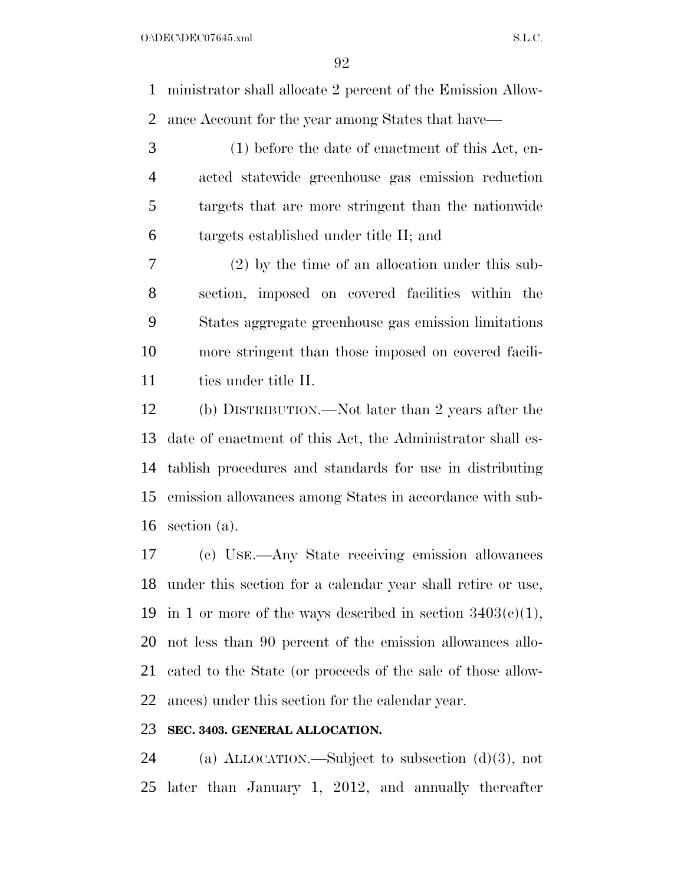ministrator shall allocate 2 percent of the Emission Allowance Account for the year among States that have—

(1) before the date of enactment of this Act, enacted statewide greenhouse gas emission reduction targets that are more stringent than the nationwide targets established under title II; and

(2) by the time of an allocation under this subsection, imposed on covered facilities within the States aggregate greenhouse gas emission limitations more stringent than those imposed on covered facilities under title II.

(b) DISTRIBUTION.—Not later than 2 years after the date of enactment of this Act, the Administrator shall establish procedures and standards for use in distributing emission allowances among States in accordance with subsection (a).

(c) USE.—Any State receiving emission allowances under this section for a calendar year shall retire or use, in 1 or more of the ways described in section 3403(c)(1), not less than 90 percent of the emission allowances allocated to the State (or proceeds of the sale of those allowances) under this section for the calendar year.

**SEC. 3403. GENERAL ALLOCATION.**

(a) ALLOCATION.—Subject to subsection (d)(3), not later than January 1, 2012, and annually thereafter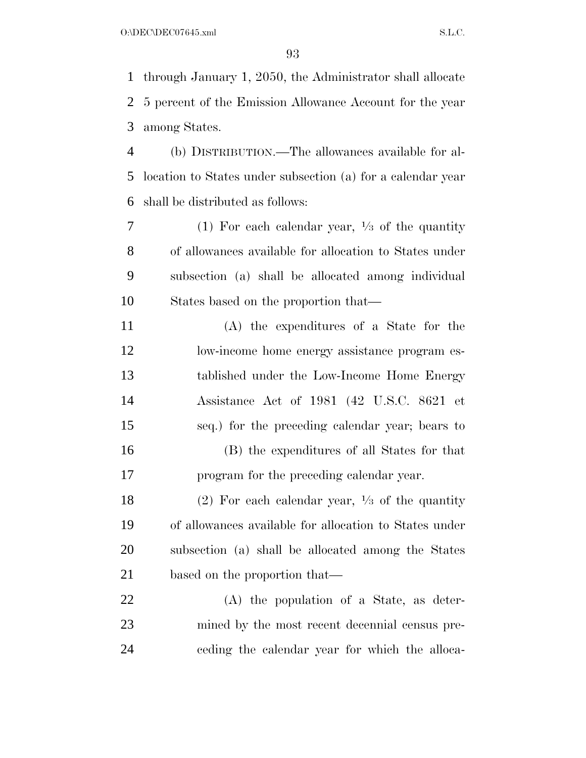through January 1, 2050, the Administrator shall allocate 5 percent of the Emission Allowance Account for the year among States.

(b) DISTRIBUTION.—The allowances available for allocation to States under subsection (a) for a calendar year shall be distributed as follows:

(1) For each calendar year, ⅓ of the quantity of allowances available for allocation to States under subsection (a) shall be allocated among individual States based on the proportion that—

(A) the expenditures of a State for the low-income home energy assistance program established under the Low-Income Home Energy Assistance Act of 1981 (42 U.S.C. 8621 et seq.) for the preceding calendar year; bears to

(B) the expenditures of all States for that program for the preceding calendar year.

(2) For each calendar year, ⅓ of the quantity of allowances available for allocation to States under subsection (a) shall be allocated among the States based on the proportion that—

(A) the population of a State, as determined by the most recent decennial census preceding the calendar year for which the alloca-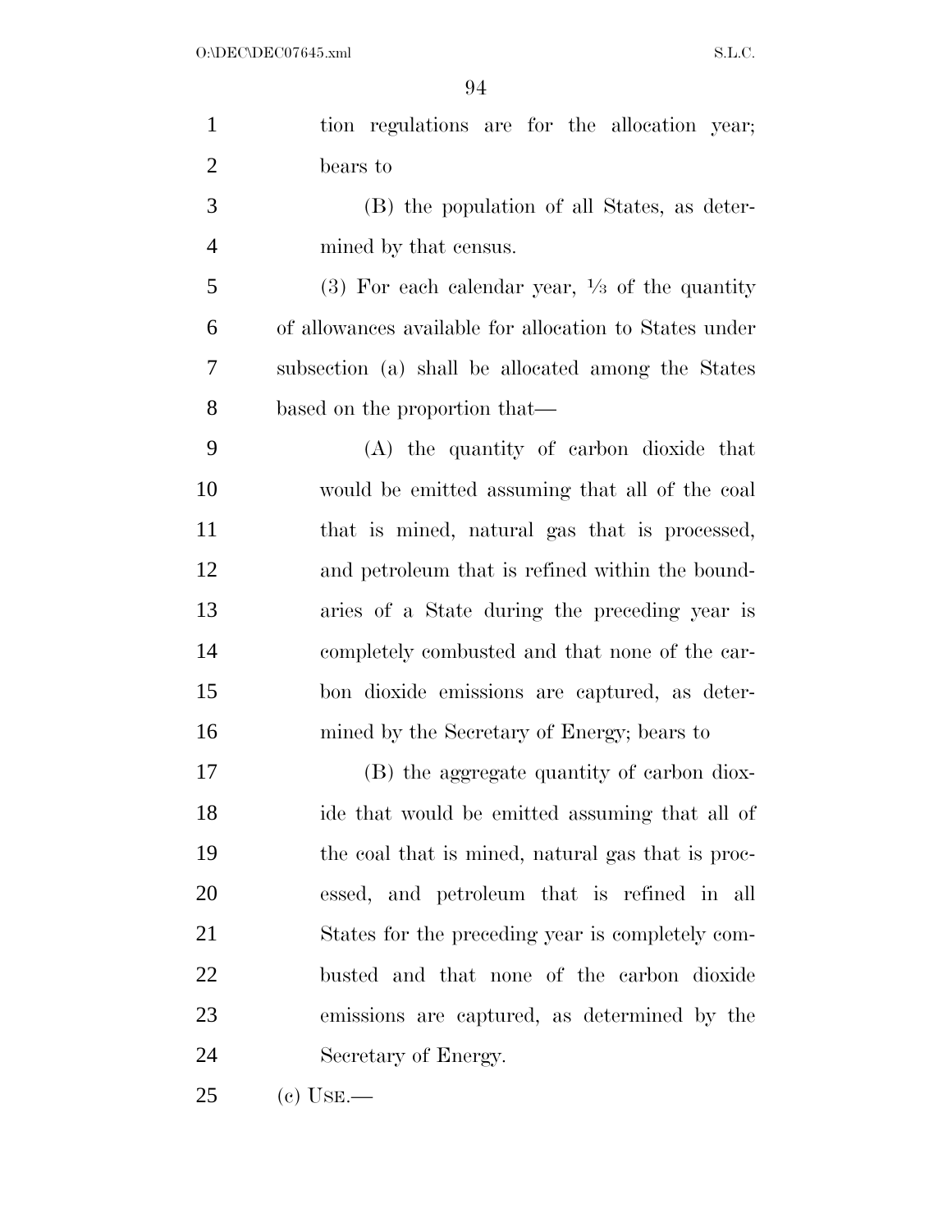tion regulations are for the allocation year; bears to

(B) the population of all States, as determined by that census.

(3) For each calendar year, ⅓ of the quantity of allowances available for allocation to States under subsection (a) shall be allocated among the States based on the proportion that—

(A) the quantity of carbon dioxide that would be emitted assuming that all of the coal that is mined, natural gas that is processed, and petroleum that is refined within the boundaries of a State during the preceding year is completely combusted and that none of the carbon dioxide emissions are captured, as determined by the Secretary of Energy; bears to

(B) the aggregate quantity of carbon dioxide that would be emitted assuming that all of the coal that is mined, natural gas that is processed, and petroleum that is refined in all States for the preceding year is completely combusted and that none of the carbon dioxide emissions are captured, as determined by the Secretary of Energy.

(c) USE.—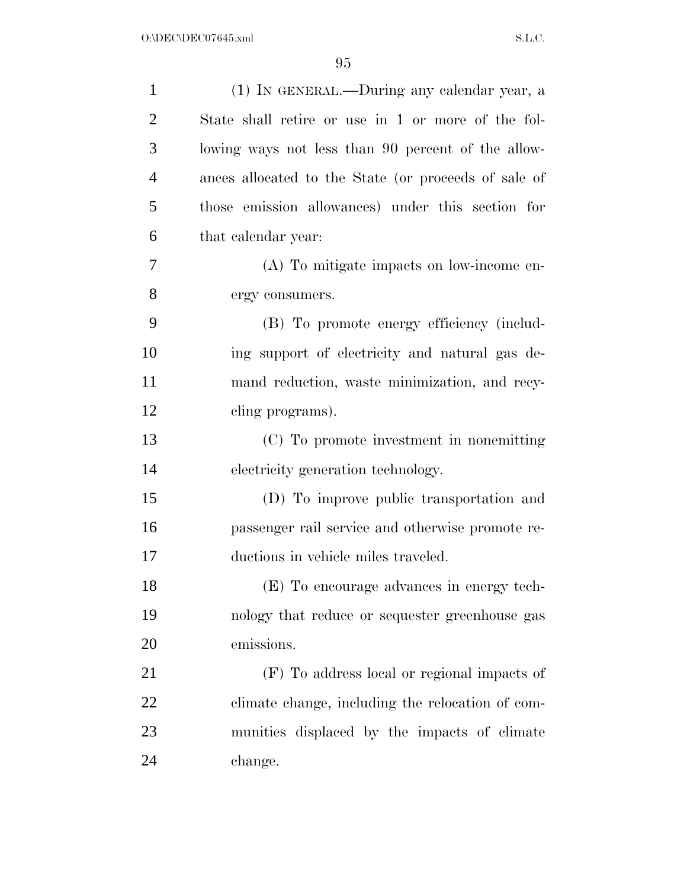(1) IN GENERAL.—During any calendar year, a State shall retire or use in 1 or more of the following ways not less than 90 percent of the allowances allocated to the State (or proceeds of sale of those emission allowances) under this section for that calendar year:

(A) To mitigate impacts on low-income energy consumers.

(B) To promote energy efficiency (including support of electricity and natural gas demand reduction, waste minimization, and recycling programs).

(C) To promote investment in nonemitting electricity generation technology.

(D) To improve public transportation and passenger rail service and otherwise promote reductions in vehicle miles traveled.

(E) To encourage advances in energy technology that reduce or sequester greenhouse gas emissions.

(F) To address local or regional impacts of climate change, including the relocation of communities displaced by the impacts of climate change.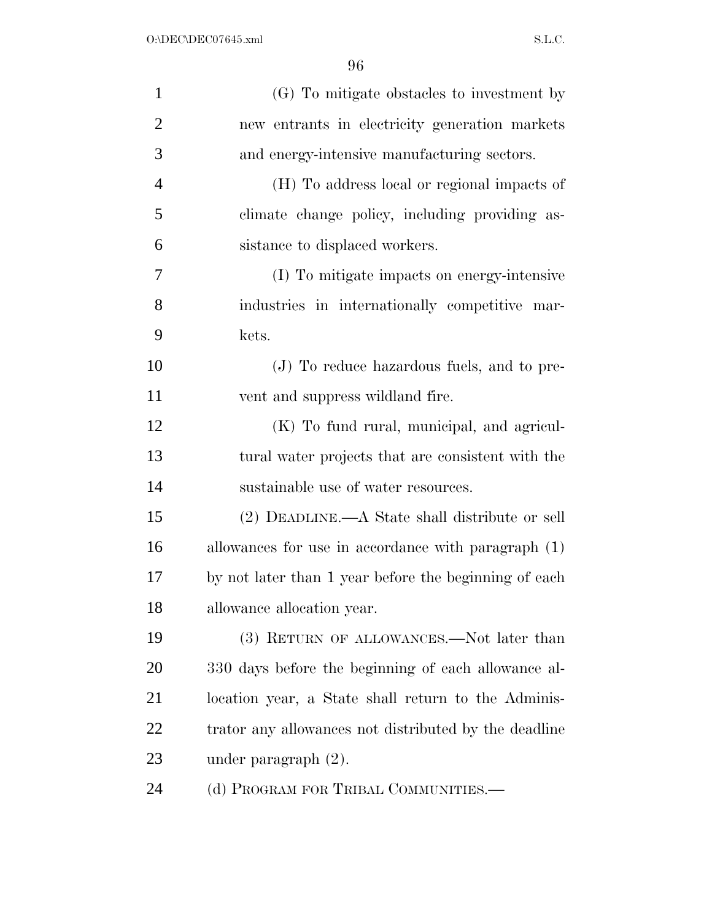(G) To mitigate obstacles to investment by new entrants in electricity generation markets and energy-intensive manufacturing sectors.

(H) To address local or regional impacts of climate change policy, including providing assistance to displaced workers.

(I) To mitigate impacts on energy-intensive industries in internationally competitive markets.

(J) To reduce hazardous fuels, and to prevent and suppress wildland fire.

(K) To fund rural, municipal, and agricultural water projects that are consistent with the sustainable use of water resources.

(2) DEADLINE.—A State shall distribute or sell allowances for use in accordance with paragraph (1) by not later than 1 year before the beginning of each allowance allocation year.

(3) RETURN OF ALLOWANCES.—Not later than 330 days before the beginning of each allowance allocation year, a State shall return to the Administrator any allowances not distributed by the deadline under paragraph (2).

(d) PROGRAM FOR TRIBAL COMMUNITIES.—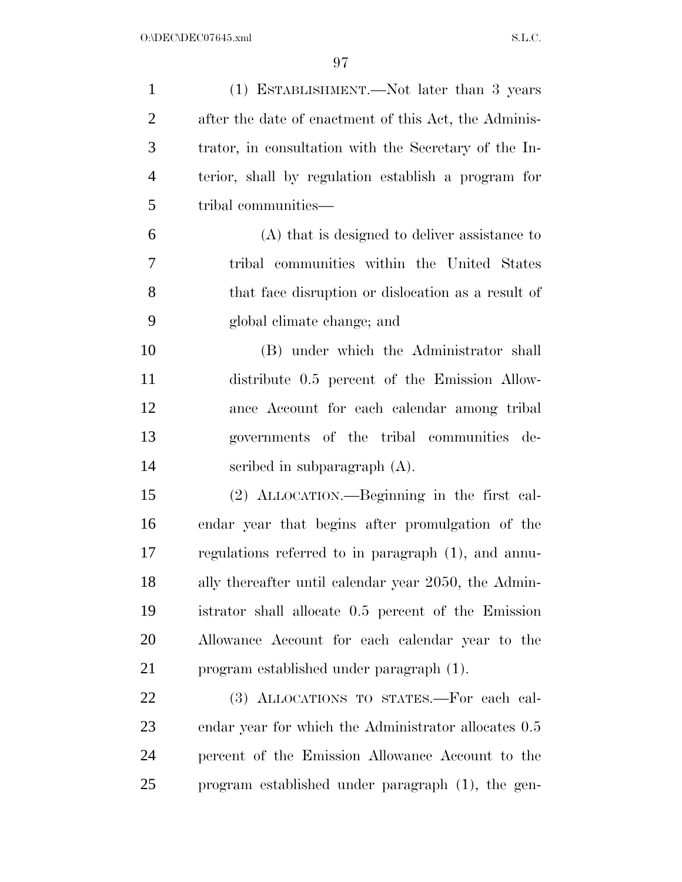(1) ESTABLISHMENT.—Not later than 3 years after the date of enactment of this Act, the Administrator, in consultation with the Secretary of the Interior, shall by regulation establish a program for tribal communities—

(A) that is designed to deliver assistance to tribal communities within the United States that face disruption or dislocation as a result of global climate change; and

(B) under which the Administrator shall distribute 0.5 percent of the Emission Allowance Account for each calendar among tribal governments of the tribal communities described in subparagraph (A).

(2) ALLOCATION.—Beginning in the first calendar year that begins after promulgation of the regulations referred to in paragraph (1), and annually thereafter until calendar year 2050, the Administrator shall allocate 0.5 percent of the Emission Allowance Account for each calendar year to the program established under paragraph (1).

(3) ALLOCATIONS TO STATES.—For each calendar year for which the Administrator allocates 0.5 percent of the Emission Allowance Account to the program established under paragraph (1), the gen-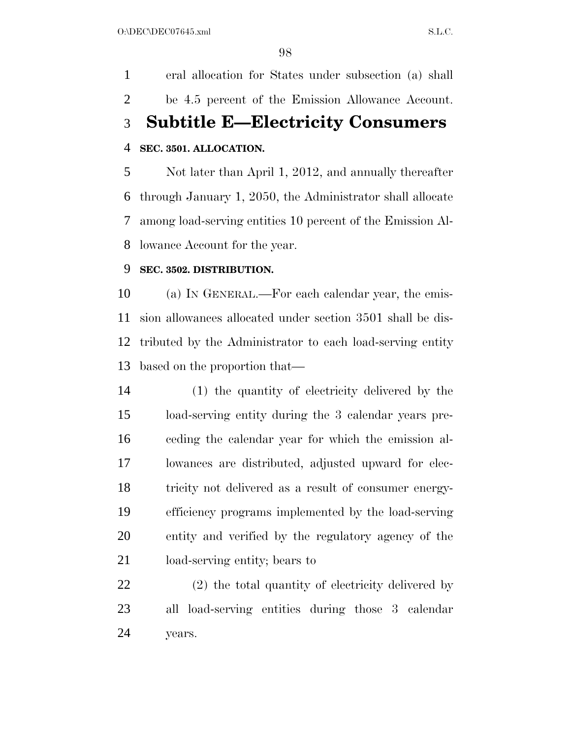eral allocation for States under subsection (a) shall be 4.5 percent of the Emission Allowance Account.

## Subtitle E—Electricity Consumers

**SEC. 3501. ALLOCATION.**

Not later than April 1, 2012, and annually thereafter through January 1, 2050, the Administrator shall allocate among load-serving entities 10 percent of the Emission Allowance Account for the year.

**SEC. 3502. DISTRIBUTION.**

(a) IN GENERAL.—For each calendar year, the emission allowances allocated under section 3501 shall be distributed by the Administrator to each load-serving entity based on the proportion that—

(1) the quantity of electricity delivered by the load-serving entity during the 3 calendar years preceding the calendar year for which the emission allowances are distributed, adjusted upward for electricity not delivered as a result of consumer energy-efficiency programs implemented by the load-serving entity and verified by the regulatory agency of the load-serving entity; bears to

(2) the total quantity of electricity delivered by all load-serving entities during those 3 calendar years.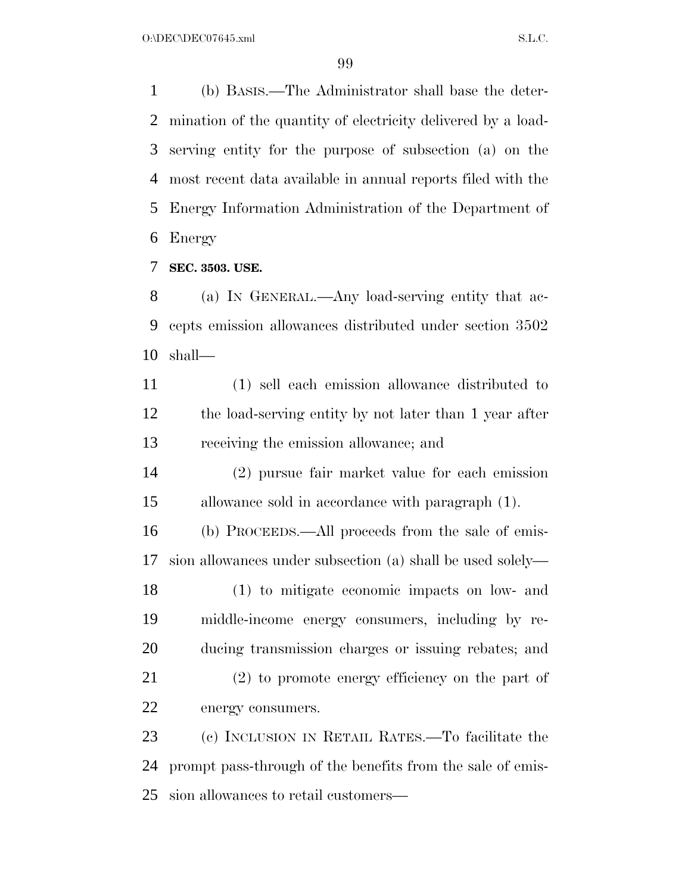(b) BASIS.—The Administrator shall base the determination of the quantity of electricity delivered by a load-serving entity for the purpose of subsection (a) on the most recent data available in annual reports filed with the Energy Information Administration of the Department of Energy

**SEC. 3503. USE.**

(a) IN GENERAL.—Any load-serving entity that accepts emission allowances distributed under section 3502 shall—

(1) sell each emission allowance distributed to the load-serving entity by not later than 1 year after receiving the emission allowance; and

(2) pursue fair market value for each emission allowance sold in accordance with paragraph (1).

(b) PROCEEDS.—All proceeds from the sale of emission allowances under subsection (a) shall be used solely—

(1) to mitigate economic impacts on low- and middle-income energy consumers, including by reducing transmission charges or issuing rebates; and

(2) to promote energy efficiency on the part of energy consumers.

(c) INCLUSION IN RETAIL RATES.—To facilitate the prompt pass-through of the benefits from the sale of emission allowances to retail customers—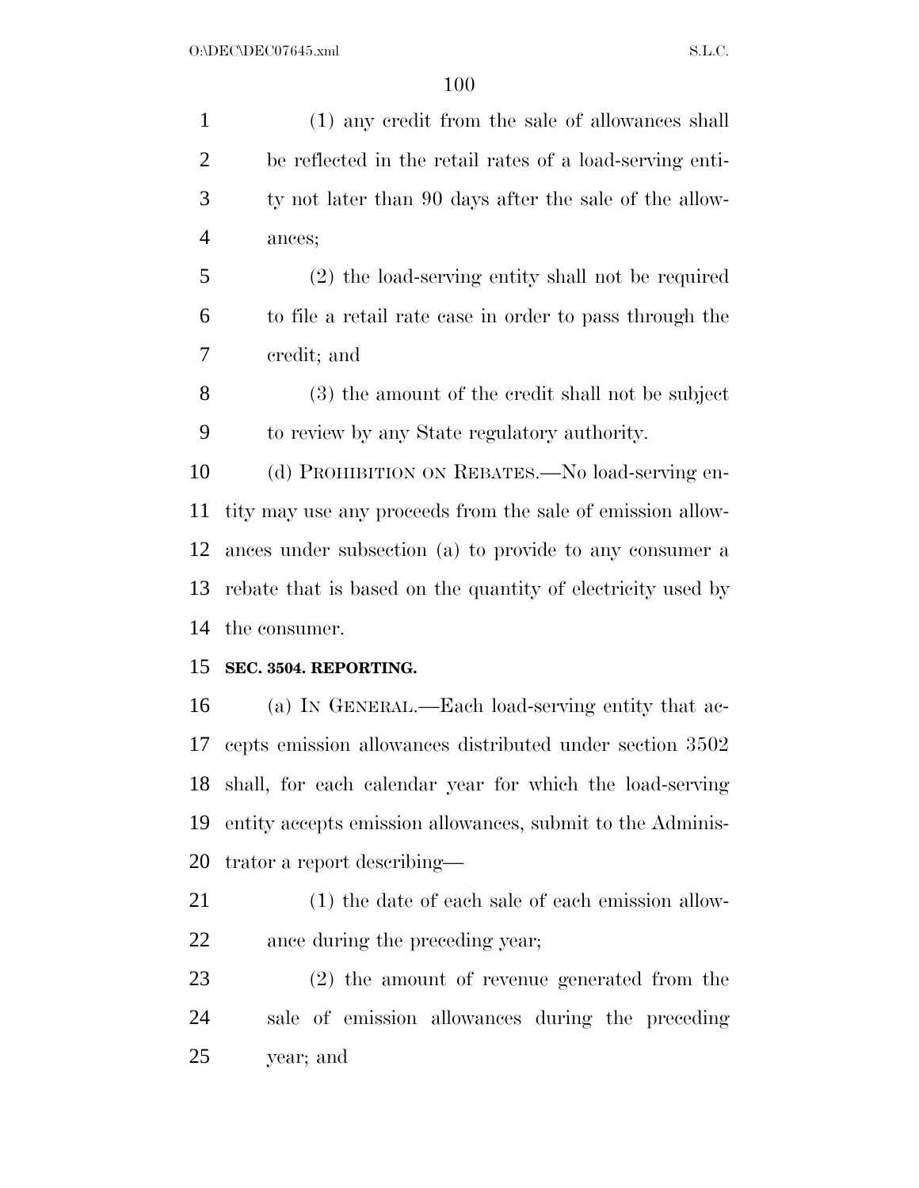(1) any credit from the sale of allowances shall be reflected in the retail rates of a load-serving entity not later than 90 days after the sale of the allowances;

(2) the load-serving entity shall not be required to file a retail rate case in order to pass through the credit; and

(3) the amount of the credit shall not be subject to review by any State regulatory authority.

(d) PROHIBITION ON REBATES.—No load-serving entity may use any proceeds from the sale of emission allowances under subsection (a) to provide to any consumer a rebate that is based on the quantity of electricity used by the consumer.

**SEC. 3504. REPORTING.**

(a) IN GENERAL.—Each load-serving entity that accepts emission allowances distributed under section 3502 shall, for each calendar year for which the load-serving entity accepts emission allowances, submit to the Administrator a report describing—

(1) the date of each sale of each emission allowance during the preceding year;

(2) the amount of revenue generated from the sale of emission allowances during the preceding year; and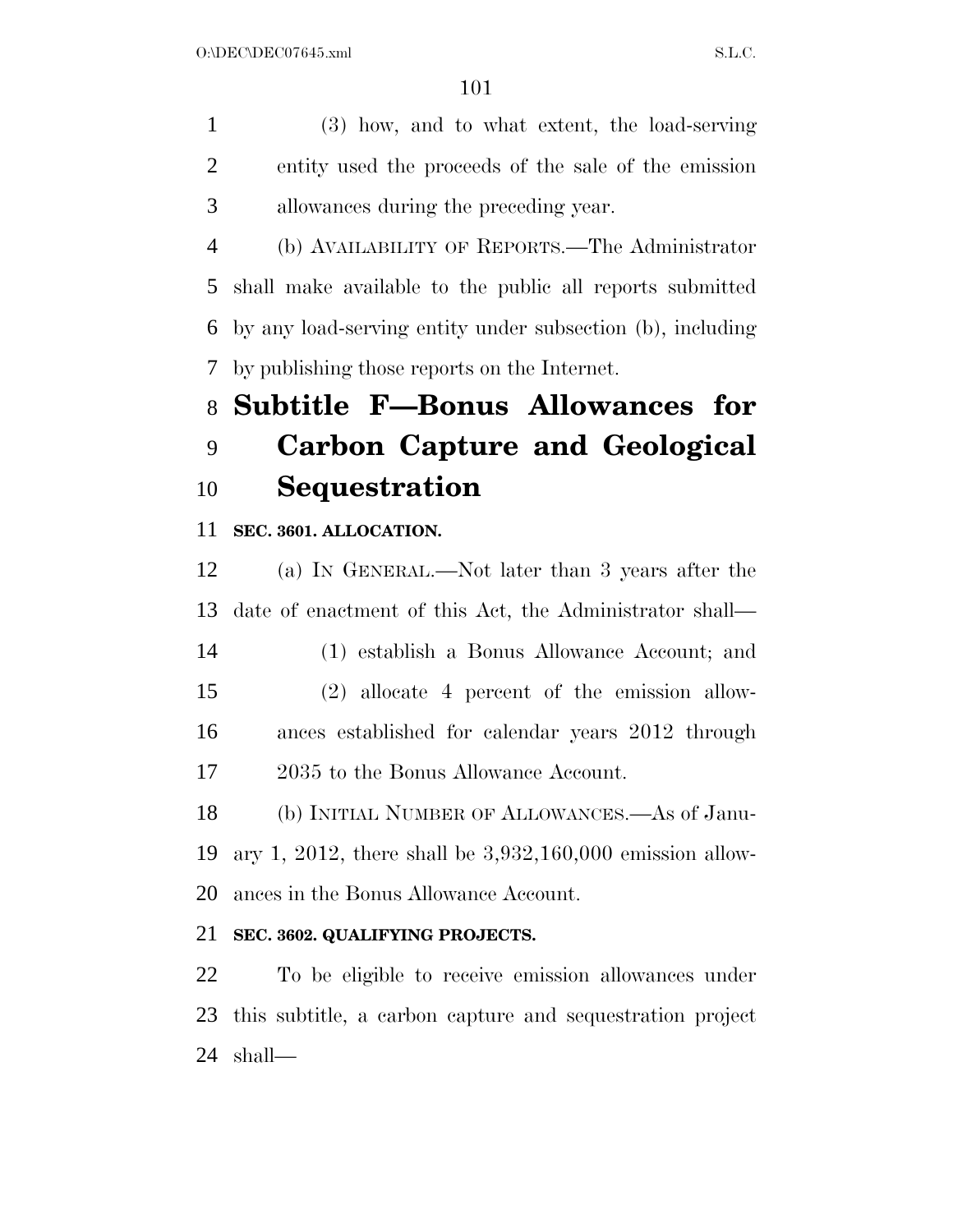(3) how, and to what extent, the load-serving entity used the proceeds of the sale of the emission allowances during the preceding year.

(b) AVAILABILITY OF REPORTS.—The Administrator shall make available to the public all reports submitted by any load-serving entity under subsection (b), including by publishing those reports on the Internet.

# Subtitle F—Bonus Allowances for Carbon Capture and Geological Sequestration

**SEC. 3601. ALLOCATION.**

(a) IN GENERAL.—Not later than 3 years after the date of enactment of this Act, the Administrator shall—

(1) establish a Bonus Allowance Account; and

(2) allocate 4 percent of the emission allowances established for calendar years 2012 through 2035 to the Bonus Allowance Account.

(b) INITIAL NUMBER OF ALLOWANCES.—As of January 1, 2012, there shall be 3,932,160,000 emission allowances in the Bonus Allowance Account.

**SEC. 3602. QUALIFYING PROJECTS.**

To be eligible to receive emission allowances under this subtitle, a carbon capture and sequestration project shall—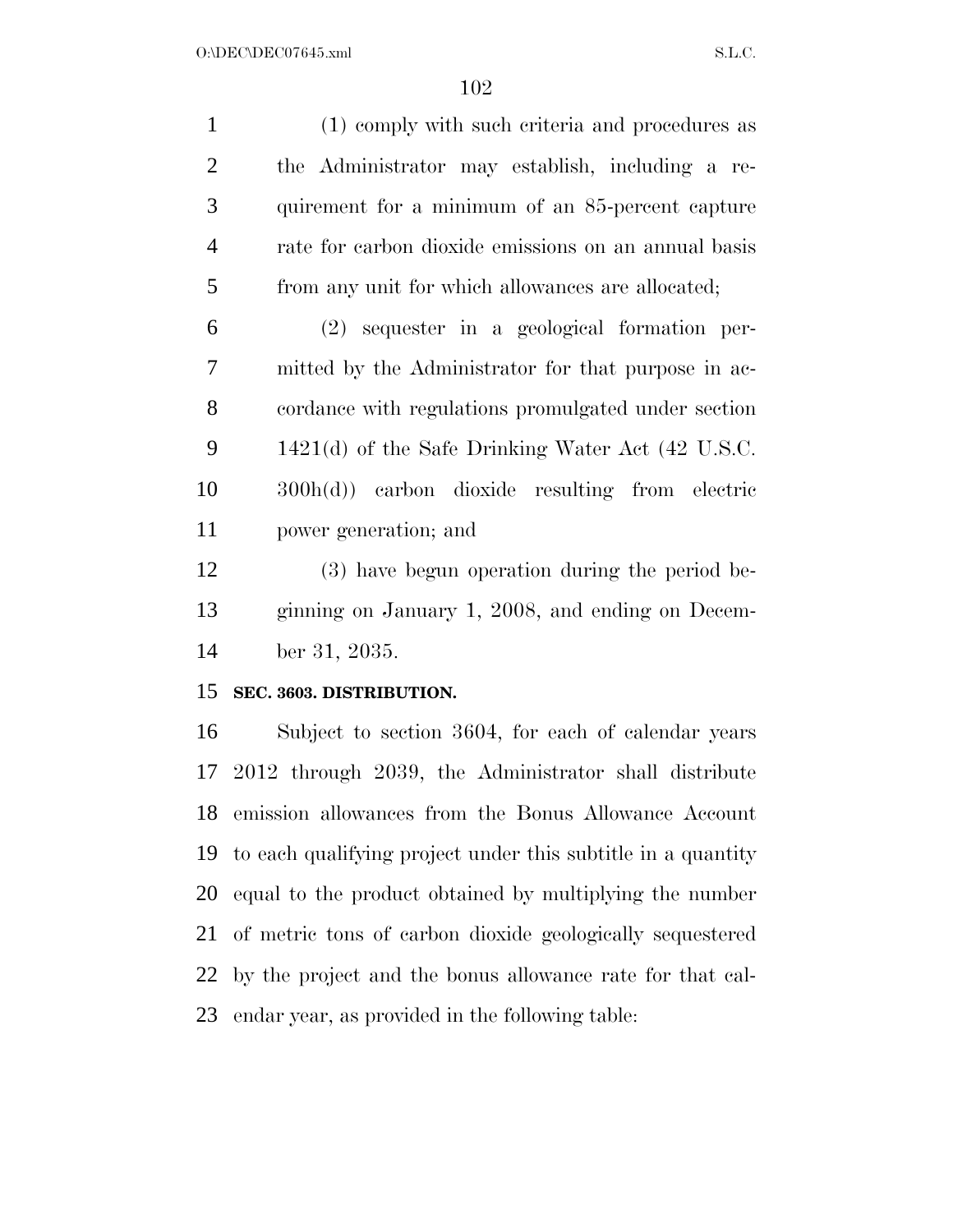(1) comply with such criteria and procedures as the Administrator may establish, including a requirement for a minimum of an 85-percent capture rate for carbon dioxide emissions on an annual basis from any unit for which allowances are allocated;

(2) sequester in a geological formation permitted by the Administrator for that purpose in accordance with regulations promulgated under section 1421(d) of the Safe Drinking Water Act (42 U.S.C. 300h(d)) carbon dioxide resulting from electric power generation; and

(3) have begun operation during the period beginning on January 1, 2008, and ending on December 31, 2035.

**SEC. 3603. DISTRIBUTION.**

Subject to section 3604, for each of calendar years 2012 through 2039, the Administrator shall distribute emission allowances from the Bonus Allowance Account to each qualifying project under this subtitle in a quantity equal to the product obtained by multiplying the number of metric tons of carbon dioxide geologically sequestered by the project and the bonus allowance rate for that calendar year, as provided in the following table: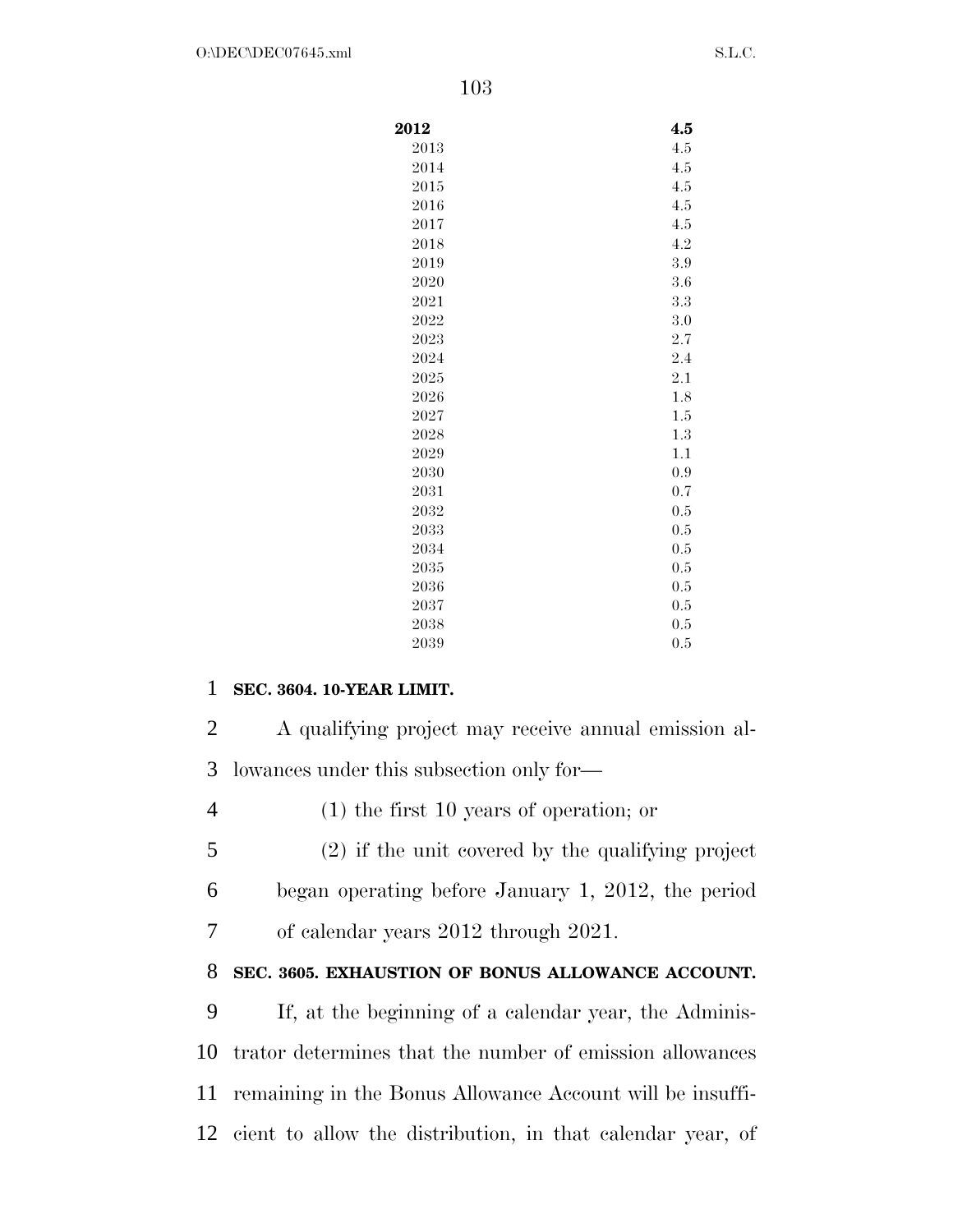| | |
|---|---|
| **2012** | **4.5** |
| 2013 | 4.5 |
| 2014 | 4.5 |
| 2015 | 4.5 |
| 2016 | 4.5 |
| 2017 | 4.5 |
| 2018 | 4.2 |
| 2019 | 3.9 |
| 2020 | 3.6 |
| 2021 | 3.3 |
| 2022 | 3.0 |
| 2023 | 2.7 |
| 2024 | 2.4 |
| 2025 | 2.1 |
| 2026 | 1.8 |
| 2027 | 1.5 |
| 2028 | 1.3 |
| 2029 | 1.1 |
| 2030 | 0.9 |
| 2031 | 0.7 |
| 2032 | 0.5 |
| 2033 | 0.5 |
| 2034 | 0.5 |
| 2035 | 0.5 |
| 2036 | 0.5 |
| 2037 | 0.5 |
| 2038 | 0.5 |
| 2039 | 0.5 |

**SEC. 3604. 10-YEAR LIMIT.**

A qualifying project may receive annual emission allowances under this subsection only for—

(1) the first 10 years of operation; or

(2) if the unit covered by the qualifying project began operating before January 1, 2012, the period of calendar years 2012 through 2021.

**SEC. 3605. EXHAUSTION OF BONUS ALLOWANCE ACCOUNT.**

If, at the beginning of a calendar year, the Administrator determines that the number of emission allowances remaining in the Bonus Allowance Account will be insufficient to allow the distribution, in that calendar year, of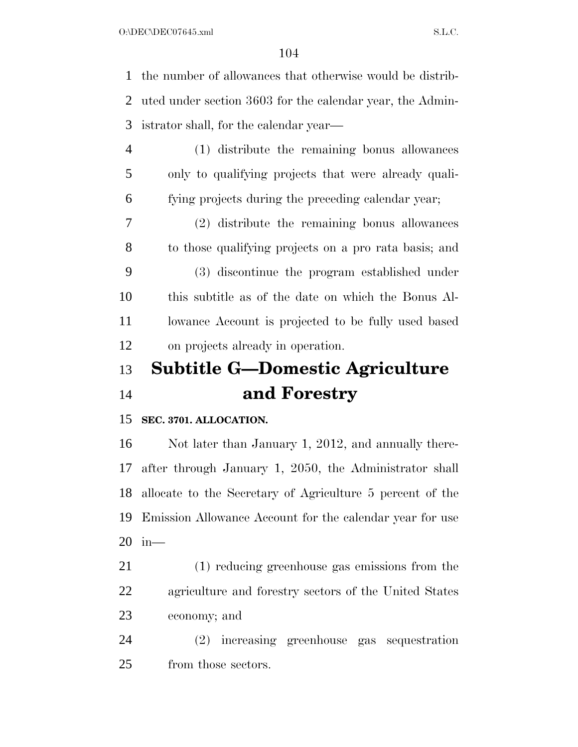the number of allowances that otherwise would be distributed under section 3603 for the calendar year, the Administrator shall, for the calendar year—

(1) distribute the remaining bonus allowances only to qualifying projects that were already qualifying projects during the preceding calendar year;

(2) distribute the remaining bonus allowances to those qualifying projects on a pro rata basis; and

(3) discontinue the program established under this subtitle as of the date on which the Bonus Allowance Account is projected to be fully used based on projects already in operation.

# Subtitle G—Domestic Agriculture and Forestry

**SEC. 3701. ALLOCATION.**

Not later than January 1, 2012, and annually thereafter through January 1, 2050, the Administrator shall allocate to the Secretary of Agriculture 5 percent of the Emission Allowance Account for the calendar year for use in—

(1) reducing greenhouse gas emissions from the agriculture and forestry sectors of the United States economy; and

(2) increasing greenhouse gas sequestration from those sectors.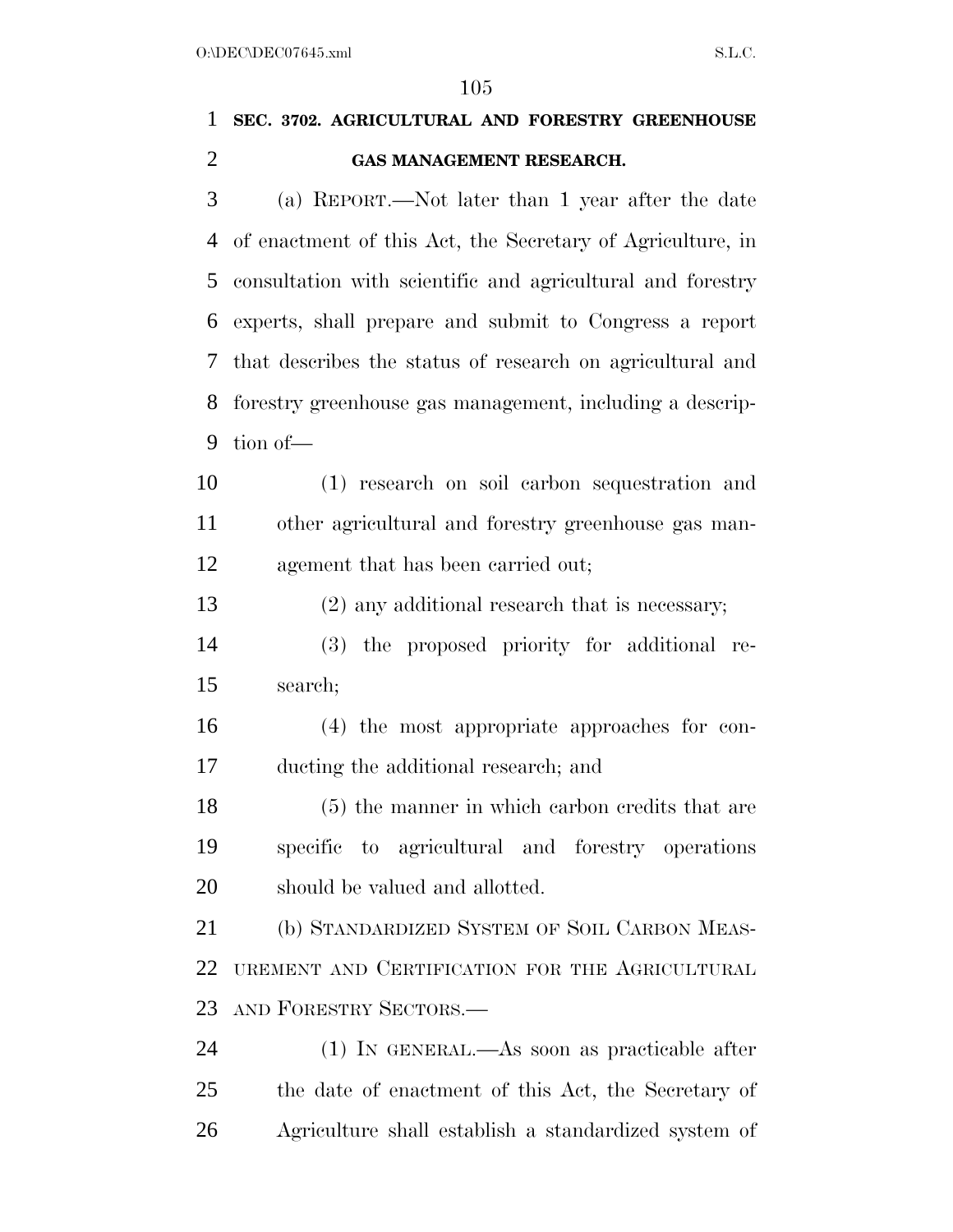**SEC. 3702. AGRICULTURAL AND FORESTRY GREENHOUSE GAS MANAGEMENT RESEARCH.**

(a) REPORT.—Not later than 1 year after the date of enactment of this Act, the Secretary of Agriculture, in consultation with scientific and agricultural and forestry experts, shall prepare and submit to Congress a report that describes the status of research on agricultural and forestry greenhouse gas management, including a description of—

(1) research on soil carbon sequestration and other agricultural and forestry greenhouse gas management that has been carried out;

(2) any additional research that is necessary;

(3) the proposed priority for additional research;

(4) the most appropriate approaches for conducting the additional research; and

(5) the manner in which carbon credits that are specific to agricultural and forestry operations should be valued and allotted.

(b) STANDARDIZED SYSTEM OF SOIL CARBON MEASUREMENT AND CERTIFICATION FOR THE AGRICULTURAL AND FORESTRY SECTORS.—

(1) IN GENERAL.—As soon as practicable after the date of enactment of this Act, the Secretary of Agriculture shall establish a standardized system of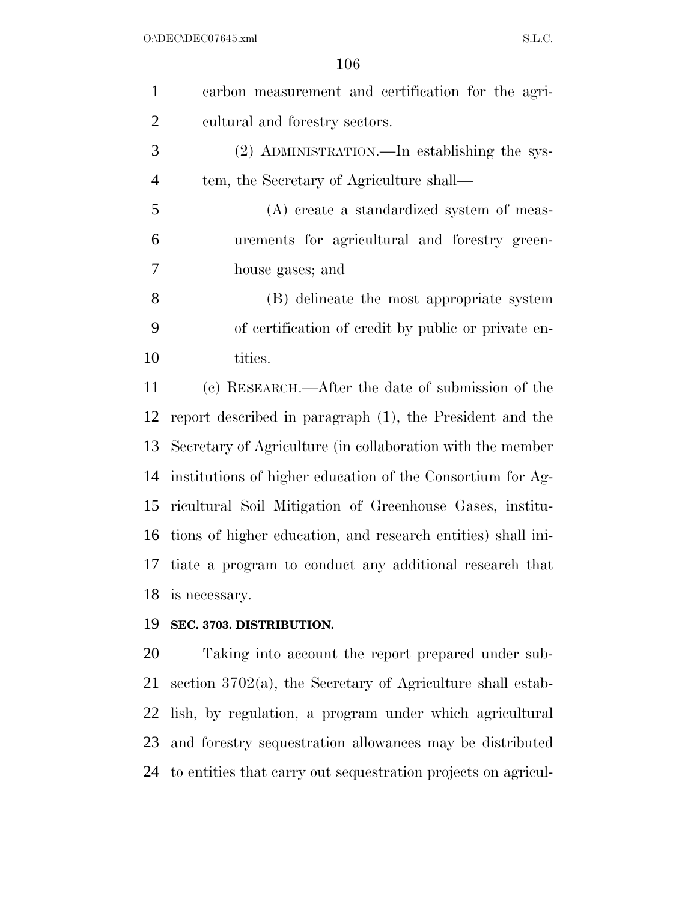carbon measurement and certification for the agricultural and forestry sectors.

(2) ADMINISTRATION.—In establishing the system, the Secretary of Agriculture shall—

(A) create a standardized system of measurements for agricultural and forestry greenhouse gases; and

(B) delineate the most appropriate system of certification of credit by public or private entities.

(c) RESEARCH.—After the date of submission of the report described in paragraph (1), the President and the Secretary of Agriculture (in collaboration with the member institutions of higher education of the Consortium for Agricultural Soil Mitigation of Greenhouse Gases, institutions of higher education, and research entities) shall initiate a program to conduct any additional research that is necessary.

**SEC. 3703. DISTRIBUTION.**

Taking into account the report prepared under subsection 3702(a), the Secretary of Agriculture shall establish, by regulation, a program under which agricultural and forestry sequestration allowances may be distributed to entities that carry out sequestration projects on agricul-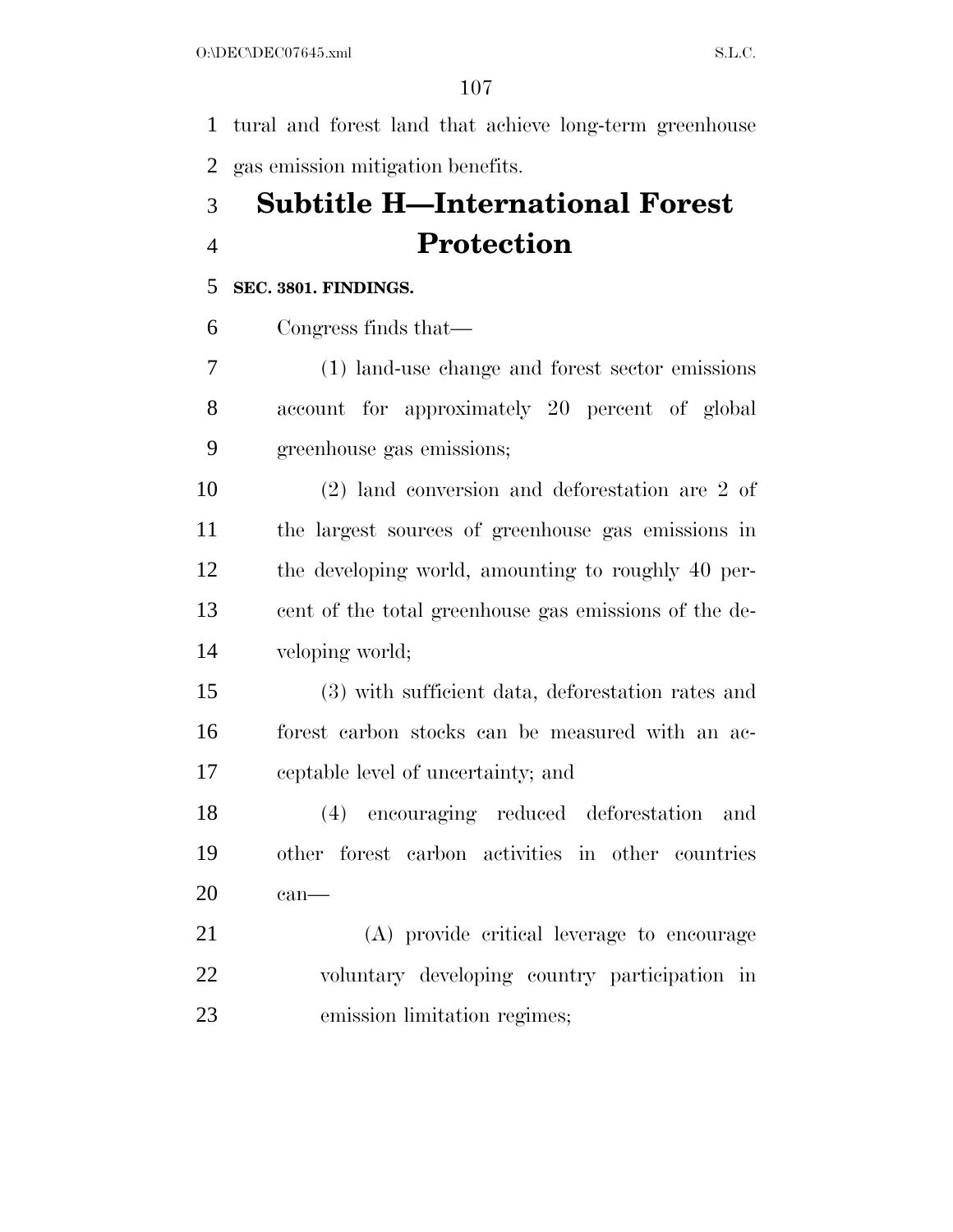tural and forest land that achieve long-term greenhouse gas emission mitigation benefits.

## Subtitle H—International Forest Protection

**SEC. 3801. FINDINGS.**

Congress finds that—

(1) land-use change and forest sector emissions account for approximately 20 percent of global greenhouse gas emissions;

(2) land conversion and deforestation are 2 of the largest sources of greenhouse gas emissions in the developing world, amounting to roughly 40 percent of the total greenhouse gas emissions of the developing world;

(3) with sufficient data, deforestation rates and forest carbon stocks can be measured with an acceptable level of uncertainty; and

(4) encouraging reduced deforestation and other forest carbon activities in other countries can—

(A) provide critical leverage to encourage voluntary developing country participation in emission limitation regimes;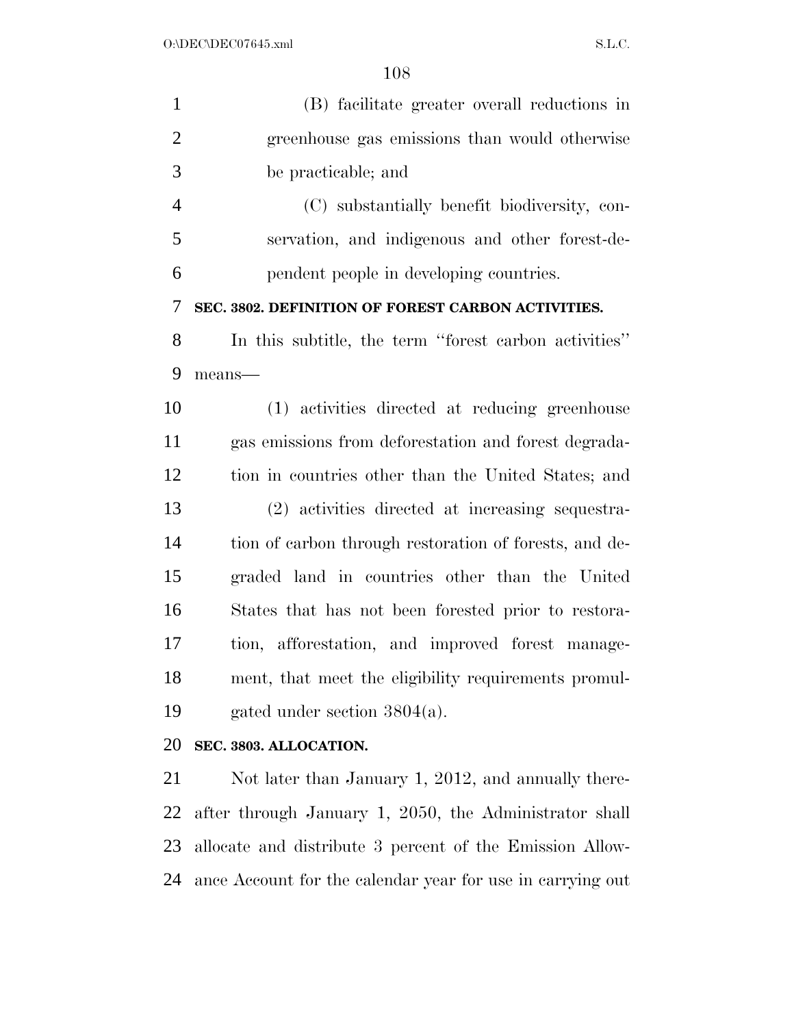(B) facilitate greater overall reductions in greenhouse gas emissions than would otherwise be practicable; and

(C) substantially benefit biodiversity, conservation, and indigenous and other forest-dependent people in developing countries.

**SEC. 3802. DEFINITION OF FOREST CARBON ACTIVITIES.**

In this subtitle, the term ''forest carbon activities'' means—

(1) activities directed at reducing greenhouse gas emissions from deforestation and forest degradation in countries other than the United States; and

(2) activities directed at increasing sequestration of carbon through restoration of forests, and degraded land in countries other than the United States that has not been forested prior to restoration, afforestation, and improved forest management, that meet the eligibility requirements promulgated under section 3804(a).

**SEC. 3803. ALLOCATION.**

Not later than January 1, 2012, and annually thereafter through January 1, 2050, the Administrator shall allocate and distribute 3 percent of the Emission Allowance Account for the calendar year for use in carrying out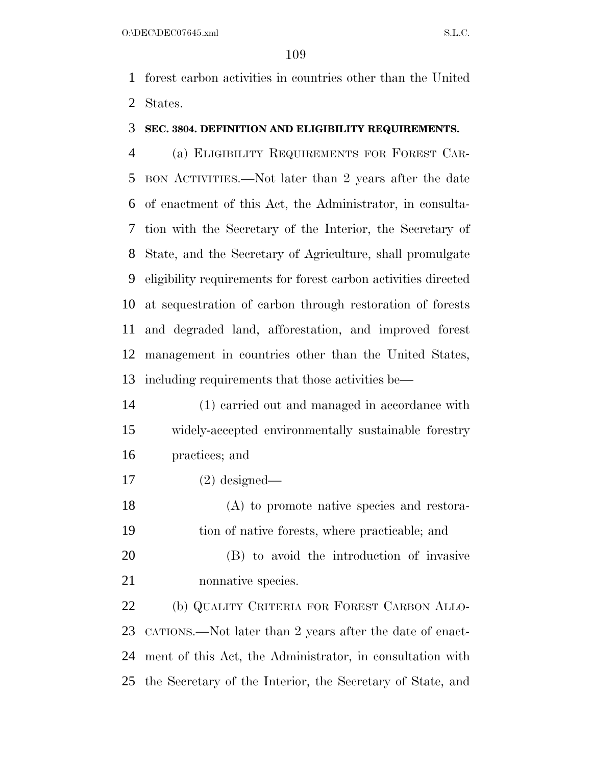forest carbon activities in countries other than the United States.

**SEC. 3804. DEFINITION AND ELIGIBILITY REQUIREMENTS.**

(a) ELIGIBILITY REQUIREMENTS FOR FOREST CARBON ACTIVITIES.—Not later than 2 years after the date of enactment of this Act, the Administrator, in consultation with the Secretary of the Interior, the Secretary of State, and the Secretary of Agriculture, shall promulgate eligibility requirements for forest carbon activities directed at sequestration of carbon through restoration of forests and degraded land, afforestation, and improved forest management in countries other than the United States, including requirements that those activities be—

(1) carried out and managed in accordance with widely-accepted environmentally sustainable forestry practices; and

(2) designed—

(A) to promote native species and restoration of native forests, where practicable; and

(B) to avoid the introduction of invasive nonnative species.

(b) QUALITY CRITERIA FOR FOREST CARBON ALLOCATIONS.—Not later than 2 years after the date of enactment of this Act, the Administrator, in consultation with the Secretary of the Interior, the Secretary of State, and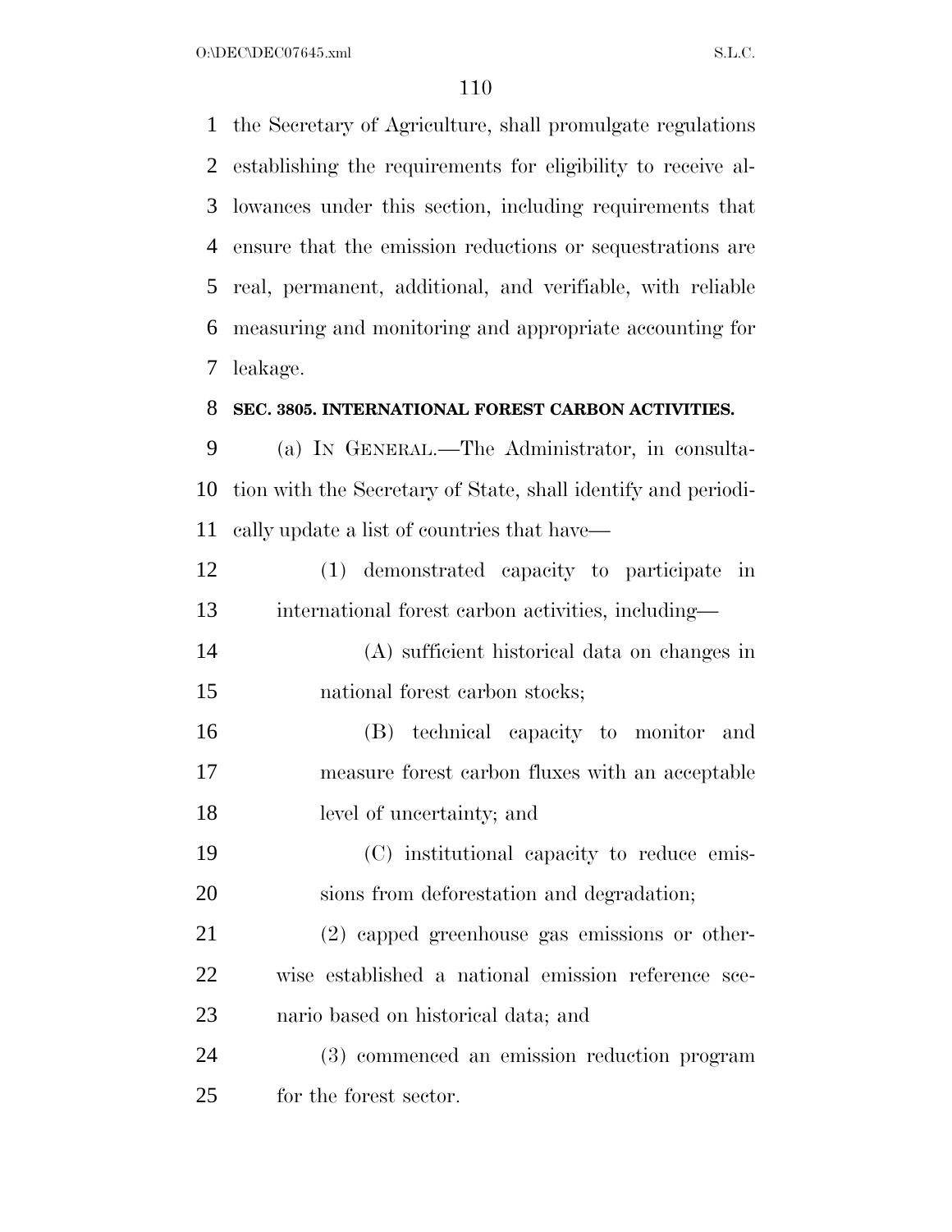the Secretary of Agriculture, shall promulgate regulations establishing the requirements for eligibility to receive allowances under this section, including requirements that ensure that the emission reductions or sequestrations are real, permanent, additional, and verifiable, with reliable measuring and monitoring and appropriate accounting for leakage.

### SEC. 3805. INTERNATIONAL FOREST CARBON ACTIVITIES.

(a) IN GENERAL.—The Administrator, in consultation with the Secretary of State, shall identify and periodically update a list of countries that have—

(1) demonstrated capacity to participate in international forest carbon activities, including—

(A) sufficient historical data on changes in national forest carbon stocks;

(B) technical capacity to monitor and measure forest carbon fluxes with an acceptable level of uncertainty; and

(C) institutional capacity to reduce emissions from deforestation and degradation;

(2) capped greenhouse gas emissions or otherwise established a national emission reference scenario based on historical data; and

(3) commenced an emission reduction program for the forest sector.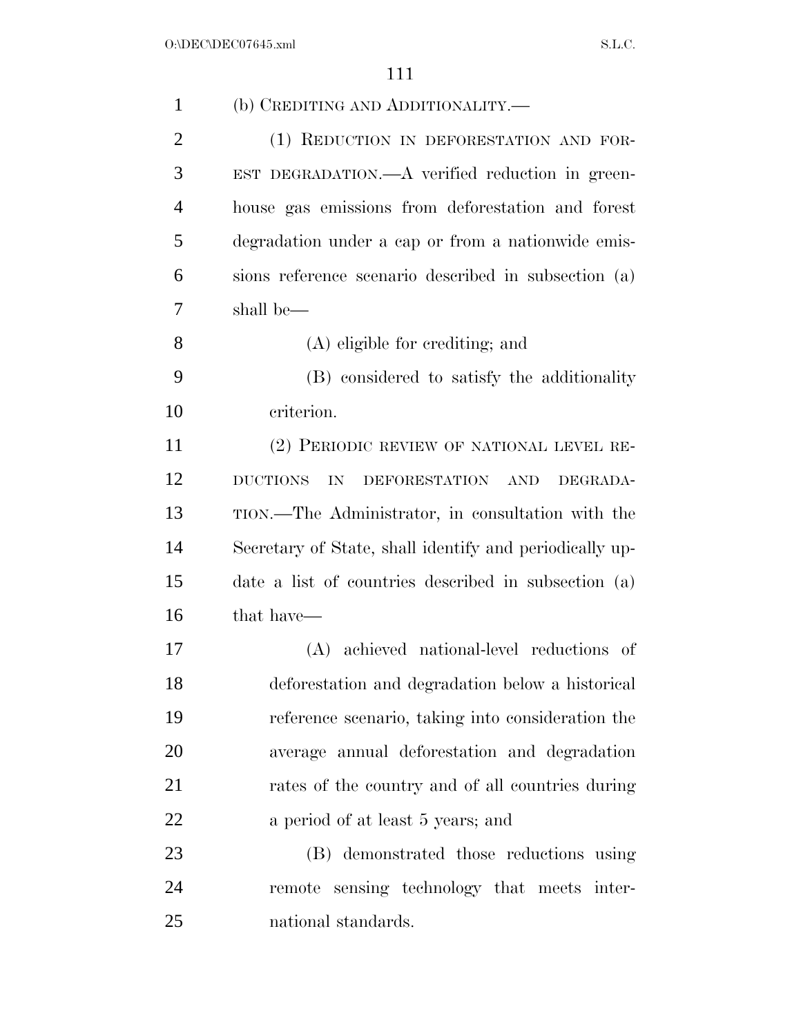(b) CREDITING AND ADDITIONALITY.—

(1) REDUCTION IN DEFORESTATION AND FOREST DEGRADATION.—A verified reduction in greenhouse gas emissions from deforestation and forest degradation under a cap or from a nationwide emissions reference scenario described in subsection (a) shall be—

(A) eligible for crediting; and

(B) considered to satisfy the additionality criterion.

(2) PERIODIC REVIEW OF NATIONAL LEVEL REDUCTIONS IN DEFORESTATION AND DEGRADATION.—The Administrator, in consultation with the Secretary of State, shall identify and periodically update a list of countries described in subsection (a) that have—

(A) achieved national-level reductions of deforestation and degradation below a historical reference scenario, taking into consideration the average annual deforestation and degradation rates of the country and of all countries during a period of at least 5 years; and

(B) demonstrated those reductions using remote sensing technology that meets international standards.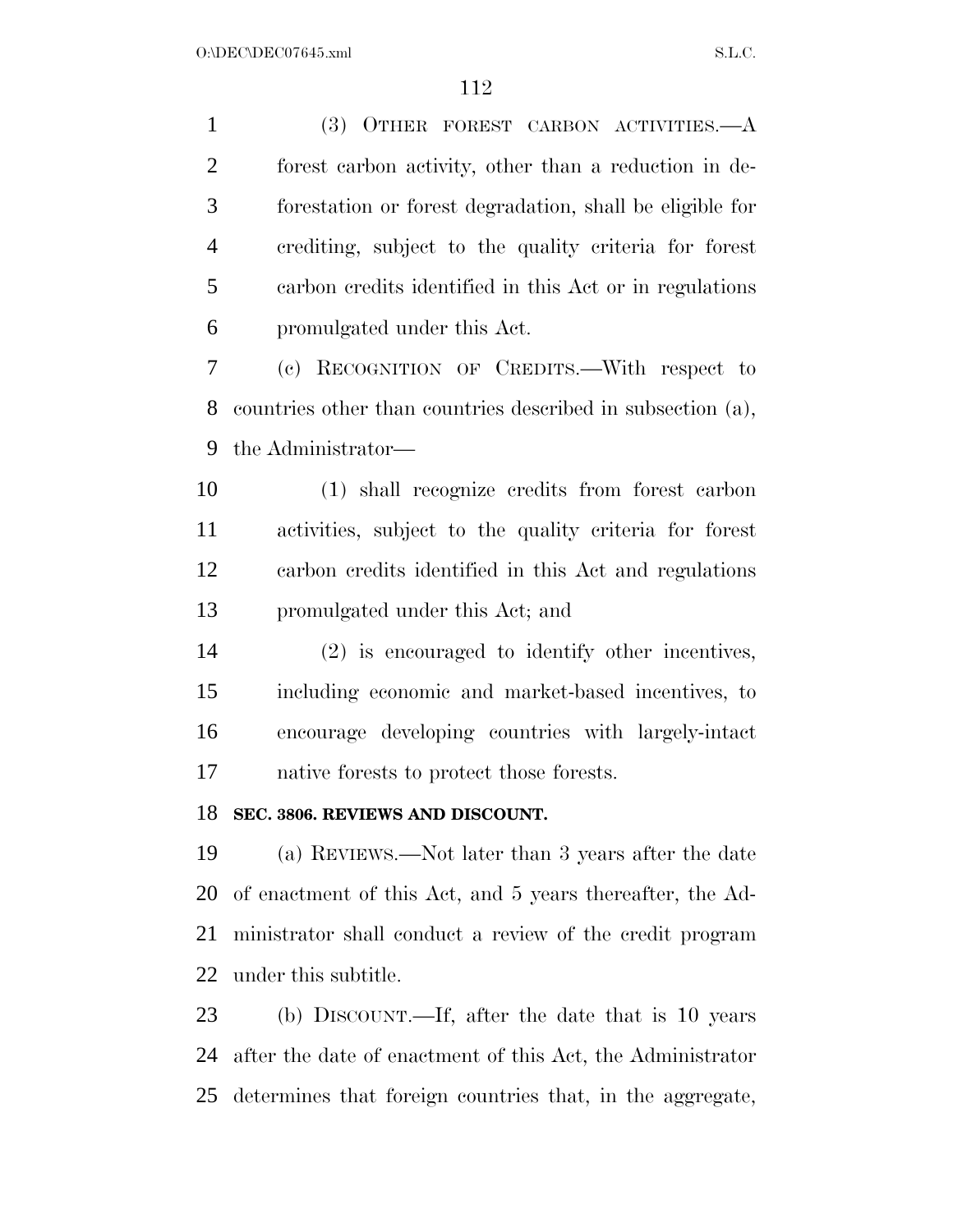(3) OTHER FOREST CARBON ACTIVITIES.—A forest carbon activity, other than a reduction in deforestation or forest degradation, shall be eligible for crediting, subject to the quality criteria for forest carbon credits identified in this Act or in regulations promulgated under this Act.

(c) RECOGNITION OF CREDITS.—With respect to countries other than countries described in subsection (a), the Administrator—

(1) shall recognize credits from forest carbon activities, subject to the quality criteria for forest carbon credits identified in this Act and regulations promulgated under this Act; and

(2) is encouraged to identify other incentives, including economic and market-based incentives, to encourage developing countries with largely-intact native forests to protect those forests.

**SEC. 3806. REVIEWS AND DISCOUNT.**

(a) REVIEWS.—Not later than 3 years after the date of enactment of this Act, and 5 years thereafter, the Administrator shall conduct a review of the credit program under this subtitle.

(b) DISCOUNT.—If, after the date that is 10 years after the date of enactment of this Act, the Administrator determines that foreign countries that, in the aggregate,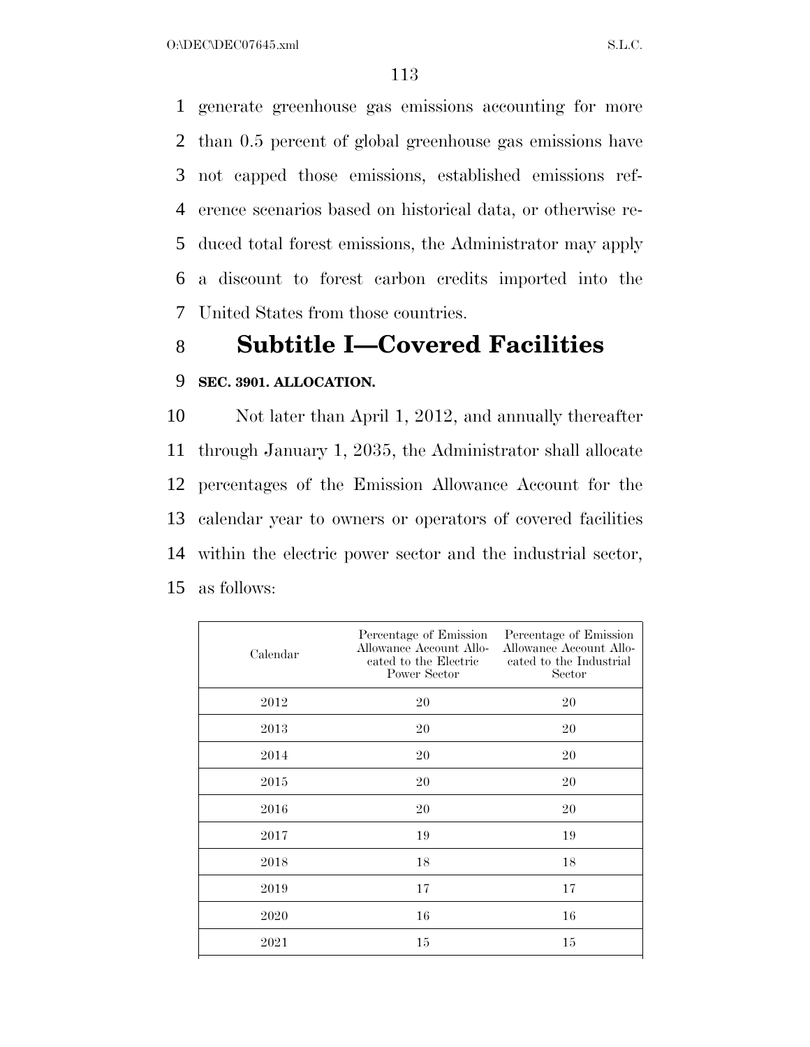generate greenhouse gas emissions accounting for more than 0.5 percent of global greenhouse gas emissions have not capped those emissions, established emissions reference scenarios based on historical data, or otherwise reduced total forest emissions, the Administrator may apply a discount to forest carbon credits imported into the United States from those countries.

## Subtitle I—Covered Facilities

### SEC. 3901. ALLOCATION.

Not later than April 1, 2012, and annually thereafter through January 1, 2035, the Administrator shall allocate percentages of the Emission Allowance Account for the calendar year to owners or operators of covered facilities within the electric power sector and the industrial sector, as follows:

| Calendar | Percentage of Emission Allowance Account Allocated to the Electric Power Sector | Percentage of Emission Allowance Account Allocated to the Industrial Sector |
|---|---|---|
| 2012 | 20 | 20 |
| 2013 | 20 | 20 |
| 2014 | 20 | 20 |
| 2015 | 20 | 20 |
| 2016 | 20 | 20 |
| 2017 | 19 | 19 |
| 2018 | 18 | 18 |
| 2019 | 17 | 17 |
| 2020 | 16 | 16 |
| 2021 | 15 | 15 |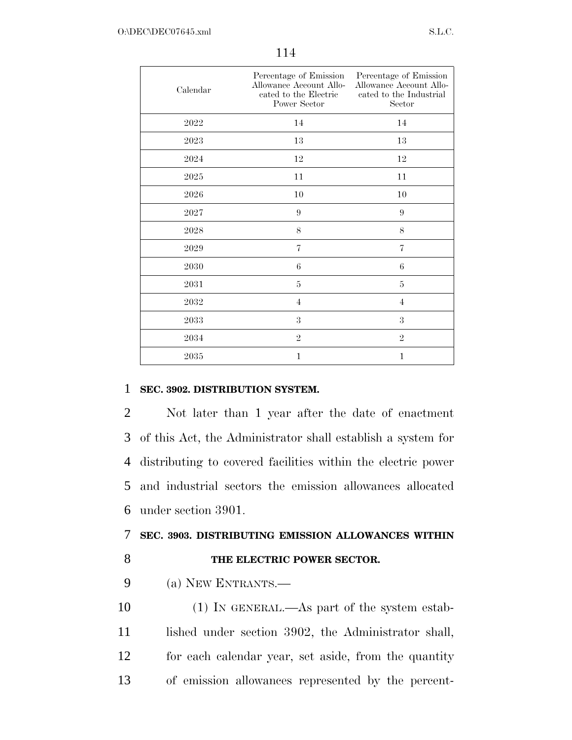| Calendar | Percentage of Emission Allowance Account Allocated to the Electric Power Sector | Percentage of Emission Allowance Account Allocated to the Industrial Sector |
|---|---|---|
| 2022 | 14 | 14 |
| 2023 | 13 | 13 |
| 2024 | 12 | 12 |
| 2025 | 11 | 11 |
| 2026 | 10 | 10 |
| 2027 | 9 | 9 |
| 2028 | 8 | 8 |
| 2029 | 7 | 7 |
| 2030 | 6 | 6 |
| 2031 | 5 | 5 |
| 2032 | 4 | 4 |
| 2033 | 3 | 3 |
| 2034 | 2 | 2 |
| 2035 | 1 | 1 |

**SEC. 3902. DISTRIBUTION SYSTEM.**

Not later than 1 year after the date of enactment of this Act, the Administrator shall establish a system for distributing to covered facilities within the electric power and industrial sectors the emission allowances allocated under section 3901.

**SEC. 3903. DISTRIBUTING EMISSION ALLOWANCES WITHIN THE ELECTRIC POWER SECTOR.**

(a) NEW ENTRANTS.—

(1) IN GENERAL.—As part of the system established under section 3902, the Administrator shall, for each calendar year, set aside, from the quantity of emission allowances represented by the percent-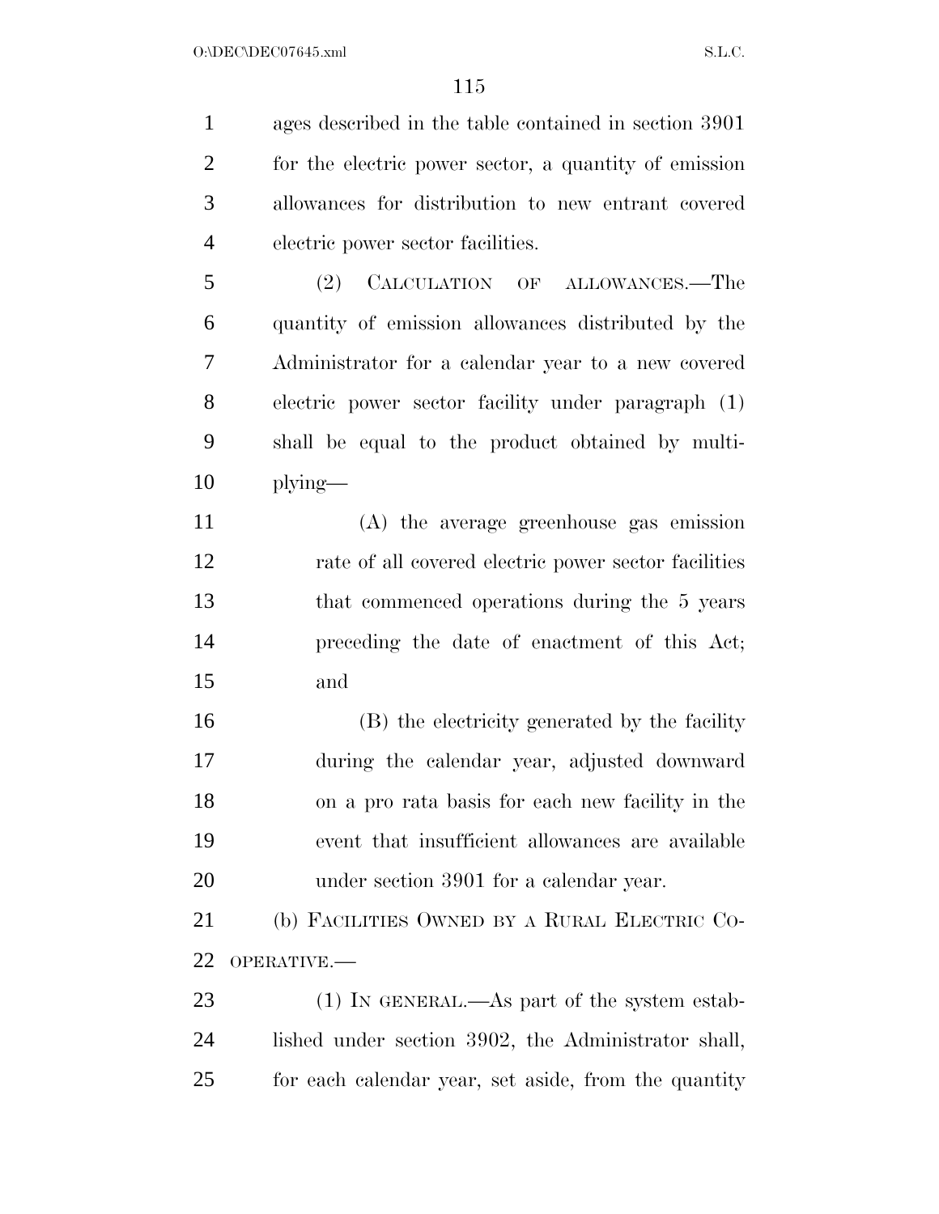ages described in the table contained in section 3901 for the electric power sector, a quantity of emission allowances for distribution to new entrant covered electric power sector facilities.

(2) CALCULATION OF ALLOWANCES.—The quantity of emission allowances distributed by the Administrator for a calendar year to a new covered electric power sector facility under paragraph (1) shall be equal to the product obtained by multiplying—

(A) the average greenhouse gas emission rate of all covered electric power sector facilities that commenced operations during the 5 years preceding the date of enactment of this Act; and

(B) the electricity generated by the facility during the calendar year, adjusted downward on a pro rata basis for each new facility in the event that insufficient allowances are available under section 3901 for a calendar year.

(b) FACILITIES OWNED BY A RURAL ELECTRIC COOPERATIVE.—

(1) IN GENERAL.—As part of the system established under section 3902, the Administrator shall, for each calendar year, set aside, from the quantity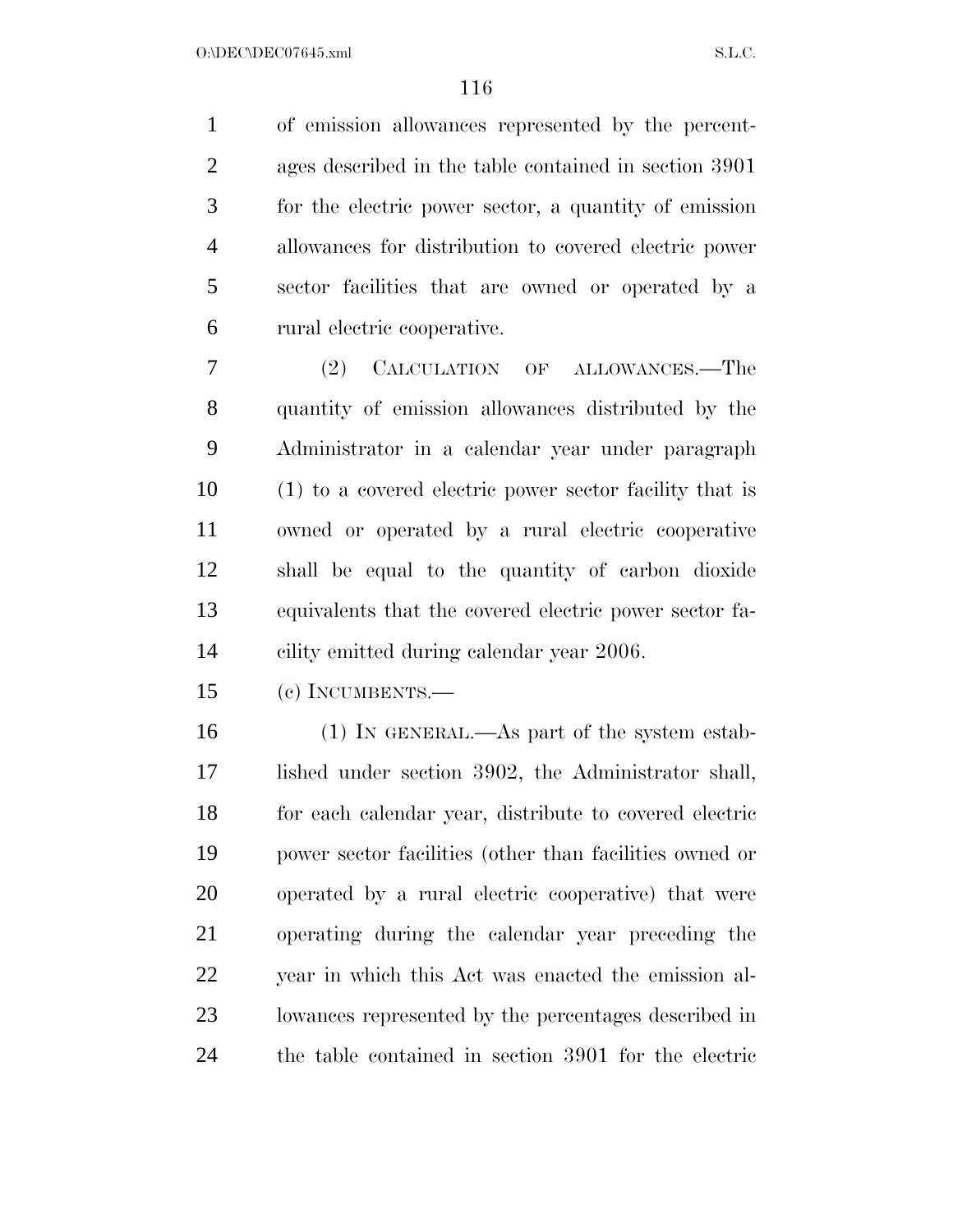of emission allowances represented by the percentages described in the table contained in section 3901 for the electric power sector, a quantity of emission allowances for distribution to covered electric power sector facilities that are owned or operated by a rural electric cooperative.

(2) CALCULATION OF ALLOWANCES.—The quantity of emission allowances distributed by the Administrator in a calendar year under paragraph (1) to a covered electric power sector facility that is owned or operated by a rural electric cooperative shall be equal to the quantity of carbon dioxide equivalents that the covered electric power sector facility emitted during calendar year 2006.

(c) INCUMBENTS.—

(1) IN GENERAL.—As part of the system established under section 3902, the Administrator shall, for each calendar year, distribute to covered electric power sector facilities (other than facilities owned or operated by a rural electric cooperative) that were operating during the calendar year preceding the year in which this Act was enacted the emission allowances represented by the percentages described in the table contained in section 3901 for the electric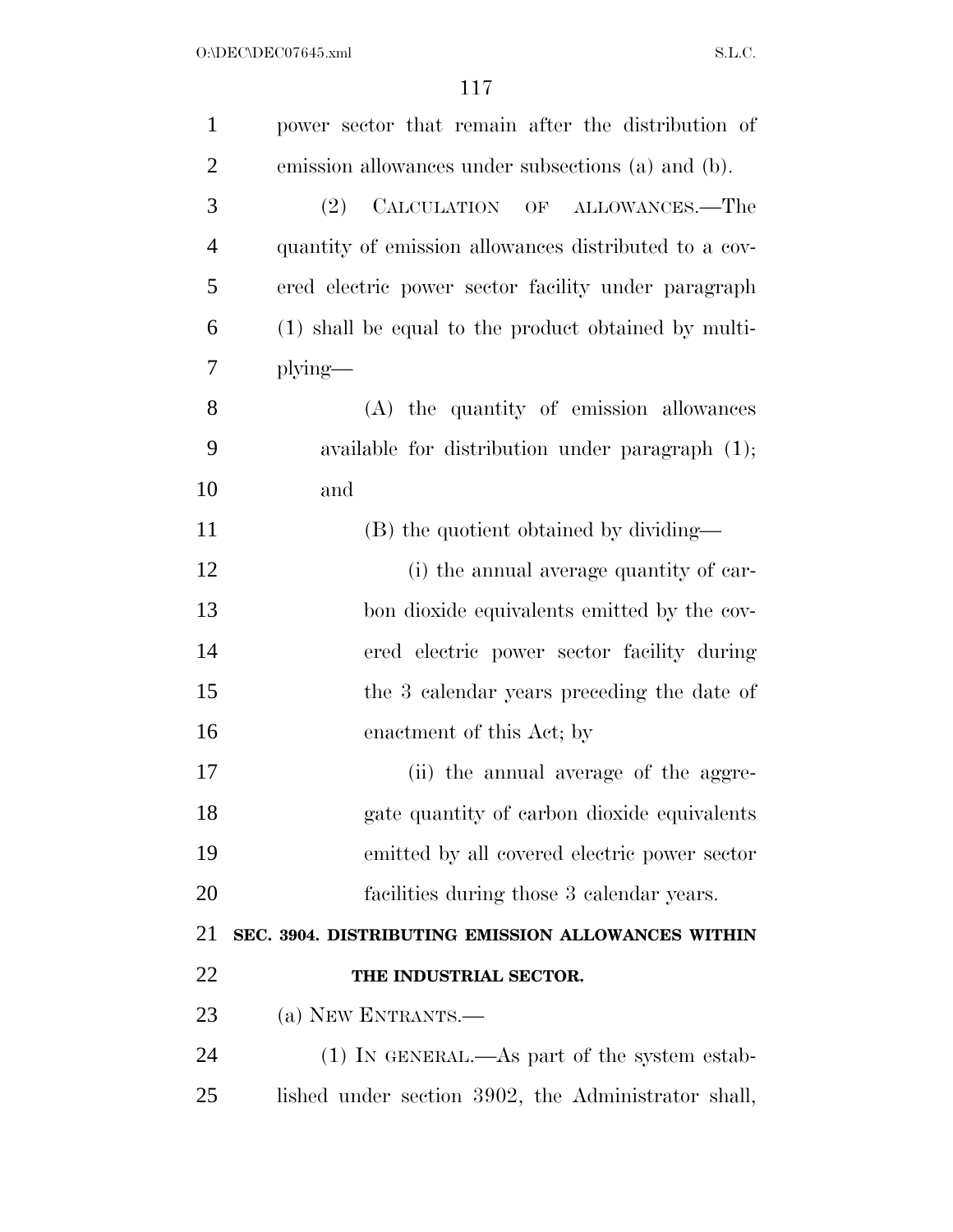power sector that remain after the distribution of emission allowances under subsections (a) and (b).

(2) CALCULATION OF ALLOWANCES.—The quantity of emission allowances distributed to a covered electric power sector facility under paragraph (1) shall be equal to the product obtained by multiplying—

(A) the quantity of emission allowances available for distribution under paragraph (1); and

(B) the quotient obtained by dividing—

(i) the annual average quantity of carbon dioxide equivalents emitted by the covered electric power sector facility during the 3 calendar years preceding the date of enactment of this Act; by

(ii) the annual average of the aggregate quantity of carbon dioxide equivalents emitted by all covered electric power sector facilities during those 3 calendar years.

## SEC. 3904. DISTRIBUTING EMISSION ALLOWANCES WITHIN THE INDUSTRIAL SECTOR.

(a) NEW ENTRANTS.—

(1) IN GENERAL.—As part of the system established under section 3902, the Administrator shall,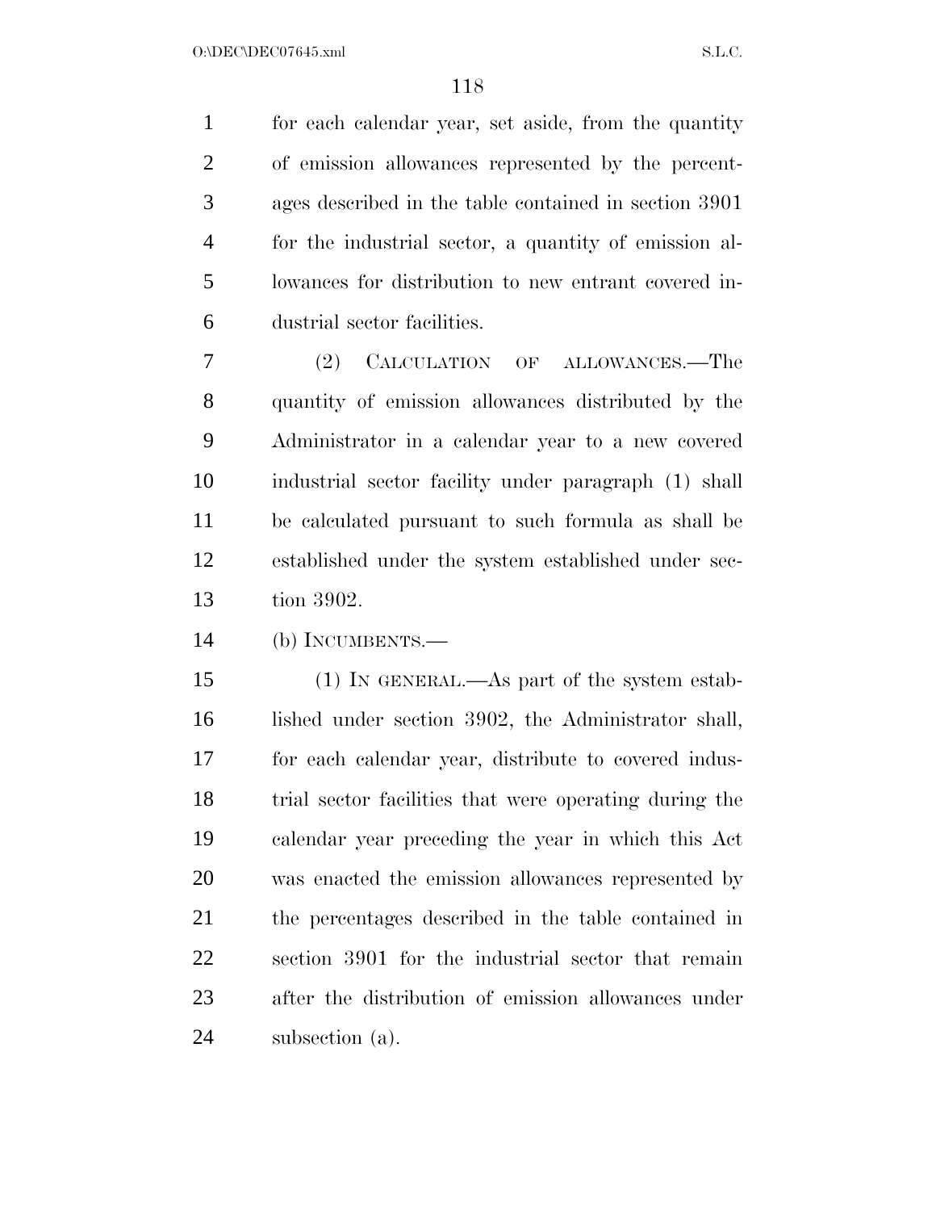for each calendar year, set aside, from the quantity of emission allowances represented by the percentages described in the table contained in section 3901 for the industrial sector, a quantity of emission allowances for distribution to new entrant covered industrial sector facilities.

(2) CALCULATION OF ALLOWANCES.—The quantity of emission allowances distributed by the Administrator in a calendar year to a new covered industrial sector facility under paragraph (1) shall be calculated pursuant to such formula as shall be established under the system established under section 3902.

(b) INCUMBENTS.—

(1) IN GENERAL.—As part of the system established under section 3902, the Administrator shall, for each calendar year, distribute to covered industrial sector facilities that were operating during the calendar year preceding the year in which this Act was enacted the emission allowances represented by the percentages described in the table contained in section 3901 for the industrial sector that remain after the distribution of emission allowances under subsection (a).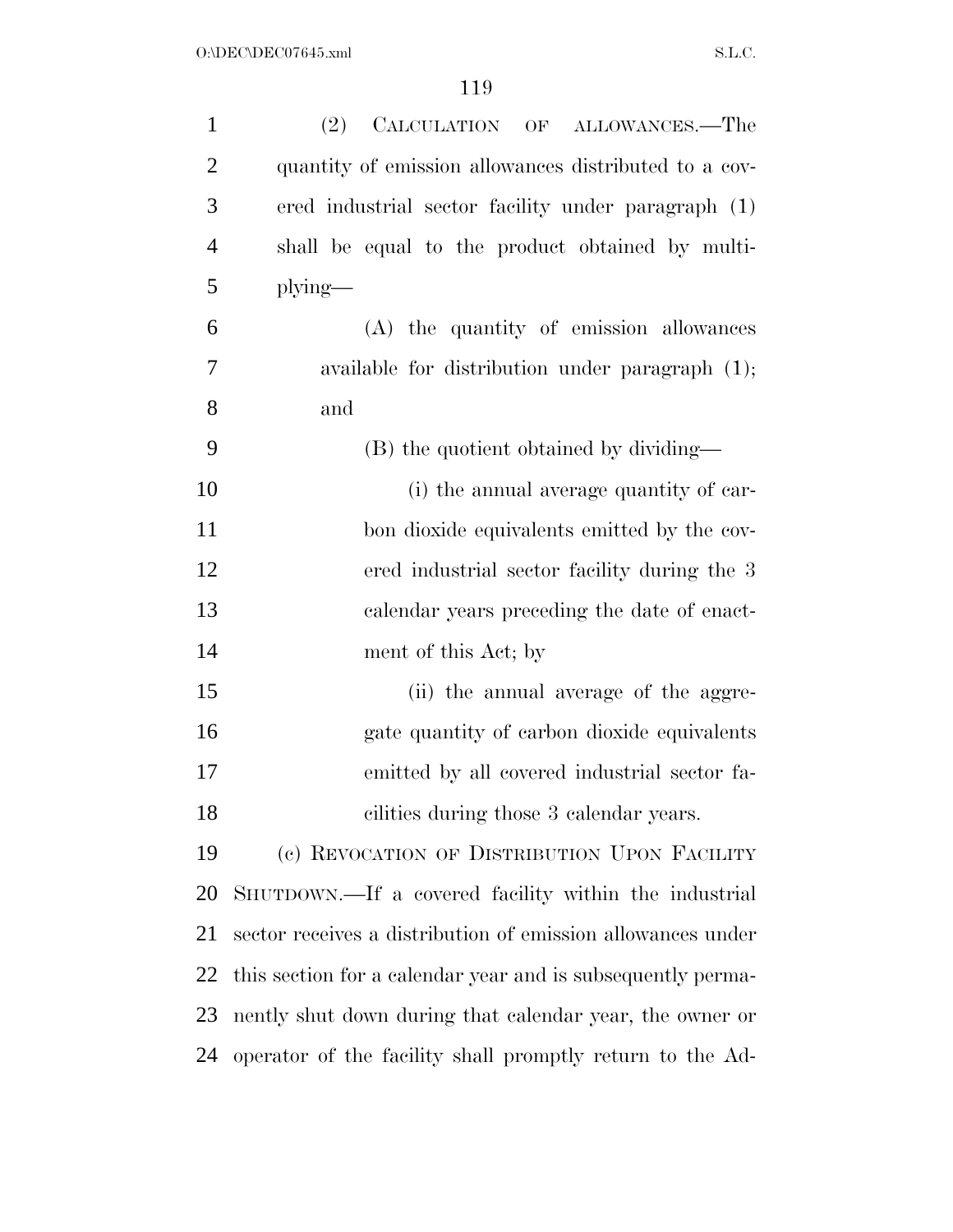(2) CALCULATION OF ALLOWANCES.—The quantity of emission allowances distributed to a covered industrial sector facility under paragraph (1) shall be equal to the product obtained by multiplying—

(A) the quantity of emission allowances available for distribution under paragraph (1); and

(B) the quotient obtained by dividing—

(i) the annual average quantity of carbon dioxide equivalents emitted by the covered industrial sector facility during the 3 calendar years preceding the date of enactment of this Act; by

(ii) the annual average of the aggregate quantity of carbon dioxide equivalents emitted by all covered industrial sector facilities during those 3 calendar years.

(c) REVOCATION OF DISTRIBUTION UPON FACILITY SHUTDOWN.—If a covered facility within the industrial sector receives a distribution of emission allowances under this section for a calendar year and is subsequently permanently shut down during that calendar year, the owner or operator of the facility shall promptly return to the Ad-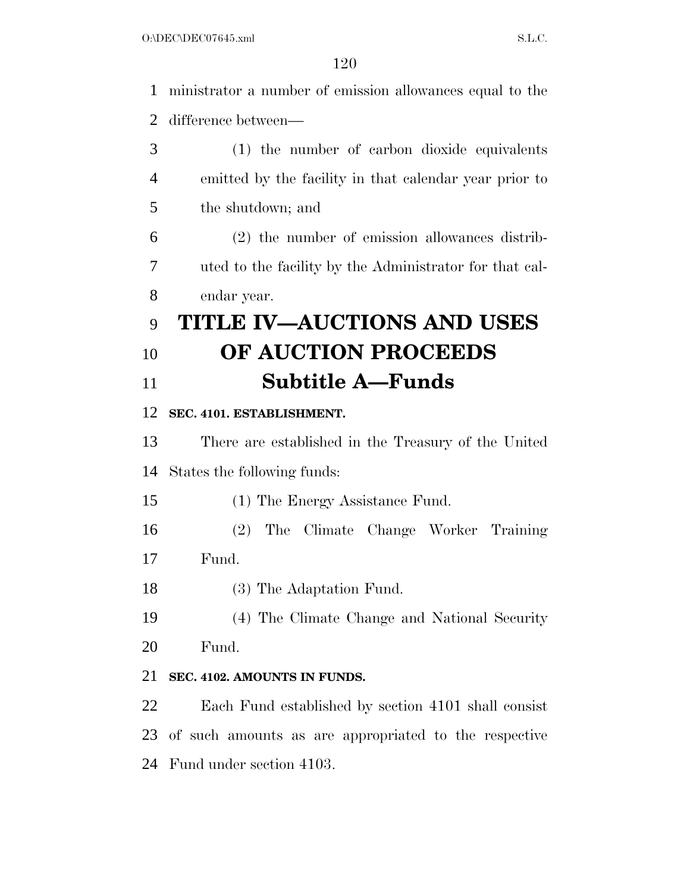ministrator a number of emission allowances equal to the difference between—

(1) the number of carbon dioxide equivalents emitted by the facility in that calendar year prior to the shutdown; and

(2) the number of emission allowances distributed to the facility by the Administrator for that calendar year.

# TITLE IV—AUCTIONS AND USES OF AUCTION PROCEEDS

## Subtitle A—Funds

### SEC. 4101. ESTABLISHMENT.

There are established in the Treasury of the United States the following funds:

(1) The Energy Assistance Fund.

(2) The Climate Change Worker Training Fund.

(3) The Adaptation Fund.

(4) The Climate Change and National Security Fund.

### SEC. 4102. AMOUNTS IN FUNDS.

Each Fund established by section 4101 shall consist of such amounts as are appropriated to the respective Fund under section 4103.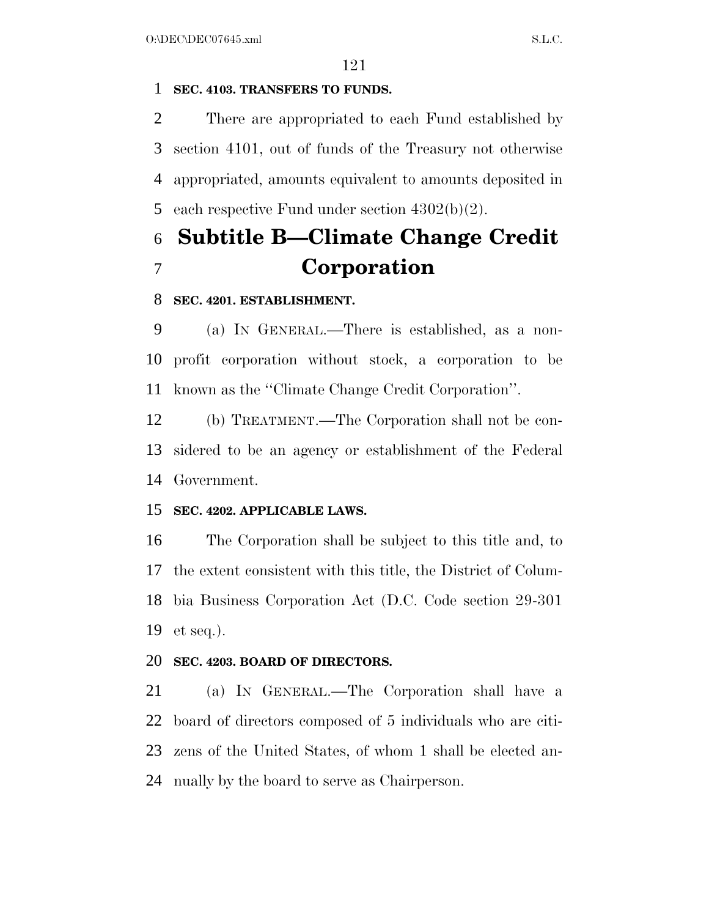**SEC. 4103. TRANSFERS TO FUNDS.**

There are appropriated to each Fund established by section 4101, out of funds of the Treasury not otherwise appropriated, amounts equivalent to amounts deposited in each respective Fund under section 4302(b)(2).

# Subtitle B—Climate Change Credit Corporation

**SEC. 4201. ESTABLISHMENT.**

(a) IN GENERAL.—There is established, as a nonprofit corporation without stock, a corporation to be known as the ''Climate Change Credit Corporation''.

(b) TREATMENT.—The Corporation shall not be considered to be an agency or establishment of the Federal Government.

**SEC. 4202. APPLICABLE LAWS.**

The Corporation shall be subject to this title and, to the extent consistent with this title, the District of Columbia Business Corporation Act (D.C. Code section 29-301 et seq.).

**SEC. 4203. BOARD OF DIRECTORS.**

(a) IN GENERAL.—The Corporation shall have a board of directors composed of 5 individuals who are citizens of the United States, of whom 1 shall be elected annually by the board to serve as Chairperson.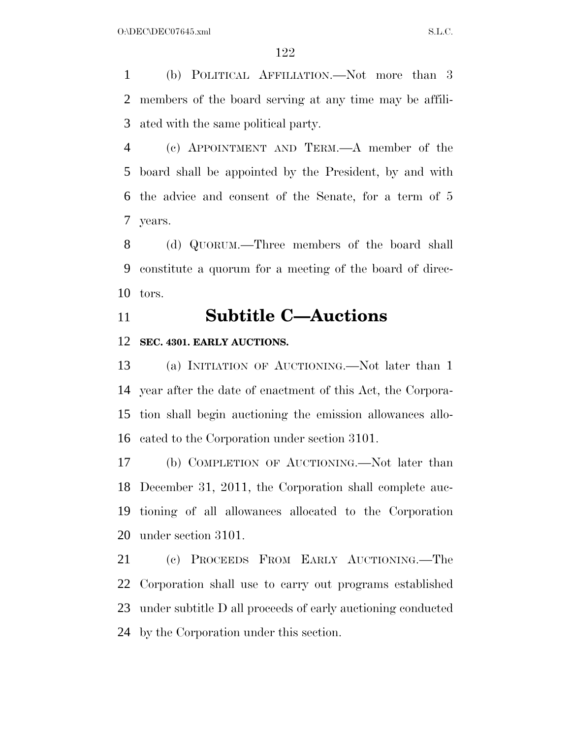(b) POLITICAL AFFILIATION.—Not more than 3 members of the board serving at any time may be affiliated with the same political party.

(c) APPOINTMENT AND TERM.—A member of the board shall be appointed by the President, by and with the advice and consent of the Senate, for a term of 5 years.

(d) QUORUM.—Three members of the board shall constitute a quorum for a meeting of the board of directors.

## Subtitle C—Auctions

**SEC. 4301. EARLY AUCTIONS.**

(a) INITIATION OF AUCTIONING.—Not later than 1 year after the date of enactment of this Act, the Corporation shall begin auctioning the emission allowances allocated to the Corporation under section 3101.

(b) COMPLETION OF AUCTIONING.—Not later than December 31, 2011, the Corporation shall complete auctioning of all allowances allocated to the Corporation under section 3101.

(c) PROCEEDS FROM EARLY AUCTIONING.—The Corporation shall use to carry out programs established under subtitle D all proceeds of early auctioning conducted by the Corporation under this section.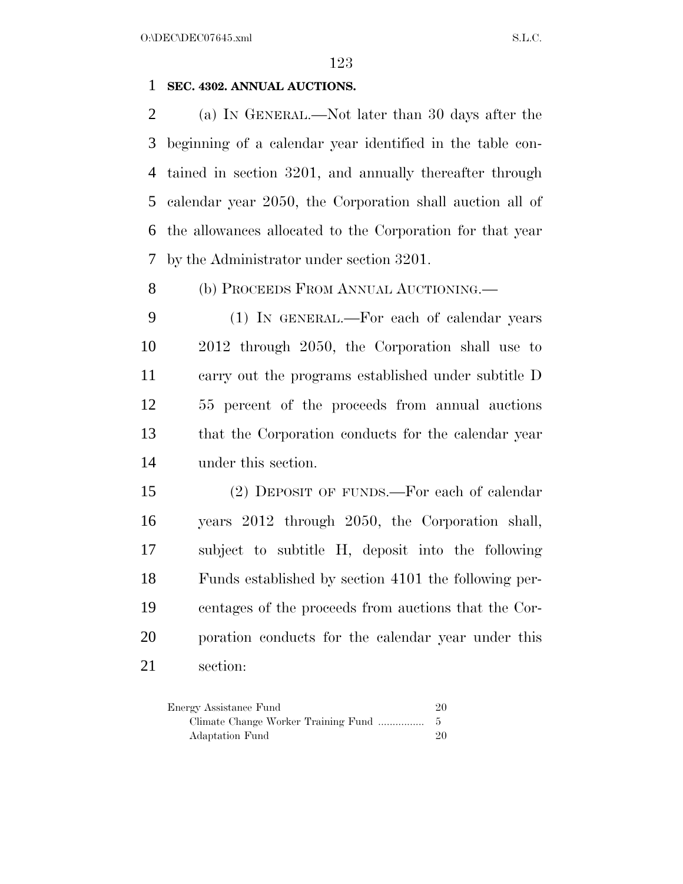**SEC. 4302. ANNUAL AUCTIONS.**

(a) IN GENERAL.—Not later than 30 days after the beginning of a calendar year identified in the table contained in section 3201, and annually thereafter through calendar year 2050, the Corporation shall auction all of the allowances allocated to the Corporation for that year by the Administrator under section 3201.

(b) PROCEEDS FROM ANNUAL AUCTIONING.—

(1) IN GENERAL.—For each of calendar years 2012 through 2050, the Corporation shall use to carry out the programs established under subtitle D 55 percent of the proceeds from annual auctions that the Corporation conducts for the calendar year under this section.

(2) DEPOSIT OF FUNDS.—For each of calendar years 2012 through 2050, the Corporation shall, subject to subtitle H, deposit into the following Funds established by section 4101 the following percentages of the proceeds from auctions that the Corporation conducts for the calendar year under this section:

| | |
|---|---|
| Energy Assistance Fund | 20 |
| Climate Change Worker Training Fund ................ | 5 |
| Adaptation Fund | 20 |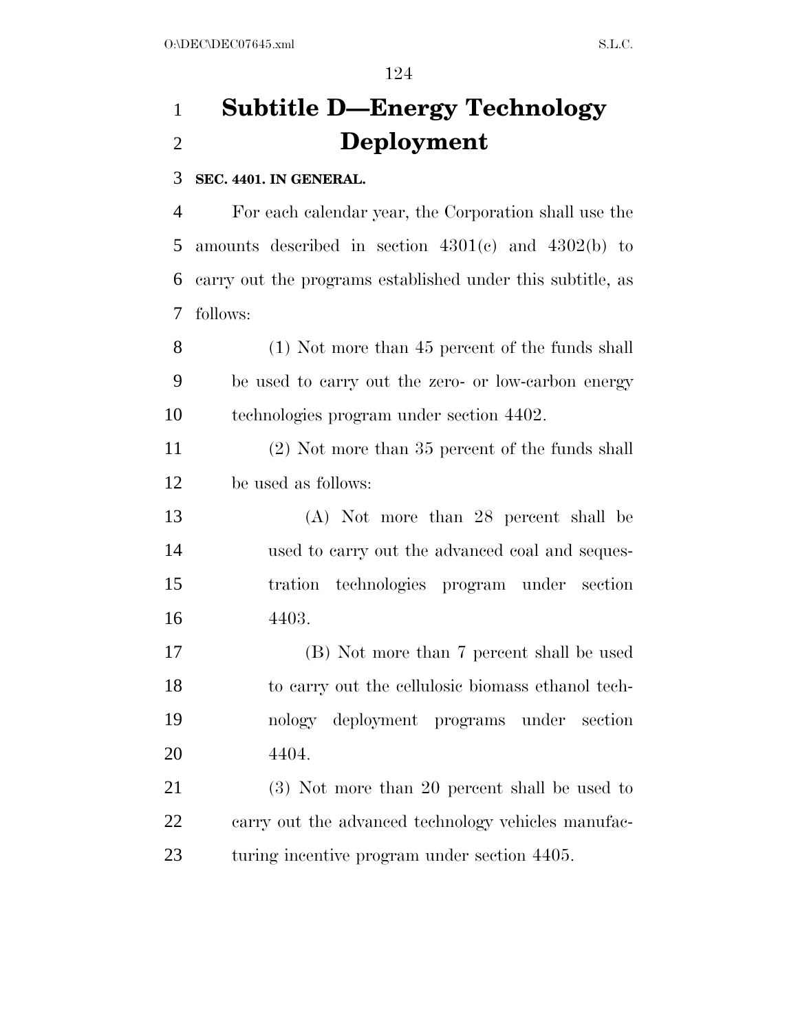# Subtitle D—Energy Technology Deployment

**SEC. 4401. IN GENERAL.**

For each calendar year, the Corporation shall use the amounts described in section 4301(c) and 4302(b) to carry out the programs established under this subtitle, as follows:

(1) Not more than 45 percent of the funds shall be used to carry out the zero- or low-carbon energy technologies program under section 4402.

(2) Not more than 35 percent of the funds shall be used as follows:

(A) Not more than 28 percent shall be used to carry out the advanced coal and sequestration technologies program under section 4403.

(B) Not more than 7 percent shall be used to carry out the cellulosic biomass ethanol technology deployment programs under section 4404.

(3) Not more than 20 percent shall be used to carry out the advanced technology vehicles manufacturing incentive program under section 4405.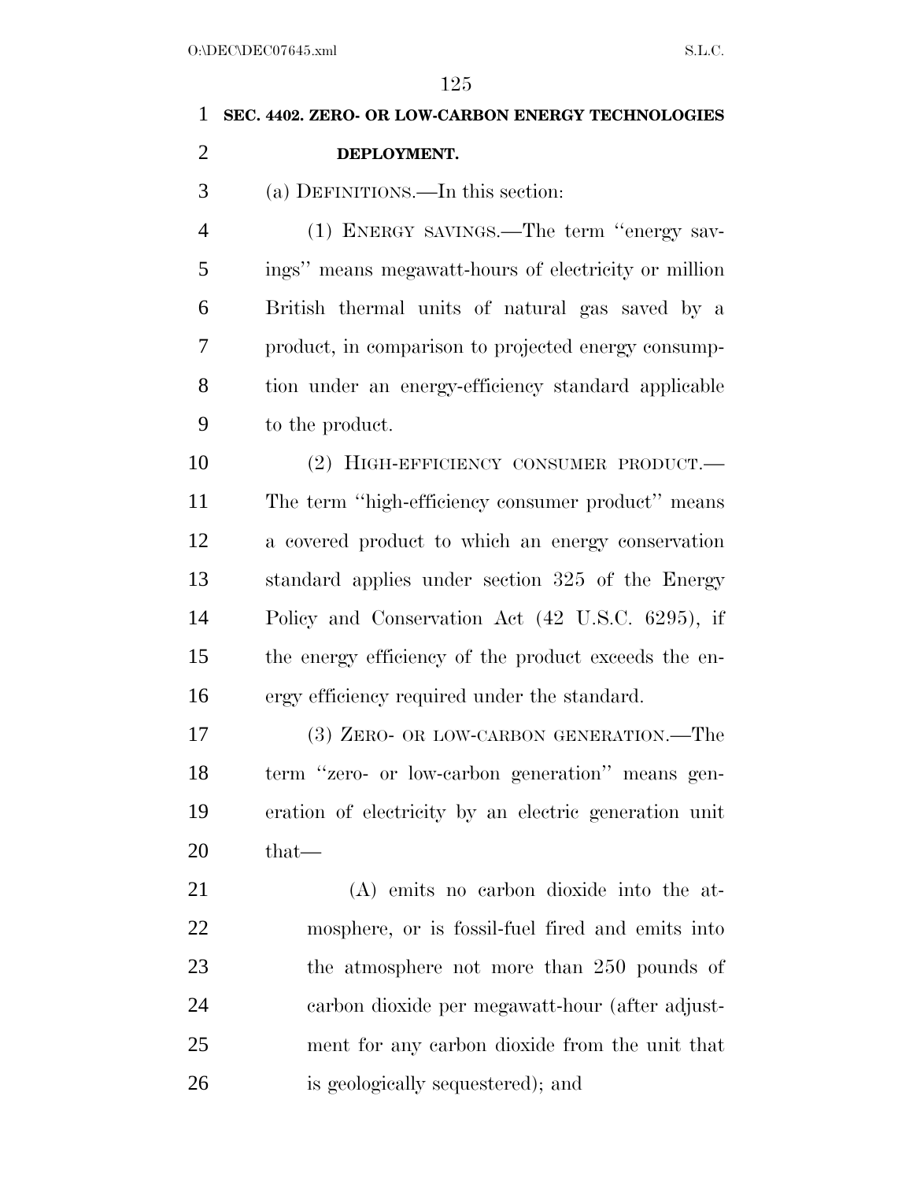**SEC. 4402. ZERO- OR LOW-CARBON ENERGY TECHNOLOGIES DEPLOYMENT.**

(a) DEFINITIONS.—In this section:

(1) ENERGY SAVINGS.—The term "energy savings" means megawatt-hours of electricity or million British thermal units of natural gas saved by a product, in comparison to projected energy consumption under an energy-efficiency standard applicable to the product.

(2) HIGH-EFFICIENCY CONSUMER PRODUCT.—The term "high-efficiency consumer product" means a covered product to which an energy conservation standard applies under section 325 of the Energy Policy and Conservation Act (42 U.S.C. 6295), if the energy efficiency of the product exceeds the energy efficiency required under the standard.

(3) ZERO- OR LOW-CARBON GENERATION.—The term "zero- or low-carbon generation" means generation of electricity by an electric generation unit that—

(A) emits no carbon dioxide into the atmosphere, or is fossil-fuel fired and emits into the atmosphere not more than 250 pounds of carbon dioxide per megawatt-hour (after adjustment for any carbon dioxide from the unit that is geologically sequestered); and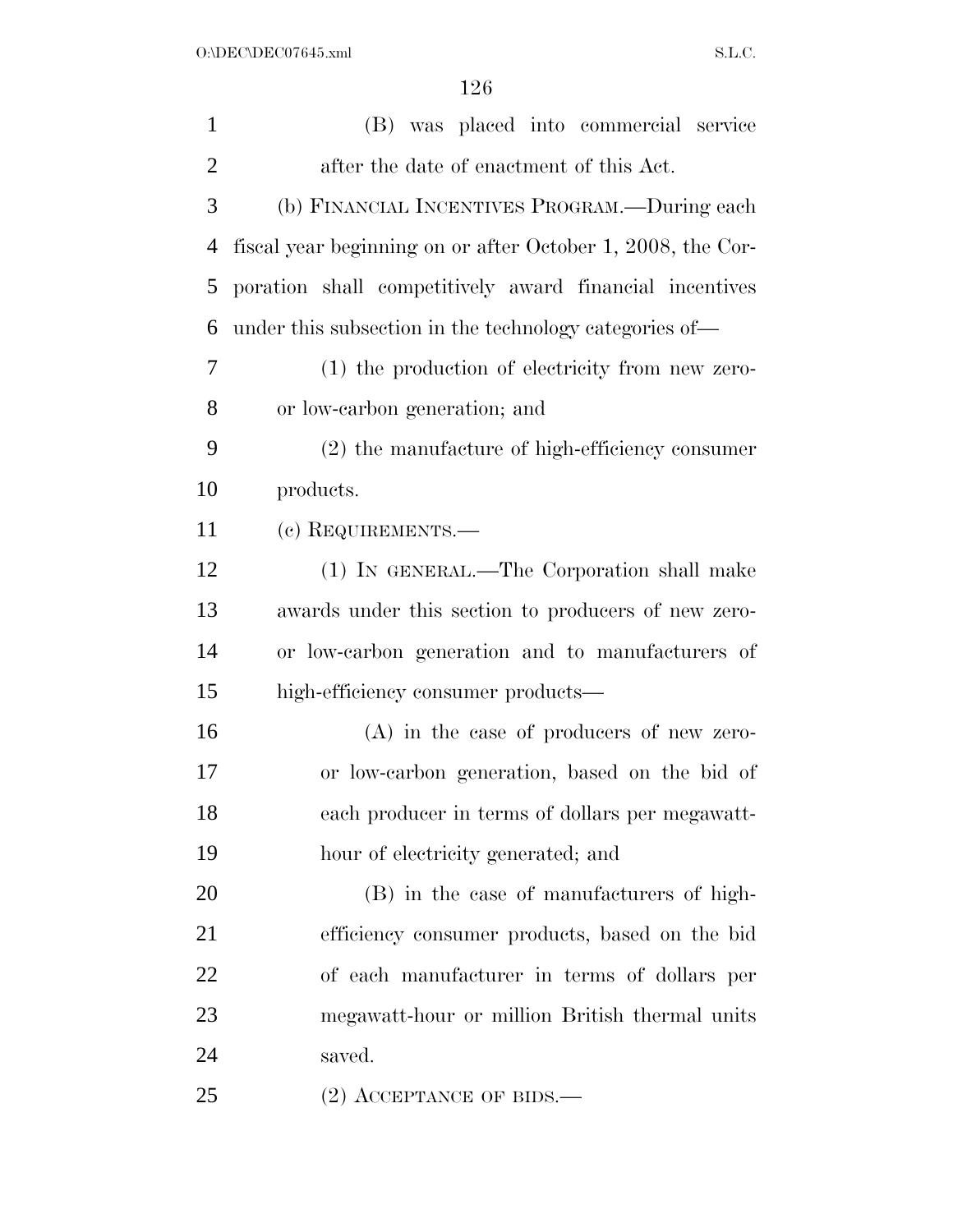(B) was placed into commercial service after the date of enactment of this Act.

(b) FINANCIAL INCENTIVES PROGRAM.—During each fiscal year beginning on or after October 1, 2008, the Corporation shall competitively award financial incentives under this subsection in the technology categories of—

(1) the production of electricity from new zero- or low-carbon generation; and

(2) the manufacture of high-efficiency consumer products.

(c) REQUIREMENTS.—

(1) IN GENERAL.—The Corporation shall make awards under this section to producers of new zero- or low-carbon generation and to manufacturers of high-efficiency consumer products—

(A) in the case of producers of new zero- or low-carbon generation, based on the bid of each producer in terms of dollars per megawatt-hour of electricity generated; and

(B) in the case of manufacturers of high-efficiency consumer products, based on the bid of each manufacturer in terms of dollars per megawatt-hour or million British thermal units saved.

(2) ACCEPTANCE OF BIDS.—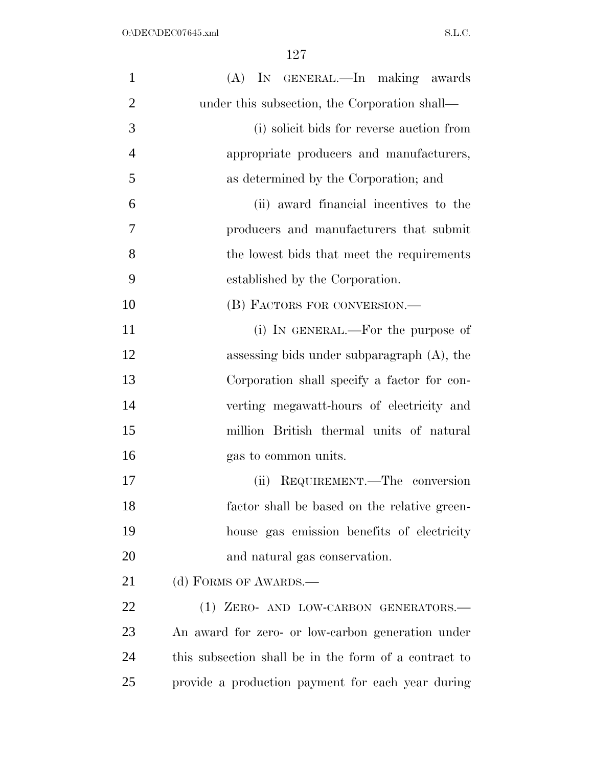(A) IN GENERAL.—In making awards under this subsection, the Corporation shall—

(i) solicit bids for reverse auction from appropriate producers and manufacturers, as determined by the Corporation; and

(ii) award financial incentives to the producers and manufacturers that submit the lowest bids that meet the requirements established by the Corporation.

(B) FACTORS FOR CONVERSION.—

(i) IN GENERAL.—For the purpose of assessing bids under subparagraph (A), the Corporation shall specify a factor for converting megawatt-hours of electricity and million British thermal units of natural gas to common units.

(ii) REQUIREMENT.—The conversion factor shall be based on the relative greenhouse gas emission benefits of electricity and natural gas conservation.

(d) FORMS OF AWARDS.—

(1) ZERO- AND LOW-CARBON GENERATORS.—An award for zero- or low-carbon generation under this subsection shall be in the form of a contract to provide a production payment for each year during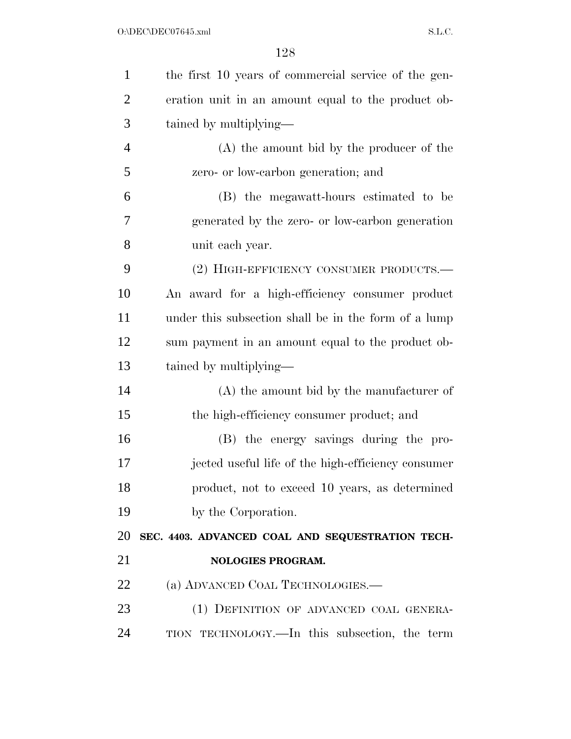the first 10 years of commercial service of the generation unit in an amount equal to the product obtained by multiplying—

(A) the amount bid by the producer of the zero- or low-carbon generation; and

(B) the megawatt-hours estimated to be generated by the zero- or low-carbon generation unit each year.

(2) HIGH-EFFICIENCY CONSUMER PRODUCTS.—An award for a high-efficiency consumer product under this subsection shall be in the form of a lump sum payment in an amount equal to the product obtained by multiplying—

(A) the amount bid by the manufacturer of the high-efficiency consumer product; and

(B) the energy savings during the projected useful life of the high-efficiency consumer product, not to exceed 10 years, as determined by the Corporation.

**SEC. 4403. ADVANCED COAL AND SEQUESTRATION TECHNOLOGIES PROGRAM.**

(a) ADVANCED COAL TECHNOLOGIES.—

(1) DEFINITION OF ADVANCED COAL GENERATION TECHNOLOGY.—In this subsection, the term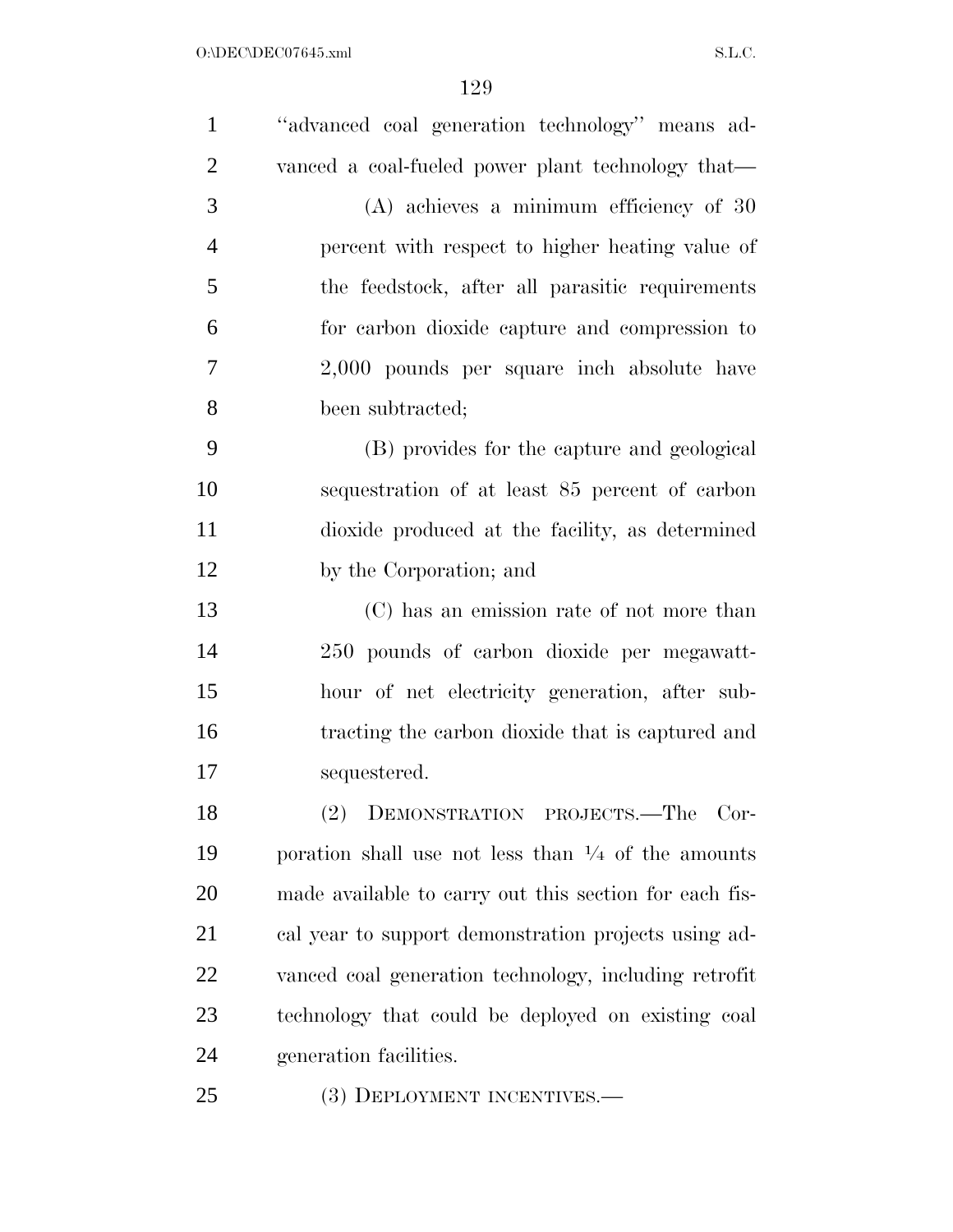"advanced coal generation technology" means advanced a coal-fueled power plant technology that—

(A) achieves a minimum efficiency of 30 percent with respect to higher heating value of the feedstock, after all parasitic requirements for carbon dioxide capture and compression to 2,000 pounds per square inch absolute have been subtracted;

(B) provides for the capture and geological sequestration of at least 85 percent of carbon dioxide produced at the facility, as determined by the Corporation; and

(C) has an emission rate of not more than 250 pounds of carbon dioxide per megawatt-hour of net electricity generation, after subtracting the carbon dioxide that is captured and sequestered.

(2) DEMONSTRATION PROJECTS.—The Corporation shall use not less than 1/4 of the amounts made available to carry out this section for each fiscal year to support demonstration projects using advanced coal generation technology, including retrofit technology that could be deployed on existing coal generation facilities.

(3) DEPLOYMENT INCENTIVES.—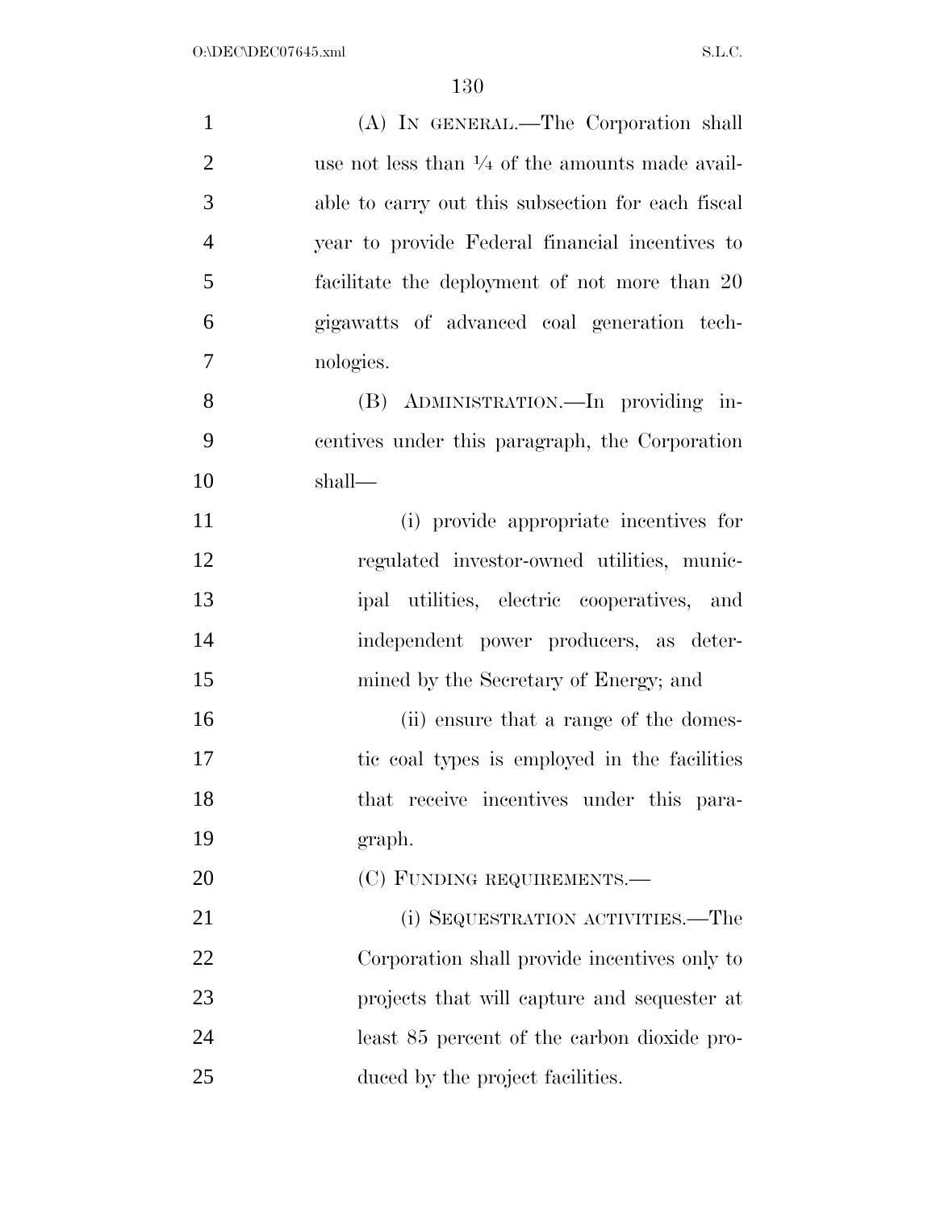(A) IN GENERAL.—The Corporation shall use not less than ¼ of the amounts made available to carry out this subsection for each fiscal year to provide Federal financial incentives to facilitate the deployment of not more than 20 gigawatts of advanced coal generation technologies.

(B) ADMINISTRATION.—In providing incentives under this paragraph, the Corporation shall—

(i) provide appropriate incentives for regulated investor-owned utilities, municipal utilities, electric cooperatives, and independent power producers, as determined by the Secretary of Energy; and

(ii) ensure that a range of the domestic coal types is employed in the facilities that receive incentives under this paragraph.

(C) FUNDING REQUIREMENTS.—

(i) SEQUESTRATION ACTIVITIES.—The Corporation shall provide incentives only to projects that will capture and sequester at least 85 percent of the carbon dioxide produced by the project facilities.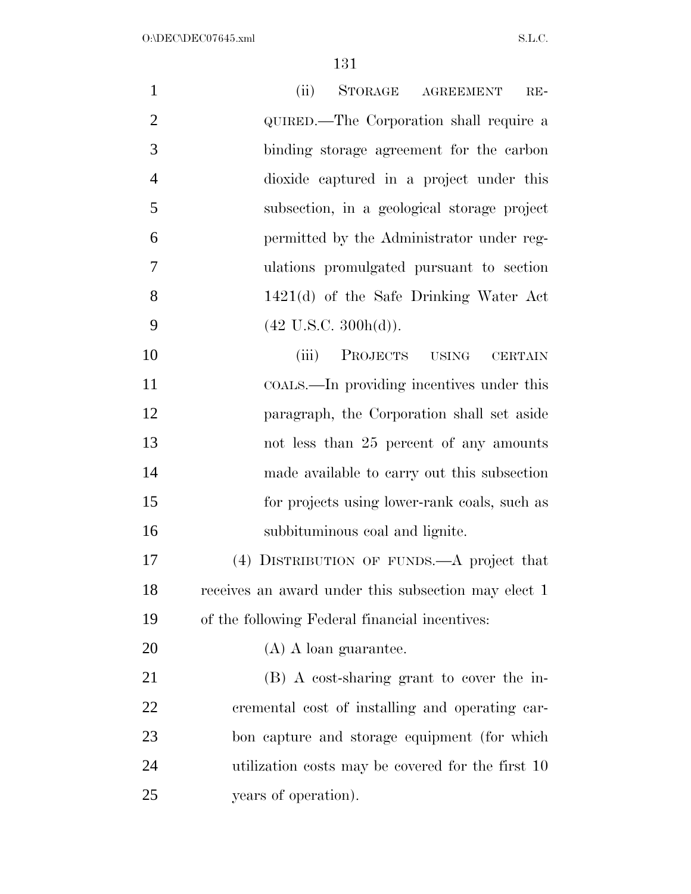(ii) STORAGE AGREEMENT REQUIRED.—The Corporation shall require a binding storage agreement for the carbon dioxide captured in a project under this subsection, in a geological storage project permitted by the Administrator under regulations promulgated pursuant to section 1421(d) of the Safe Drinking Water Act (42 U.S.C. 300h(d)).

(iii) PROJECTS USING CERTAIN COALS.—In providing incentives under this paragraph, the Corporation shall set aside not less than 25 percent of any amounts made available to carry out this subsection for projects using lower-rank coals, such as subbituminous coal and lignite.

(4) DISTRIBUTION OF FUNDS.—A project that receives an award under this subsection may elect 1 of the following Federal financial incentives:

(A) A loan guarantee.

(B) A cost-sharing grant to cover the incremental cost of installing and operating carbon capture and storage equipment (for which utilization costs may be covered for the first 10 years of operation).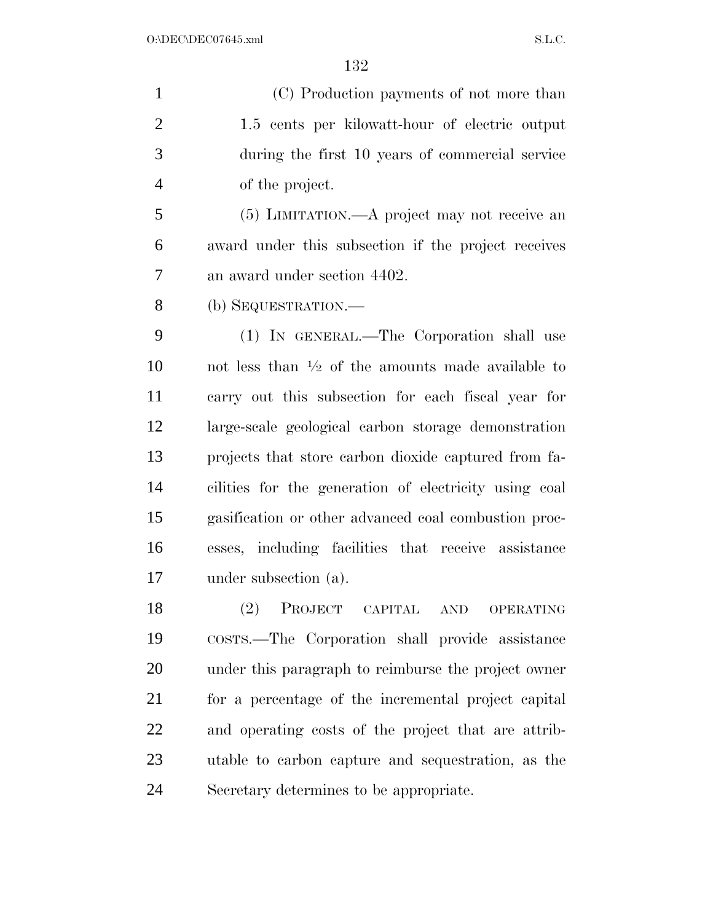(C) Production payments of not more than 1.5 cents per kilowatt-hour of electric output during the first 10 years of commercial service of the project.

(5) LIMITATION.—A project may not receive an award under this subsection if the project receives an award under section 4402.

(b) SEQUESTRATION.—

(1) IN GENERAL.—The Corporation shall use not less than ½ of the amounts made available to carry out this subsection for each fiscal year for large-scale geological carbon storage demonstration projects that store carbon dioxide captured from facilities for the generation of electricity using coal gasification or other advanced coal combustion processes, including facilities that receive assistance under subsection (a).

(2) PROJECT CAPITAL AND OPERATING COSTS.—The Corporation shall provide assistance under this paragraph to reimburse the project owner for a percentage of the incremental project capital and operating costs of the project that are attributable to carbon capture and sequestration, as the Secretary determines to be appropriate.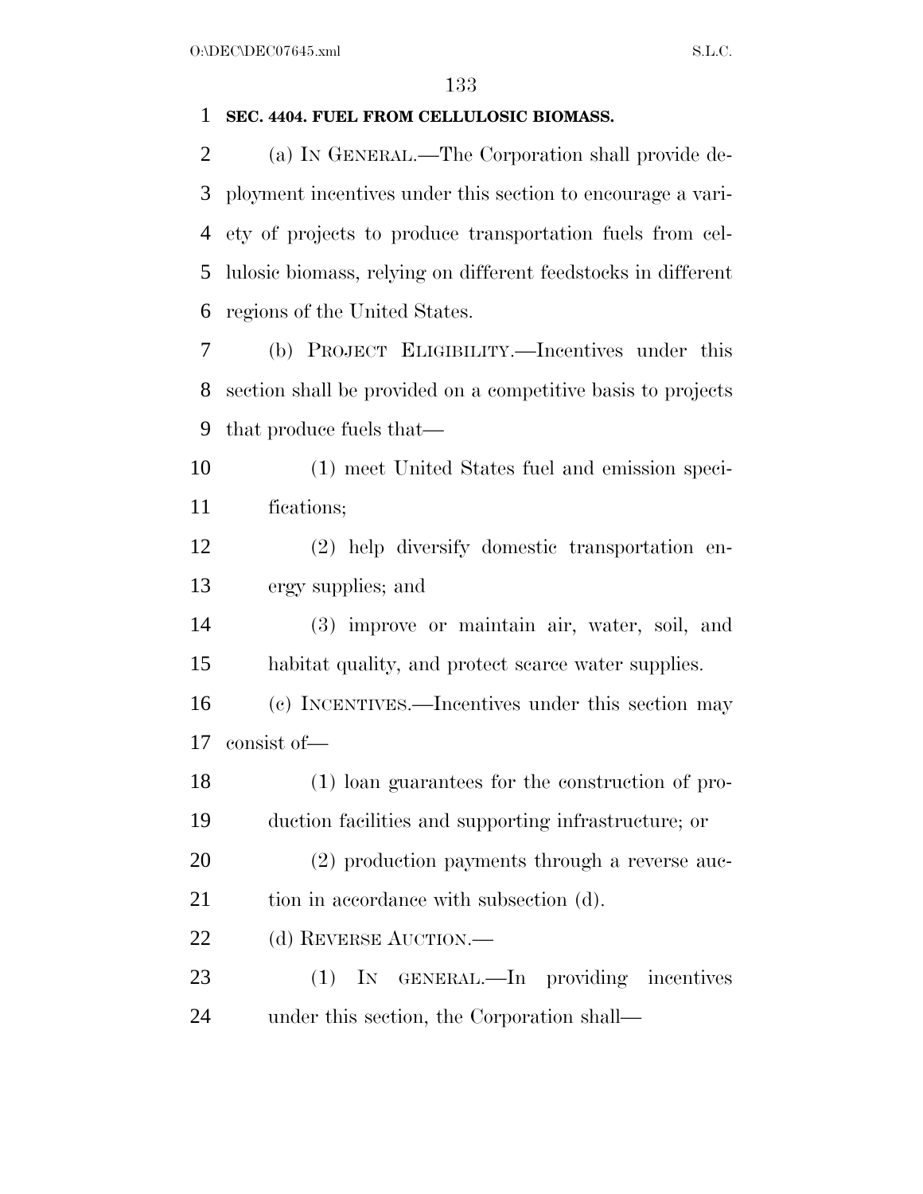**SEC. 4404. FUEL FROM CELLULOSIC BIOMASS.**

(a) IN GENERAL.—The Corporation shall provide deployment incentives under this section to encourage a variety of projects to produce transportation fuels from cellulosic biomass, relying on different feedstocks in different regions of the United States.

(b) PROJECT ELIGIBILITY.—Incentives under this section shall be provided on a competitive basis to projects that produce fuels that—

(1) meet United States fuel and emission specifications;

(2) help diversify domestic transportation energy supplies; and

(3) improve or maintain air, water, soil, and habitat quality, and protect scarce water supplies.

(c) INCENTIVES.—Incentives under this section may consist of—

(1) loan guarantees for the construction of production facilities and supporting infrastructure; or

(2) production payments through a reverse auction in accordance with subsection (d).

(d) REVERSE AUCTION.—

(1) IN GENERAL.—In providing incentives under this section, the Corporation shall—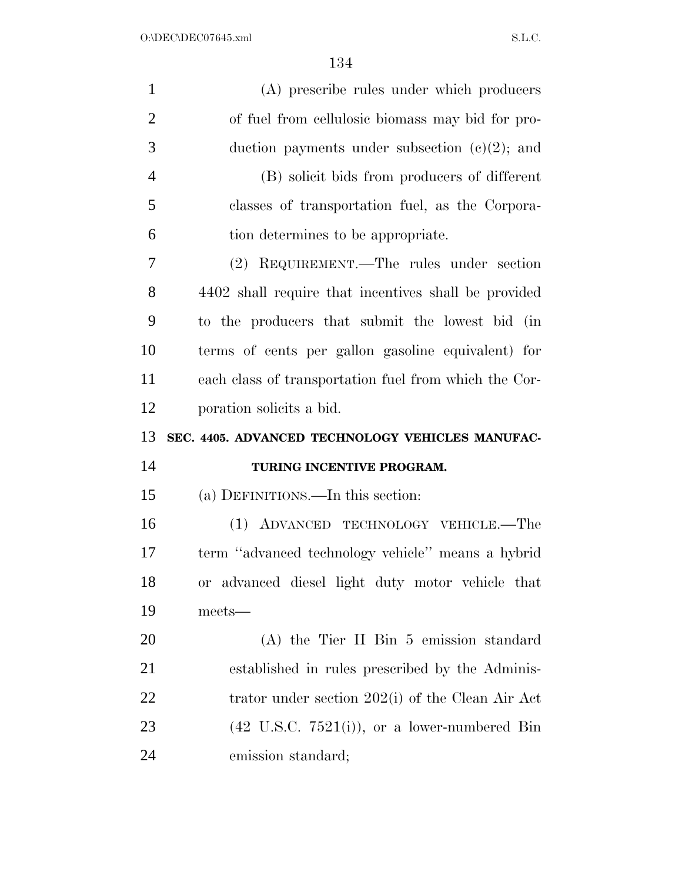(A) prescribe rules under which producers of fuel from cellulosic biomass may bid for production payments under subsection (c)(2); and

(B) solicit bids from producers of different classes of transportation fuel, as the Corporation determines to be appropriate.

(2) REQUIREMENT.—The rules under section 4402 shall require that incentives shall be provided to the producers that submit the lowest bid (in terms of cents per gallon gasoline equivalent) for each class of transportation fuel from which the Corporation solicits a bid.

**SEC. 4405. ADVANCED TECHNOLOGY VEHICLES MANUFACTURING INCENTIVE PROGRAM.**

(a) DEFINITIONS.—In this section:

(1) ADVANCED TECHNOLOGY VEHICLE.—The term ''advanced technology vehicle'' means a hybrid or advanced diesel light duty motor vehicle that meets—

(A) the Tier II Bin 5 emission standard established in rules prescribed by the Administrator under section 202(i) of the Clean Air Act (42 U.S.C. 7521(i)), or a lower-numbered Bin emission standard;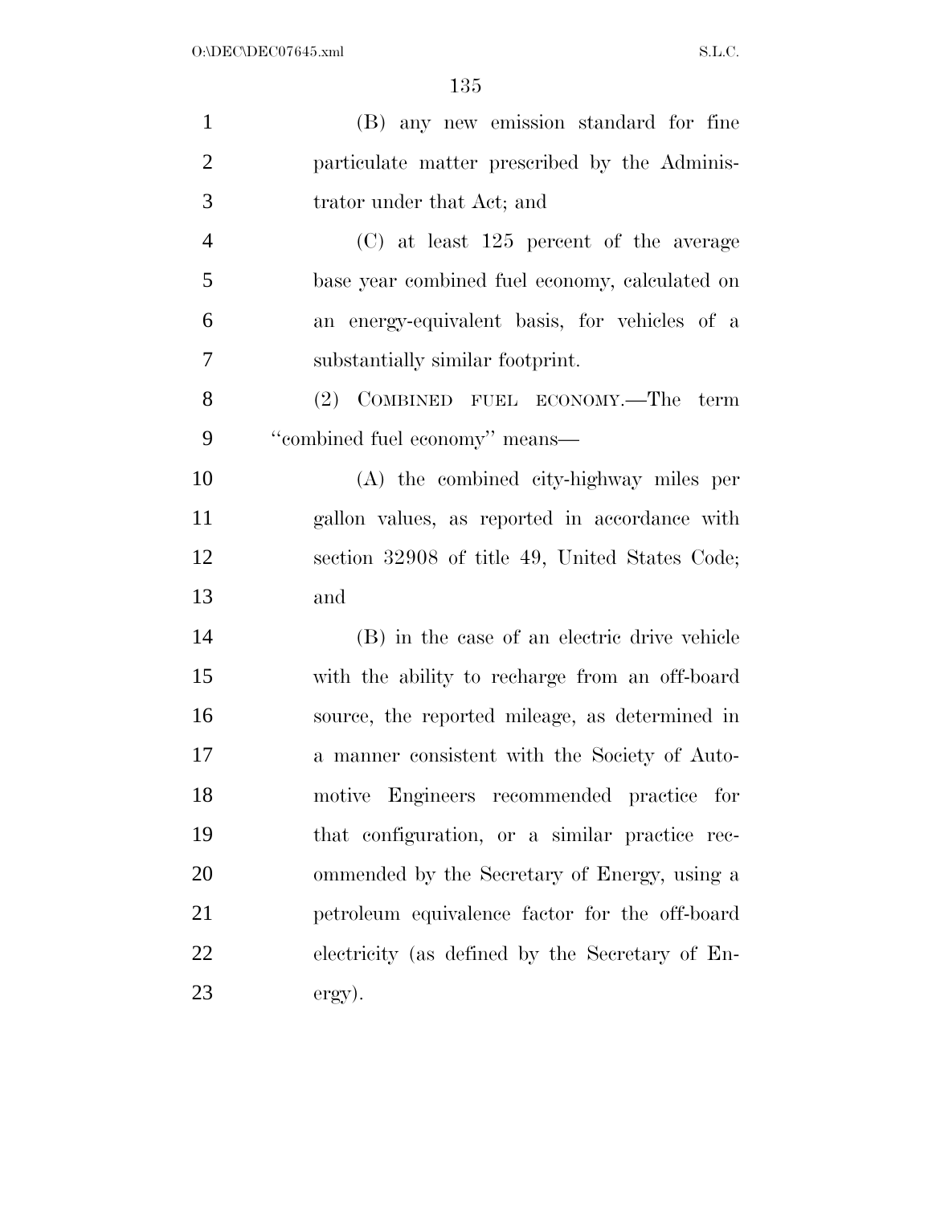(B) any new emission standard for fine particulate matter prescribed by the Administrator under that Act; and

(C) at least 125 percent of the average base year combined fuel economy, calculated on an energy-equivalent basis, for vehicles of a substantially similar footprint.

(2) COMBINED FUEL ECONOMY.—The term ''combined fuel economy'' means—

(A) the combined city-highway miles per gallon values, as reported in accordance with section 32908 of title 49, United States Code; and

(B) in the case of an electric drive vehicle with the ability to recharge from an off-board source, the reported mileage, as determined in a manner consistent with the Society of Automotive Engineers recommended practice for that configuration, or a similar practice recommended by the Secretary of Energy, using a petroleum equivalence factor for the off-board electricity (as defined by the Secretary of Energy).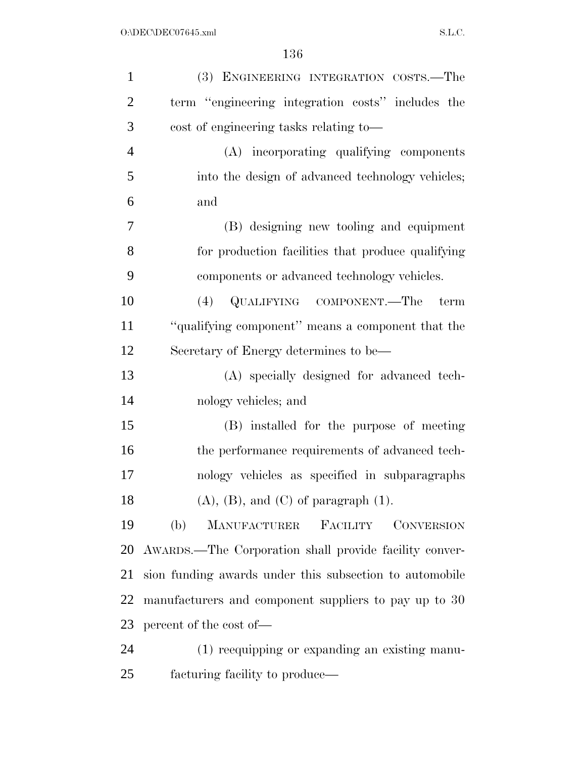(3) ENGINEERING INTEGRATION COSTS.—The term "engineering integration costs" includes the cost of engineering tasks relating to—

(A) incorporating qualifying components into the design of advanced technology vehicles; and

(B) designing new tooling and equipment for production facilities that produce qualifying components or advanced technology vehicles.

(4) QUALIFYING COMPONENT.—The term "qualifying component" means a component that the Secretary of Energy determines to be—

(A) specially designed for advanced technology vehicles; and

(B) installed for the purpose of meeting the performance requirements of advanced technology vehicles as specified in subparagraphs (A), (B), and (C) of paragraph (1).

(b) MANUFACTURER FACILITY CONVERSION AWARDS.—The Corporation shall provide facility conversion funding awards under this subsection to automobile manufacturers and component suppliers to pay up to 30 percent of the cost of—

(1) reequipping or expanding an existing manufacturing facility to produce—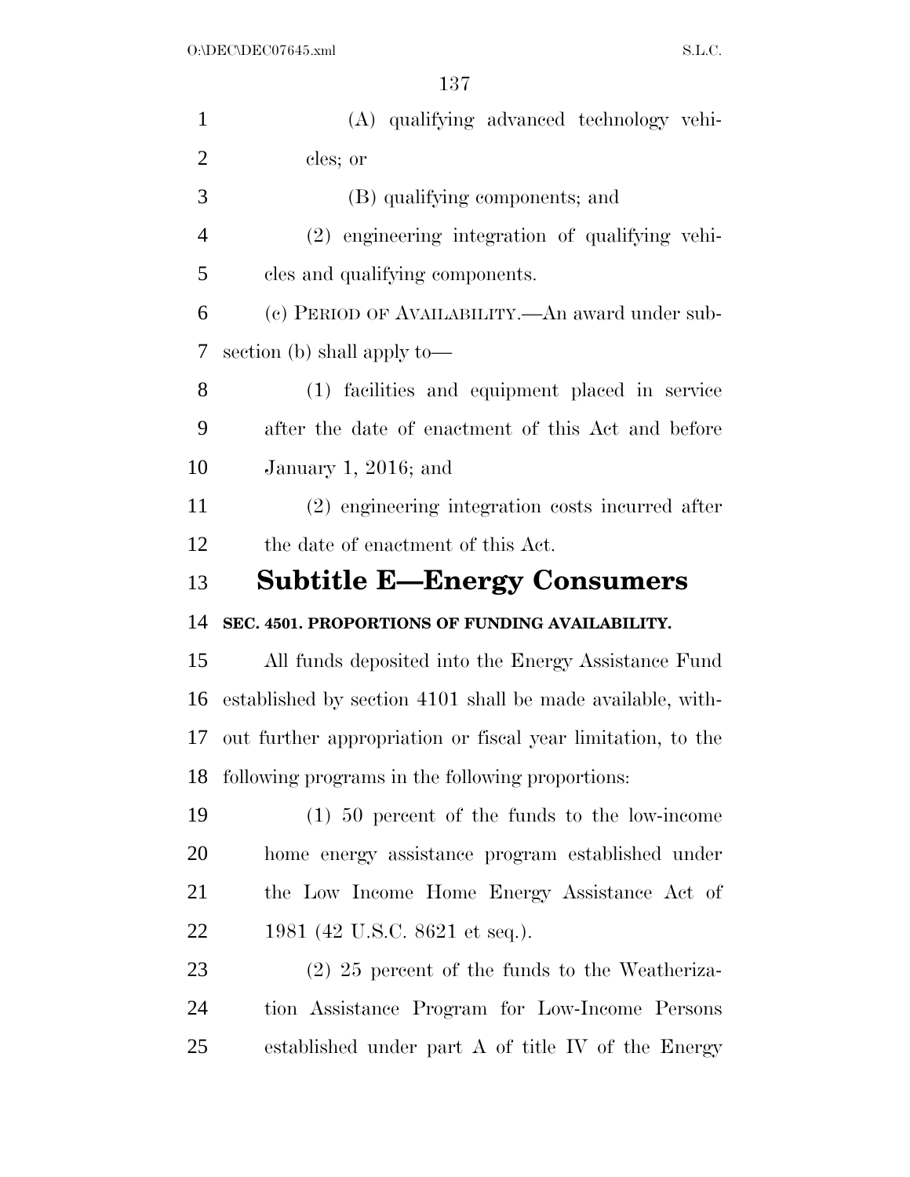(A) qualifying advanced technology vehicles; or

(B) qualifying components; and

(2) engineering integration of qualifying vehicles and qualifying components.

(c) PERIOD OF AVAILABILITY.—An award under subsection (b) shall apply to—

(1) facilities and equipment placed in service after the date of enactment of this Act and before January 1, 2016; and

(2) engineering integration costs incurred after the date of enactment of this Act.

## Subtitle E—Energy Consumers

### SEC. 4501. PROPORTIONS OF FUNDING AVAILABILITY.

All funds deposited into the Energy Assistance Fund established by section 4101 shall be made available, without further appropriation or fiscal year limitation, to the following programs in the following proportions:

(1) 50 percent of the funds to the low-income home energy assistance program established under the Low Income Home Energy Assistance Act of 1981 (42 U.S.C. 8621 et seq.).

(2) 25 percent of the funds to the Weatherization Assistance Program for Low-Income Persons established under part A of title IV of the Energy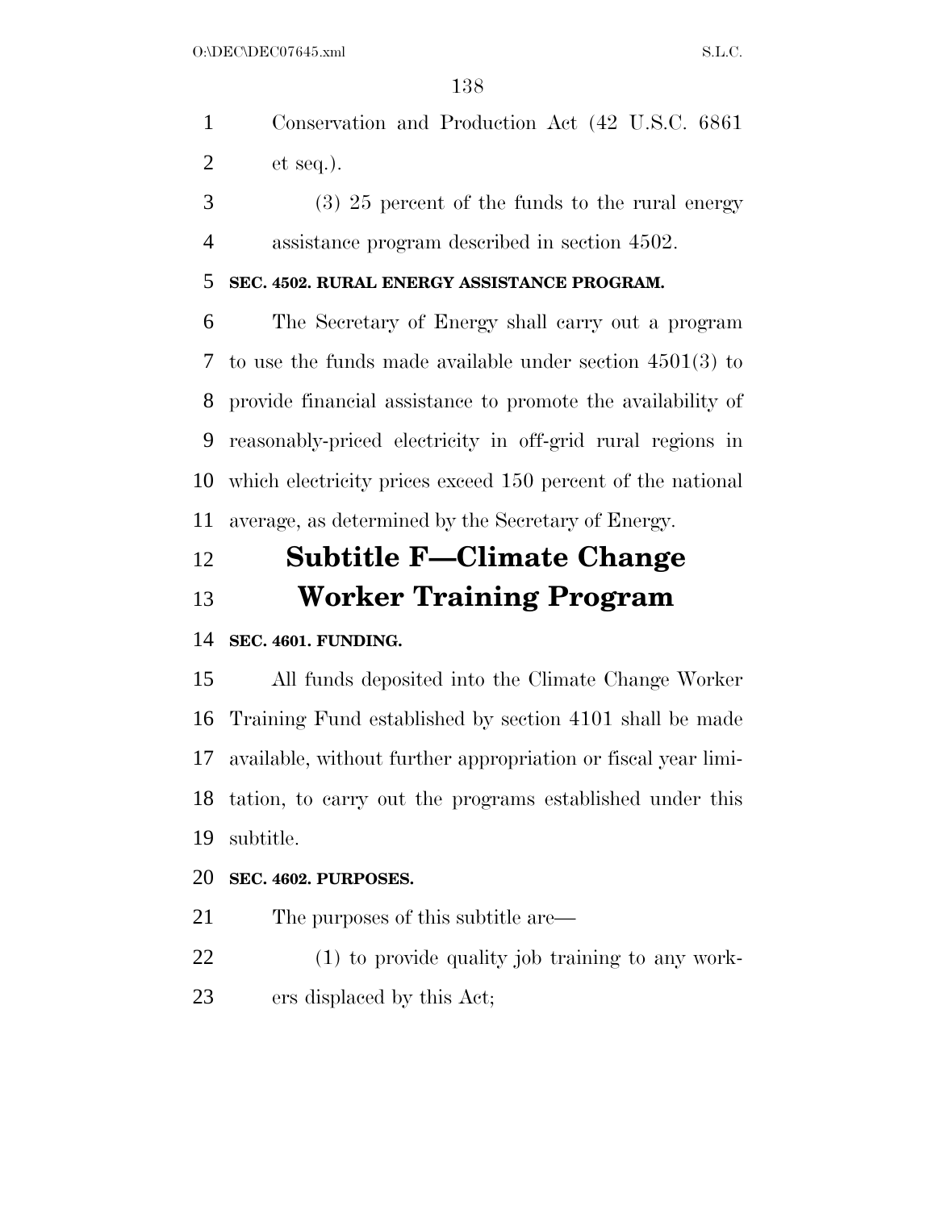Conservation and Production Act (42 U.S.C. 6861 et seq.).

(3) 25 percent of the funds to the rural energy assistance program described in section 4502.

**SEC. 4502. RURAL ENERGY ASSISTANCE PROGRAM.**

The Secretary of Energy shall carry out a program to use the funds made available under section 4501(3) to provide financial assistance to promote the availability of reasonably-priced electricity in off-grid rural regions in which electricity prices exceed 150 percent of the national average, as determined by the Secretary of Energy.

## Subtitle F—Climate Change Worker Training Program

**SEC. 4601. FUNDING.**

All funds deposited into the Climate Change Worker Training Fund established by section 4101 shall be made available, without further appropriation or fiscal year limitation, to carry out the programs established under this subtitle.

**SEC. 4602. PURPOSES.**

The purposes of this subtitle are—

(1) to provide quality job training to any workers displaced by this Act;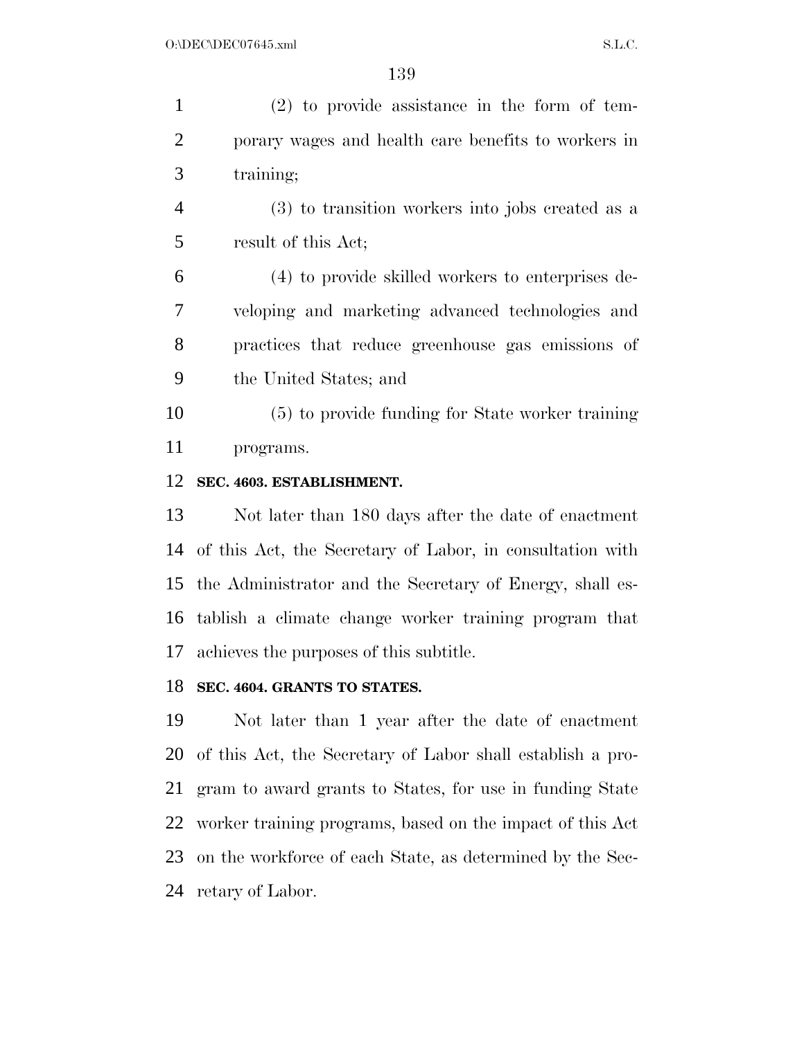(2) to provide assistance in the form of temporary wages and health care benefits to workers in training;

(3) to transition workers into jobs created as a result of this Act;

(4) to provide skilled workers to enterprises developing and marketing advanced technologies and practices that reduce greenhouse gas emissions of the United States; and

(5) to provide funding for State worker training programs.

**SEC. 4603. ESTABLISHMENT.**

Not later than 180 days after the date of enactment of this Act, the Secretary of Labor, in consultation with the Administrator and the Secretary of Energy, shall establish a climate change worker training program that achieves the purposes of this subtitle.

**SEC. 4604. GRANTS TO STATES.**

Not later than 1 year after the date of enactment of this Act, the Secretary of Labor shall establish a program to award grants to States, for use in funding State worker training programs, based on the impact of this Act on the workforce of each State, as determined by the Secretary of Labor.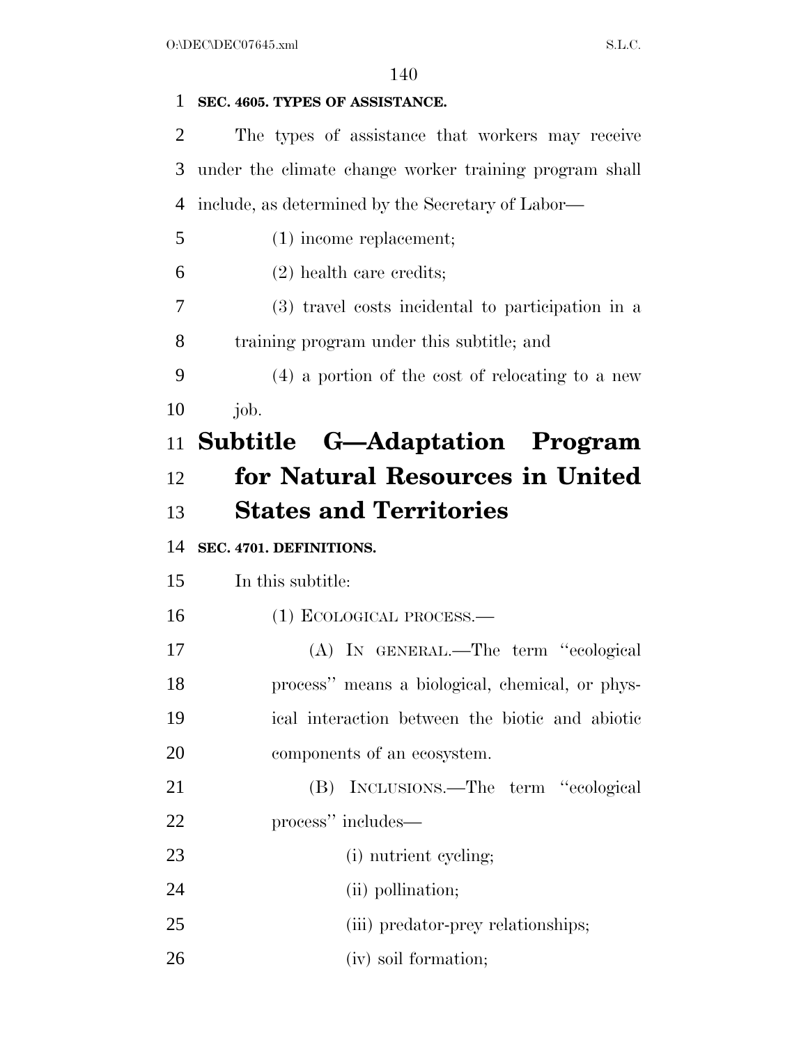**SEC. 4605. TYPES OF ASSISTANCE.**

The types of assistance that workers may receive under the climate change worker training program shall include, as determined by the Secretary of Labor—

(1) income replacement;

(2) health care credits;

(3) travel costs incidental to participation in a training program under this subtitle; and

(4) a portion of the cost of relocating to a new job.

# Subtitle G—Adaptation Program for Natural Resources in United States and Territories

**SEC. 4701. DEFINITIONS.**

In this subtitle:

(1) ECOLOGICAL PROCESS.—

(A) IN GENERAL.—The term "ecological process" means a biological, chemical, or physical interaction between the biotic and abiotic components of an ecosystem.

(B) INCLUSIONS.—The term "ecological process" includes—

(i) nutrient cycling;

(ii) pollination;

(iii) predator-prey relationships;

(iv) soil formation;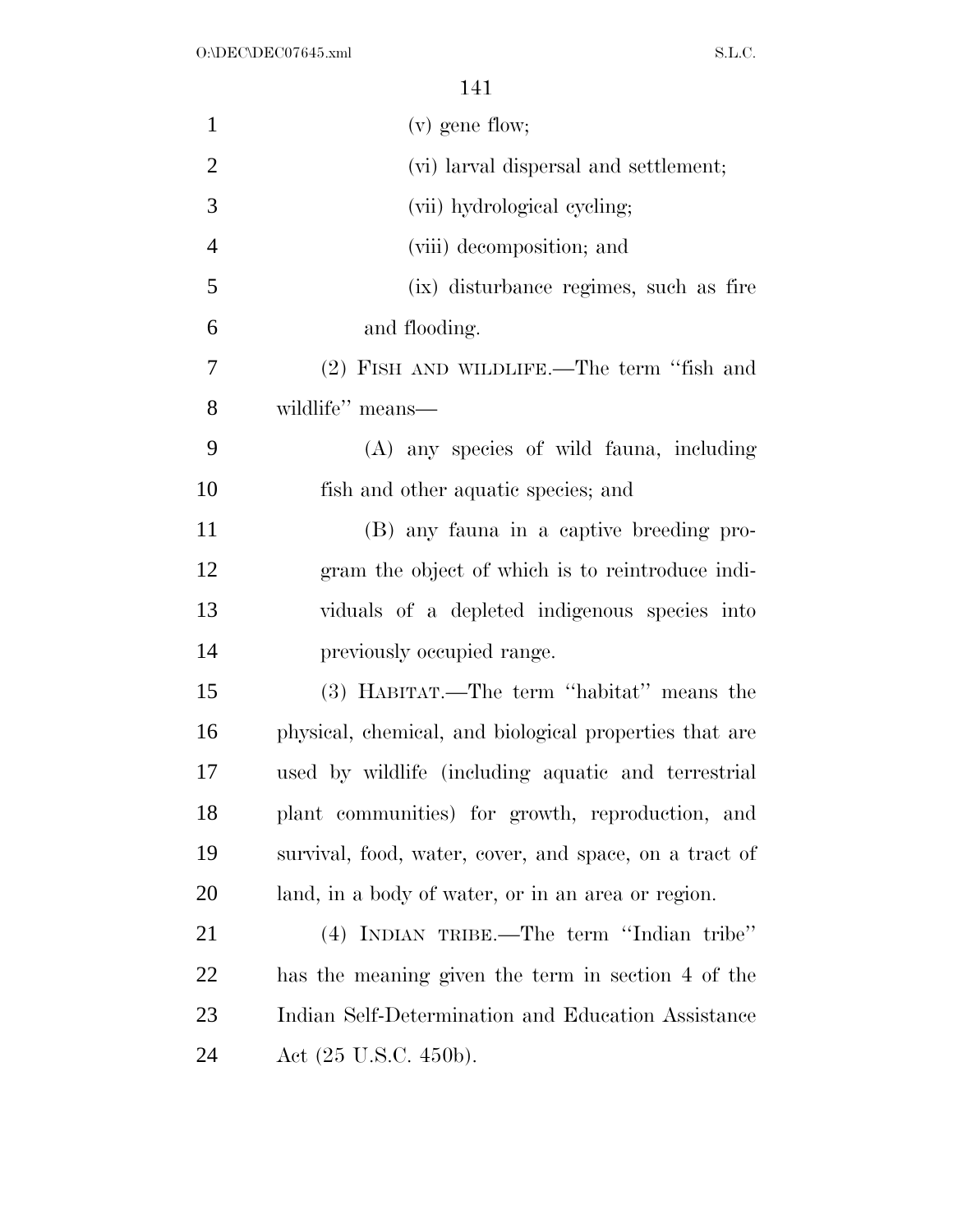(v) gene flow;

(vi) larval dispersal and settlement;

(vii) hydrological cycling;

(viii) decomposition; and

(ix) disturbance regimes, such as fire and flooding.

(2) FISH AND WILDLIFE.—The term ''fish and wildlife'' means—

(A) any species of wild fauna, including fish and other aquatic species; and

(B) any fauna in a captive breeding program the object of which is to reintroduce individuals of a depleted indigenous species into previously occupied range.

(3) HABITAT.—The term ''habitat'' means the physical, chemical, and biological properties that are used by wildlife (including aquatic and terrestrial plant communities) for growth, reproduction, and survival, food, water, cover, and space, on a tract of land, in a body of water, or in an area or region.

(4) INDIAN TRIBE.—The term ''Indian tribe'' has the meaning given the term in section 4 of the Indian Self-Determination and Education Assistance Act (25 U.S.C. 450b).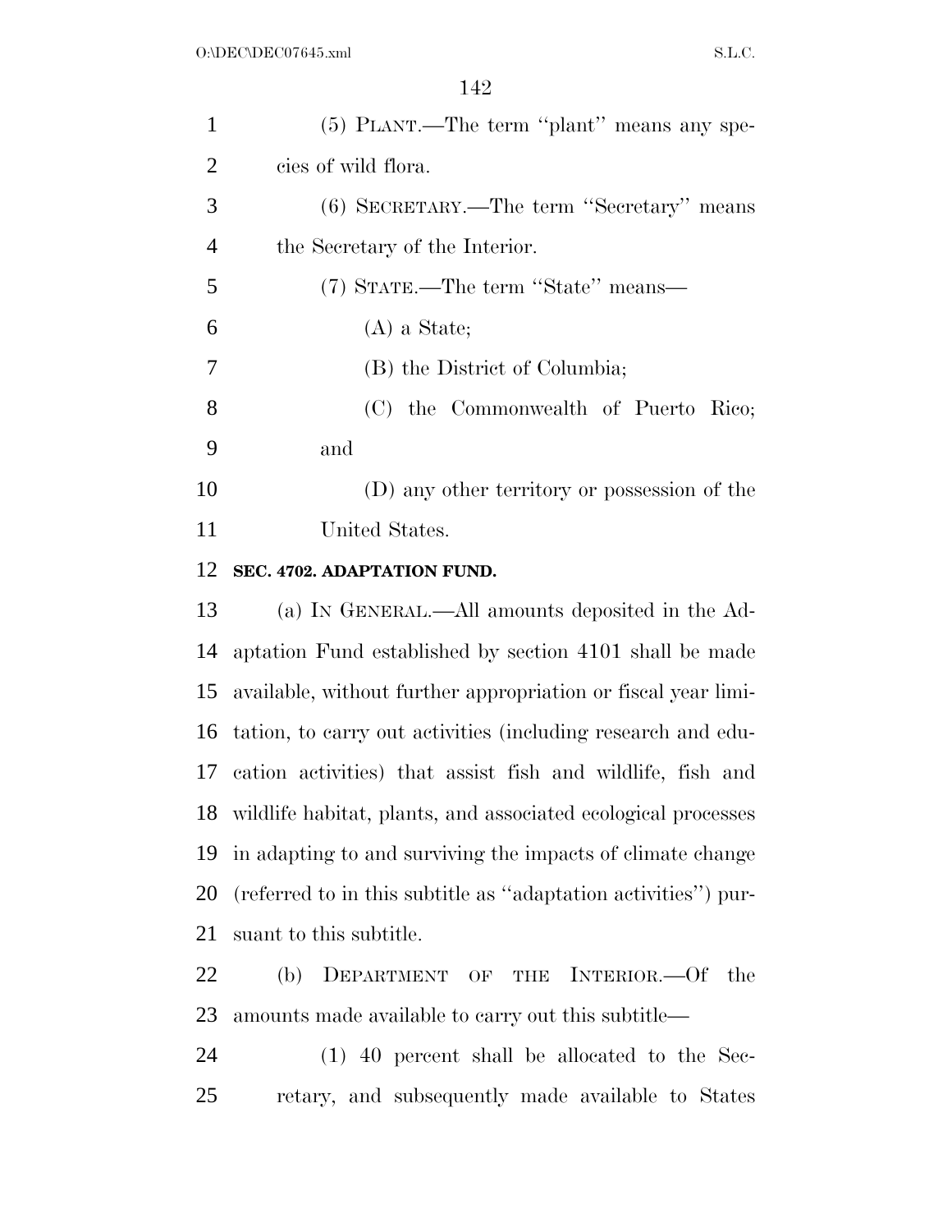(5) PLANT.—The term ''plant'' means any species of wild flora.

(6) SECRETARY.—The term ''Secretary'' means the Secretary of the Interior.

(7) STATE.—The term ''State'' means—

(A) a State;

(B) the District of Columbia;

(C) the Commonwealth of Puerto Rico; and

(D) any other territory or possession of the United States.

**SEC. 4702. ADAPTATION FUND.**

(a) IN GENERAL.—All amounts deposited in the Adaptation Fund established by section 4101 shall be made available, without further appropriation or fiscal year limitation, to carry out activities (including research and education activities) that assist fish and wildlife, fish and wildlife habitat, plants, and associated ecological processes in adapting to and surviving the impacts of climate change (referred to in this subtitle as ''adaptation activities'') pursuant to this subtitle.

(b) DEPARTMENT OF THE INTERIOR.—Of the amounts made available to carry out this subtitle—

(1) 40 percent shall be allocated to the Secretary, and subsequently made available to States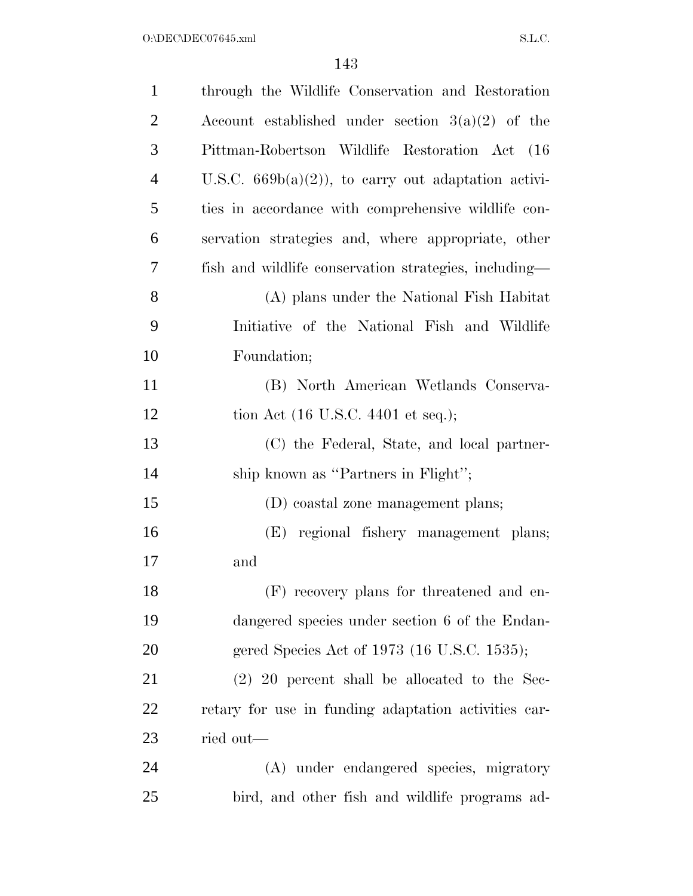through the Wildlife Conservation and Restoration Account established under section 3(a)(2) of the Pittman-Robertson Wildlife Restoration Act (16 U.S.C. 669b(a)(2)), to carry out adaptation activities in accordance with comprehensive wildlife conservation strategies and, where appropriate, other fish and wildlife conservation strategies, including—

(A) plans under the National Fish Habitat Initiative of the National Fish and Wildlife Foundation;

(B) North American Wetlands Conservation Act (16 U.S.C. 4401 et seq.);

(C) the Federal, State, and local partnership known as ''Partners in Flight'';

(D) coastal zone management plans;

(E) regional fishery management plans; and

(F) recovery plans for threatened and endangered species under section 6 of the Endangered Species Act of 1973 (16 U.S.C. 1535);

(2) 20 percent shall be allocated to the Secretary for use in funding adaptation activities carried out—

(A) under endangered species, migratory bird, and other fish and wildlife programs ad-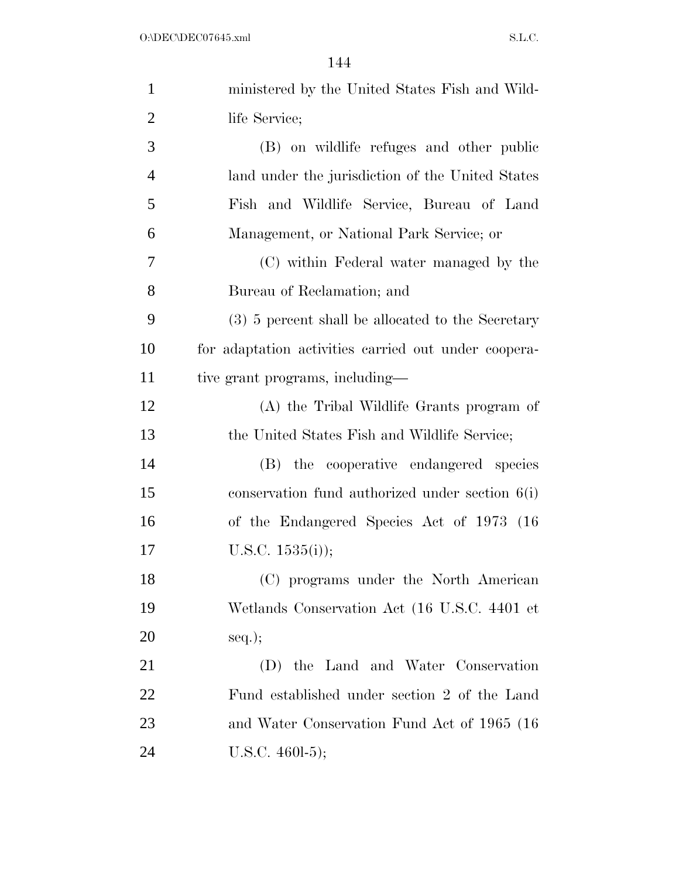ministered by the United States Fish and Wildlife Service;

(B) on wildlife refuges and other public land under the jurisdiction of the United States Fish and Wildlife Service, Bureau of Land Management, or National Park Service; or

(C) within Federal water managed by the Bureau of Reclamation; and

(3) 5 percent shall be allocated to the Secretary for adaptation activities carried out under cooperative grant programs, including—

(A) the Tribal Wildlife Grants program of the United States Fish and Wildlife Service;

(B) the cooperative endangered species conservation fund authorized under section 6(i) of the Endangered Species Act of 1973 (16 U.S.C. 1535(i));

(C) programs under the North American Wetlands Conservation Act (16 U.S.C. 4401 et seq.);

(D) the Land and Water Conservation Fund established under section 2 of the Land and Water Conservation Fund Act of 1965 (16 U.S.C. 460l-5);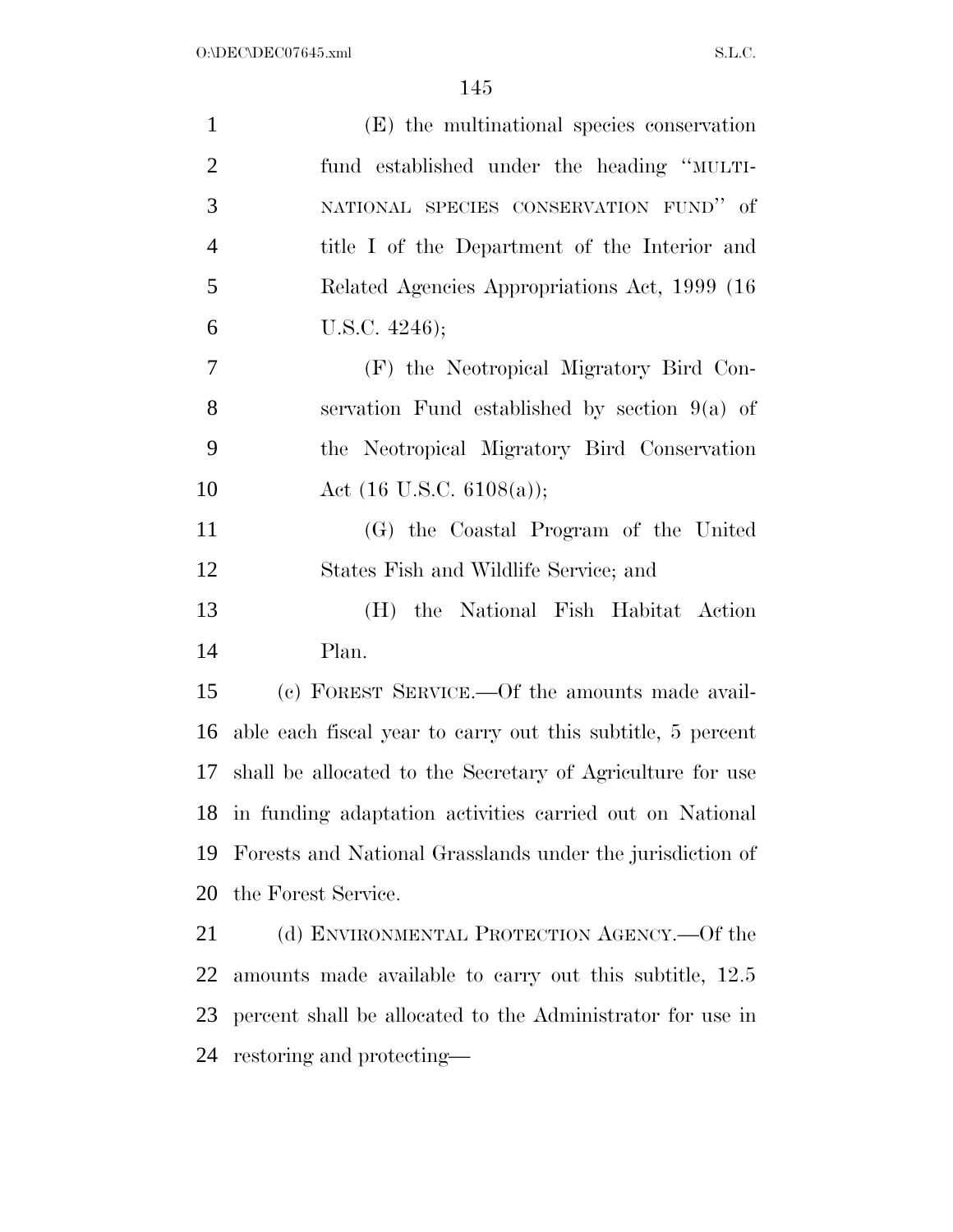(E) the multinational species conservation fund established under the heading "MULTINATIONAL SPECIES CONSERVATION FUND" of title I of the Department of the Interior and Related Agencies Appropriations Act, 1999 (16 U.S.C. 4246);

(F) the Neotropical Migratory Bird Conservation Fund established by section 9(a) of the Neotropical Migratory Bird Conservation Act (16 U.S.C. 6108(a));

(G) the Coastal Program of the United States Fish and Wildlife Service; and

(H) the National Fish Habitat Action Plan.

(c) FOREST SERVICE.—Of the amounts made available each fiscal year to carry out this subtitle, 5 percent shall be allocated to the Secretary of Agriculture for use in funding adaptation activities carried out on National Forests and National Grasslands under the jurisdiction of the Forest Service.

(d) ENVIRONMENTAL PROTECTION AGENCY.—Of the amounts made available to carry out this subtitle, 12.5 percent shall be allocated to the Administrator for use in restoring and protecting—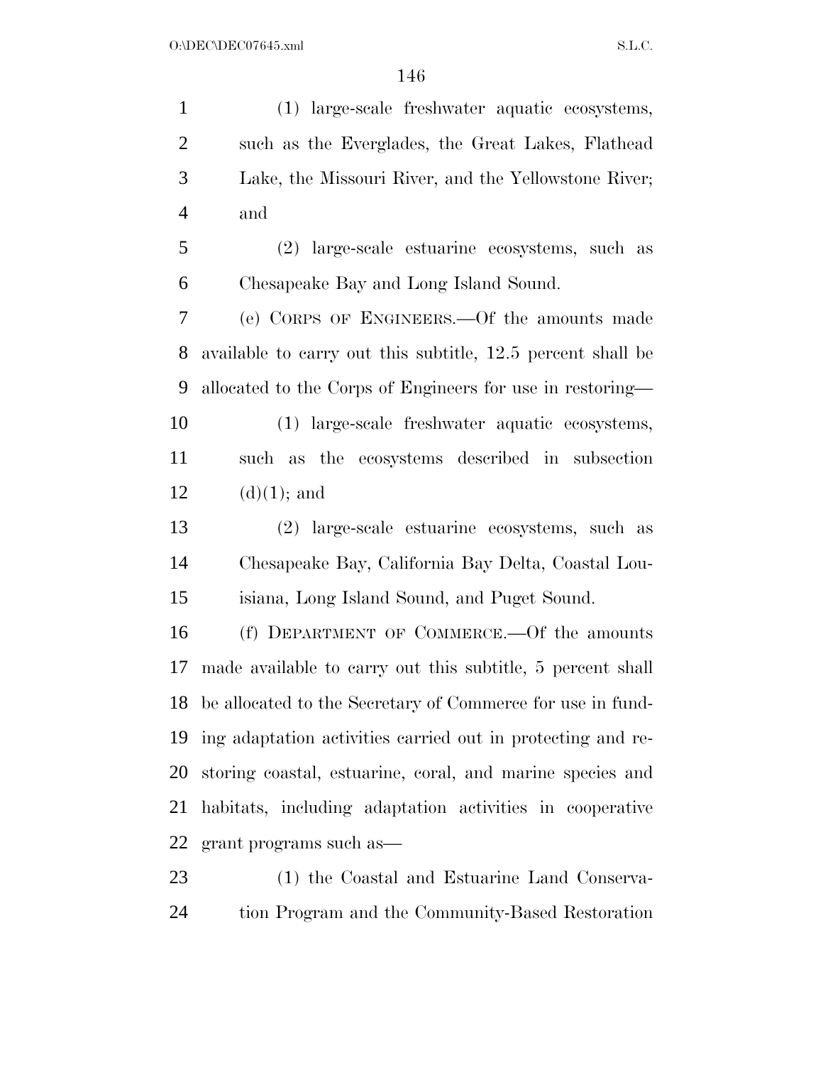(1) large-scale freshwater aquatic ecosystems, such as the Everglades, the Great Lakes, Flathead Lake, the Missouri River, and the Yellowstone River; and

(2) large-scale estuarine ecosystems, such as Chesapeake Bay and Long Island Sound.

(e) CORPS OF ENGINEERS.—Of the amounts made available to carry out this subtitle, 12.5 percent shall be allocated to the Corps of Engineers for use in restoring—

(1) large-scale freshwater aquatic ecosystems, such as the ecosystems described in subsection (d)(1); and

(2) large-scale estuarine ecosystems, such as Chesapeake Bay, California Bay Delta, Coastal Louisiana, Long Island Sound, and Puget Sound.

(f) DEPARTMENT OF COMMERCE.—Of the amounts made available to carry out this subtitle, 5 percent shall be allocated to the Secretary of Commerce for use in funding adaptation activities carried out in protecting and restoring coastal, estuarine, coral, and marine species and habitats, including adaptation activities in cooperative grant programs such as—

(1) the Coastal and Estuarine Land Conservation Program and the Community-Based Restoration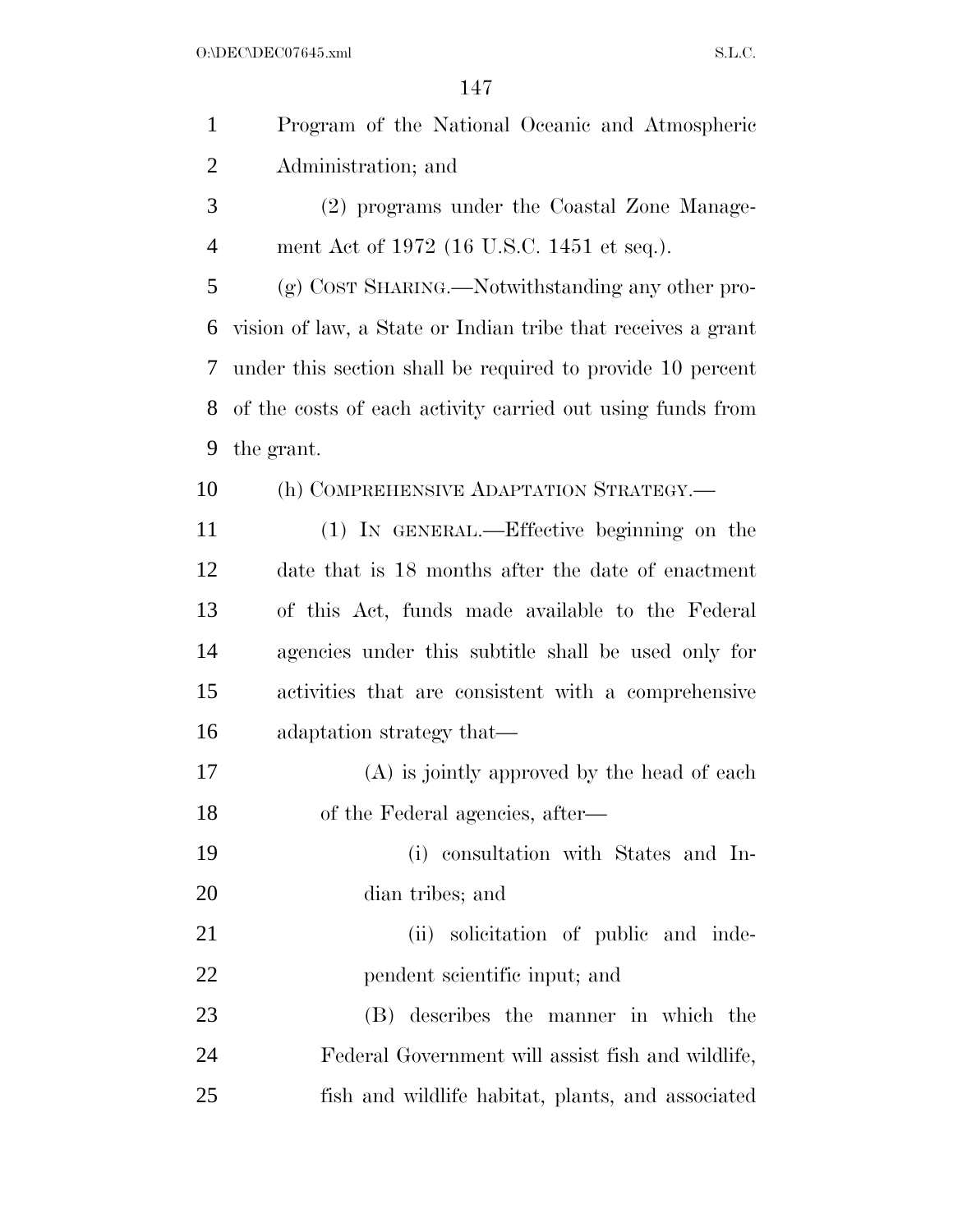Program of the National Oceanic and Atmospheric Administration; and

(2) programs under the Coastal Zone Management Act of 1972 (16 U.S.C. 1451 et seq.).

(g) COST SHARING.—Notwithstanding any other provision of law, a State or Indian tribe that receives a grant under this section shall be required to provide 10 percent of the costs of each activity carried out using funds from the grant.

(h) COMPREHENSIVE ADAPTATION STRATEGY.—

(1) IN GENERAL.—Effective beginning on the date that is 18 months after the date of enactment of this Act, funds made available to the Federal agencies under this subtitle shall be used only for activities that are consistent with a comprehensive adaptation strategy that—

(A) is jointly approved by the head of each of the Federal agencies, after—

(i) consultation with States and Indian tribes; and

(ii) solicitation of public and independent scientific input; and

(B) describes the manner in which the Federal Government will assist fish and wildlife, fish and wildlife habitat, plants, and associated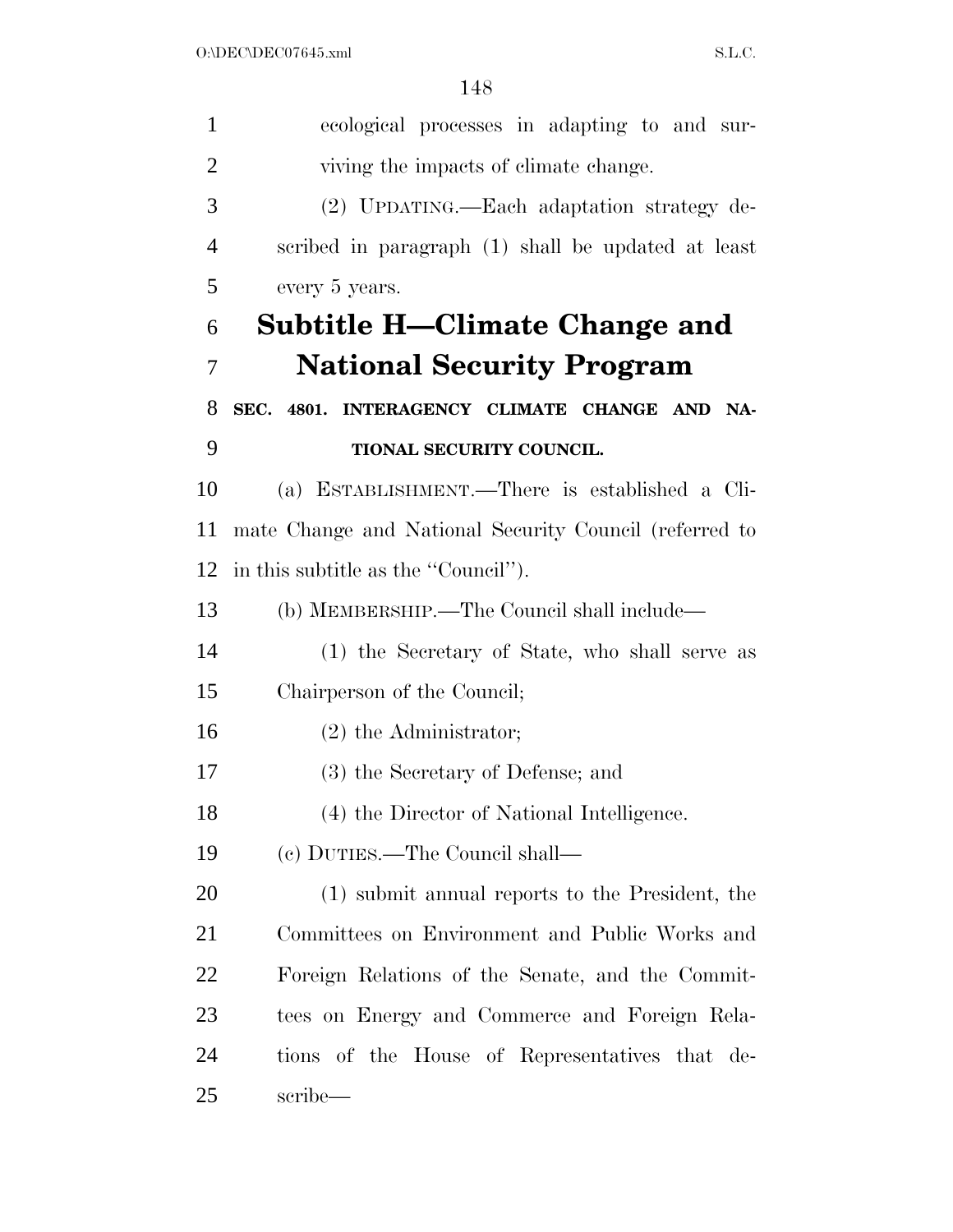ecological processes in adapting to and surviving the impacts of climate change.

(2) UPDATING.—Each adaptation strategy described in paragraph (1) shall be updated at least every 5 years.

## Subtitle H—Climate Change and National Security Program

### SEC. 4801. INTERAGENCY CLIMATE CHANGE AND NATIONAL SECURITY COUNCIL.

(a) ESTABLISHMENT.—There is established a Climate Change and National Security Council (referred to in this subtitle as the "Council").

(b) MEMBERSHIP.—The Council shall include—

(1) the Secretary of State, who shall serve as Chairperson of the Council;

(2) the Administrator;

(3) the Secretary of Defense; and

(4) the Director of National Intelligence.

(c) DUTIES.—The Council shall—

(1) submit annual reports to the President, the Committees on Environment and Public Works and Foreign Relations of the Senate, and the Committees on Energy and Commerce and Foreign Relations of the House of Representatives that describe—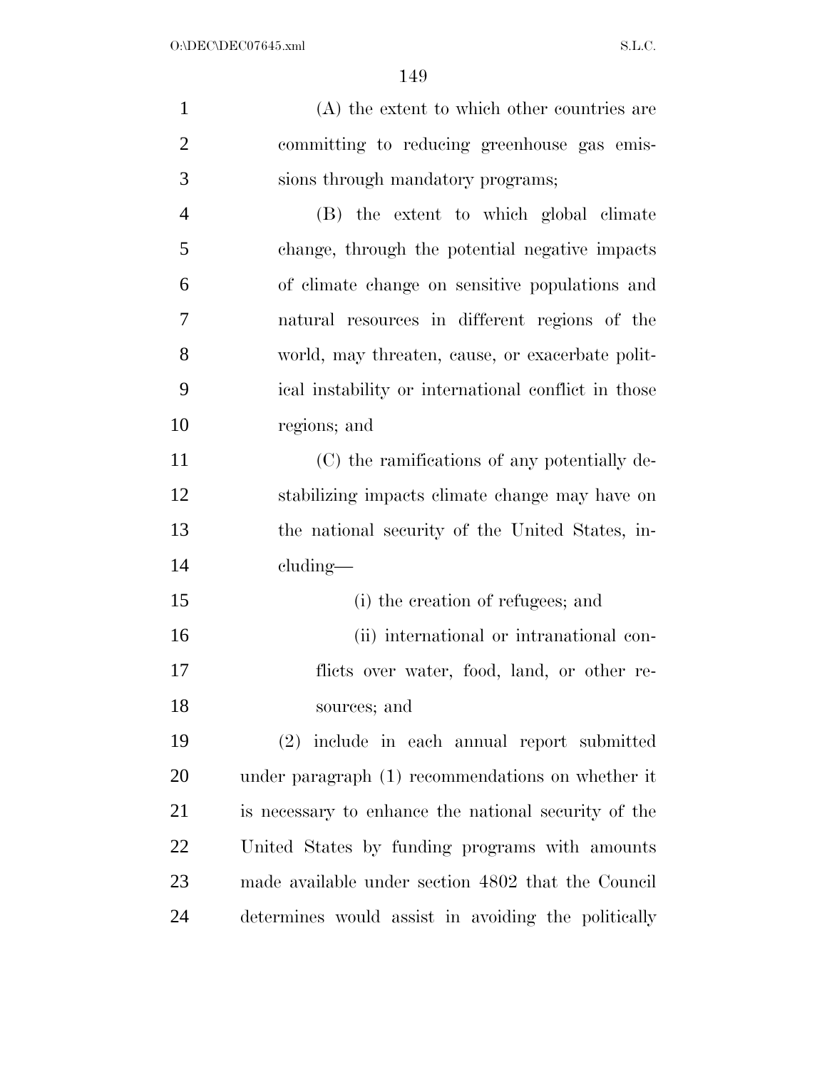(A) the extent to which other countries are committing to reducing greenhouse gas emissions through mandatory programs;

(B) the extent to which global climate change, through the potential negative impacts of climate change on sensitive populations and natural resources in different regions of the world, may threaten, cause, or exacerbate political instability or international conflict in those regions; and

(C) the ramifications of any potentially destabilizing impacts climate change may have on the national security of the United States, including—

(i) the creation of refugees; and

(ii) international or intranational conflicts over water, food, land, or other resources; and

(2) include in each annual report submitted under paragraph (1) recommendations on whether it is necessary to enhance the national security of the United States by funding programs with amounts made available under section 4802 that the Council determines would assist in avoiding the politically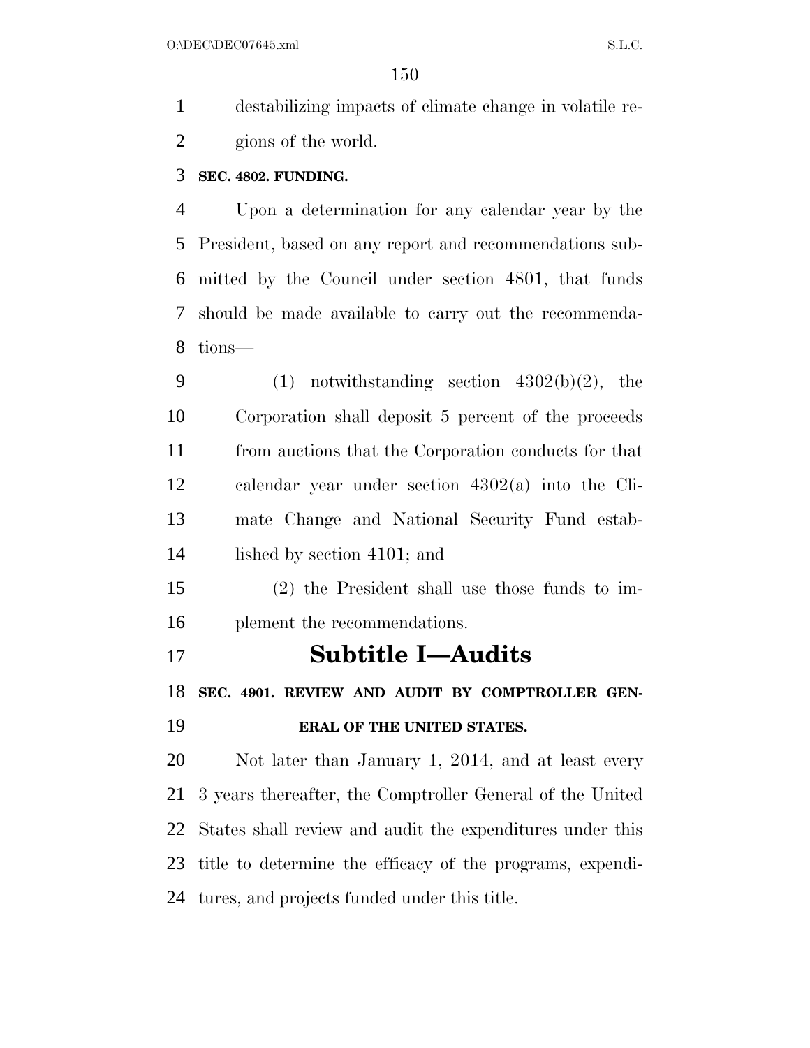destabilizing impacts of climate change in volatile regions of the world.

**SEC. 4802. FUNDING.**

Upon a determination for any calendar year by the President, based on any report and recommendations submitted by the Council under section 4801, that funds should be made available to carry out the recommendations—

(1) notwithstanding section 4302(b)(2), the Corporation shall deposit 5 percent of the proceeds from auctions that the Corporation conducts for that calendar year under section 4302(a) into the Climate Change and National Security Fund established by section 4101; and

(2) the President shall use those funds to implement the recommendations.

# Subtitle I—Audits

**SEC. 4901. REVIEW AND AUDIT BY COMPTROLLER GENERAL OF THE UNITED STATES.**

Not later than January 1, 2014, and at least every 3 years thereafter, the Comptroller General of the United States shall review and audit the expenditures under this title to determine the efficacy of the programs, expenditures, and projects funded under this title.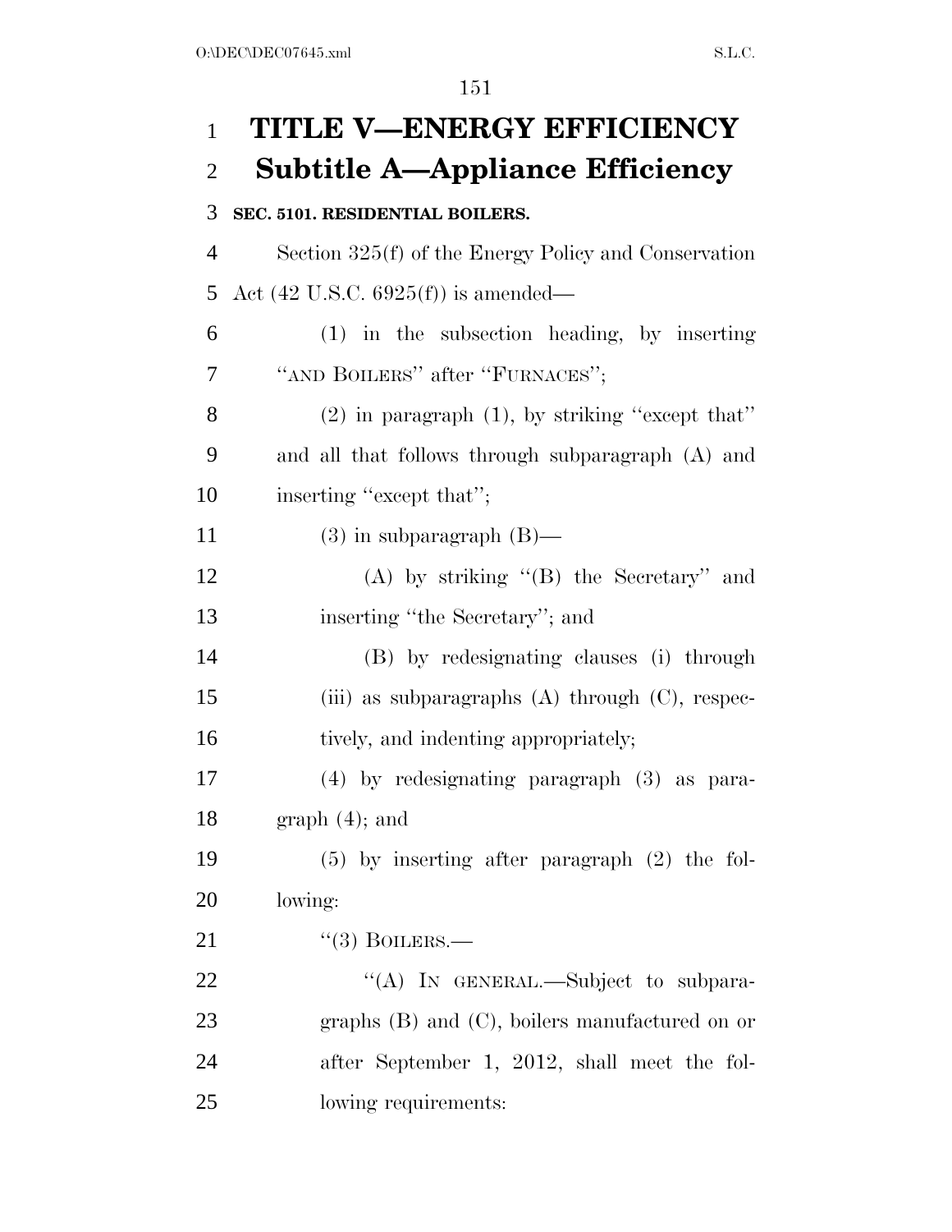# TITLE V—ENERGY EFFICIENCY

## Subtitle A—Appliance Efficiency

### SEC. 5101. RESIDENTIAL BOILERS.

Section 325(f) of the Energy Policy and Conservation Act (42 U.S.C. 6925(f)) is amended—

(1) in the subsection heading, by inserting "AND BOILERS" after "FURNACES";

(2) in paragraph (1), by striking "except that" and all that follows through subparagraph (A) and inserting "except that";

(3) in subparagraph (B)—

(A) by striking "(B) the Secretary" and inserting "the Secretary"; and

(B) by redesignating clauses (i) through (iii) as subparagraphs (A) through (C), respectively, and indenting appropriately;

(4) by redesignating paragraph (3) as paragraph (4); and

(5) by inserting after paragraph (2) the following:

"(3) BOILERS.—

"(A) IN GENERAL.—Subject to subparagraphs (B) and (C), boilers manufactured on or after September 1, 2012, shall meet the following requirements: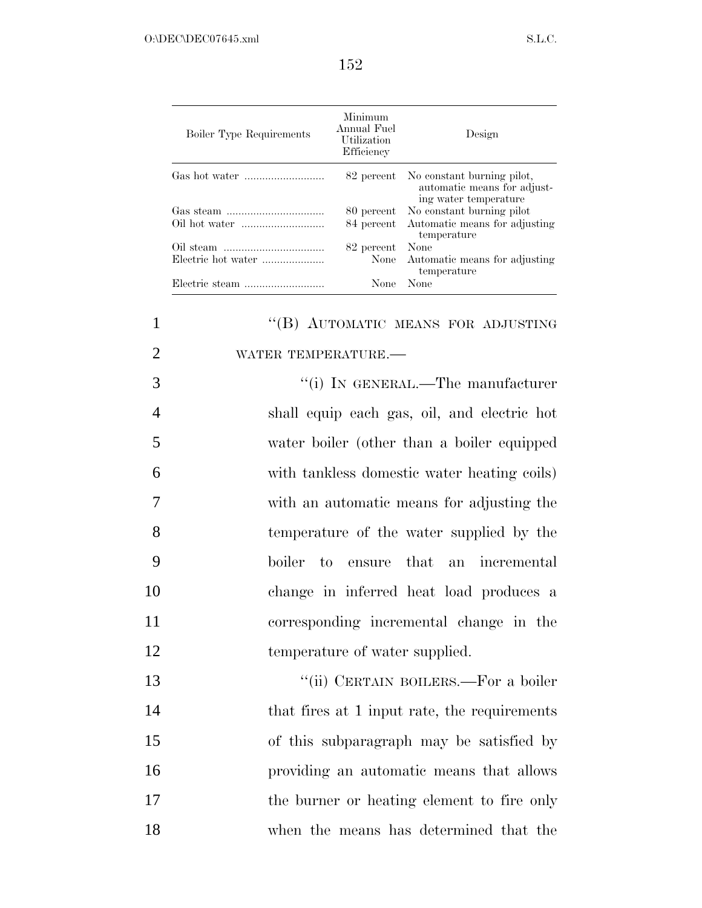| Boiler Type Requirements | Minimum Annual Fuel Utilization Efficiency | Design |
|---|---|---|
| Gas hot water | 82 percent | No constant burning pilot, automatic means for adjusting water temperature |
| Gas steam | 80 percent | No constant burning pilot |
| Oil hot water | 84 percent | Automatic means for adjusting temperature |
| Oil steam | 82 percent | None |
| Electric hot water | None | Automatic means for adjusting temperature |
| Electric steam | None | None |

"(B) AUTOMATIC MEANS FOR ADJUSTING WATER TEMPERATURE.—

"(i) IN GENERAL.—The manufacturer shall equip each gas, oil, and electric hot water boiler (other than a boiler equipped with tankless domestic water heating coils) with an automatic means for adjusting the temperature of the water supplied by the boiler to ensure that an incremental change in inferred heat load produces a corresponding incremental change in the temperature of water supplied.

"(ii) CERTAIN BOILERS.—For a boiler that fires at 1 input rate, the requirements of this subparagraph may be satisfied by providing an automatic means that allows the burner or heating element to fire only when the means has determined that the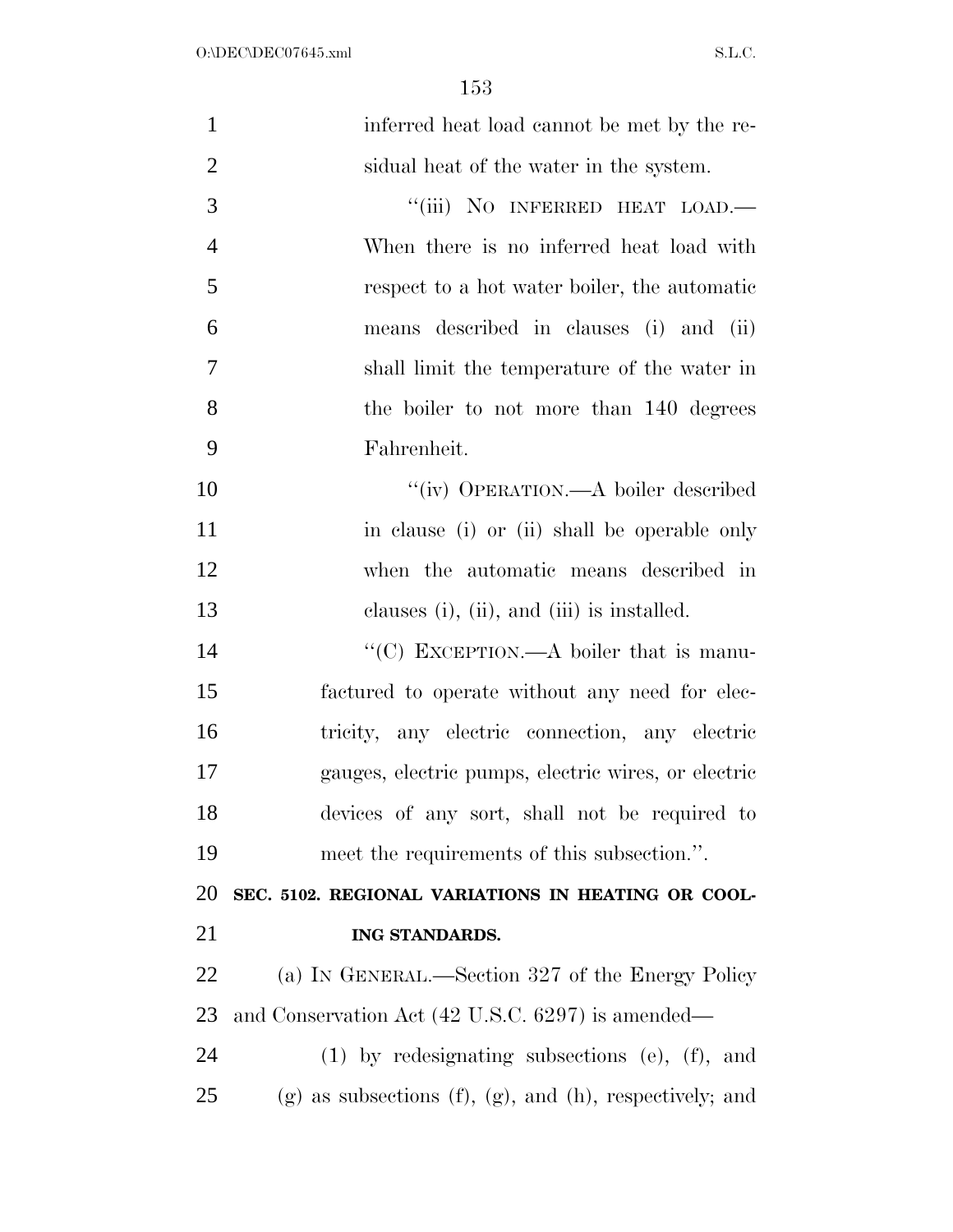inferred heat load cannot be met by the residual heat of the water in the system.

"(iii) NO INFERRED HEAT LOAD.—When there is no inferred heat load with respect to a hot water boiler, the automatic means described in clauses (i) and (ii) shall limit the temperature of the water in the boiler to not more than 140 degrees Fahrenheit.

"(iv) OPERATION.—A boiler described in clause (i) or (ii) shall be operable only when the automatic means described in clauses (i), (ii), and (iii) is installed.

"(C) EXCEPTION.—A boiler that is manufactured to operate without any need for electricity, any electric connection, any electric gauges, electric pumps, electric wires, or electric devices of any sort, shall not be required to meet the requirements of this subsection.".

**SEC. 5102. REGIONAL VARIATIONS IN HEATING OR COOLING STANDARDS.**

(a) IN GENERAL.—Section 327 of the Energy Policy and Conservation Act (42 U.S.C. 6297) is amended—

(1) by redesignating subsections (e), (f), and (g) as subsections (f), (g), and (h), respectively; and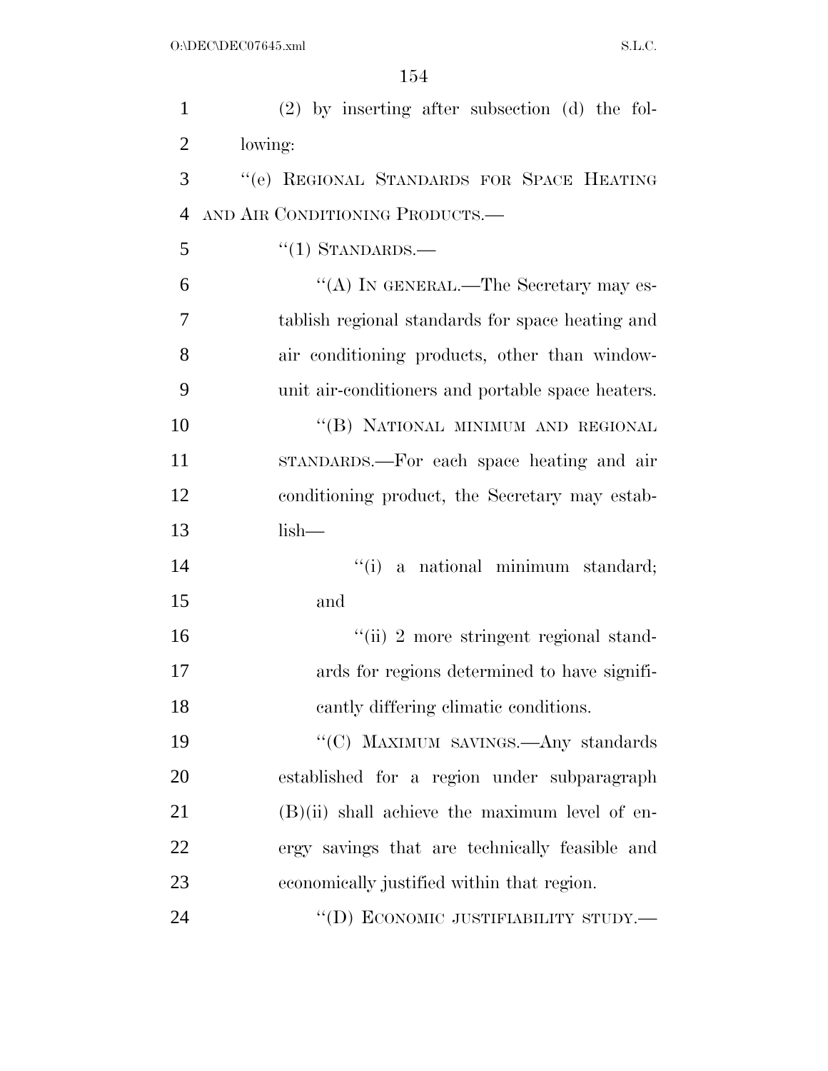(2) by inserting after subsection (d) the following:

"(e) REGIONAL STANDARDS FOR SPACE HEATING AND AIR CONDITIONING PRODUCTS.—

"(1) STANDARDS.—

"(A) IN GENERAL.—The Secretary may establish regional standards for space heating and air conditioning products, other than window-unit air-conditioners and portable space heaters.

"(B) NATIONAL MINIMUM AND REGIONAL STANDARDS.—For each space heating and air conditioning product, the Secretary may establish—

"(i) a national minimum standard; and

"(ii) 2 more stringent regional standards for regions determined to have significantly differing climatic conditions.

"(C) MAXIMUM SAVINGS.—Any standards established for a region under subparagraph (B)(ii) shall achieve the maximum level of energy savings that are technically feasible and economically justified within that region.

"(D) ECONOMIC JUSTIFIABILITY STUDY.—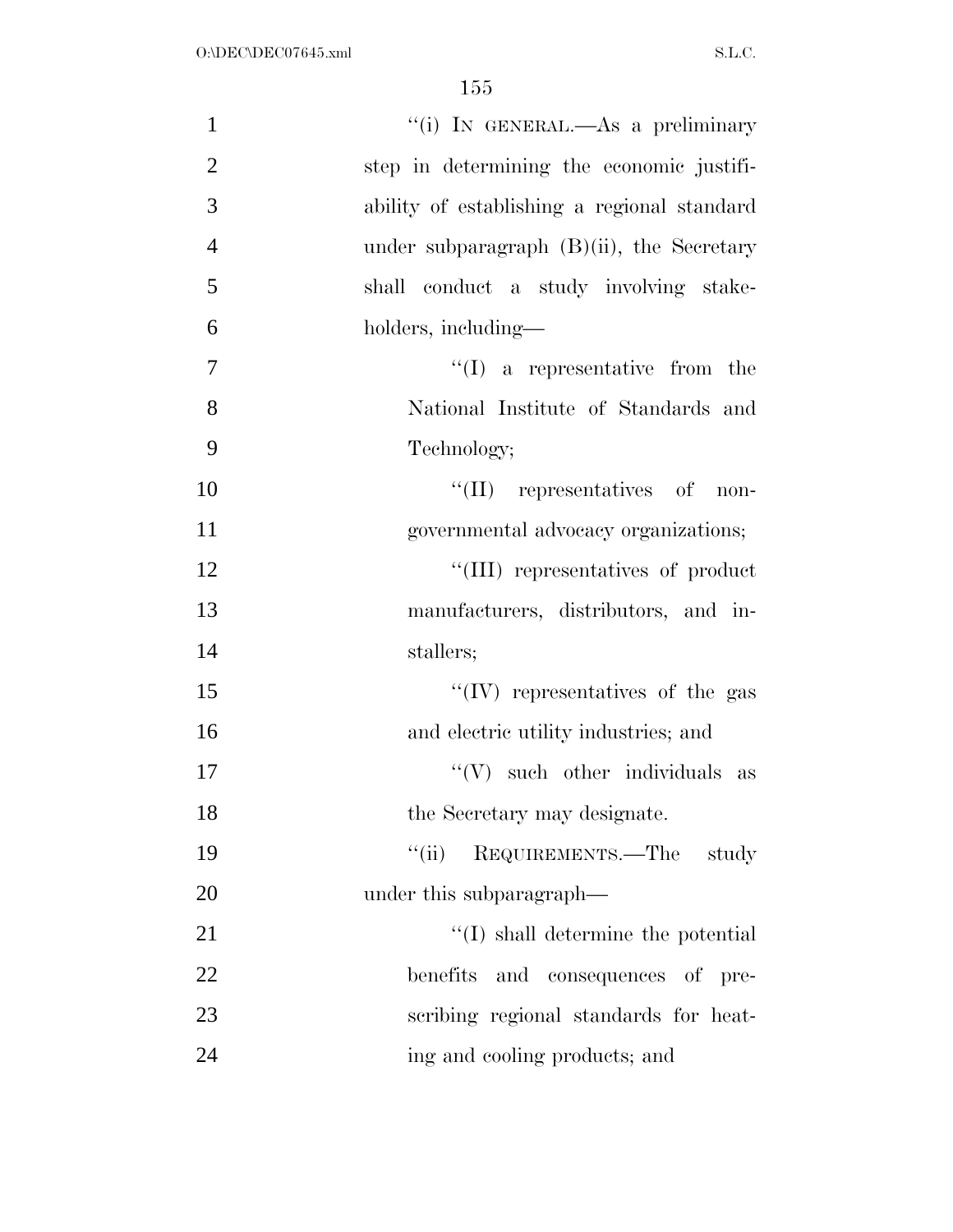"(i) IN GENERAL.—As a preliminary step in determining the economic justifiability of establishing a regional standard under subparagraph (B)(ii), the Secretary shall conduct a study involving stakeholders, including—

"(I) a representative from the National Institute of Standards and Technology;

"(II) representatives of nongovernmental advocacy organizations;

"(III) representatives of product manufacturers, distributors, and installers;

"(IV) representatives of the gas and electric utility industries; and

"(V) such other individuals as the Secretary may designate.

"(ii) REQUIREMENTS.—The study under this subparagraph—

"(I) shall determine the potential benefits and consequences of prescribing regional standards for heating and cooling products; and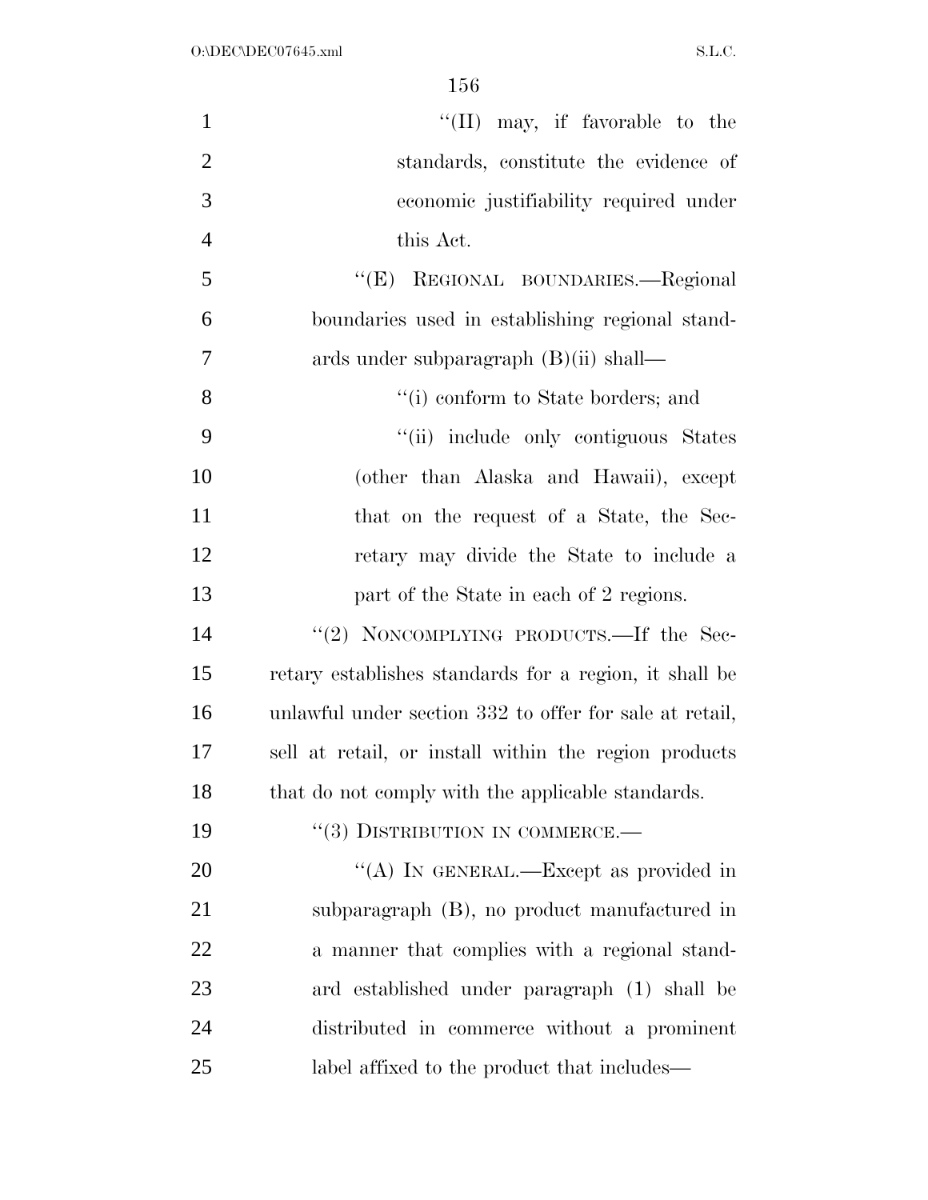"(II) may, if favorable to the standards, constitute the evidence of economic justifiability required under this Act.

"(E) REGIONAL BOUNDARIES.—Regional boundaries used in establishing regional standards under subparagraph (B)(ii) shall—

"(i) conform to State borders; and

"(ii) include only contiguous States (other than Alaska and Hawaii), except that on the request of a State, the Secretary may divide the State to include a part of the State in each of 2 regions.

"(2) NONCOMPLYING PRODUCTS.—If the Secretary establishes standards for a region, it shall be unlawful under section 332 to offer for sale at retail, sell at retail, or install within the region products that do not comply with the applicable standards.

"(3) DISTRIBUTION IN COMMERCE.—

"(A) IN GENERAL.—Except as provided in subparagraph (B), no product manufactured in a manner that complies with a regional standard established under paragraph (1) shall be distributed in commerce without a prominent label affixed to the product that includes—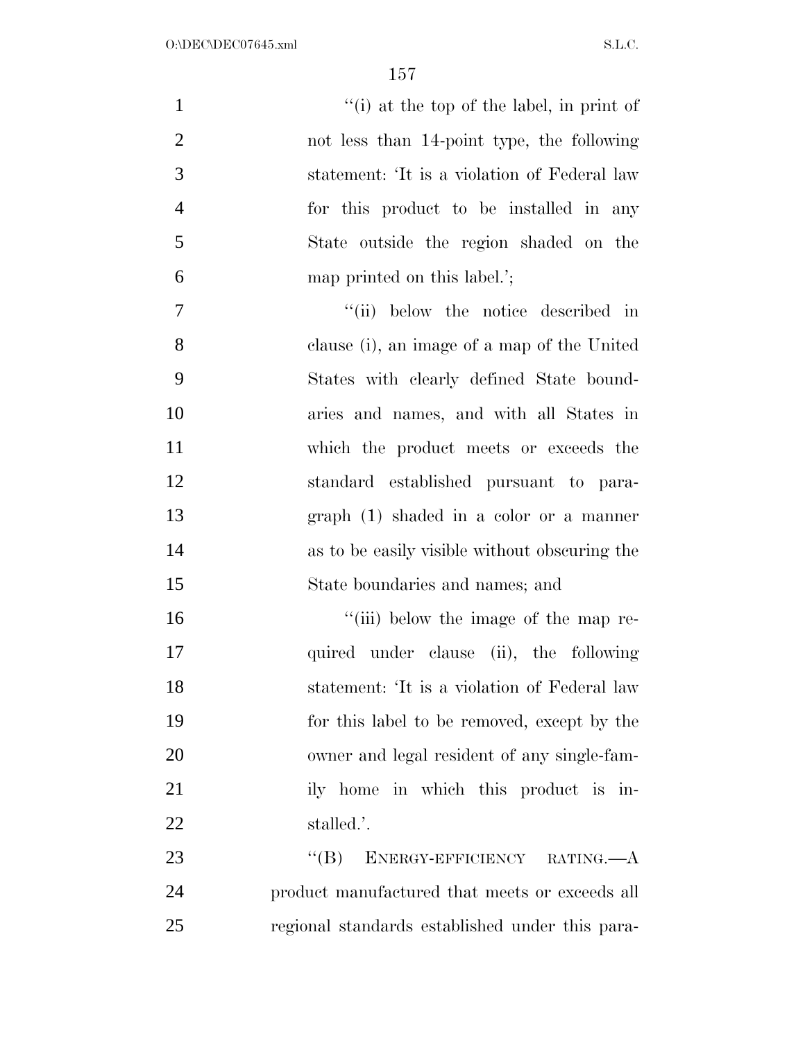''(i) at the top of the label, in print of not less than 14-point type, the following statement: 'It is a violation of Federal law for this product to be installed in any State outside the region shaded on the map printed on this label.';

''(ii) below the notice described in clause (i), an image of a map of the United States with clearly defined State boundaries and names, and with all States in which the product meets or exceeds the standard established pursuant to paragraph (1) shaded in a color or a manner as to be easily visible without obscuring the State boundaries and names; and

''(iii) below the image of the map required under clause (ii), the following statement: 'It is a violation of Federal law for this label to be removed, except by the owner and legal resident of any single-family home in which this product is installed.'.

''(B) ENERGY-EFFICIENCY RATING.—A product manufactured that meets or exceeds all regional standards established under this para-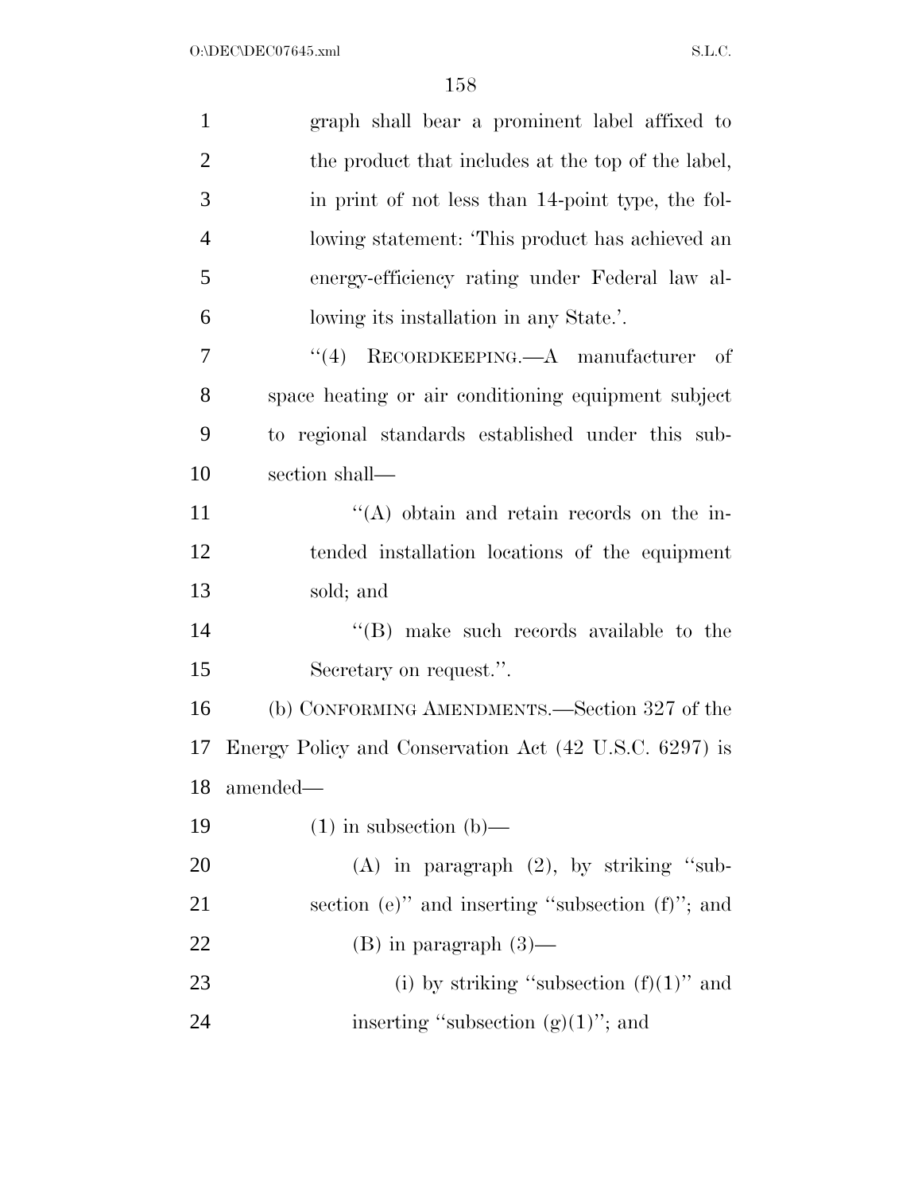graph shall bear a prominent label affixed to the product that includes at the top of the label, in print of not less than 14-point type, the following statement: 'This product has achieved an energy-efficiency rating under Federal law allowing its installation in any State.'.

"(4) RECORDKEEPING.—A manufacturer of space heating or air conditioning equipment subject to regional standards established under this subsection shall—

"(A) obtain and retain records on the intended installation locations of the equipment sold; and

"(B) make such records available to the Secretary on request.".

(b) CONFORMING AMENDMENTS.—Section 327 of the Energy Policy and Conservation Act (42 U.S.C. 6297) is amended—

(1) in subsection (b)—

(A) in paragraph (2), by striking "subsection (e)" and inserting "subsection (f)"; and

(B) in paragraph (3)—

(i) by striking "subsection (f)(1)" and inserting "subsection (g)(1)"; and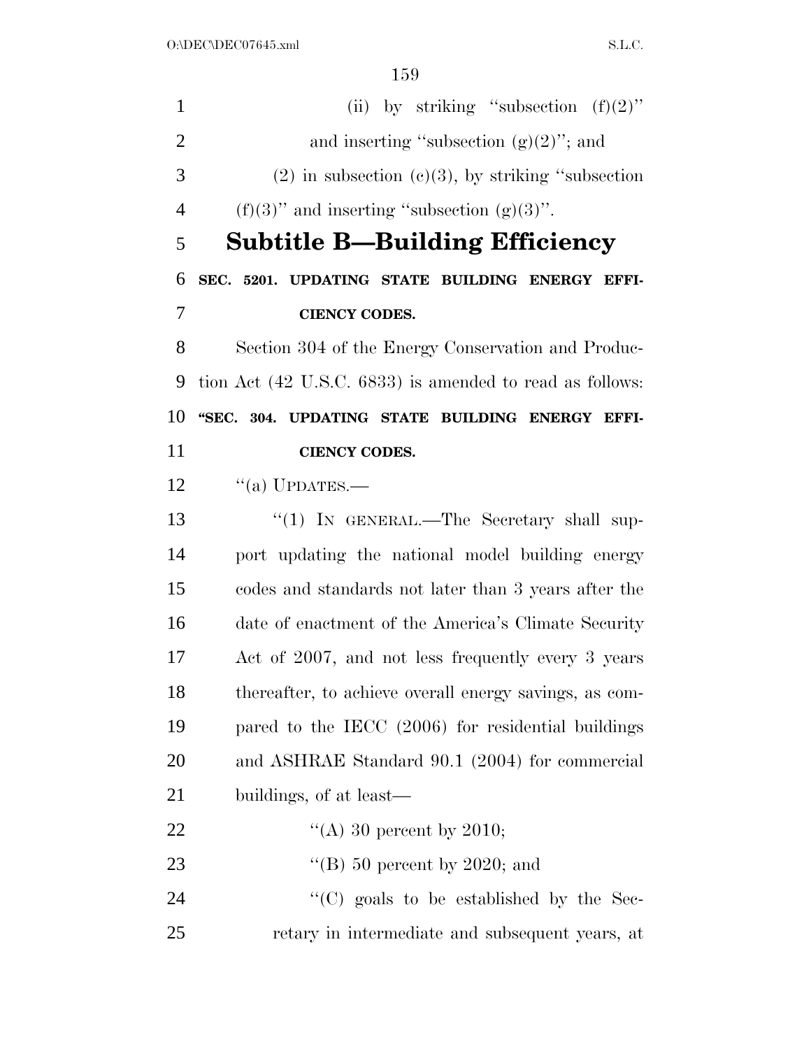(ii) by striking ''subsection (f)(2)'' and inserting ''subsection (g)(2)''; and

(2) in subsection (c)(3), by striking ''subsection (f)(3)'' and inserting ''subsection (g)(3)''.

## Subtitle B—Building Efficiency

### SEC. 5201. UPDATING STATE BUILDING ENERGY EFFICIENCY CODES.

Section 304 of the Energy Conservation and Production Act (42 U.S.C. 6833) is amended to read as follows:

**''SEC. 304. UPDATING STATE BUILDING ENERGY EFFICIENCY CODES.**

''(a) UPDATES.—

''(1) IN GENERAL.—The Secretary shall support updating the national model building energy codes and standards not later than 3 years after the date of enactment of the America's Climate Security Act of 2007, and not less frequently every 3 years thereafter, to achieve overall energy savings, as compared to the IECC (2006) for residential buildings and ASHRAE Standard 90.1 (2004) for commercial buildings, of at least—

''(A) 30 percent by 2010;

''(B) 50 percent by 2020; and

''(C) goals to be established by the Secretary in intermediate and subsequent years, at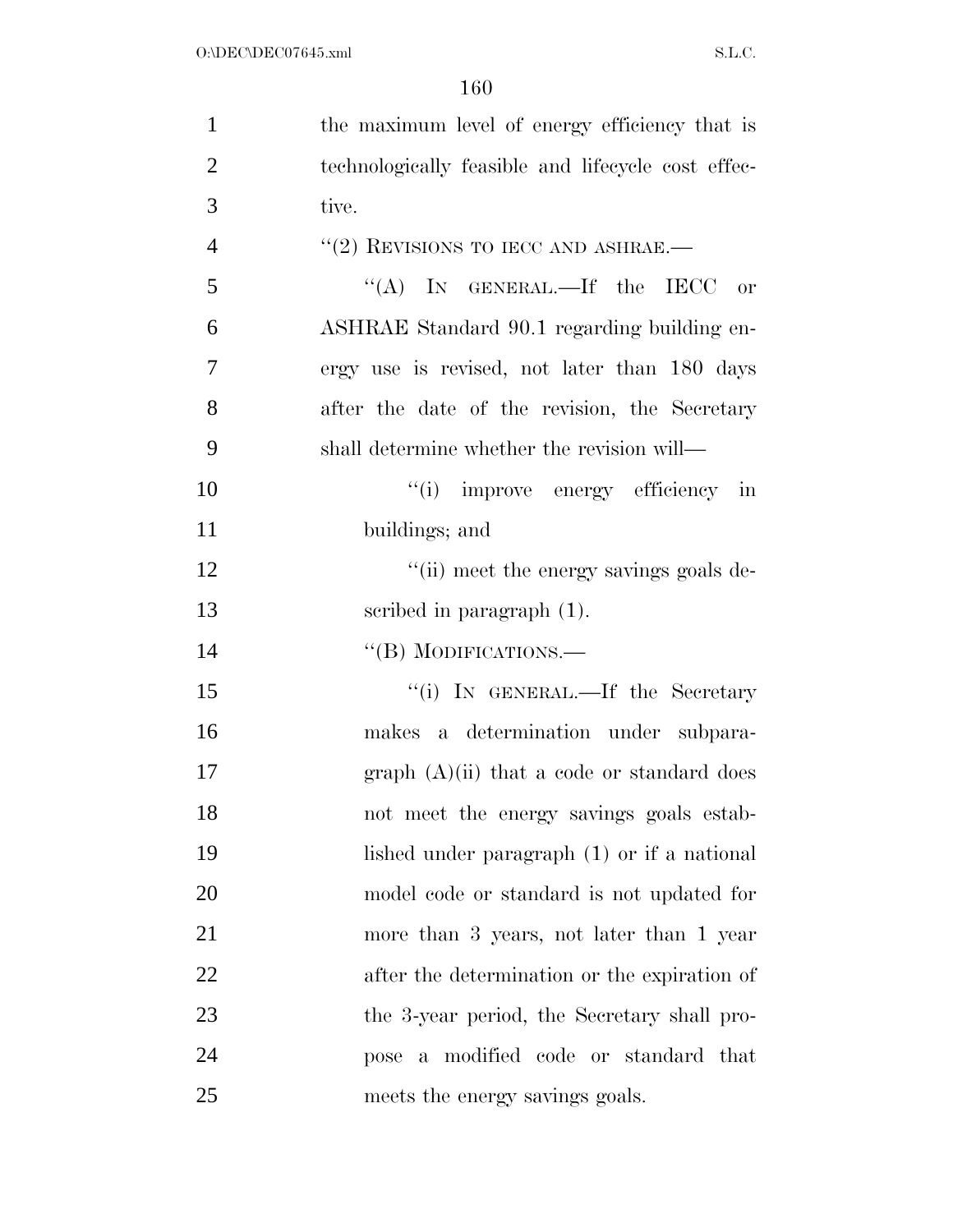the maximum level of energy efficiency that is technologically feasible and lifecycle cost effective.

"(2) REVISIONS TO IECC AND ASHRAE.—

"(A) IN GENERAL.—If the IECC or ASHRAE Standard 90.1 regarding building energy use is revised, not later than 180 days after the date of the revision, the Secretary shall determine whether the revision will—

"(i) improve energy efficiency in buildings; and

"(ii) meet the energy savings goals described in paragraph (1).

"(B) MODIFICATIONS.—

"(i) IN GENERAL.—If the Secretary makes a determination under subparagraph (A)(ii) that a code or standard does not meet the energy savings goals established under paragraph (1) or if a national model code or standard is not updated for more than 3 years, not later than 1 year after the determination or the expiration of the 3-year period, the Secretary shall propose a modified code or standard that meets the energy savings goals.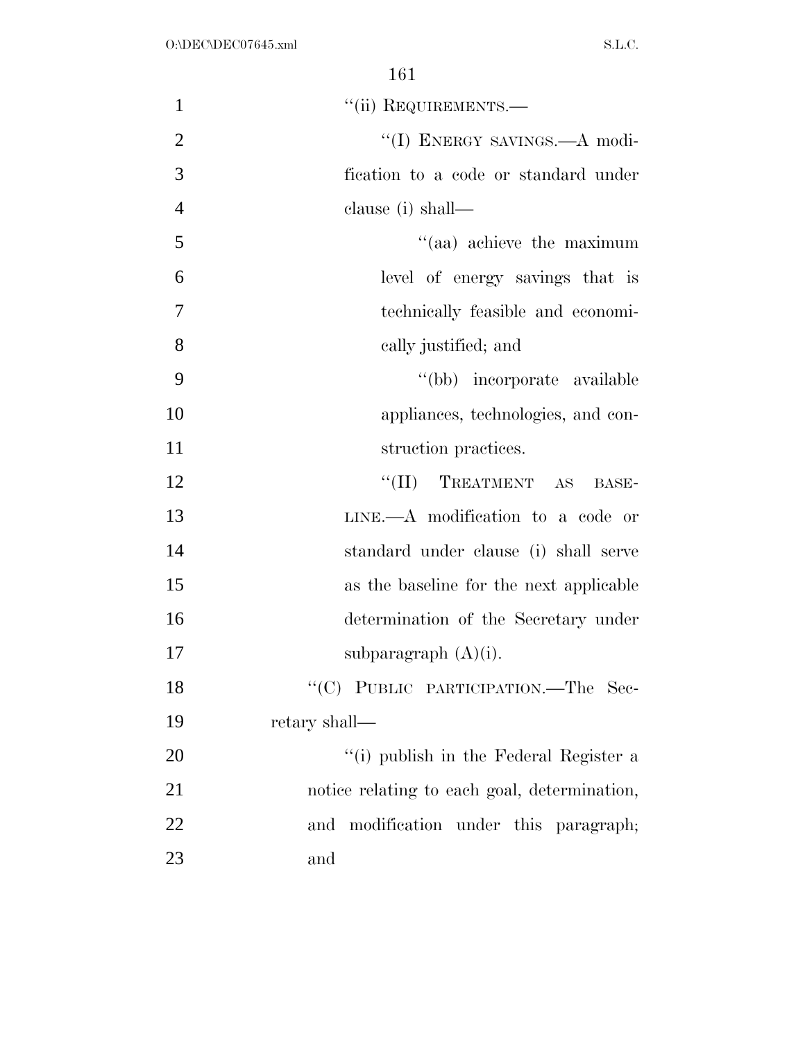"(ii) REQUIREMENTS.—

"(I) ENERGY SAVINGS.—A modification to a code or standard under clause (i) shall—

"(aa) achieve the maximum level of energy savings that is technically feasible and economically justified; and

"(bb) incorporate available appliances, technologies, and construction practices.

"(II) TREATMENT AS BASELINE.—A modification to a code or standard under clause (i) shall serve as the baseline for the next applicable determination of the Secretary under subparagraph (A)(i).

"(C) PUBLIC PARTICIPATION.—The Secretary shall—

"(i) publish in the Federal Register a notice relating to each goal, determination, and modification under this paragraph; and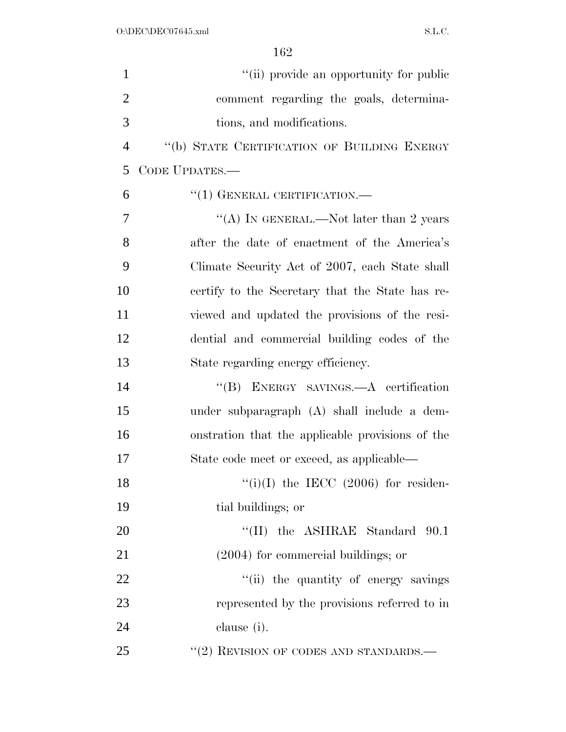"(ii) provide an opportunity for public comment regarding the goals, determinations, and modifications.

"(b) STATE CERTIFICATION OF BUILDING ENERGY CODE UPDATES.—

"(1) GENERAL CERTIFICATION.—

"(A) IN GENERAL.—Not later than 2 years after the date of enactment of the America's Climate Security Act of 2007, each State shall certify to the Secretary that the State has reviewed and updated the provisions of the residential and commercial building codes of the State regarding energy efficiency.

"(B) ENERGY SAVINGS.—A certification under subparagraph (A) shall include a demonstration that the applicable provisions of the State code meet or exceed, as applicable—

"(i)(I) the IECC (2006) for residential buildings; or

"(II) the ASHRAE Standard 90.1 (2004) for commercial buildings; or

"(ii) the quantity of energy savings represented by the provisions referred to in clause (i).

"(2) REVISION OF CODES AND STANDARDS.—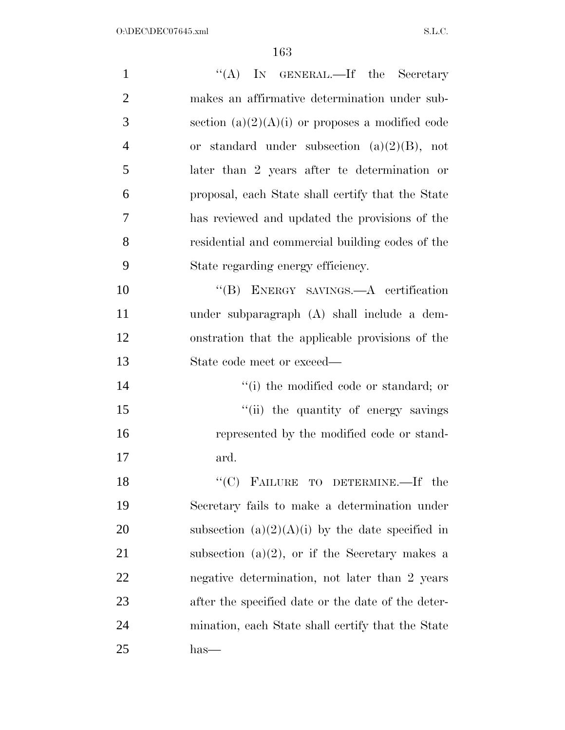"(A) IN GENERAL.—If the Secretary makes an affirmative determination under subsection (a)(2)(A)(i) or proposes a modified code or standard under subsection (a)(2)(B), not later than 2 years after te determination or proposal, each State shall certify that the State has reviewed and updated the provisions of the residential and commercial building codes of the State regarding energy efficiency.

"(B) ENERGY SAVINGS.—A certification under subparagraph (A) shall include a demonstration that the applicable provisions of the State code meet or exceed—

"(i) the modified code or standard; or

"(ii) the quantity of energy savings represented by the modified code or standard.

"(C) FAILURE TO DETERMINE.—If the Secretary fails to make a determination under subsection (a)(2)(A)(i) by the date specified in subsection (a)(2), or if the Secretary makes a negative determination, not later than 2 years after the specified date or the date of the determination, each State shall certify that the State has—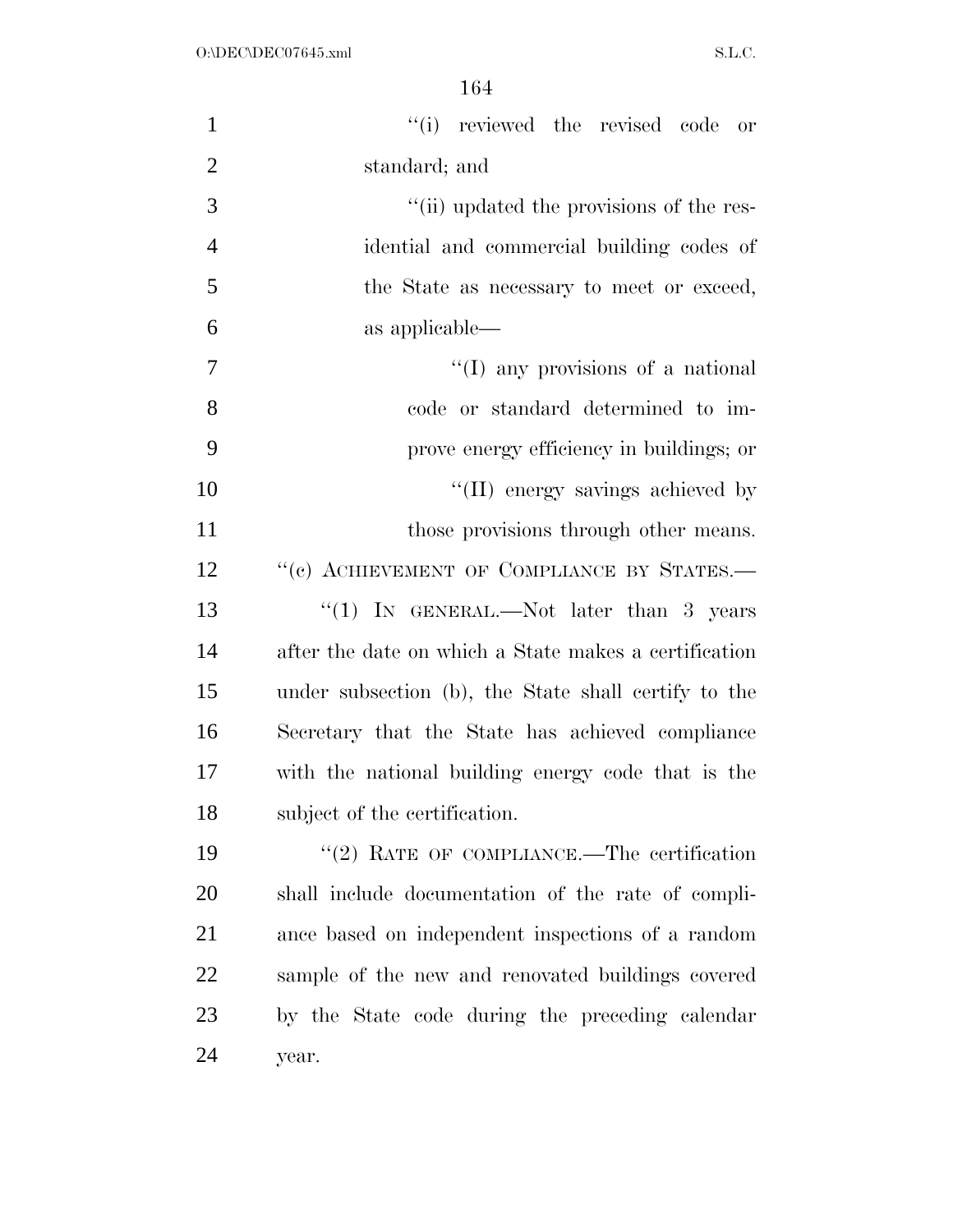"(i) reviewed the revised code or standard; and

"(ii) updated the provisions of the residential and commercial building codes of the State as necessary to meet or exceed, as applicable—

"(I) any provisions of a national code or standard determined to improve energy efficiency in buildings; or

"(II) energy savings achieved by those provisions through other means.

"(c) ACHIEVEMENT OF COMPLIANCE BY STATES.—

"(1) IN GENERAL.—Not later than 3 years after the date on which a State makes a certification under subsection (b), the State shall certify to the Secretary that the State has achieved compliance with the national building energy code that is the subject of the certification.

"(2) RATE OF COMPLIANCE.—The certification shall include documentation of the rate of compliance based on independent inspections of a random sample of the new and renovated buildings covered by the State code during the preceding calendar year.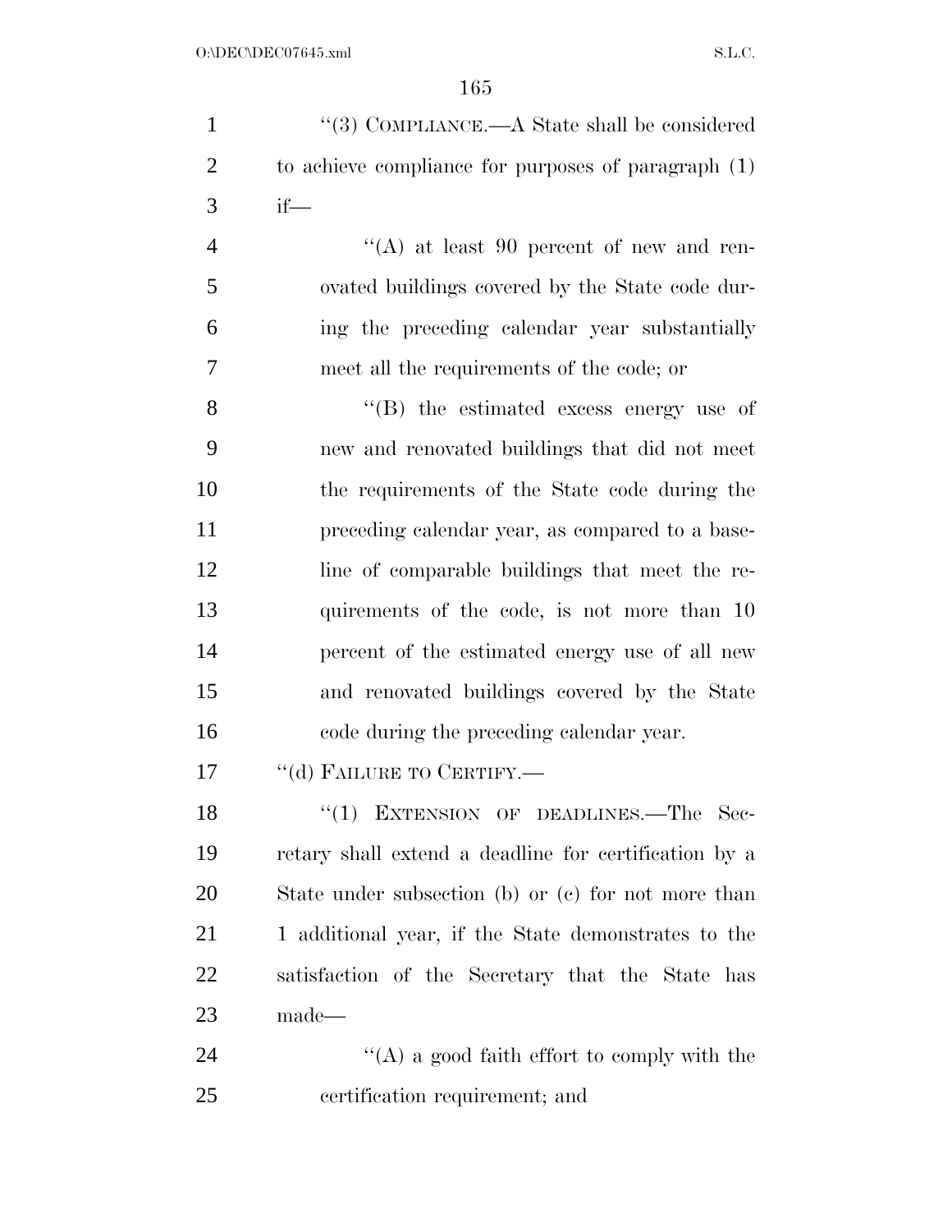"(3) COMPLIANCE.—A State shall be considered to achieve compliance for purposes of paragraph (1) if—

"(A) at least 90 percent of new and renovated buildings covered by the State code during the preceding calendar year substantially meet all the requirements of the code; or

"(B) the estimated excess energy use of new and renovated buildings that did not meet the requirements of the State code during the preceding calendar year, as compared to a baseline of comparable buildings that meet the requirements of the code, is not more than 10 percent of the estimated energy use of all new and renovated buildings covered by the State code during the preceding calendar year.

"(d) FAILURE TO CERTIFY.—

"(1) EXTENSION OF DEADLINES.—The Secretary shall extend a deadline for certification by a State under subsection (b) or (c) for not more than 1 additional year, if the State demonstrates to the satisfaction of the Secretary that the State has made—

"(A) a good faith effort to comply with the certification requirement; and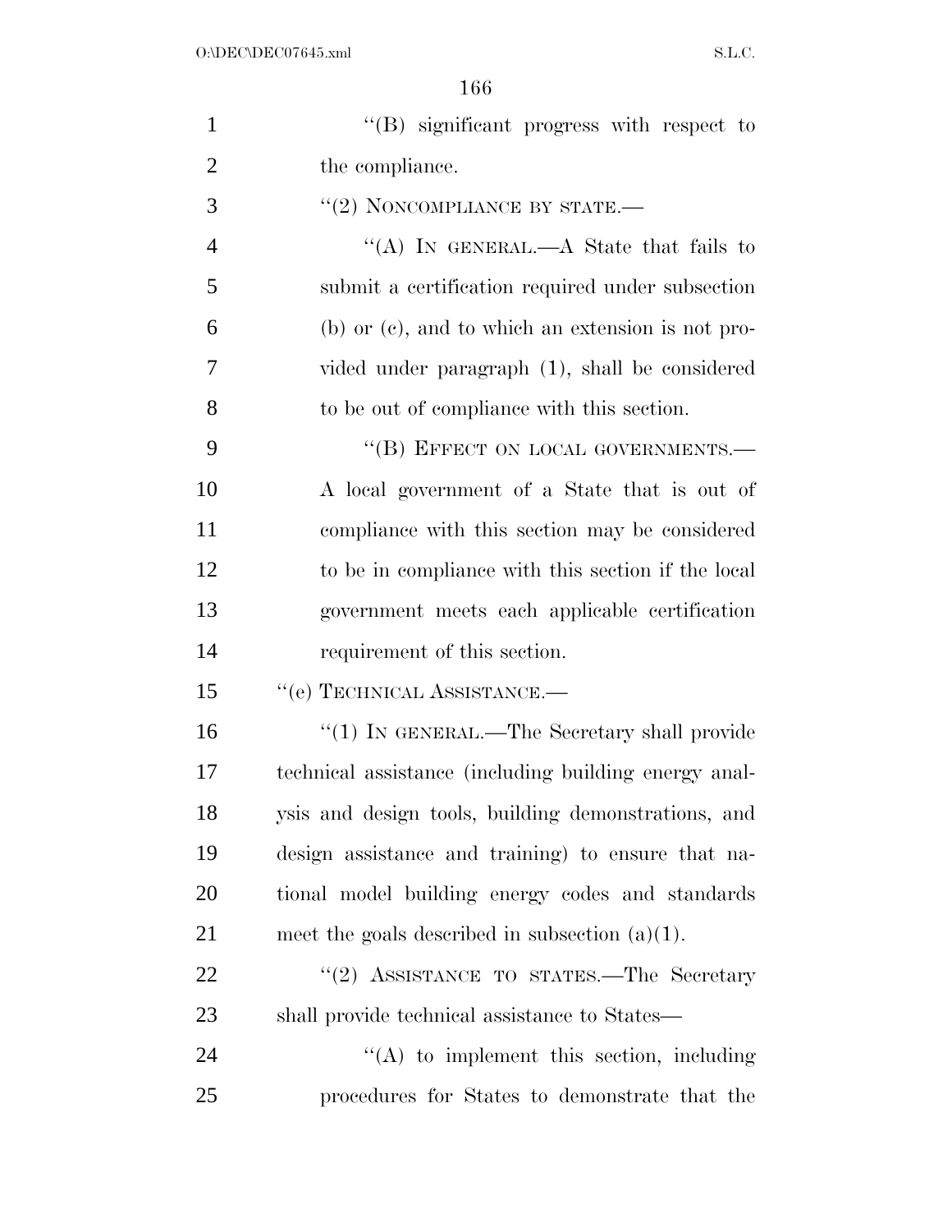''(B) significant progress with respect to the compliance.

''(2) NONCOMPLIANCE BY STATE.—

''(A) IN GENERAL.—A State that fails to submit a certification required under subsection (b) or (c), and to which an extension is not provided under paragraph (1), shall be considered to be out of compliance with this section.

''(B) EFFECT ON LOCAL GOVERNMENTS.— A local government of a State that is out of compliance with this section may be considered to be in compliance with this section if the local government meets each applicable certification requirement of this section.

''(e) TECHNICAL ASSISTANCE.—

''(1) IN GENERAL.—The Secretary shall provide technical assistance (including building energy analysis and design tools, building demonstrations, and design assistance and training) to ensure that national model building energy codes and standards meet the goals described in subsection (a)(1).

''(2) ASSISTANCE TO STATES.—The Secretary shall provide technical assistance to States—

''(A) to implement this section, including procedures for States to demonstrate that the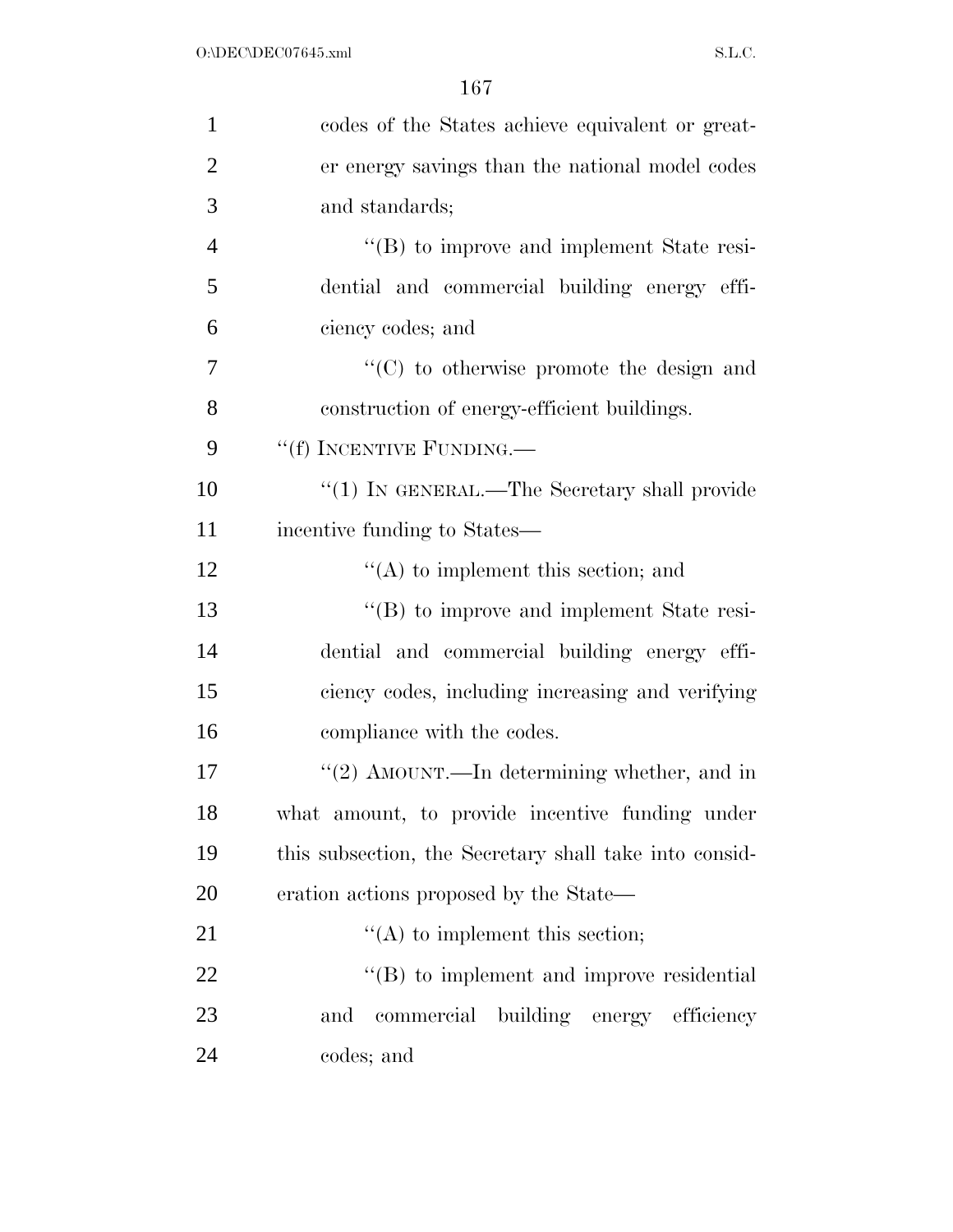codes of the States achieve equivalent or greater energy savings than the national model codes and standards;

"(B) to improve and implement State residential and commercial building energy efficiency codes; and

"(C) to otherwise promote the design and construction of energy-efficient buildings.

"(f) INCENTIVE FUNDING.—

"(1) IN GENERAL.—The Secretary shall provide incentive funding to States—

"(A) to implement this section; and

"(B) to improve and implement State residential and commercial building energy efficiency codes, including increasing and verifying compliance with the codes.

"(2) AMOUNT.—In determining whether, and in what amount, to provide incentive funding under this subsection, the Secretary shall take into consideration actions proposed by the State—

"(A) to implement this section;

"(B) to implement and improve residential and commercial building energy efficiency codes; and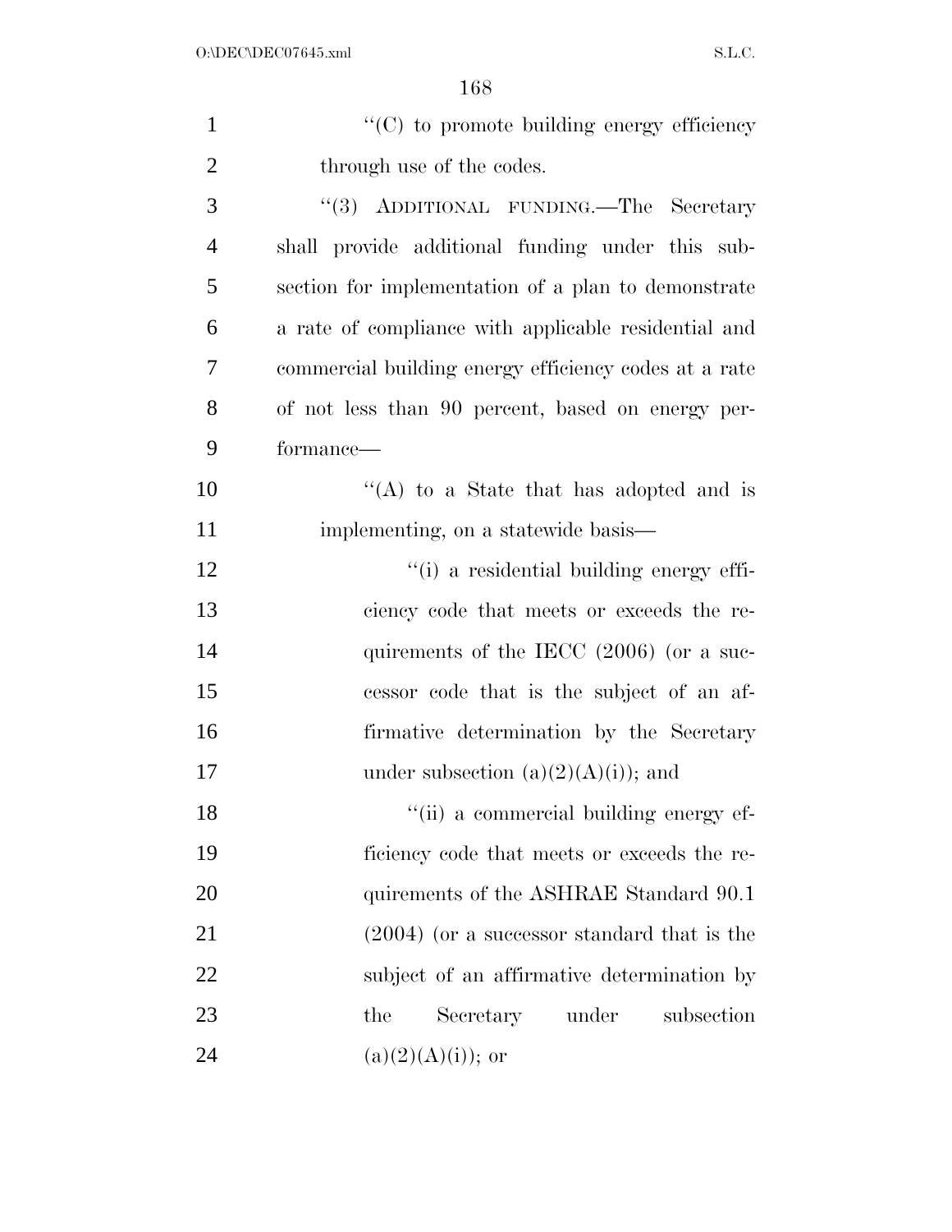''(C) to promote building energy efficiency through use of the codes.

''(3) ADDITIONAL FUNDING.—The Secretary shall provide additional funding under this subsection for implementation of a plan to demonstrate a rate of compliance with applicable residential and commercial building energy efficiency codes at a rate of not less than 90 percent, based on energy performance—

''(A) to a State that has adopted and is implementing, on a statewide basis—

''(i) a residential building energy efficiency code that meets or exceeds the requirements of the IECC (2006) (or a successor code that is the subject of an affirmative determination by the Secretary under subsection (a)(2)(A)(i)); and

''(ii) a commercial building energy efficiency code that meets or exceeds the requirements of the ASHRAE Standard 90.1 (2004) (or a successor standard that is the subject of an affirmative determination by the Secretary under subsection (a)(2)(A)(i)); or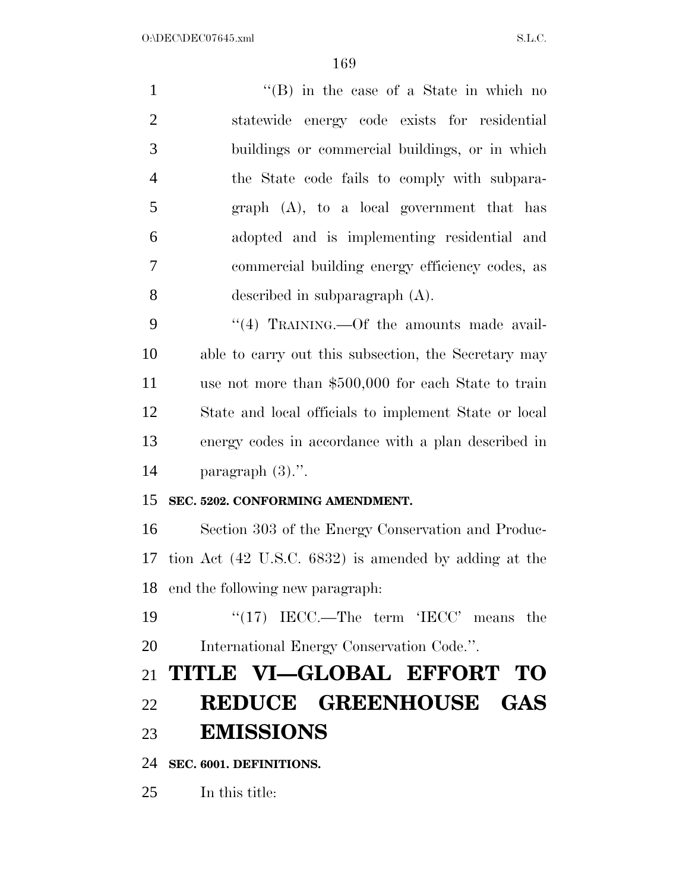''(B) in the case of a State in which no statewide energy code exists for residential buildings or commercial buildings, or in which the State code fails to comply with subparagraph (A), to a local government that has adopted and is implementing residential and commercial building energy efficiency codes, as described in subparagraph (A).

''(4) TRAINING.—Of the amounts made available to carry out this subsection, the Secretary may use not more than $500,000 for each State to train State and local officials to implement State or local energy codes in accordance with a plan described in paragraph (3).''.

**SEC. 5202. CONFORMING AMENDMENT.**

Section 303 of the Energy Conservation and Production Act (42 U.S.C. 6832) is amended by adding at the end the following new paragraph:

''(17) IECC.—The term 'IECC' means the International Energy Conservation Code.''.

# TITLE VI—GLOBAL EFFORT TO REDUCE GREENHOUSE GAS EMISSIONS

**SEC. 6001. DEFINITIONS.**

In this title: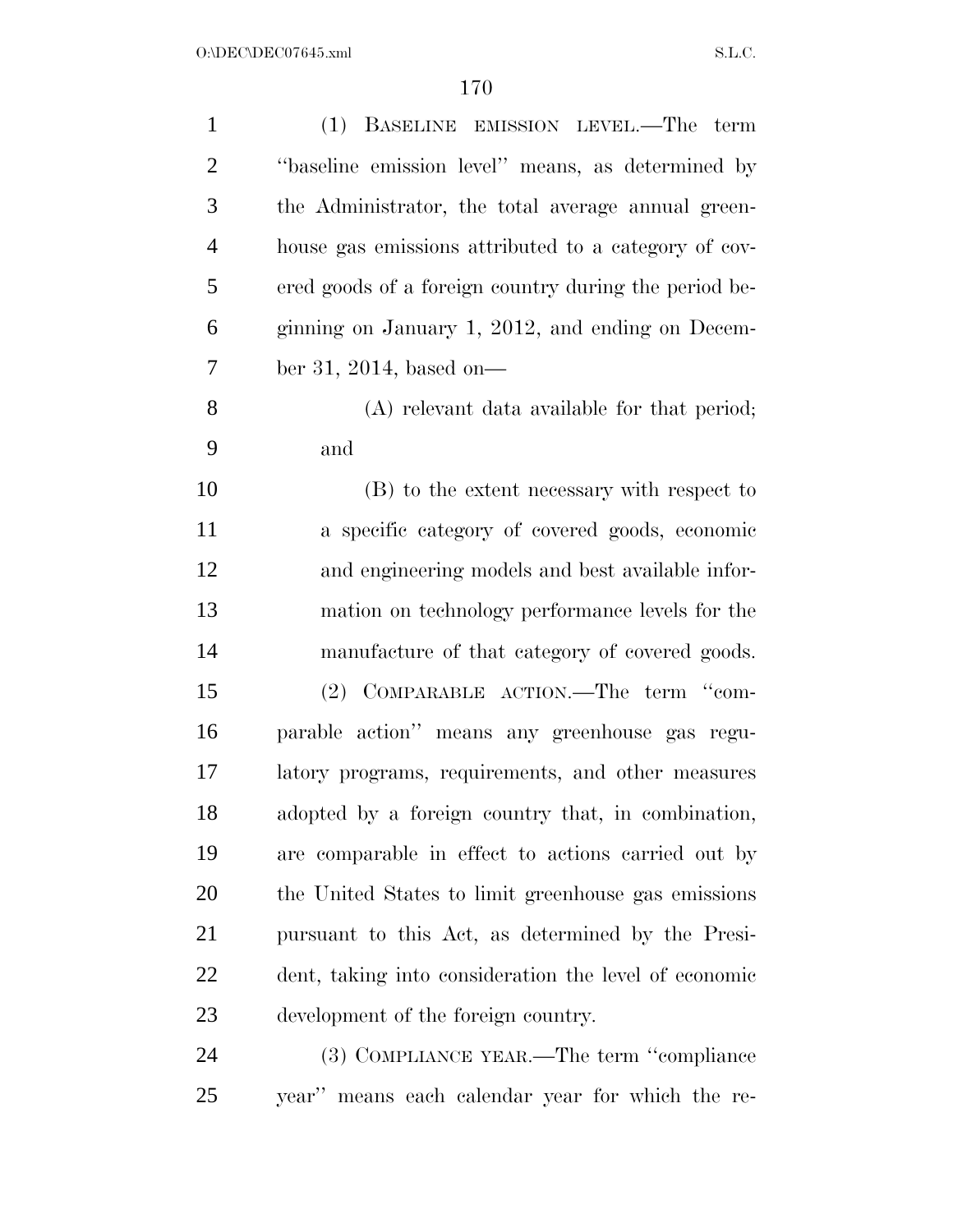(1) BASELINE EMISSION LEVEL.—The term "baseline emission level" means, as determined by the Administrator, the total average annual greenhouse gas emissions attributed to a category of covered goods of a foreign country during the period beginning on January 1, 2012, and ending on December 31, 2014, based on—

(A) relevant data available for that period; and

(B) to the extent necessary with respect to a specific category of covered goods, economic and engineering models and best available information on technology performance levels for the manufacture of that category of covered goods.

(2) COMPARABLE ACTION.—The term "comparable action" means any greenhouse gas regulatory programs, requirements, and other measures adopted by a foreign country that, in combination, are comparable in effect to actions carried out by the United States to limit greenhouse gas emissions pursuant to this Act, as determined by the President, taking into consideration the level of economic development of the foreign country.

(3) COMPLIANCE YEAR.—The term "compliance year" means each calendar year for which the re-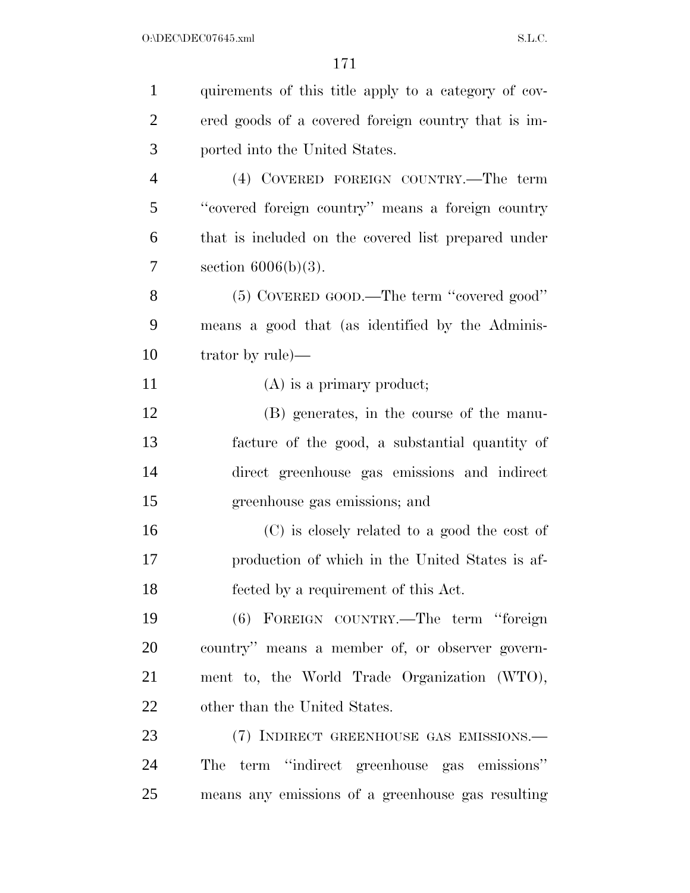quirements of this title apply to a category of covered goods of a covered foreign country that is imported into the United States.

(4) COVERED FOREIGN COUNTRY.—The term "covered foreign country" means a foreign country that is included on the covered list prepared under section 6006(b)(3).

(5) COVERED GOOD.—The term "covered good" means a good that (as identified by the Administrator by rule)—

(A) is a primary product;

(B) generates, in the course of the manufacture of the good, a substantial quantity of direct greenhouse gas emissions and indirect greenhouse gas emissions; and

(C) is closely related to a good the cost of production of which in the United States is affected by a requirement of this Act.

(6) FOREIGN COUNTRY.—The term "foreign country" means a member of, or observer government to, the World Trade Organization (WTO), other than the United States.

(7) INDIRECT GREENHOUSE GAS EMISSIONS.—The term "indirect greenhouse gas emissions" means any emissions of a greenhouse gas resulting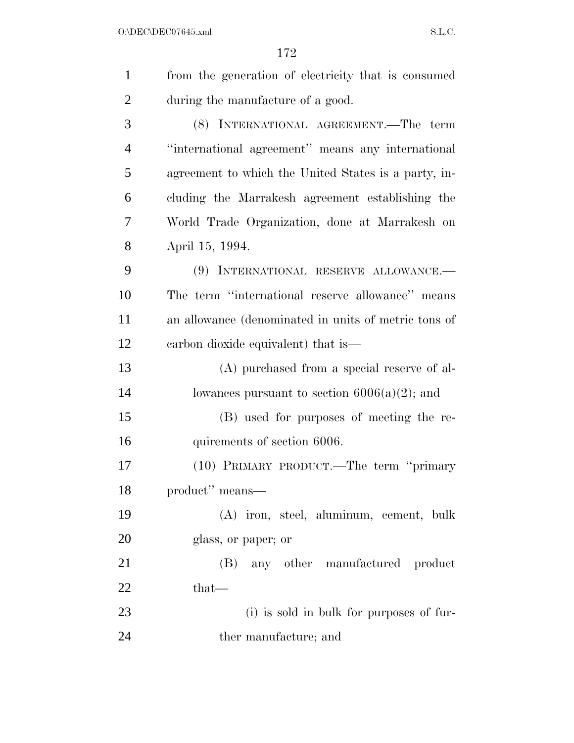from the generation of electricity that is consumed during the manufacture of a good.

(8) INTERNATIONAL AGREEMENT.—The term "international agreement" means any international agreement to which the United States is a party, including the Marrakesh agreement establishing the World Trade Organization, done at Marrakesh on April 15, 1994.

(9) INTERNATIONAL RESERVE ALLOWANCE.—The term "international reserve allowance" means an allowance (denominated in units of metric tons of carbon dioxide equivalent) that is—

(A) purchased from a special reserve of allowances pursuant to section 6006(a)(2); and

(B) used for purposes of meeting the requirements of section 6006.

(10) PRIMARY PRODUCT.—The term "primary product" means—

(A) iron, steel, aluminum, cement, bulk glass, or paper; or

(B) any other manufactured product that—

(i) is sold in bulk for purposes of further manufacture; and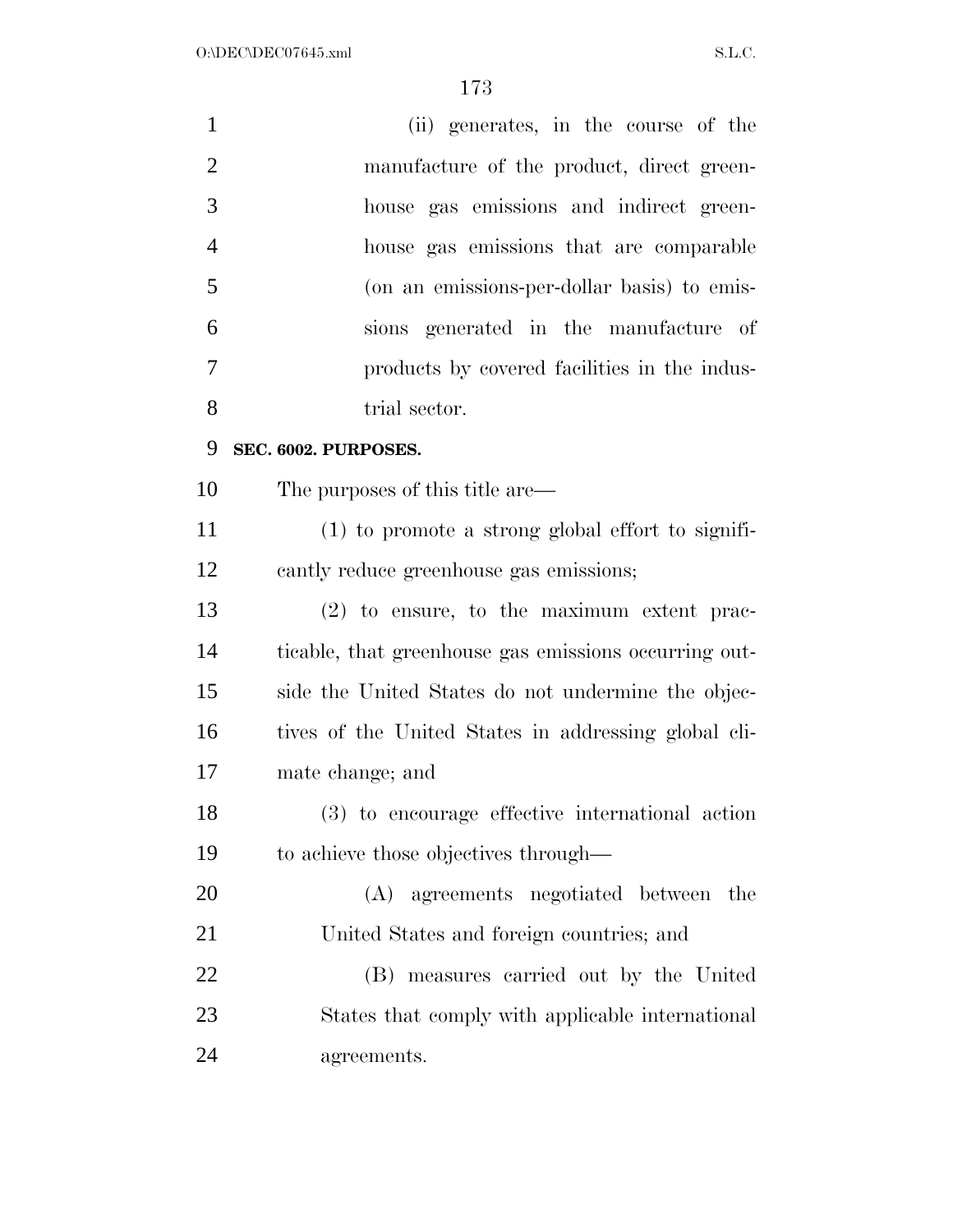(ii) generates, in the course of the manufacture of the product, direct greenhouse gas emissions and indirect greenhouse gas emissions that are comparable (on an emissions-per-dollar basis) to emissions generated in the manufacture of products by covered facilities in the industrial sector.

**SEC. 6002. PURPOSES.**

The purposes of this title are—

(1) to promote a strong global effort to significantly reduce greenhouse gas emissions;

(2) to ensure, to the maximum extent practicable, that greenhouse gas emissions occurring outside the United States do not undermine the objectives of the United States in addressing global climate change; and

(3) to encourage effective international action to achieve those objectives through—

(A) agreements negotiated between the United States and foreign countries; and

(B) measures carried out by the United States that comply with applicable international agreements.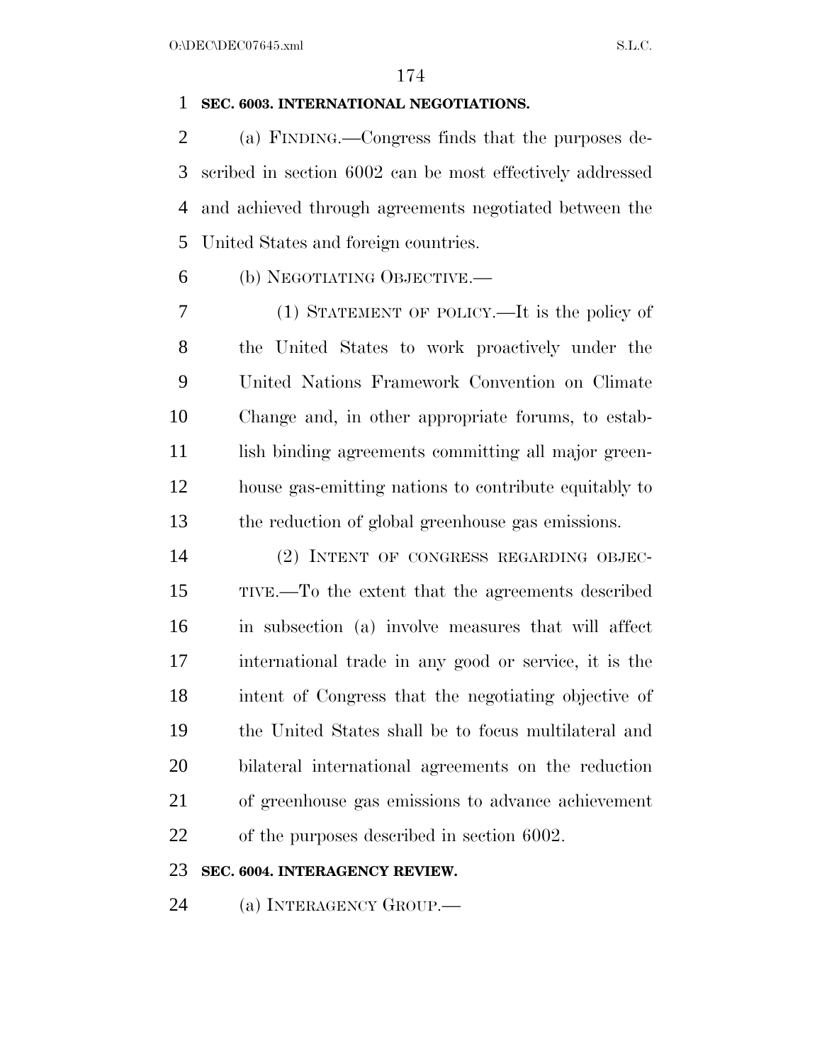**SEC. 6003. INTERNATIONAL NEGOTIATIONS.**

(a) FINDING.—Congress finds that the purposes described in section 6002 can be most effectively addressed and achieved through agreements negotiated between the United States and foreign countries.

(b) NEGOTIATING OBJECTIVE.—

(1) STATEMENT OF POLICY.—It is the policy of the United States to work proactively under the United Nations Framework Convention on Climate Change and, in other appropriate forums, to establish binding agreements committing all major greenhouse gas-emitting nations to contribute equitably to the reduction of global greenhouse gas emissions.

(2) INTENT OF CONGRESS REGARDING OBJECTIVE.—To the extent that the agreements described in subsection (a) involve measures that will affect international trade in any good or service, it is the intent of Congress that the negotiating objective of the United States shall be to focus multilateral and bilateral international agreements on the reduction of greenhouse gas emissions to advance achievement of the purposes described in section 6002.

**SEC. 6004. INTERAGENCY REVIEW.**

(a) INTERAGENCY GROUP.—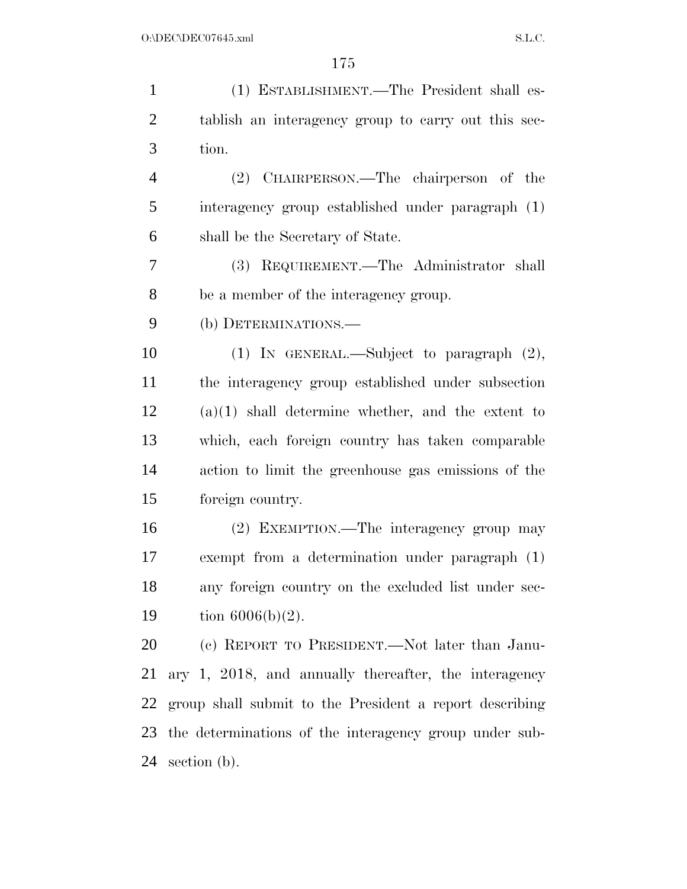(1) ESTABLISHMENT.—The President shall establish an interagency group to carry out this section.

(2) CHAIRPERSON.—The chairperson of the interagency group established under paragraph (1) shall be the Secretary of State.

(3) REQUIREMENT.—The Administrator shall be a member of the interagency group.

(b) DETERMINATIONS.—

(1) IN GENERAL.—Subject to paragraph (2), the interagency group established under subsection (a)(1) shall determine whether, and the extent to which, each foreign country has taken comparable action to limit the greenhouse gas emissions of the foreign country.

(2) EXEMPTION.—The interagency group may exempt from a determination under paragraph (1) any foreign country on the excluded list under section 6006(b)(2).

(c) REPORT TO PRESIDENT.—Not later than January 1, 2018, and annually thereafter, the interagency group shall submit to the President a report describing the determinations of the interagency group under subsection (b).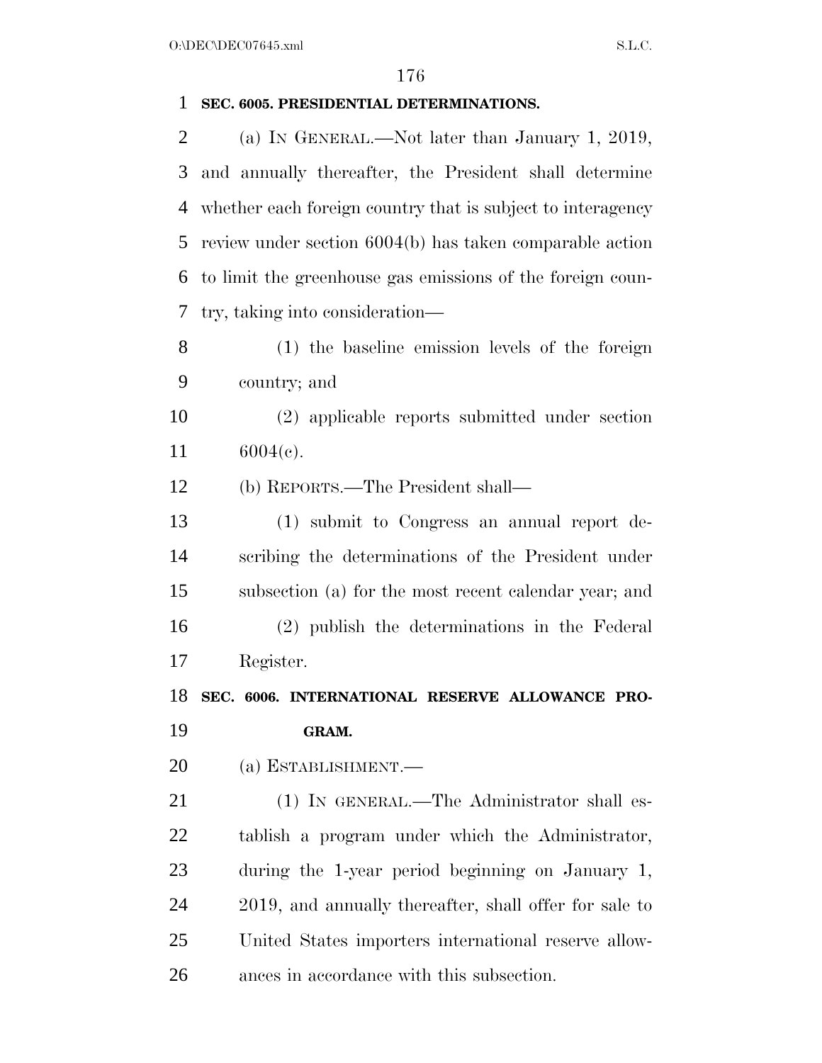**SEC. 6005. PRESIDENTIAL DETERMINATIONS.**

(a) IN GENERAL.—Not later than January 1, 2019, and annually thereafter, the President shall determine whether each foreign country that is subject to interagency review under section 6004(b) has taken comparable action to limit the greenhouse gas emissions of the foreign country, taking into consideration—

(1) the baseline emission levels of the foreign country; and

(2) applicable reports submitted under section 6004(c).

(b) REPORTS.—The President shall—

(1) submit to Congress an annual report describing the determinations of the President under subsection (a) for the most recent calendar year; and

(2) publish the determinations in the Federal Register.

**SEC. 6006. INTERNATIONAL RESERVE ALLOWANCE PROGRAM.**

(a) ESTABLISHMENT.—

(1) IN GENERAL.—The Administrator shall establish a program under which the Administrator, during the 1-year period beginning on January 1, 2019, and annually thereafter, shall offer for sale to United States importers international reserve allowances in accordance with this subsection.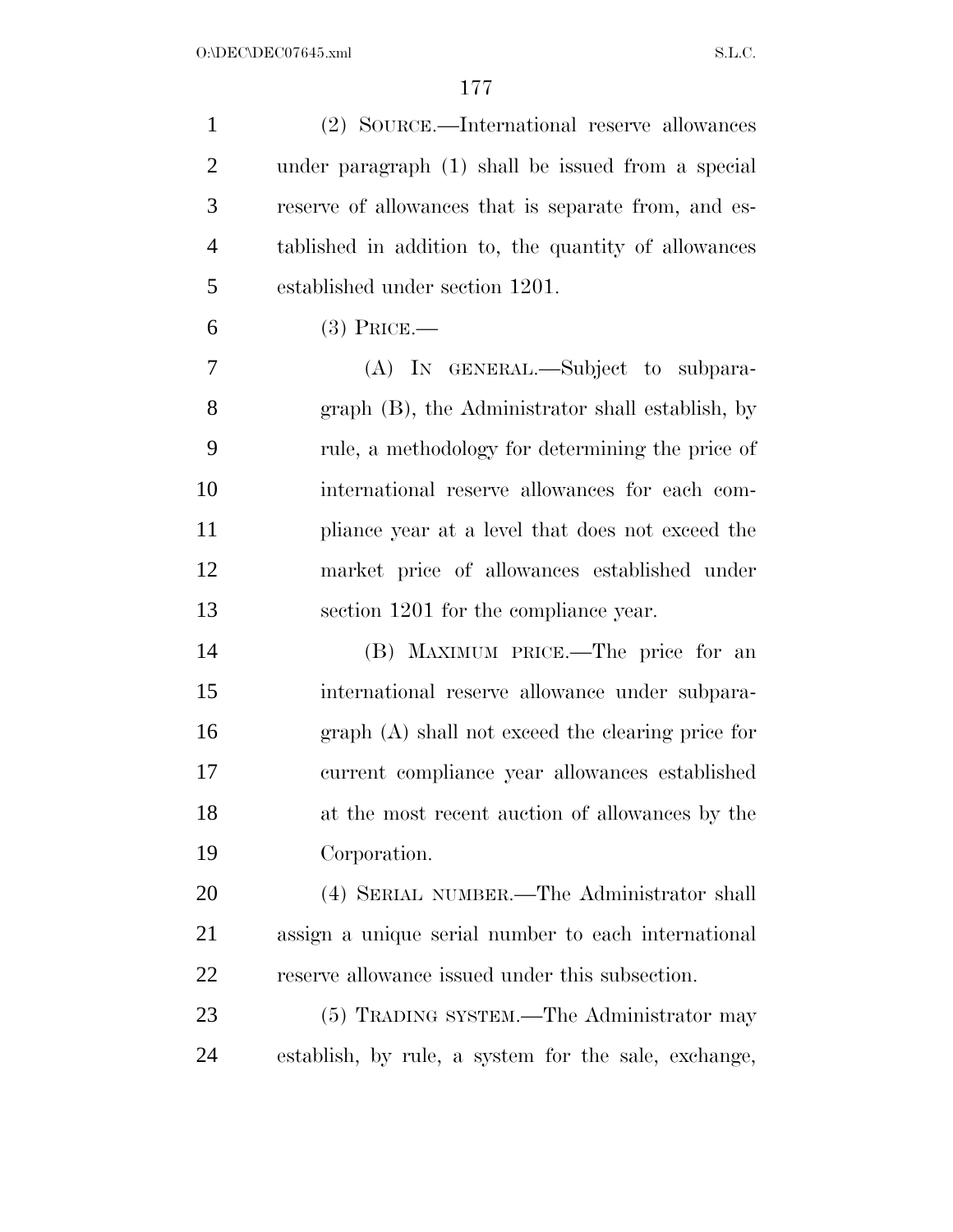(2) SOURCE.—International reserve allowances under paragraph (1) shall be issued from a special reserve of allowances that is separate from, and established in addition to, the quantity of allowances established under section 1201.

(3) PRICE.—

(A) IN GENERAL.—Subject to subparagraph (B), the Administrator shall establish, by rule, a methodology for determining the price of international reserve allowances for each compliance year at a level that does not exceed the market price of allowances established under section 1201 for the compliance year.

(B) MAXIMUM PRICE.—The price for an international reserve allowance under subparagraph (A) shall not exceed the clearing price for current compliance year allowances established at the most recent auction of allowances by the Corporation.

(4) SERIAL NUMBER.—The Administrator shall assign a unique serial number to each international reserve allowance issued under this subsection.

(5) TRADING SYSTEM.—The Administrator may establish, by rule, a system for the sale, exchange,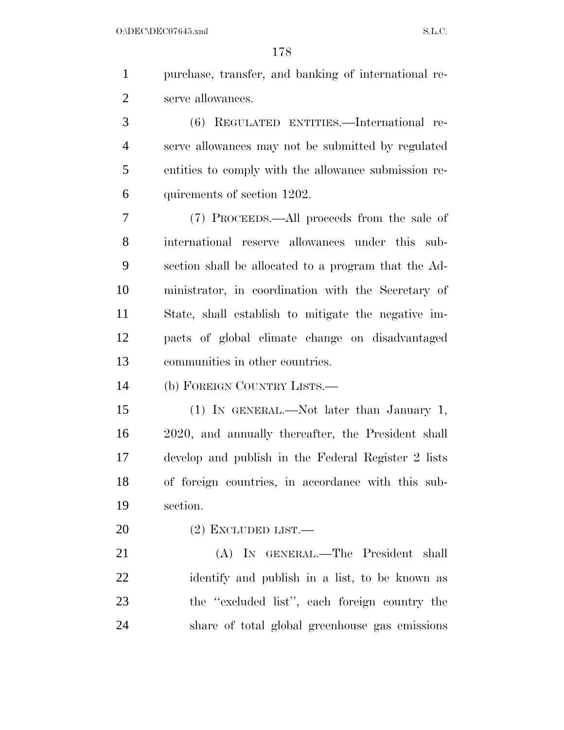purchase, transfer, and banking of international reserve allowances.

(6) REGULATED ENTITIES.—International reserve allowances may not be submitted by regulated entities to comply with the allowance submission requirements of section 1202.

(7) PROCEEDS.—All proceeds from the sale of international reserve allowances under this subsection shall be allocated to a program that the Administrator, in coordination with the Secretary of State, shall establish to mitigate the negative impacts of global climate change on disadvantaged communities in other countries.

(b) FOREIGN COUNTRY LISTS.—

(1) IN GENERAL.—Not later than January 1, 2020, and annually thereafter, the President shall develop and publish in the Federal Register 2 lists of foreign countries, in accordance with this subsection.

(2) EXCLUDED LIST.—

(A) IN GENERAL.—The President shall identify and publish in a list, to be known as the ''excluded list'', each foreign country the share of total global greenhouse gas emissions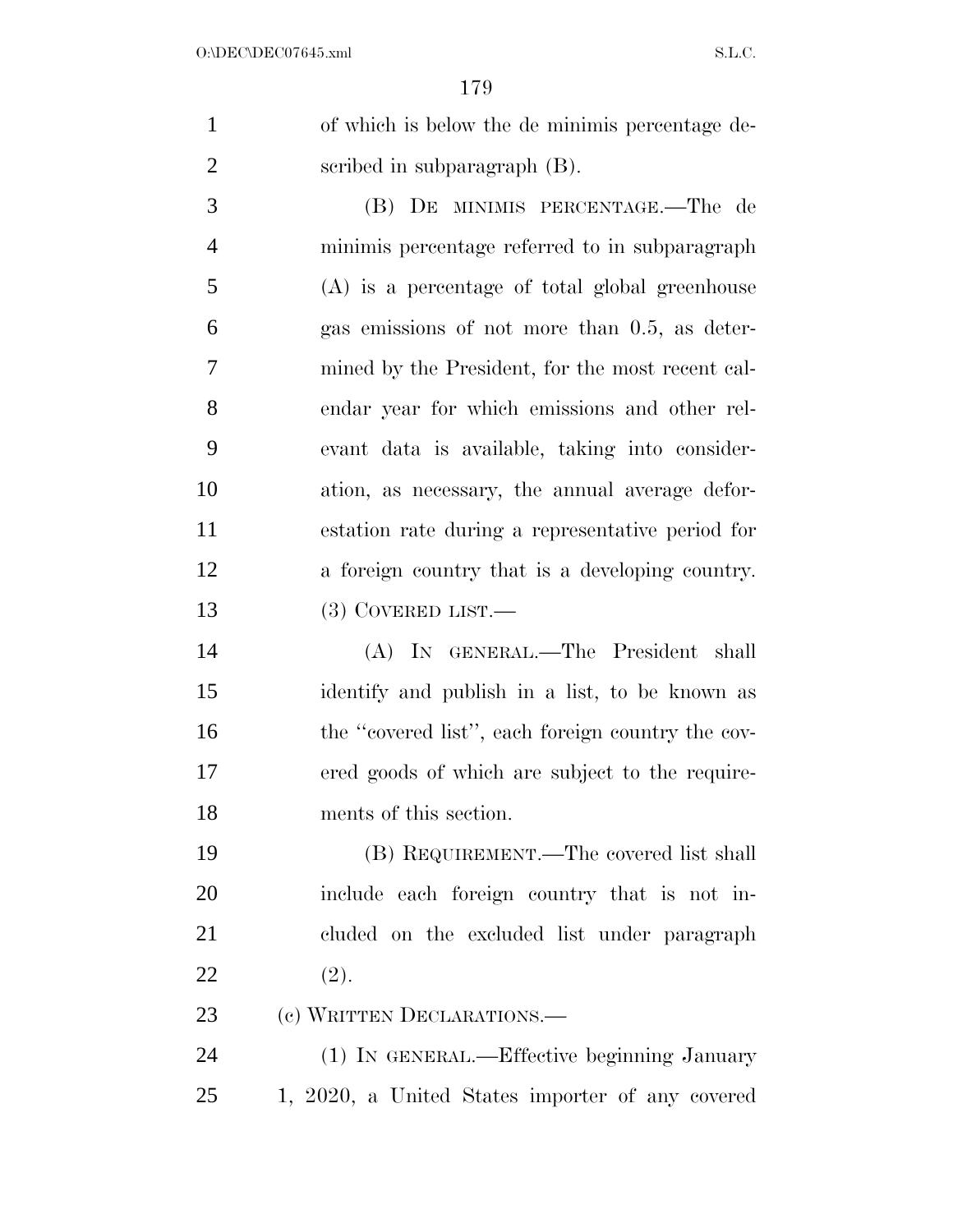of which is below the de minimis percentage described in subparagraph (B).

(B) DE MINIMIS PERCENTAGE.—The de minimis percentage referred to in subparagraph (A) is a percentage of total global greenhouse gas emissions of not more than 0.5, as determined by the President, for the most recent calendar year for which emissions and other relevant data is available, taking into consideration, as necessary, the annual average deforestation rate during a representative period for a foreign country that is a developing country.

(3) COVERED LIST.—

(A) IN GENERAL.—The President shall identify and publish in a list, to be known as the "covered list", each foreign country the covered goods of which are subject to the requirements of this section.

(B) REQUIREMENT.—The covered list shall include each foreign country that is not included on the excluded list under paragraph (2).

(c) WRITTEN DECLARATIONS.—

(1) IN GENERAL.—Effective beginning January 1, 2020, a United States importer of any covered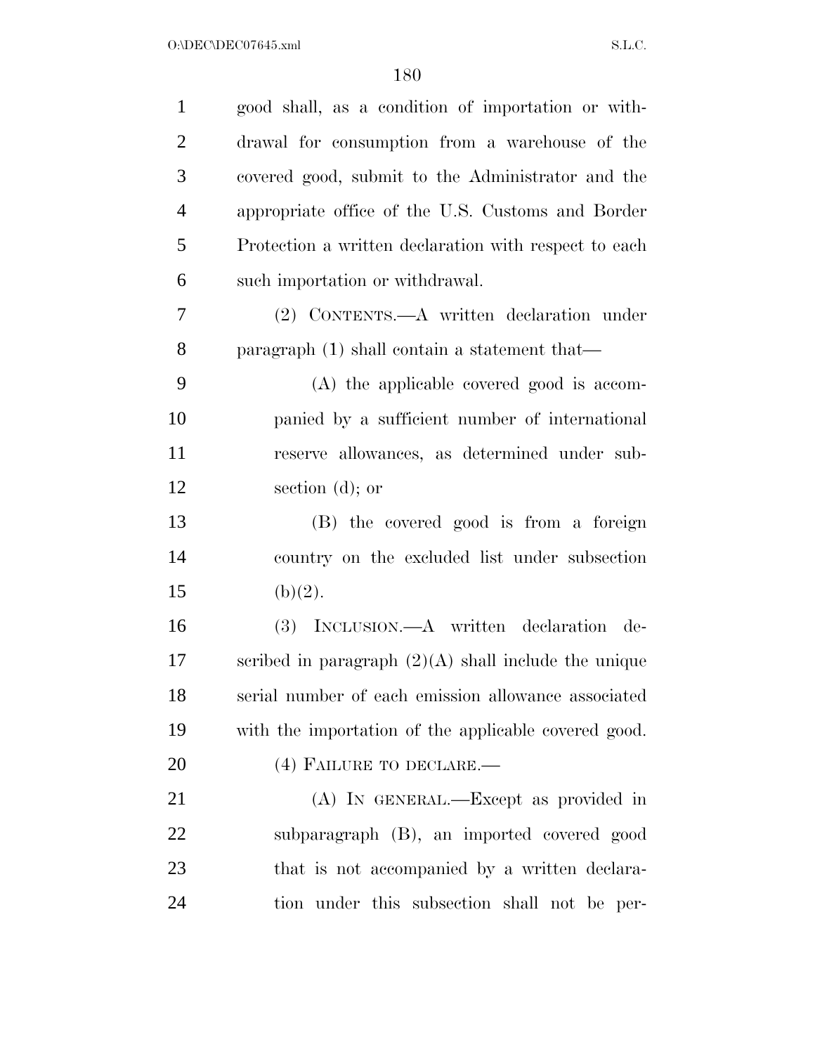good shall, as a condition of importation or withdrawal for consumption from a warehouse of the covered good, submit to the Administrator and the appropriate office of the U.S. Customs and Border Protection a written declaration with respect to each such importation or withdrawal.

(2) CONTENTS.—A written declaration under paragraph (1) shall contain a statement that—

(A) the applicable covered good is accompanied by a sufficient number of international reserve allowances, as determined under subsection (d); or

(B) the covered good is from a foreign country on the excluded list under subsection (b)(2).

(3) INCLUSION.—A written declaration described in paragraph (2)(A) shall include the unique serial number of each emission allowance associated with the importation of the applicable covered good.

(4) FAILURE TO DECLARE.—

(A) IN GENERAL.—Except as provided in subparagraph (B), an imported covered good that is not accompanied by a written declaration under this subsection shall not be per-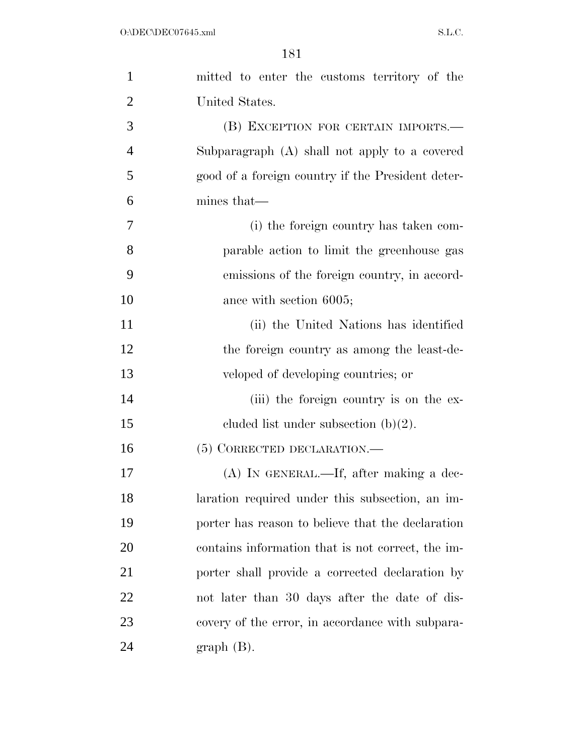mitted to enter the customs territory of the United States.

(B) EXCEPTION FOR CERTAIN IMPORTS.—Subparagraph (A) shall not apply to a covered good of a foreign country if the President determines that—

(i) the foreign country has taken comparable action to limit the greenhouse gas emissions of the foreign country, in accordance with section 6005;

(ii) the United Nations has identified the foreign country as among the least-developed of developing countries; or

(iii) the foreign country is on the excluded list under subsection (b)(2).

(5) CORRECTED DECLARATION.—

(A) IN GENERAL.—If, after making a declaration required under this subsection, an importer has reason to believe that the declaration contains information that is not correct, the importer shall provide a corrected declaration by not later than 30 days after the date of discovery of the error, in accordance with subparagraph (B).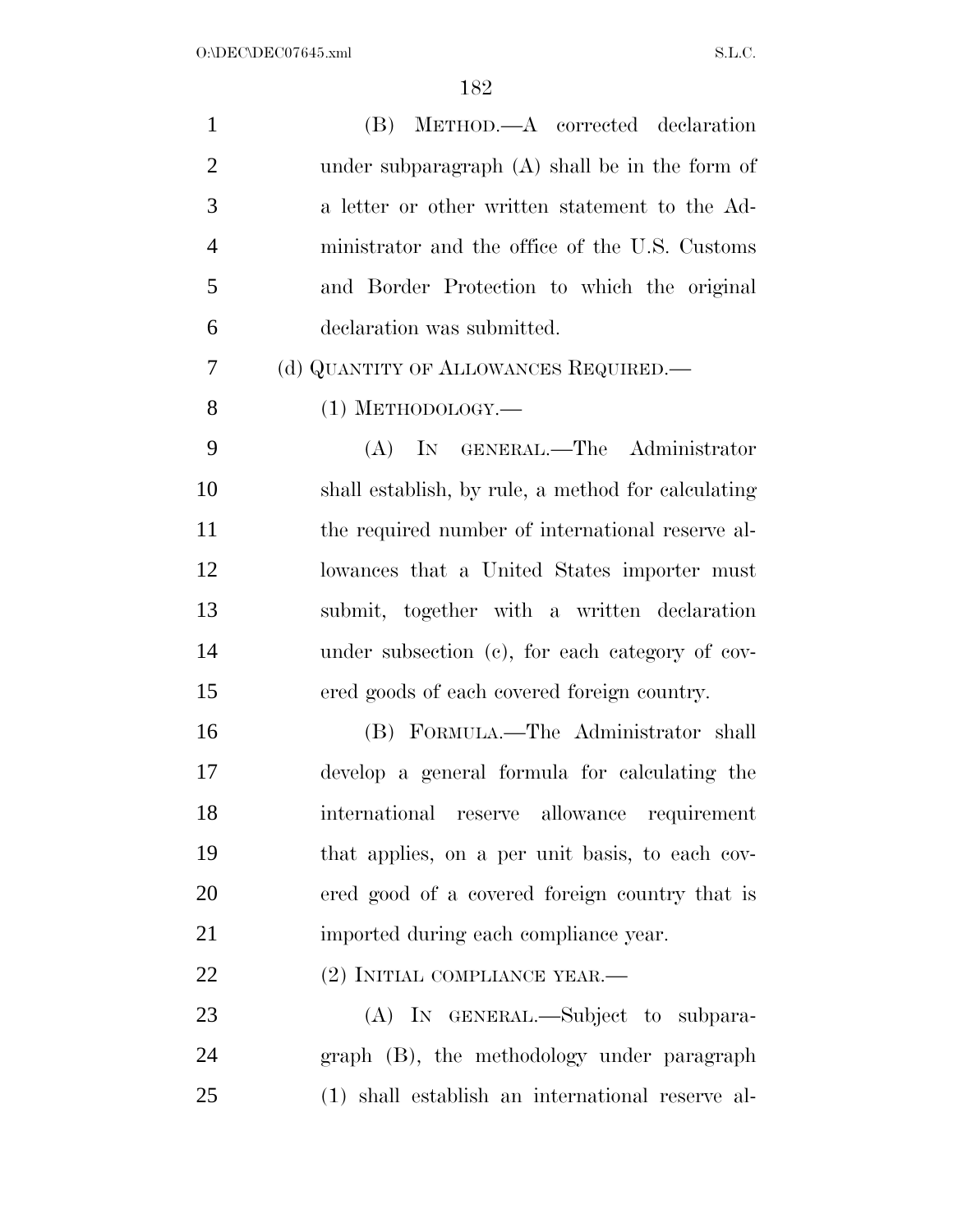(B) METHOD.—A corrected declaration under subparagraph (A) shall be in the form of a letter or other written statement to the Administrator and the office of the U.S. Customs and Border Protection to which the original declaration was submitted.

(d) QUANTITY OF ALLOWANCES REQUIRED.—

(1) METHODOLOGY.—

(A) IN GENERAL.—The Administrator shall establish, by rule, a method for calculating the required number of international reserve allowances that a United States importer must submit, together with a written declaration under subsection (c), for each category of covered goods of each covered foreign country.

(B) FORMULA.—The Administrator shall develop a general formula for calculating the international reserve allowance requirement that applies, on a per unit basis, to each covered good of a covered foreign country that is imported during each compliance year.

(2) INITIAL COMPLIANCE YEAR.—

(A) IN GENERAL.—Subject to subparagraph (B), the methodology under paragraph (1) shall establish an international reserve al-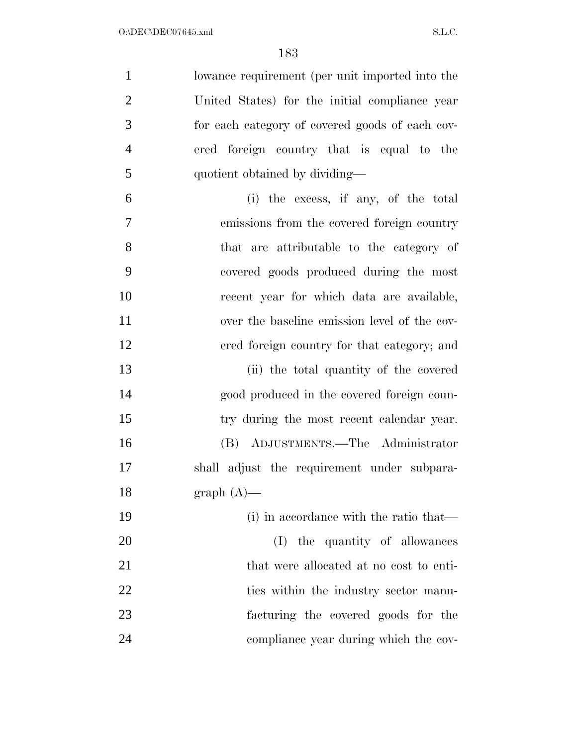lowance requirement (per unit imported into the United States) for the initial compliance year for each category of covered goods of each covered foreign country that is equal to the quotient obtained by dividing—

(i) the excess, if any, of the total emissions from the covered foreign country that are attributable to the category of covered goods produced during the most recent year for which data are available, over the baseline emission level of the covered foreign country for that category; and

(ii) the total quantity of the covered good produced in the covered foreign country during the most recent calendar year.

(B) ADJUSTMENTS.—The Administrator shall adjust the requirement under subparagraph (A)—

(i) in accordance with the ratio that—

(I) the quantity of allowances that were allocated at no cost to entities within the industry sector manufacturing the covered goods for the compliance year during which the cov-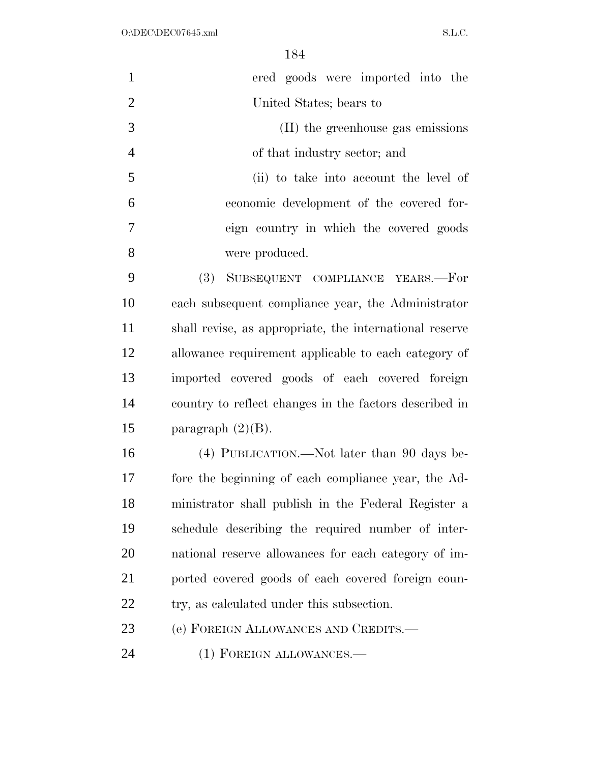ered goods were imported into the United States; bears to

(II) the greenhouse gas emissions of that industry sector; and

(ii) to take into account the level of economic development of the covered foreign country in which the covered goods were produced.

(3) SUBSEQUENT COMPLIANCE YEARS.—For each subsequent compliance year, the Administrator shall revise, as appropriate, the international reserve allowance requirement applicable to each category of imported covered goods of each covered foreign country to reflect changes in the factors described in paragraph (2)(B).

(4) PUBLICATION.—Not later than 90 days before the beginning of each compliance year, the Administrator shall publish in the Federal Register a schedule describing the required number of international reserve allowances for each category of imported covered goods of each covered foreign country, as calculated under this subsection.

(e) FOREIGN ALLOWANCES AND CREDITS.—

(1) FOREIGN ALLOWANCES.—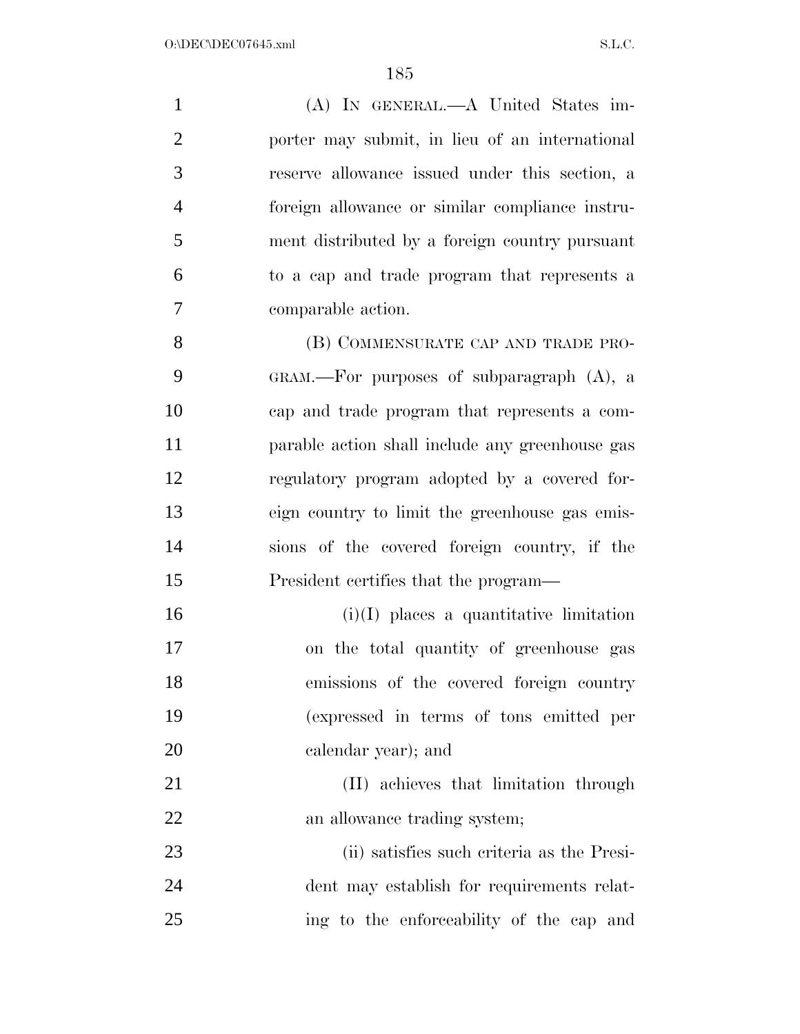(A) IN GENERAL.—A United States importer may submit, in lieu of an international reserve allowance issued under this section, a foreign allowance or similar compliance instrument distributed by a foreign country pursuant to a cap and trade program that represents a comparable action.

(B) COMMENSURATE CAP AND TRADE PROGRAM.—For purposes of subparagraph (A), a cap and trade program that represents a comparable action shall include any greenhouse gas regulatory program adopted by a covered foreign country to limit the greenhouse gas emissions of the covered foreign country, if the President certifies that the program—

(i)(I) places a quantitative limitation on the total quantity of greenhouse gas emissions of the covered foreign country (expressed in terms of tons emitted per calendar year); and

(II) achieves that limitation through an allowance trading system;

(ii) satisfies such criteria as the President may establish for requirements relating to the enforceability of the cap and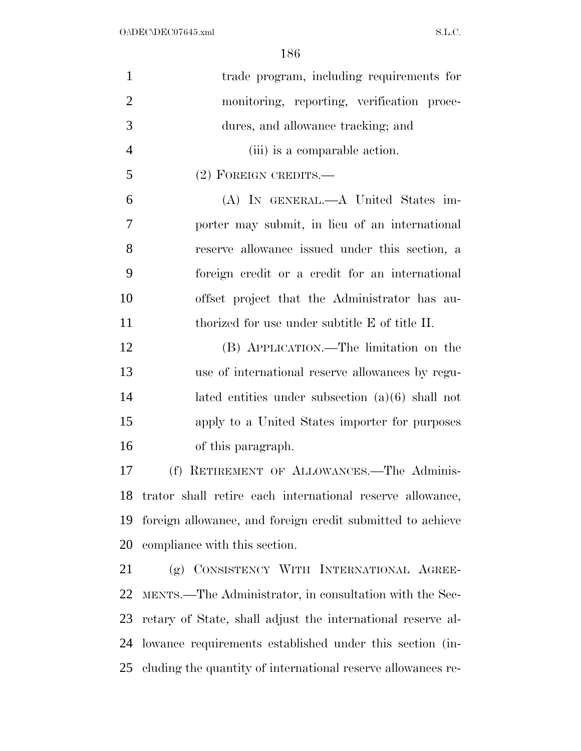trade program, including requirements for monitoring, reporting, verification procedures, and allowance tracking; and

(iii) is a comparable action.

(2) FOREIGN CREDITS.—

(A) IN GENERAL.—A United States importer may submit, in lieu of an international reserve allowance issued under this section, a foreign credit or a credit for an international offset project that the Administrator has authorized for use under subtitle E of title II.

(B) APPLICATION.—The limitation on the use of international reserve allowances by regulated entities under subsection (a)(6) shall not apply to a United States importer for purposes of this paragraph.

(f) RETIREMENT OF ALLOWANCES.—The Administrator shall retire each international reserve allowance, foreign allowance, and foreign credit submitted to achieve compliance with this section.

(g) CONSISTENCY WITH INTERNATIONAL AGREEMENTS.—The Administrator, in consultation with the Secretary of State, shall adjust the international reserve allowance requirements established under this section (including the quantity of international reserve allowances re-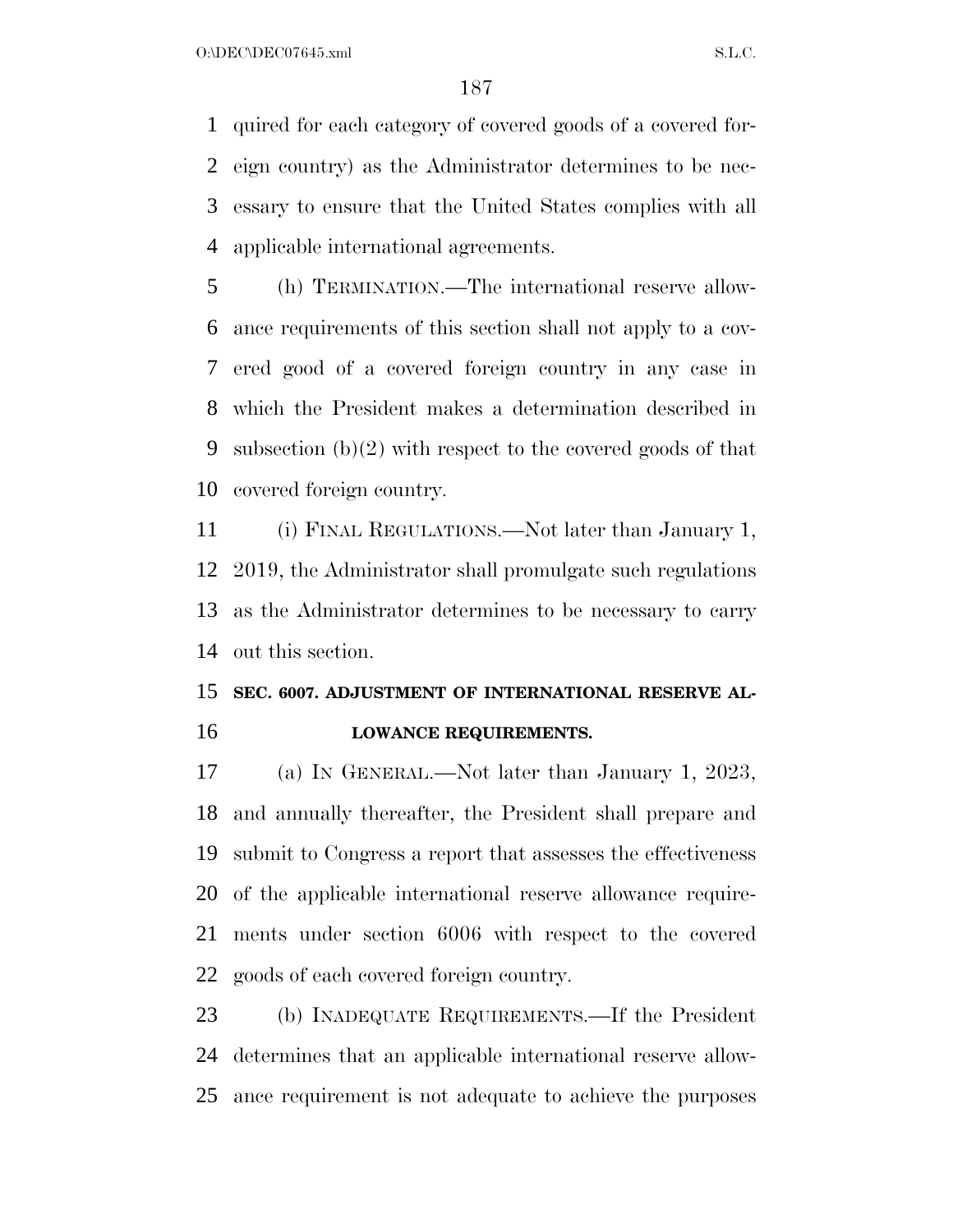quired for each category of covered goods of a covered foreign country) as the Administrator determines to be necessary to ensure that the United States complies with all applicable international agreements.

(h) TERMINATION.—The international reserve allowance requirements of this section shall not apply to a covered good of a covered foreign country in any case in which the President makes a determination described in subsection (b)(2) with respect to the covered goods of that covered foreign country.

(i) FINAL REGULATIONS.—Not later than January 1, 2019, the Administrator shall promulgate such regulations as the Administrator determines to be necessary to carry out this section.

## SEC. 6007. ADJUSTMENT OF INTERNATIONAL RESERVE ALLOWANCE REQUIREMENTS.

(a) IN GENERAL.—Not later than January 1, 2023, and annually thereafter, the President shall prepare and submit to Congress a report that assesses the effectiveness of the applicable international reserve allowance requirements under section 6006 with respect to the covered goods of each covered foreign country.

(b) INADEQUATE REQUIREMENTS.—If the President determines that an applicable international reserve allowance requirement is not adequate to achieve the purposes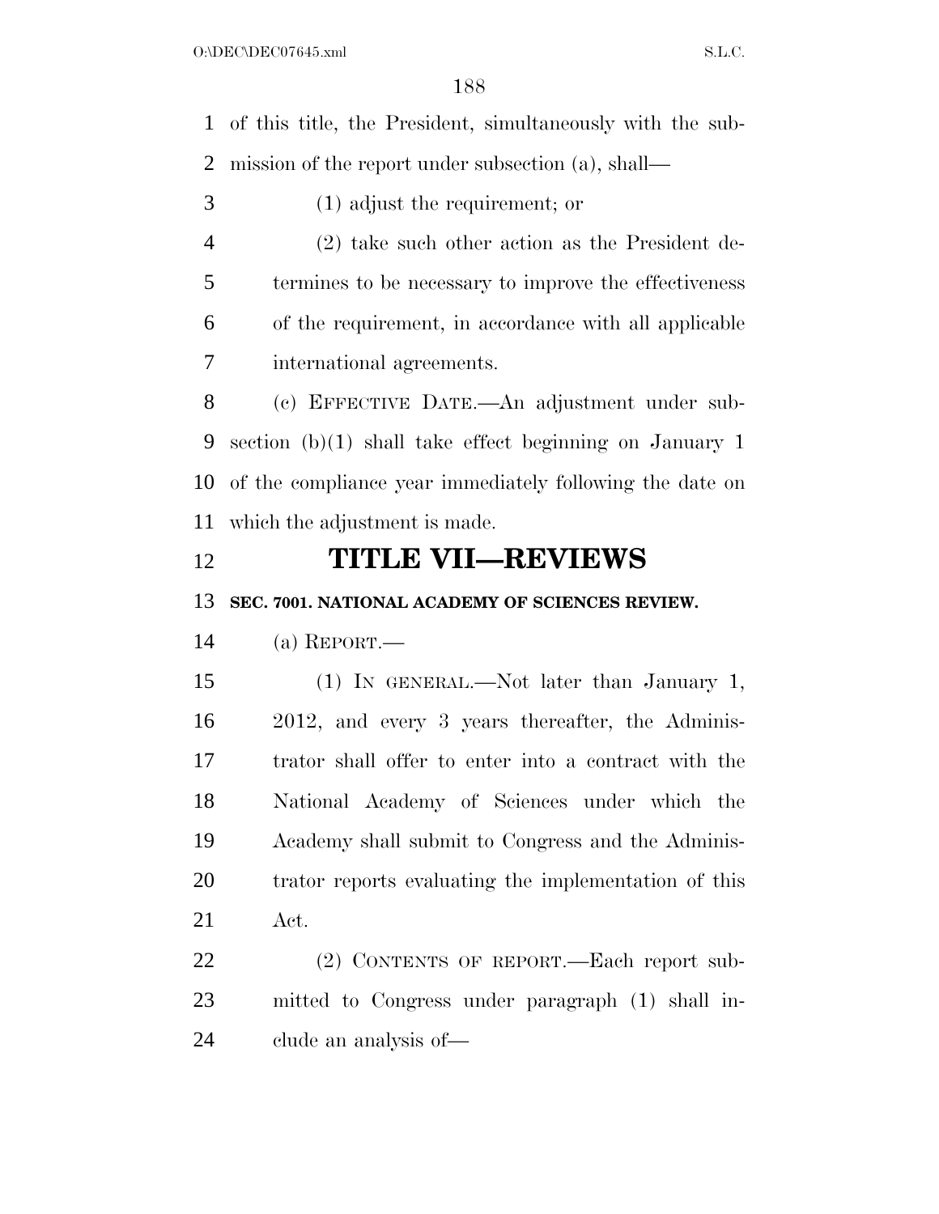of this title, the President, simultaneously with the submission of the report under subsection (a), shall—

(1) adjust the requirement; or

(2) take such other action as the President determines to be necessary to improve the effectiveness of the requirement, in accordance with all applicable international agreements.

(c) EFFECTIVE DATE.—An adjustment under subsection (b)(1) shall take effect beginning on January 1 of the compliance year immediately following the date on which the adjustment is made.

# TITLE VII—REVIEWS

**SEC. 7001. NATIONAL ACADEMY OF SCIENCES REVIEW.**

(a) REPORT.—

(1) IN GENERAL.—Not later than January 1, 2012, and every 3 years thereafter, the Administrator shall offer to enter into a contract with the National Academy of Sciences under which the Academy shall submit to Congress and the Administrator reports evaluating the implementation of this Act.

(2) CONTENTS OF REPORT.—Each report submitted to Congress under paragraph (1) shall include an analysis of—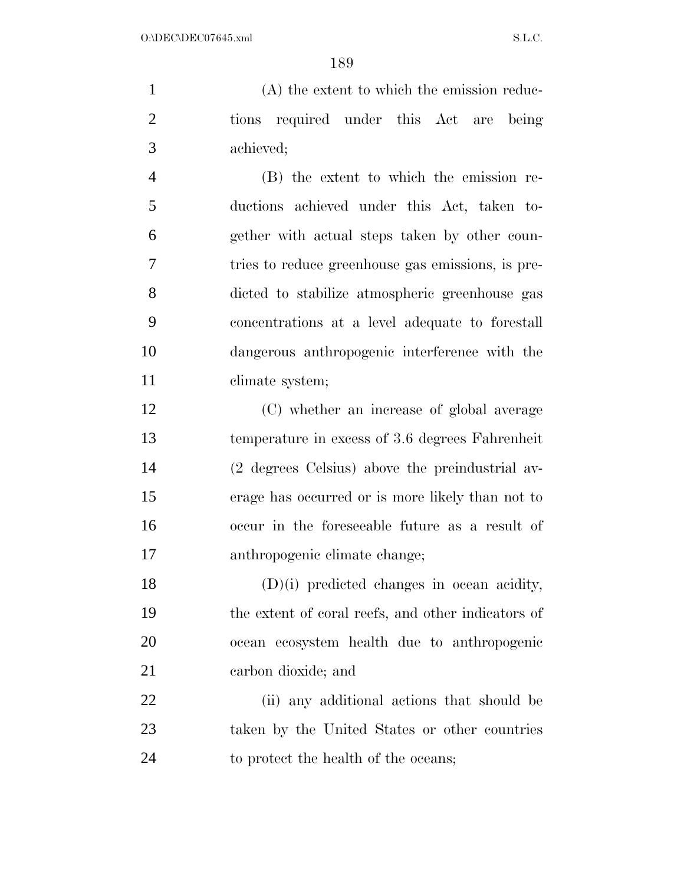(A) the extent to which the emission reductions required under this Act are being achieved;

(B) the extent to which the emission reductions achieved under this Act, taken together with actual steps taken by other countries to reduce greenhouse gas emissions, is predicted to stabilize atmospheric greenhouse gas concentrations at a level adequate to forestall dangerous anthropogenic interference with the climate system;

(C) whether an increase of global average temperature in excess of 3.6 degrees Fahrenheit (2 degrees Celsius) above the preindustrial average has occurred or is more likely than not to occur in the foreseeable future as a result of anthropogenic climate change;

(D)(i) predicted changes in ocean acidity, the extent of coral reefs, and other indicators of ocean ecosystem health due to anthropogenic carbon dioxide; and

(ii) any additional actions that should be taken by the United States or other countries to protect the health of the oceans;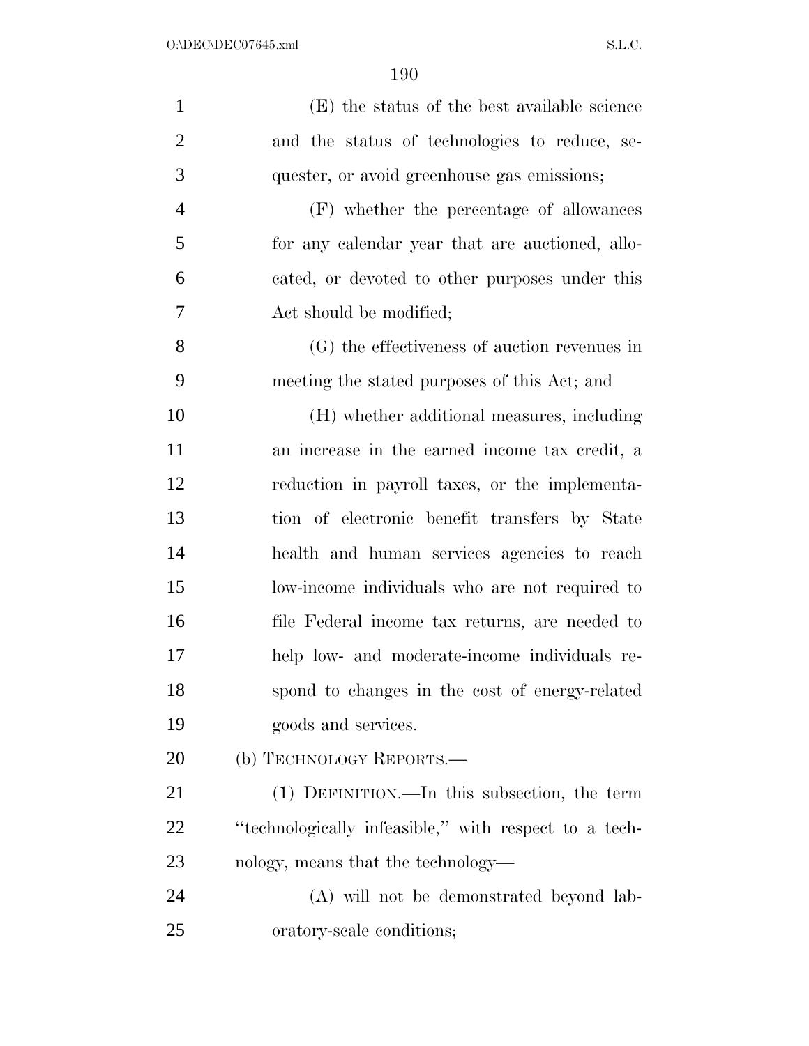(E) the status of the best available science and the status of technologies to reduce, sequester, or avoid greenhouse gas emissions;

(F) whether the percentage of allowances for any calendar year that are auctioned, allocated, or devoted to other purposes under this Act should be modified;

(G) the effectiveness of auction revenues in meeting the stated purposes of this Act; and

(H) whether additional measures, including an increase in the earned income tax credit, a reduction in payroll taxes, or the implementation of electronic benefit transfers by State health and human services agencies to reach low-income individuals who are not required to file Federal income tax returns, are needed to help low- and moderate-income individuals respond to changes in the cost of energy-related goods and services.

(b) TECHNOLOGY REPORTS.—

(1) DEFINITION.—In this subsection, the term ''technologically infeasible,'' with respect to a technology, means that the technology—

(A) will not be demonstrated beyond laboratory-scale conditions;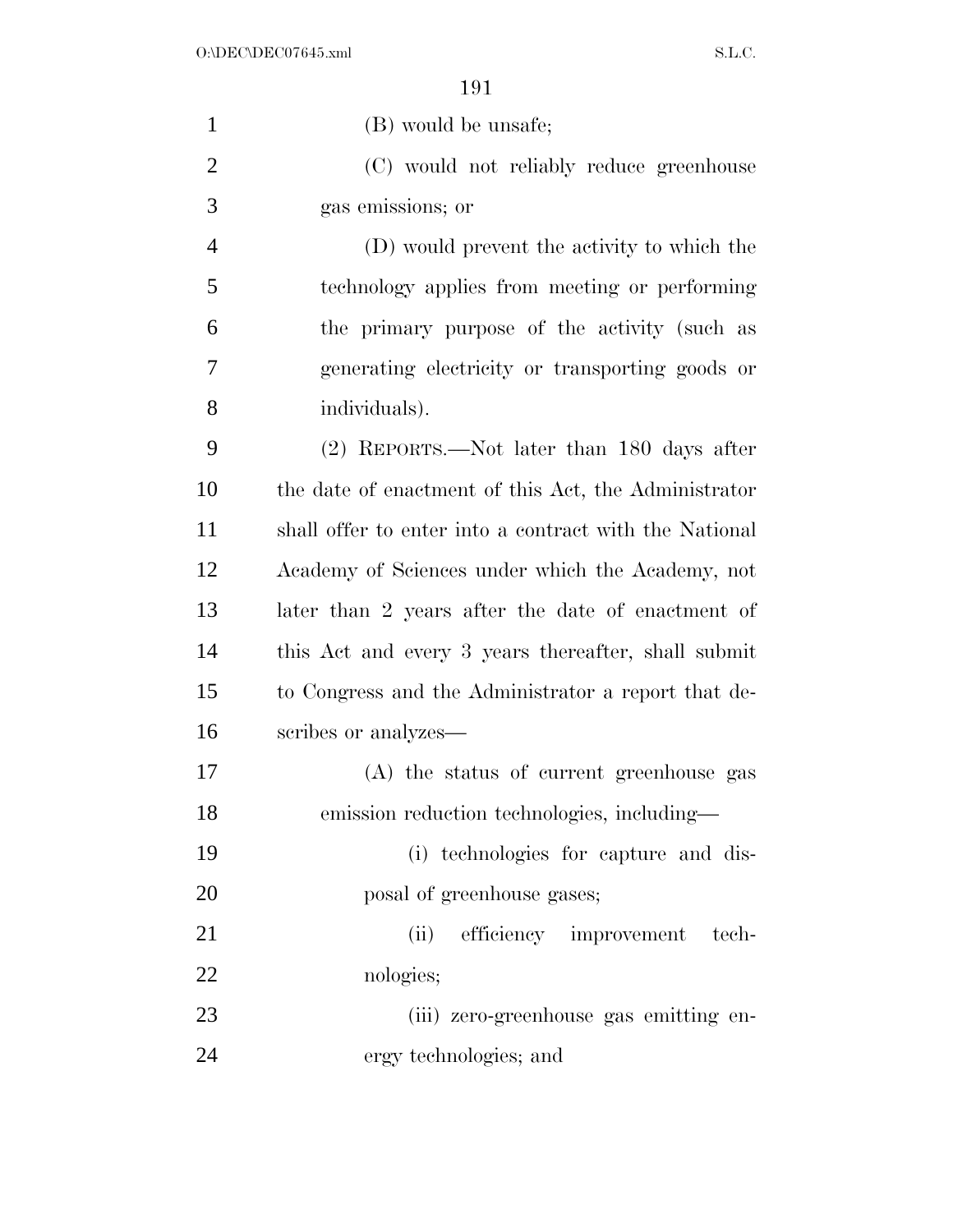(B) would be unsafe;

(C) would not reliably reduce greenhouse gas emissions; or

(D) would prevent the activity to which the technology applies from meeting or performing the primary purpose of the activity (such as generating electricity or transporting goods or individuals).

(2) REPORTS.—Not later than 180 days after the date of enactment of this Act, the Administrator shall offer to enter into a contract with the National Academy of Sciences under which the Academy, not later than 2 years after the date of enactment of this Act and every 3 years thereafter, shall submit to Congress and the Administrator a report that describes or analyzes—

(A) the status of current greenhouse gas emission reduction technologies, including—

(i) technologies for capture and disposal of greenhouse gases;

(ii) efficiency improvement technologies;

(iii) zero-greenhouse gas emitting energy technologies; and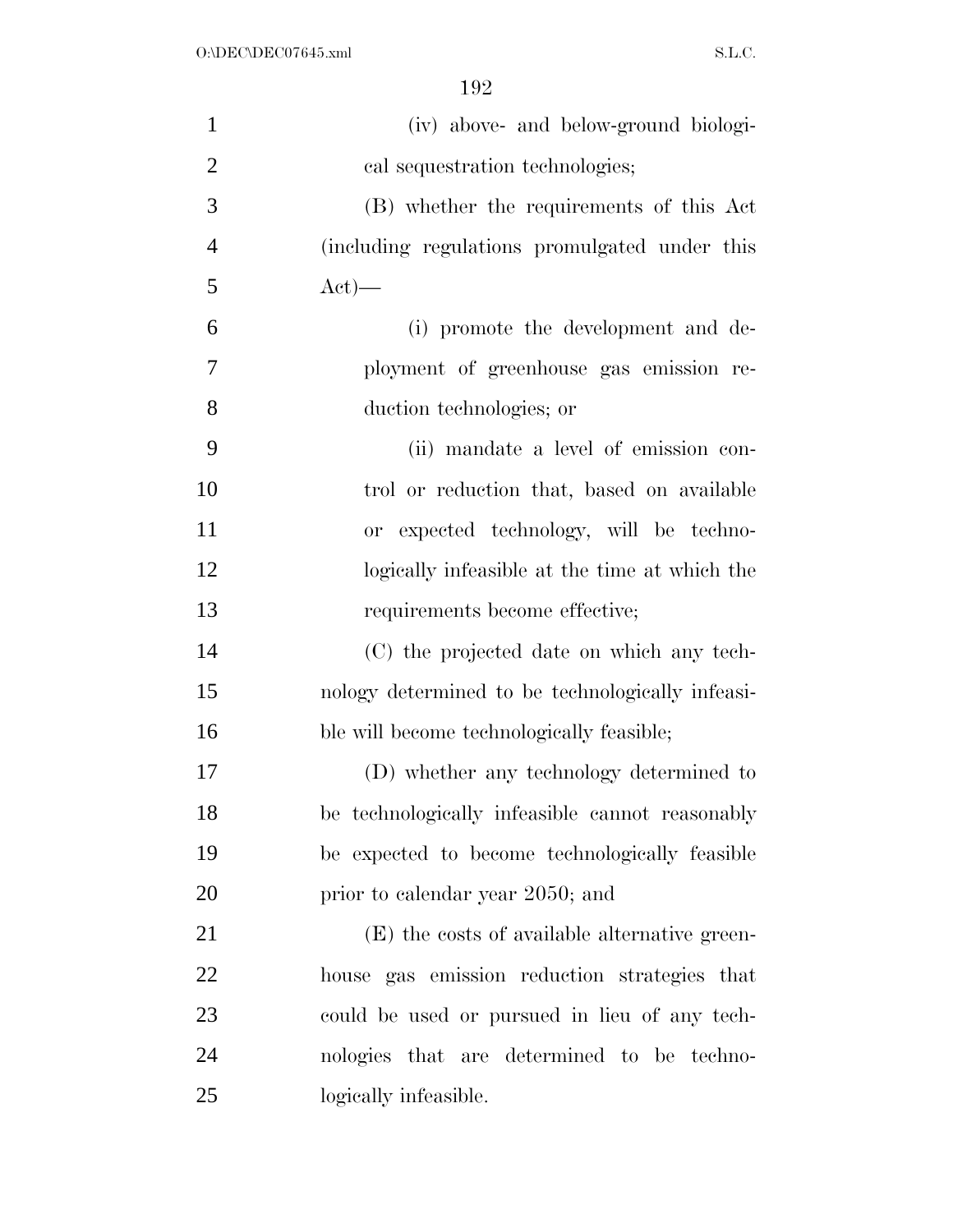(iv) above- and below-ground biological sequestration technologies;

(B) whether the requirements of this Act (including regulations promulgated under this Act)—

(i) promote the development and deployment of greenhouse gas emission reduction technologies; or

(ii) mandate a level of emission control or reduction that, based on available or expected technology, will be technologically infeasible at the time at which the requirements become effective;

(C) the projected date on which any technology determined to be technologically infeasible will become technologically feasible;

(D) whether any technology determined to be technologically infeasible cannot reasonably be expected to become technologically feasible prior to calendar year 2050; and

(E) the costs of available alternative greenhouse gas emission reduction strategies that could be used or pursued in lieu of any technologies that are determined to be technologically infeasible.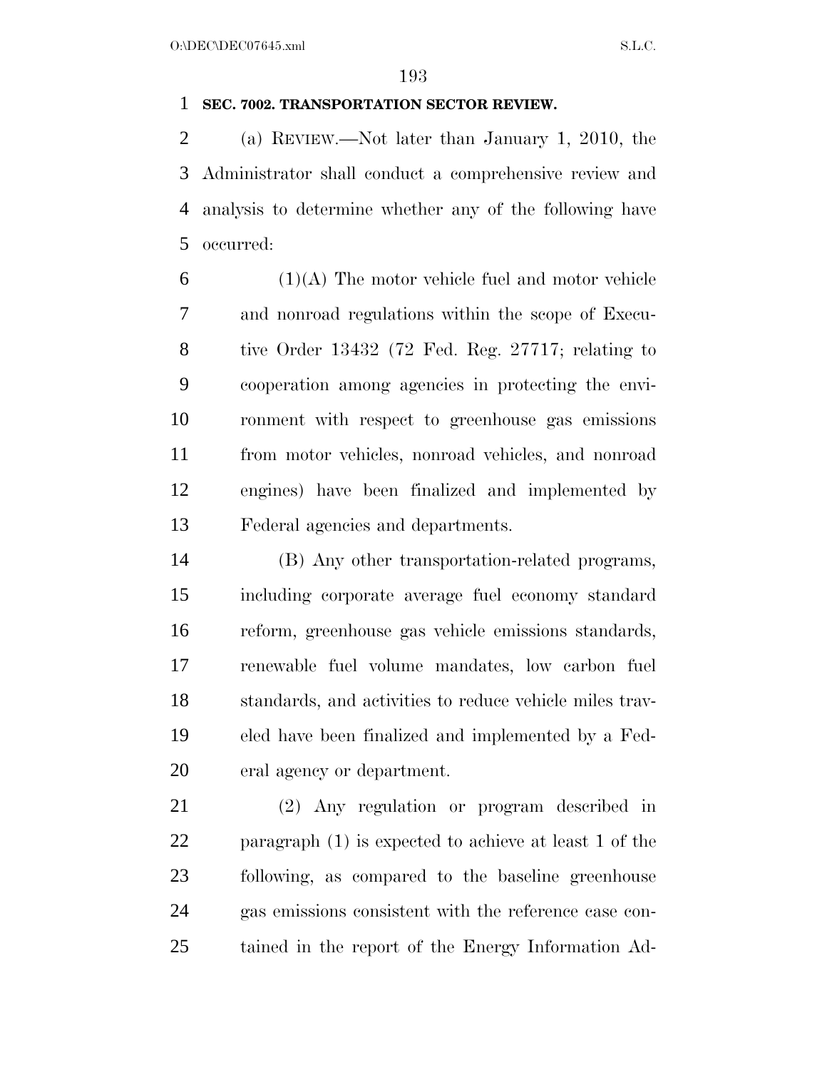**SEC. 7002. TRANSPORTATION SECTOR REVIEW.**

(a) REVIEW.—Not later than January 1, 2010, the Administrator shall conduct a comprehensive review and analysis to determine whether any of the following have occurred:

(1)(A) The motor vehicle fuel and motor vehicle and nonroad regulations within the scope of Executive Order 13432 (72 Fed. Reg. 27717; relating to cooperation among agencies in protecting the environment with respect to greenhouse gas emissions from motor vehicles, nonroad vehicles, and nonroad engines) have been finalized and implemented by Federal agencies and departments.

(B) Any other transportation-related programs, including corporate average fuel economy standard reform, greenhouse gas vehicle emissions standards, renewable fuel volume mandates, low carbon fuel standards, and activities to reduce vehicle miles traveled have been finalized and implemented by a Federal agency or department.

(2) Any regulation or program described in paragraph (1) is expected to achieve at least 1 of the following, as compared to the baseline greenhouse gas emissions consistent with the reference case contained in the report of the Energy Information Ad-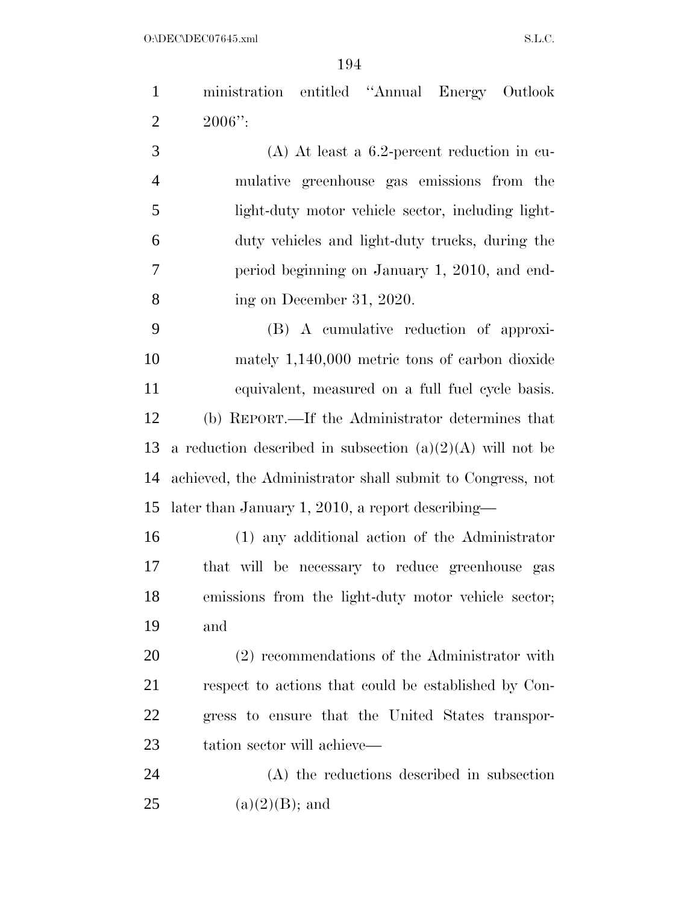ministration entitled "Annual Energy Outlook 2006":

(A) At least a 6.2-percent reduction in cumulative greenhouse gas emissions from the light-duty motor vehicle sector, including light-duty vehicles and light-duty trucks, during the period beginning on January 1, 2010, and ending on December 31, 2020.

(B) A cumulative reduction of approximately 1,140,000 metric tons of carbon dioxide equivalent, measured on a full fuel cycle basis.

(b) REPORT.—If the Administrator determines that a reduction described in subsection (a)(2)(A) will not be achieved, the Administrator shall submit to Congress, not later than January 1, 2010, a report describing—

(1) any additional action of the Administrator that will be necessary to reduce greenhouse gas emissions from the light-duty motor vehicle sector; and

(2) recommendations of the Administrator with respect to actions that could be established by Congress to ensure that the United States transportation sector will achieve—

(A) the reductions described in subsection (a)(2)(B); and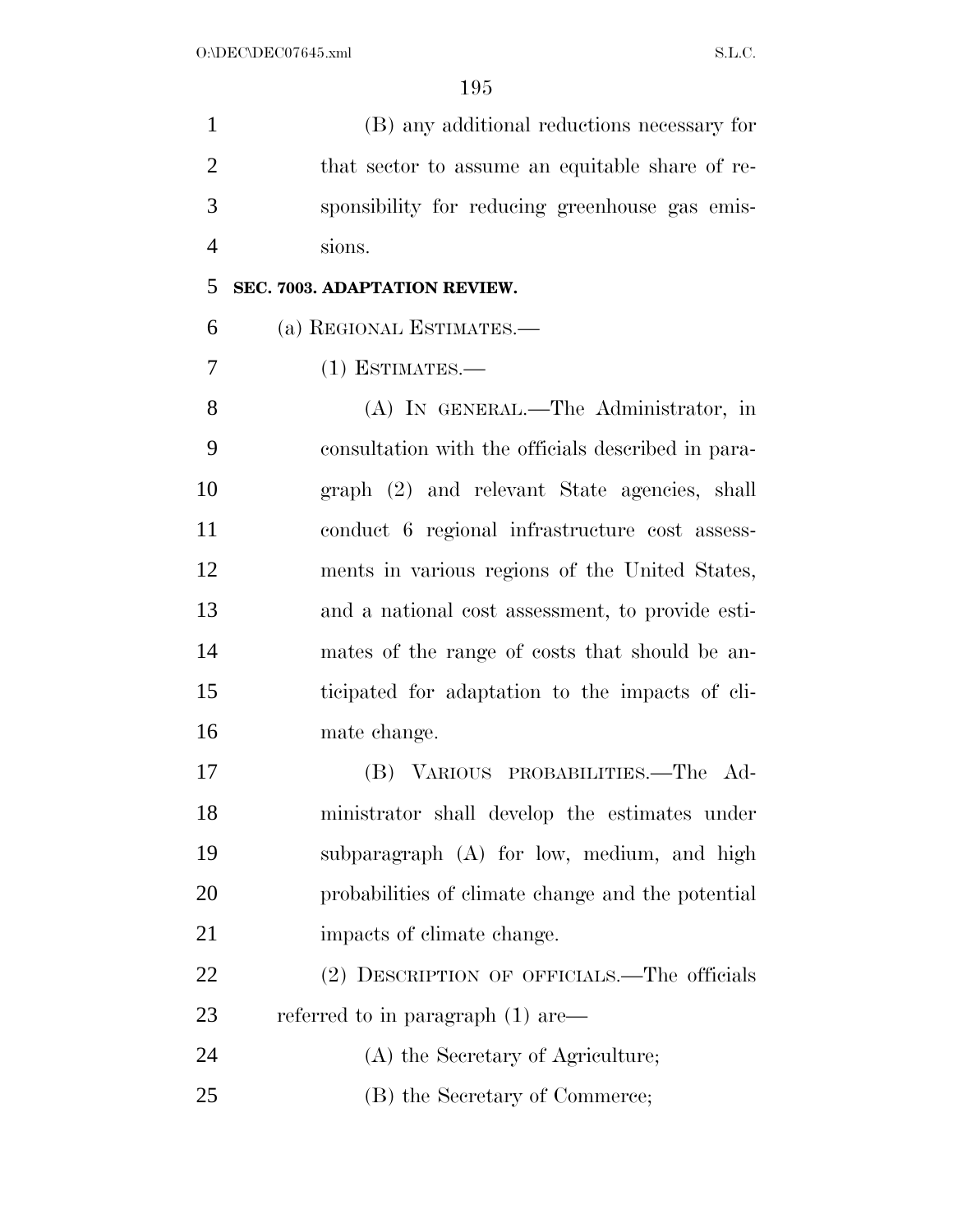(B) any additional reductions necessary for that sector to assume an equitable share of responsibility for reducing greenhouse gas emissions.

**SEC. 7003. ADAPTATION REVIEW.**

(a) REGIONAL ESTIMATES.—

(1) ESTIMATES.—

(A) IN GENERAL.—The Administrator, in consultation with the officials described in paragraph (2) and relevant State agencies, shall conduct 6 regional infrastructure cost assessments in various regions of the United States, and a national cost assessment, to provide estimates of the range of costs that should be anticipated for adaptation to the impacts of climate change.

(B) VARIOUS PROBABILITIES.—The Administrator shall develop the estimates under subparagraph (A) for low, medium, and high probabilities of climate change and the potential impacts of climate change.

(2) DESCRIPTION OF OFFICIALS.—The officials referred to in paragraph (1) are—

(A) the Secretary of Agriculture;

(B) the Secretary of Commerce;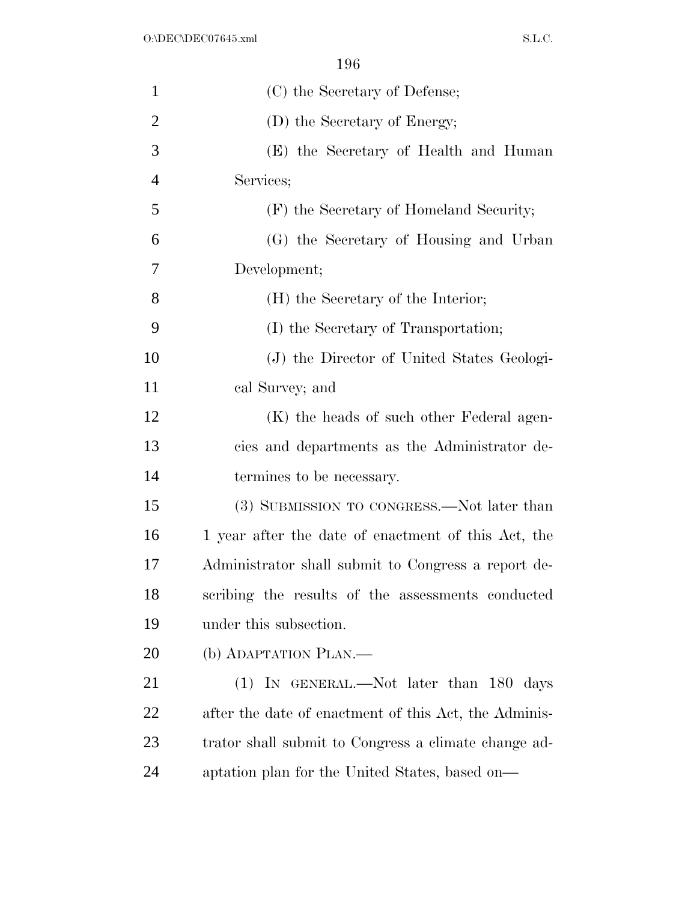(C) the Secretary of Defense;

(D) the Secretary of Energy;

(E) the Secretary of Health and Human Services;

(F) the Secretary of Homeland Security;

(G) the Secretary of Housing and Urban Development;

(H) the Secretary of the Interior;

(I) the Secretary of Transportation;

(J) the Director of United States Geological Survey; and

(K) the heads of such other Federal agencies and departments as the Administrator determines to be necessary.

(3) SUBMISSION TO CONGRESS.—Not later than 1 year after the date of enactment of this Act, the Administrator shall submit to Congress a report describing the results of the assessments conducted under this subsection.

(b) ADAPTATION PLAN.—

(1) IN GENERAL.—Not later than 180 days after the date of enactment of this Act, the Administrator shall submit to Congress a climate change adaptation plan for the United States, based on—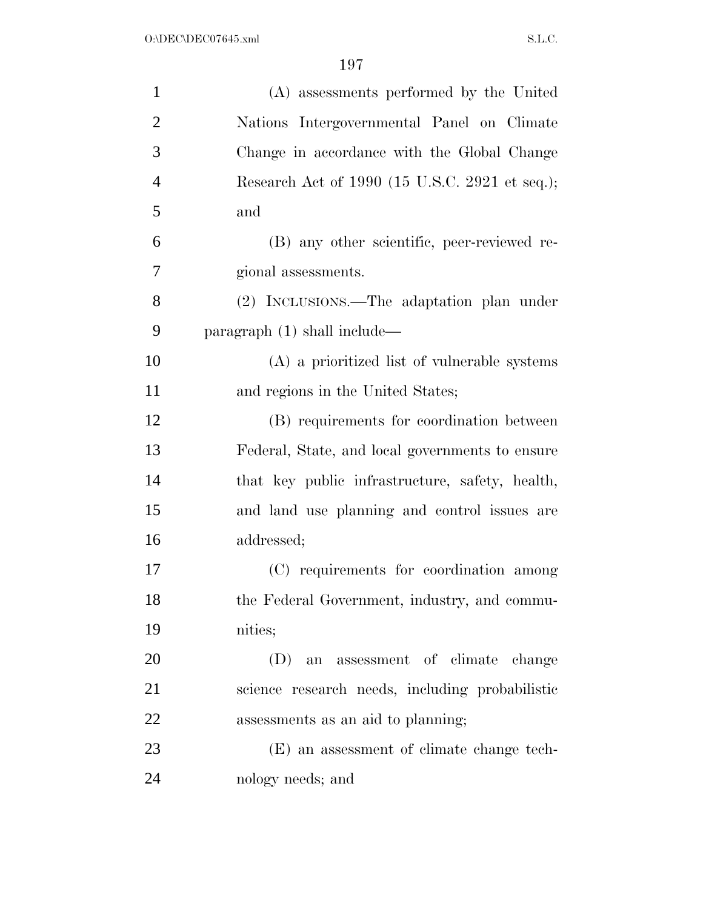(A) assessments performed by the United Nations Intergovernmental Panel on Climate Change in accordance with the Global Change Research Act of 1990 (15 U.S.C. 2921 et seq.); and

(B) any other scientific, peer-reviewed regional assessments.

(2) INCLUSIONS.—The adaptation plan under paragraph (1) shall include—

(A) a prioritized list of vulnerable systems and regions in the United States;

(B) requirements for coordination between Federal, State, and local governments to ensure that key public infrastructure, safety, health, and land use planning and control issues are addressed;

(C) requirements for coordination among the Federal Government, industry, and communities;

(D) an assessment of climate change science research needs, including probabilistic assessments as an aid to planning;

(E) an assessment of climate change technology needs; and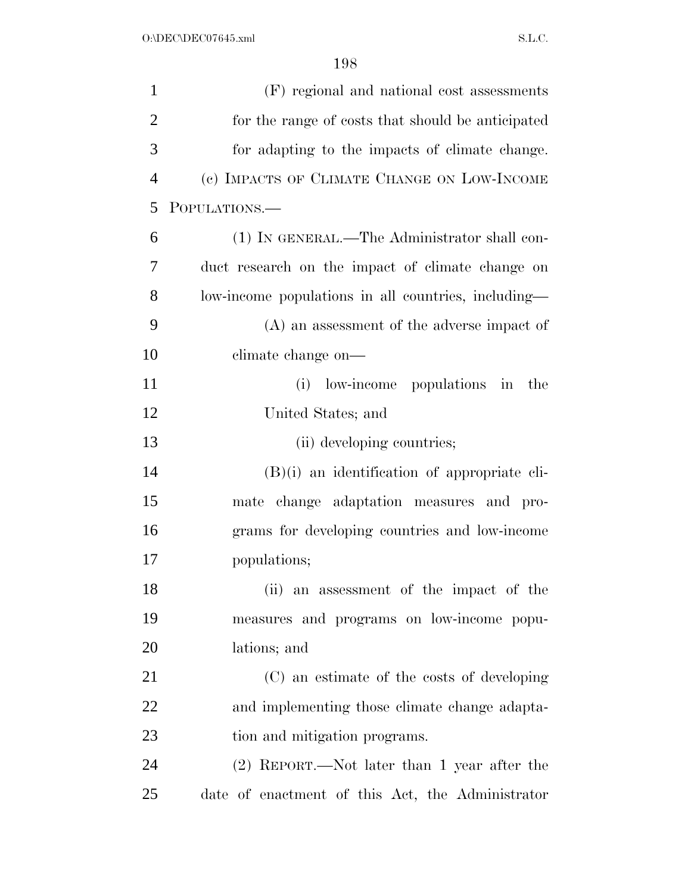(F) regional and national cost assessments for the range of costs that should be anticipated for adapting to the impacts of climate change.

(c) IMPACTS OF CLIMATE CHANGE ON LOW-INCOME POPULATIONS.—

(1) IN GENERAL.—The Administrator shall conduct research on the impact of climate change on low-income populations in all countries, including—

(A) an assessment of the adverse impact of climate change on—

(i) low-income populations in the United States; and

(ii) developing countries;

(B)(i) an identification of appropriate climate change adaptation measures and programs for developing countries and low-income populations;

(ii) an assessment of the impact of the measures and programs on low-income populations; and

(C) an estimate of the costs of developing and implementing those climate change adaptation and mitigation programs.

(2) REPORT.—Not later than 1 year after the date of enactment of this Act, the Administrator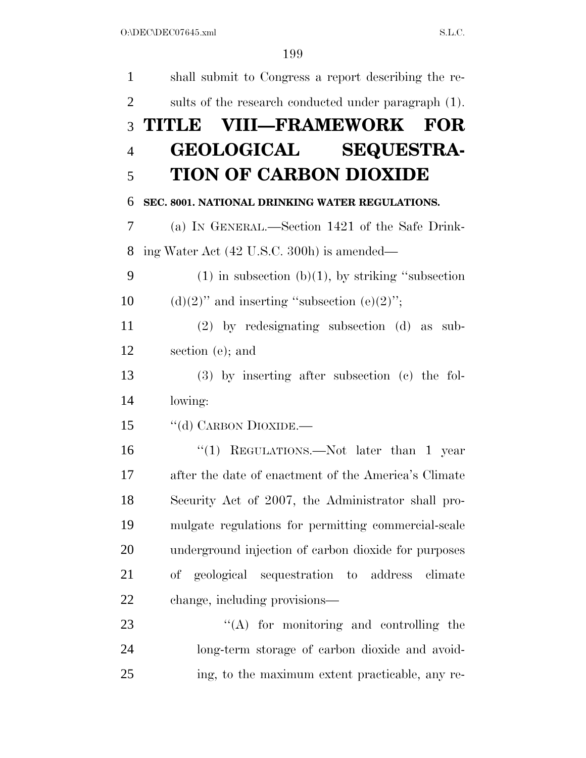shall submit to Congress a report describing the results of the research conducted under paragraph (1).

# TITLE VIII—FRAMEWORK FOR GEOLOGICAL SEQUESTRATION OF CARBON DIOXIDE

### SEC. 8001. NATIONAL DRINKING WATER REGULATIONS.

(a) IN GENERAL.—Section 1421 of the Safe Drinking Water Act (42 U.S.C. 300h) is amended—

(1) in subsection (b)(1), by striking ''subsection (d)(2)'' and inserting ''subsection (e)(2)'';

(2) by redesignating subsection (d) as subsection (e); and

(3) by inserting after subsection (c) the following:

''(d) CARBON DIOXIDE.—

''(1) REGULATIONS.—Not later than 1 year after the date of enactment of the America's Climate Security Act of 2007, the Administrator shall promulgate regulations for permitting commercial-scale underground injection of carbon dioxide for purposes of geological sequestration to address climate change, including provisions—

''(A) for monitoring and controlling the long-term storage of carbon dioxide and avoiding, to the maximum extent practicable, any re-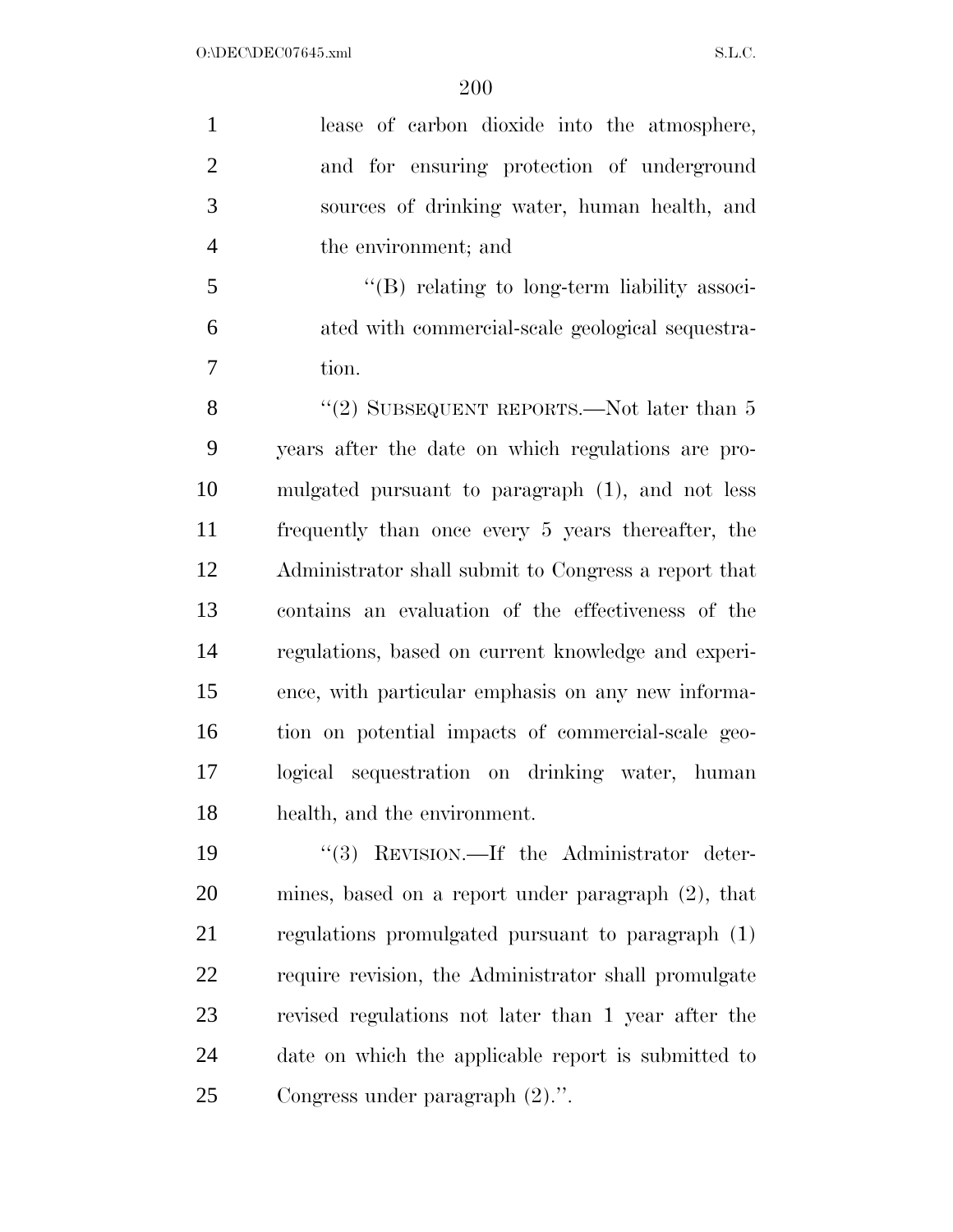lease of carbon dioxide into the atmosphere, and for ensuring protection of underground sources of drinking water, human health, and the environment; and

"(B) relating to long-term liability associated with commercial-scale geological sequestration.

"(2) SUBSEQUENT REPORTS.—Not later than 5 years after the date on which regulations are promulgated pursuant to paragraph (1), and not less frequently than once every 5 years thereafter, the Administrator shall submit to Congress a report that contains an evaluation of the effectiveness of the regulations, based on current knowledge and experience, with particular emphasis on any new information on potential impacts of commercial-scale geological sequestration on drinking water, human health, and the environment.

"(3) REVISION.—If the Administrator determines, based on a report under paragraph (2), that regulations promulgated pursuant to paragraph (1) require revision, the Administrator shall promulgate revised regulations not later than 1 year after the date on which the applicable report is submitted to Congress under paragraph (2).".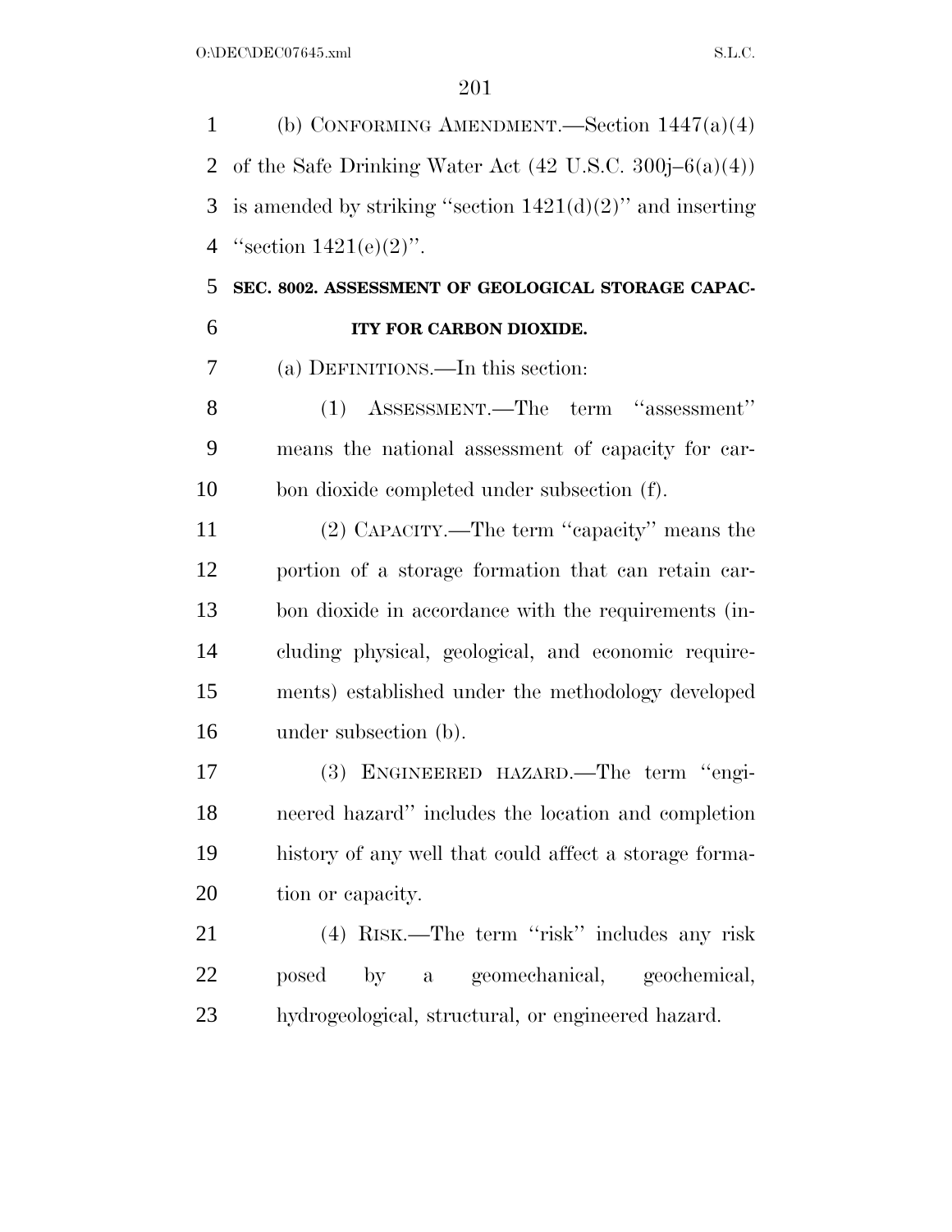(b) CONFORMING AMENDMENT.—Section 1447(a)(4) of the Safe Drinking Water Act (42 U.S.C. 300j–6(a)(4)) is amended by striking ''section 1421(d)(2)'' and inserting ''section 1421(e)(2)''.

**SEC. 8002. ASSESSMENT OF GEOLOGICAL STORAGE CAPACITY FOR CARBON DIOXIDE.**

(a) DEFINITIONS.—In this section:

(1) ASSESSMENT.—The term ''assessment'' means the national assessment of capacity for carbon dioxide completed under subsection (f).

(2) CAPACITY.—The term ''capacity'' means the portion of a storage formation that can retain carbon dioxide in accordance with the requirements (including physical, geological, and economic requirements) established under the methodology developed under subsection (b).

(3) ENGINEERED HAZARD.—The term ''engineered hazard'' includes the location and completion history of any well that could affect a storage formation or capacity.

(4) RISK.—The term ''risk'' includes any risk posed by a geomechanical, geochemical, hydrogeological, structural, or engineered hazard.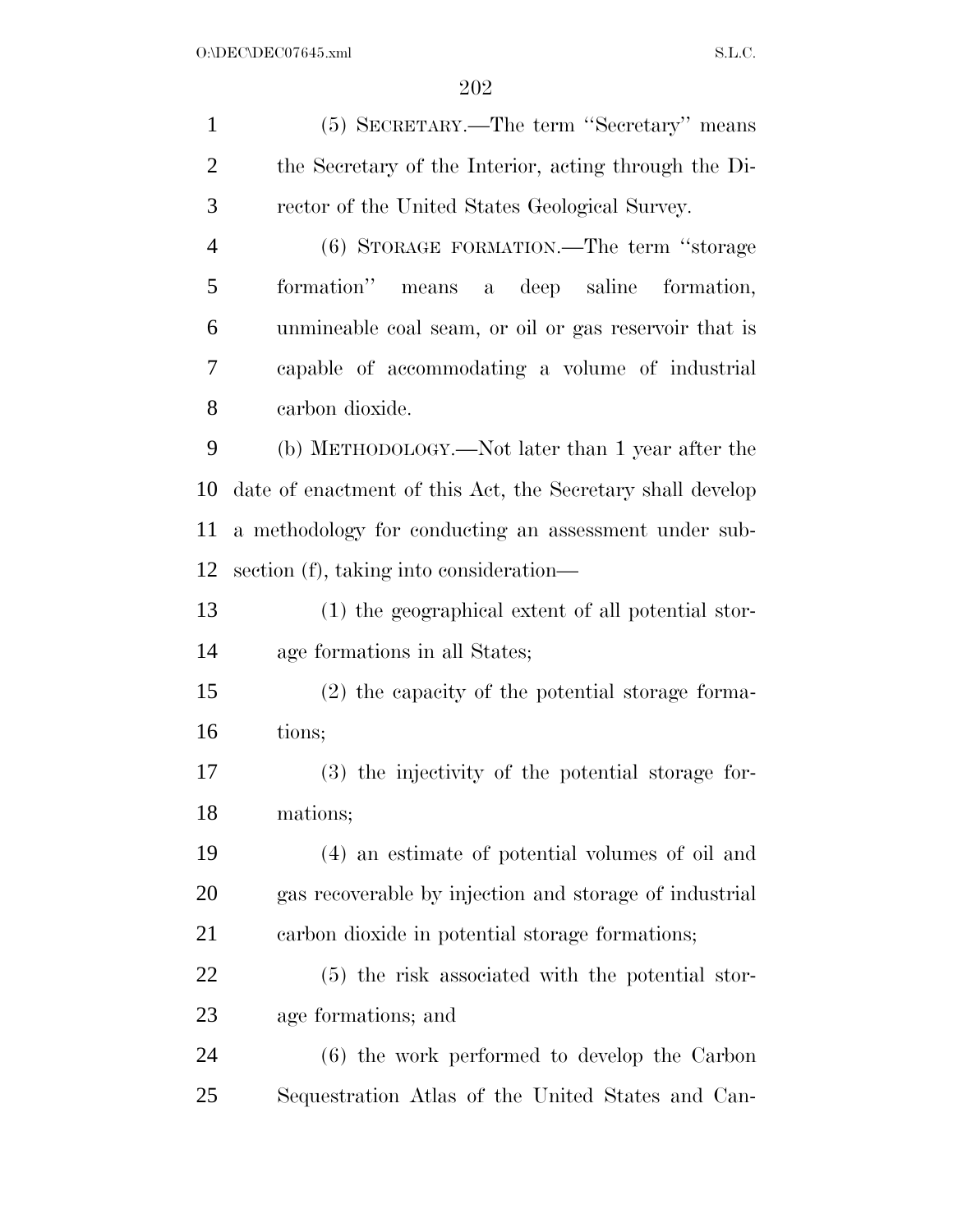(5) SECRETARY.—The term ''Secretary'' means the Secretary of the Interior, acting through the Director of the United States Geological Survey.

(6) STORAGE FORMATION.—The term ''storage formation'' means a deep saline formation, unmineable coal seam, or oil or gas reservoir that is capable of accommodating a volume of industrial carbon dioxide.

(b) METHODOLOGY.—Not later than 1 year after the date of enactment of this Act, the Secretary shall develop a methodology for conducting an assessment under subsection (f), taking into consideration—

(1) the geographical extent of all potential storage formations in all States;

(2) the capacity of the potential storage formations;

(3) the injectivity of the potential storage formations;

(4) an estimate of potential volumes of oil and gas recoverable by injection and storage of industrial carbon dioxide in potential storage formations;

(5) the risk associated with the potential storage formations; and

(6) the work performed to develop the Carbon Sequestration Atlas of the United States and Can-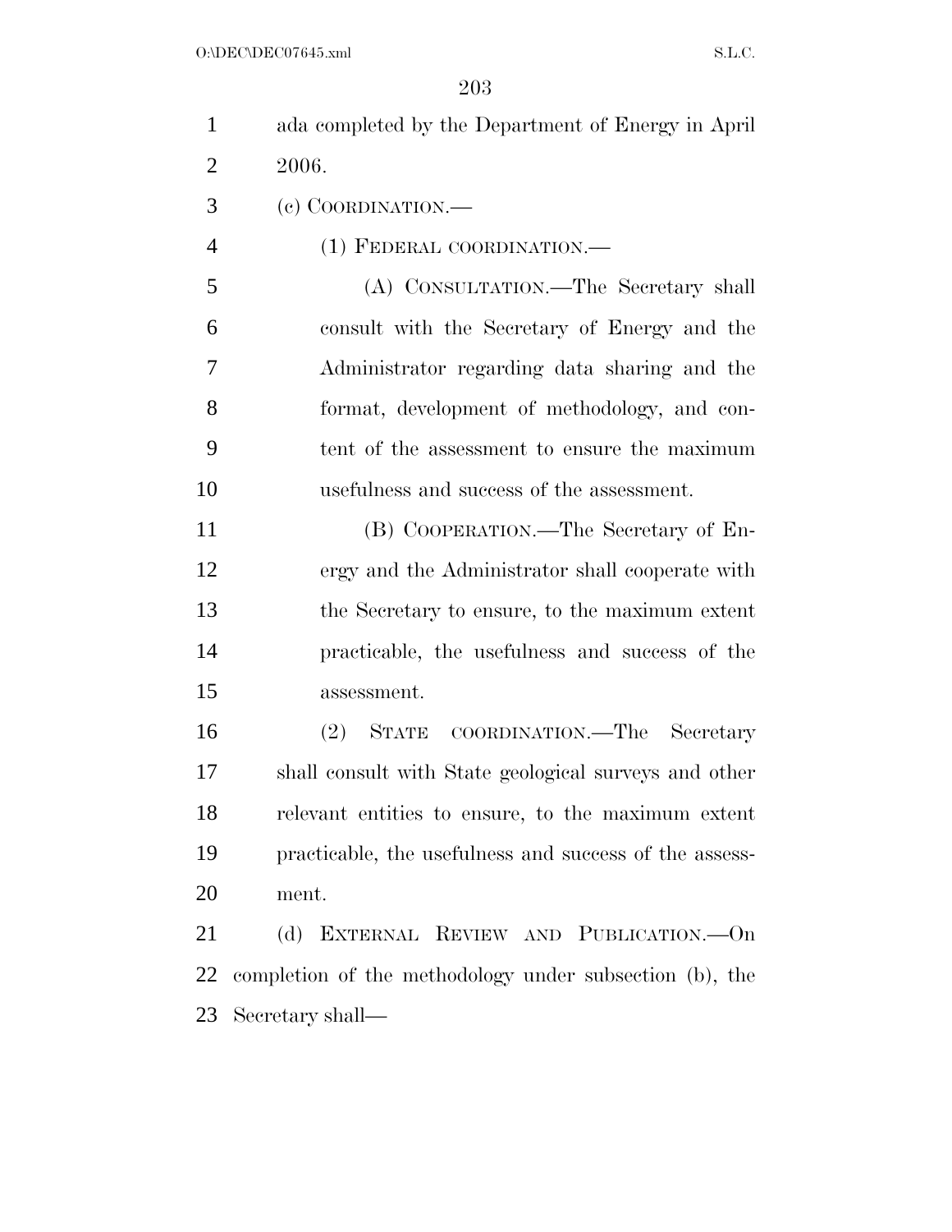ada completed by the Department of Energy in April 2006.

(c) COORDINATION.—

(1) FEDERAL COORDINATION.—

(A) CONSULTATION.—The Secretary shall consult with the Secretary of Energy and the Administrator regarding data sharing and the format, development of methodology, and content of the assessment to ensure the maximum usefulness and success of the assessment.

(B) COOPERATION.—The Secretary of Energy and the Administrator shall cooperate with the Secretary to ensure, to the maximum extent practicable, the usefulness and success of the assessment.

(2) STATE COORDINATION.—The Secretary shall consult with State geological surveys and other relevant entities to ensure, to the maximum extent practicable, the usefulness and success of the assessment.

(d) EXTERNAL REVIEW AND PUBLICATION.—On completion of the methodology under subsection (b), the Secretary shall—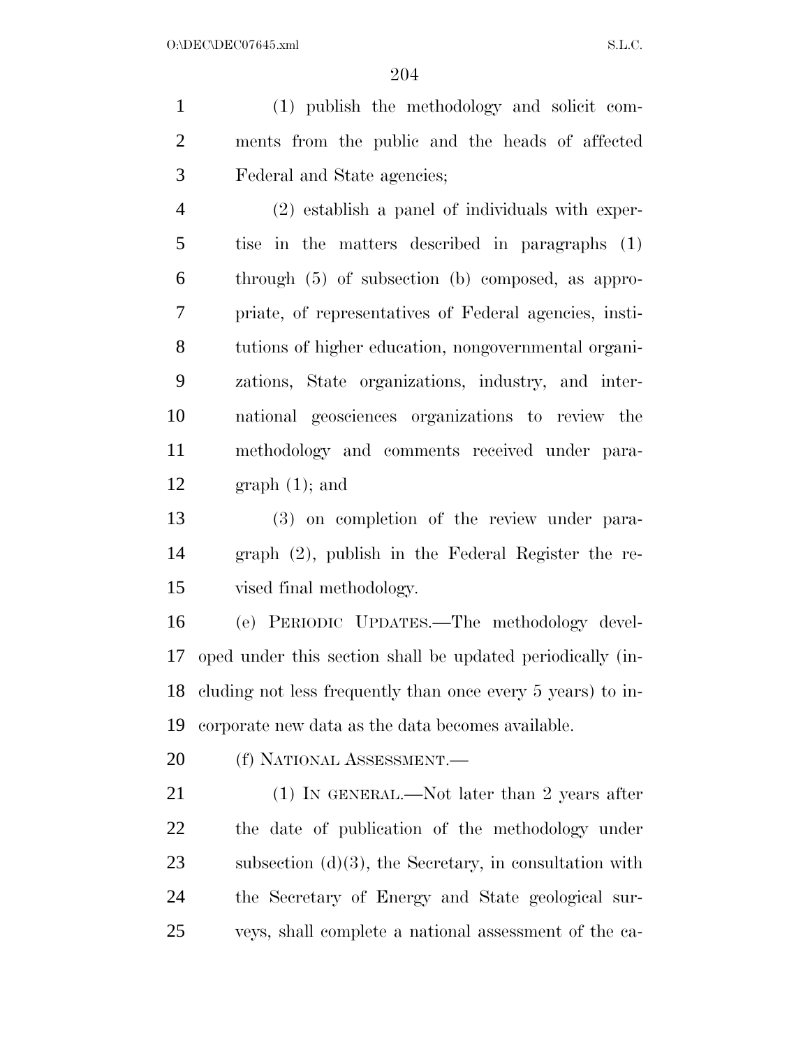(1) publish the methodology and solicit comments from the public and the heads of affected Federal and State agencies;

(2) establish a panel of individuals with expertise in the matters described in paragraphs (1) through (5) of subsection (b) composed, as appropriate, of representatives of Federal agencies, institutions of higher education, nongovernmental organizations, State organizations, industry, and international geosciences organizations to review the methodology and comments received under paragraph (1); and

(3) on completion of the review under paragraph (2), publish in the Federal Register the revised final methodology.

(e) PERIODIC UPDATES.—The methodology developed under this section shall be updated periodically (including not less frequently than once every 5 years) to incorporate new data as the data becomes available.

(f) NATIONAL ASSESSMENT.—

(1) IN GENERAL.—Not later than 2 years after the date of publication of the methodology under subsection (d)(3), the Secretary, in consultation with the Secretary of Energy and State geological surveys, shall complete a national assessment of the ca-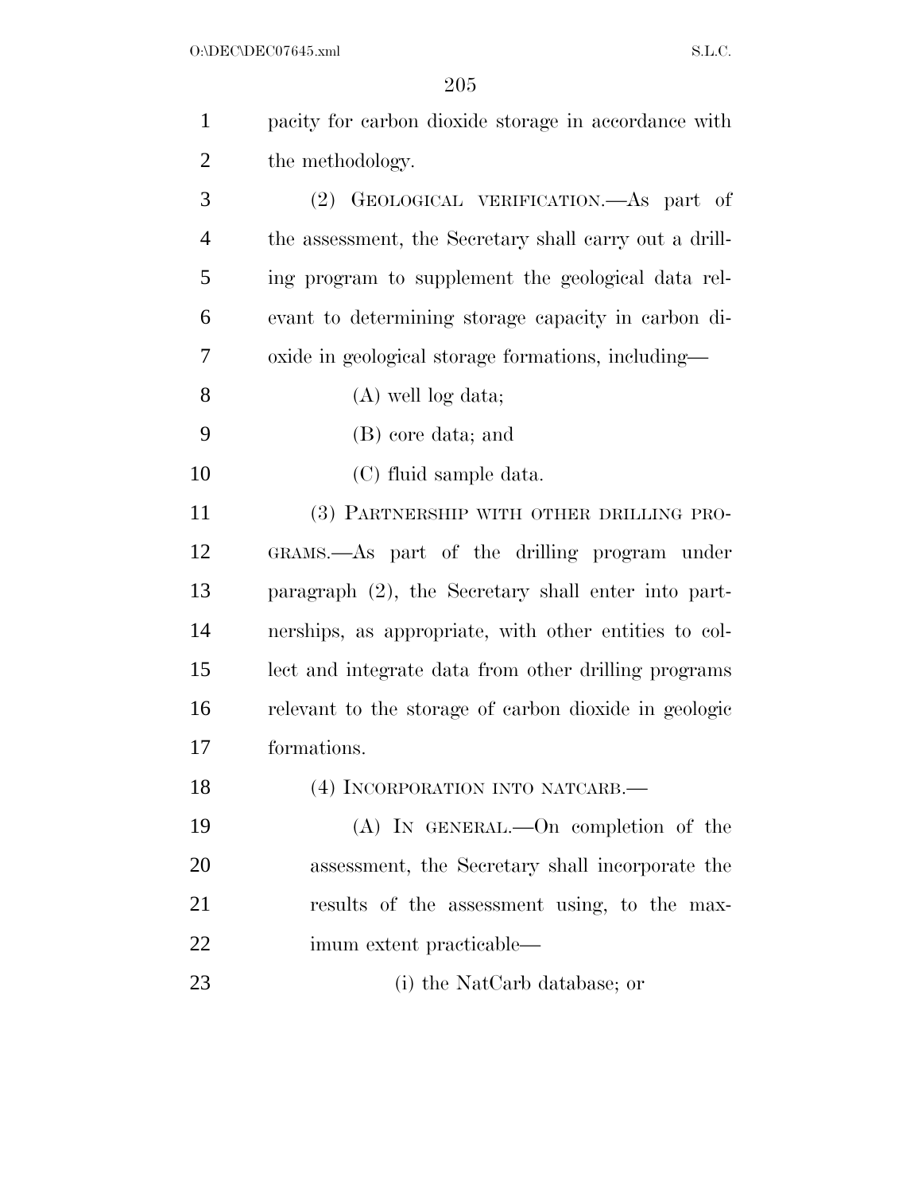pacity for carbon dioxide storage in accordance with the methodology.

(2) GEOLOGICAL VERIFICATION.—As part of the assessment, the Secretary shall carry out a drilling program to supplement the geological data relevant to determining storage capacity in carbon dioxide in geological storage formations, including—

(A) well log data;

(B) core data; and

(C) fluid sample data.

(3) PARTNERSHIP WITH OTHER DRILLING PROGRAMS.—As part of the drilling program under paragraph (2), the Secretary shall enter into partnerships, as appropriate, with other entities to collect and integrate data from other drilling programs relevant to the storage of carbon dioxide in geologic formations.

(4) INCORPORATION INTO NATCARB.—

(A) IN GENERAL.—On completion of the assessment, the Secretary shall incorporate the results of the assessment using, to the maximum extent practicable—

(i) the NatCarb database; or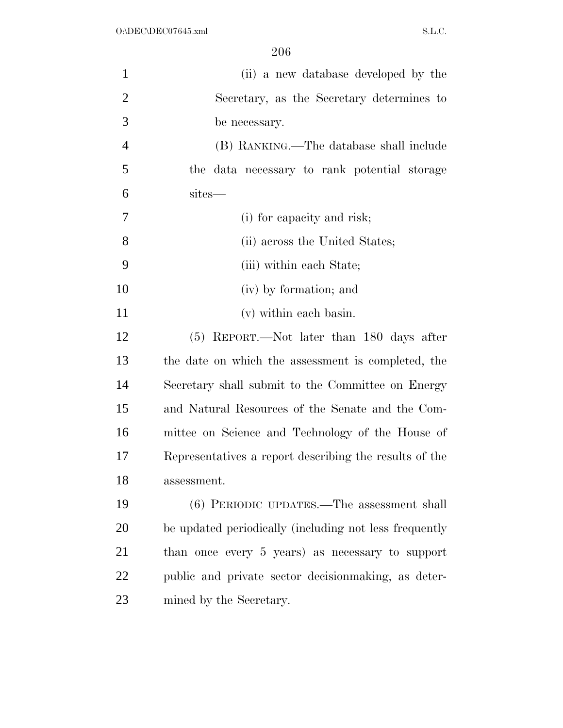(ii) a new database developed by the Secretary, as the Secretary determines to be necessary.

(B) RANKING.—The database shall include the data necessary to rank potential storage sites—

(i) for capacity and risk;

(ii) across the United States;

(iii) within each State;

(iv) by formation; and

(v) within each basin.

(5) REPORT.—Not later than 180 days after the date on which the assessment is completed, the Secretary shall submit to the Committee on Energy and Natural Resources of the Senate and the Committee on Science and Technology of the House of Representatives a report describing the results of the assessment.

(6) PERIODIC UPDATES.—The assessment shall be updated periodically (including not less frequently than once every 5 years) as necessary to support public and private sector decisionmaking, as determined by the Secretary.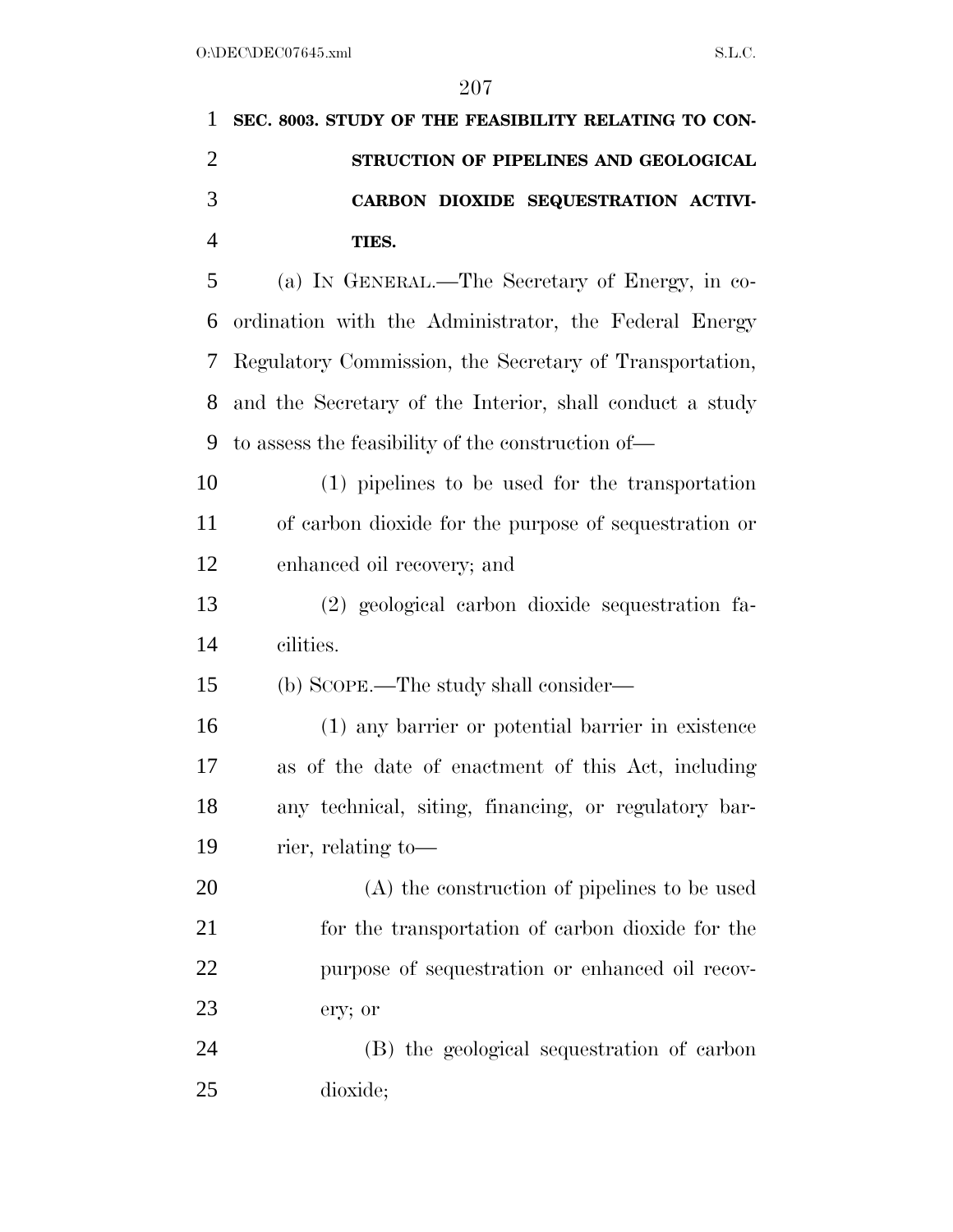**SEC. 8003. STUDY OF THE FEASIBILITY RELATING TO CONSTRUCTION OF PIPELINES AND GEOLOGICAL CARBON DIOXIDE SEQUESTRATION ACTIVITIES.**

(a) IN GENERAL.—The Secretary of Energy, in coordination with the Administrator, the Federal Energy Regulatory Commission, the Secretary of Transportation, and the Secretary of the Interior, shall conduct a study to assess the feasibility of the construction of—

(1) pipelines to be used for the transportation of carbon dioxide for the purpose of sequestration or enhanced oil recovery; and

(2) geological carbon dioxide sequestration facilities.

(b) SCOPE.—The study shall consider—

(1) any barrier or potential barrier in existence as of the date of enactment of this Act, including any technical, siting, financing, or regulatory barrier, relating to—

(A) the construction of pipelines to be used for the transportation of carbon dioxide for the purpose of sequestration or enhanced oil recovery; or

(B) the geological sequestration of carbon dioxide;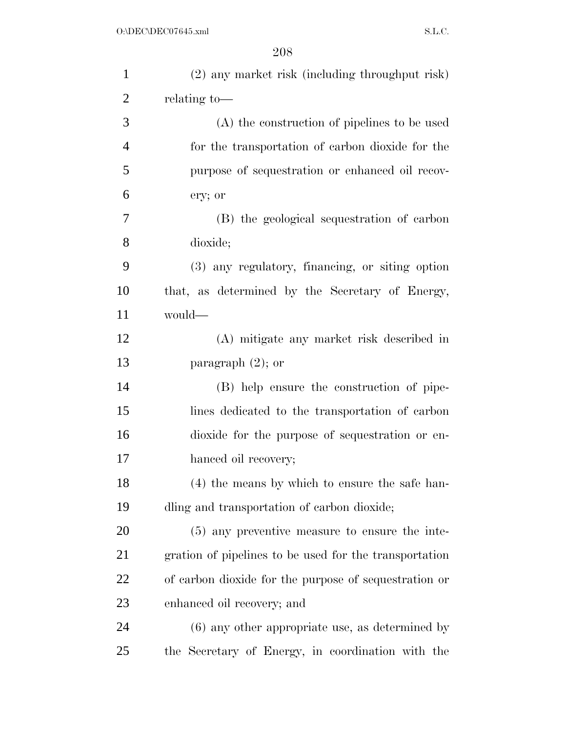(2) any market risk (including throughput risk) relating to—

(A) the construction of pipelines to be used for the transportation of carbon dioxide for the purpose of sequestration or enhanced oil recovery; or

(B) the geological sequestration of carbon dioxide;

(3) any regulatory, financing, or siting option that, as determined by the Secretary of Energy, would—

(A) mitigate any market risk described in paragraph (2); or

(B) help ensure the construction of pipelines dedicated to the transportation of carbon dioxide for the purpose of sequestration or enhanced oil recovery;

(4) the means by which to ensure the safe handling and transportation of carbon dioxide;

(5) any preventive measure to ensure the integration of pipelines to be used for the transportation of carbon dioxide for the purpose of sequestration or enhanced oil recovery; and

(6) any other appropriate use, as determined by the Secretary of Energy, in coordination with the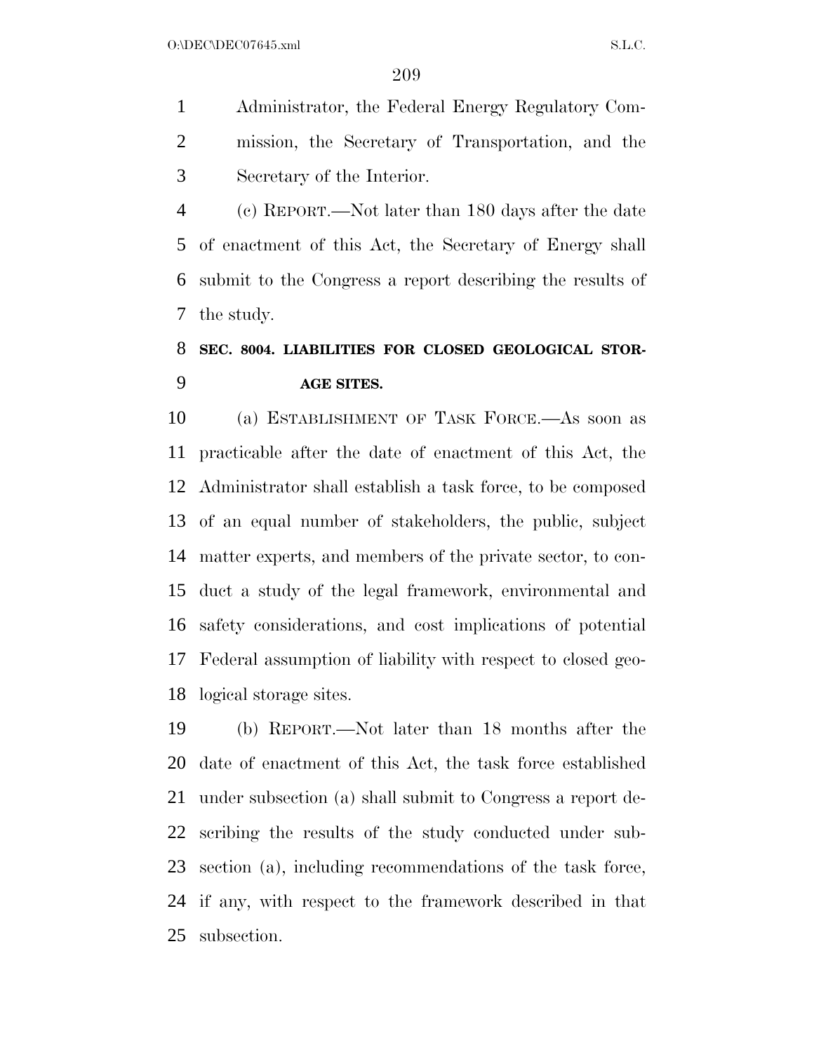Administrator, the Federal Energy Regulatory Commission, the Secretary of Transportation, and the Secretary of the Interior.

(c) REPORT.—Not later than 180 days after the date of enactment of this Act, the Secretary of Energy shall submit to the Congress a report describing the results of the study.

**SEC. 8004. LIABILITIES FOR CLOSED GEOLOGICAL STORAGE SITES.**

(a) ESTABLISHMENT OF TASK FORCE.—As soon as practicable after the date of enactment of this Act, the Administrator shall establish a task force, to be composed of an equal number of stakeholders, the public, subject matter experts, and members of the private sector, to conduct a study of the legal framework, environmental and safety considerations, and cost implications of potential Federal assumption of liability with respect to closed geological storage sites.

(b) REPORT.—Not later than 18 months after the date of enactment of this Act, the task force established under subsection (a) shall submit to Congress a report describing the results of the study conducted under subsection (a), including recommendations of the task force, if any, with respect to the framework described in that subsection.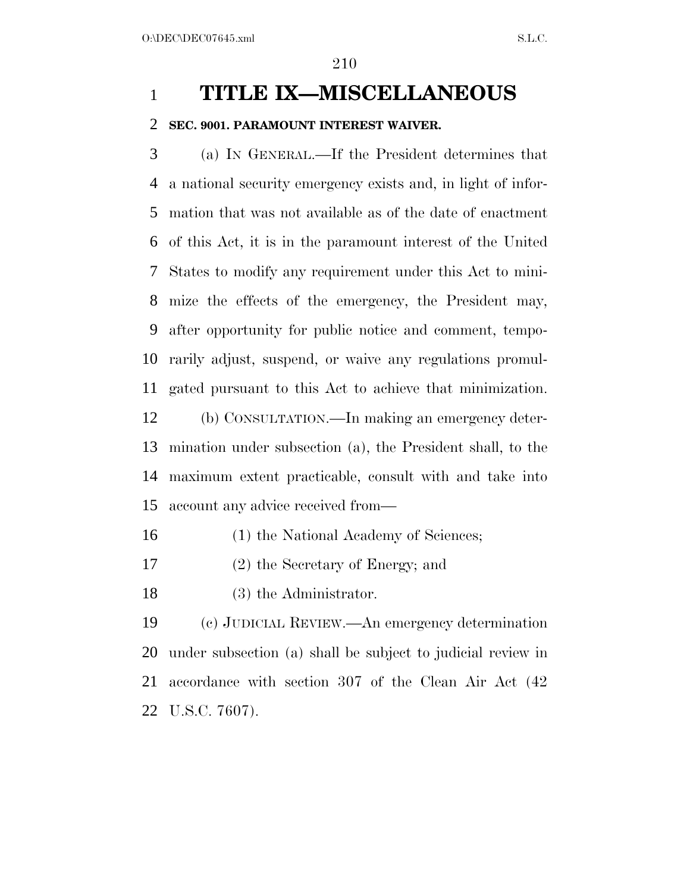# TITLE IX—MISCELLANEOUS

## SEC. 9001. PARAMOUNT INTEREST WAIVER.

(a) IN GENERAL.—If the President determines that a national security emergency exists and, in light of information that was not available as of the date of enactment of this Act, it is in the paramount interest of the United States to modify any requirement under this Act to minimize the effects of the emergency, the President may, after opportunity for public notice and comment, temporarily adjust, suspend, or waive any regulations promulgated pursuant to this Act to achieve that minimization.

(b) CONSULTATION.—In making an emergency determination under subsection (a), the President shall, to the maximum extent practicable, consult with and take into account any advice received from—

(1) the National Academy of Sciences;

(2) the Secretary of Energy; and

(3) the Administrator.

(c) JUDICIAL REVIEW.—An emergency determination under subsection (a) shall be subject to judicial review in accordance with section 307 of the Clean Air Act (42 U.S.C. 7607).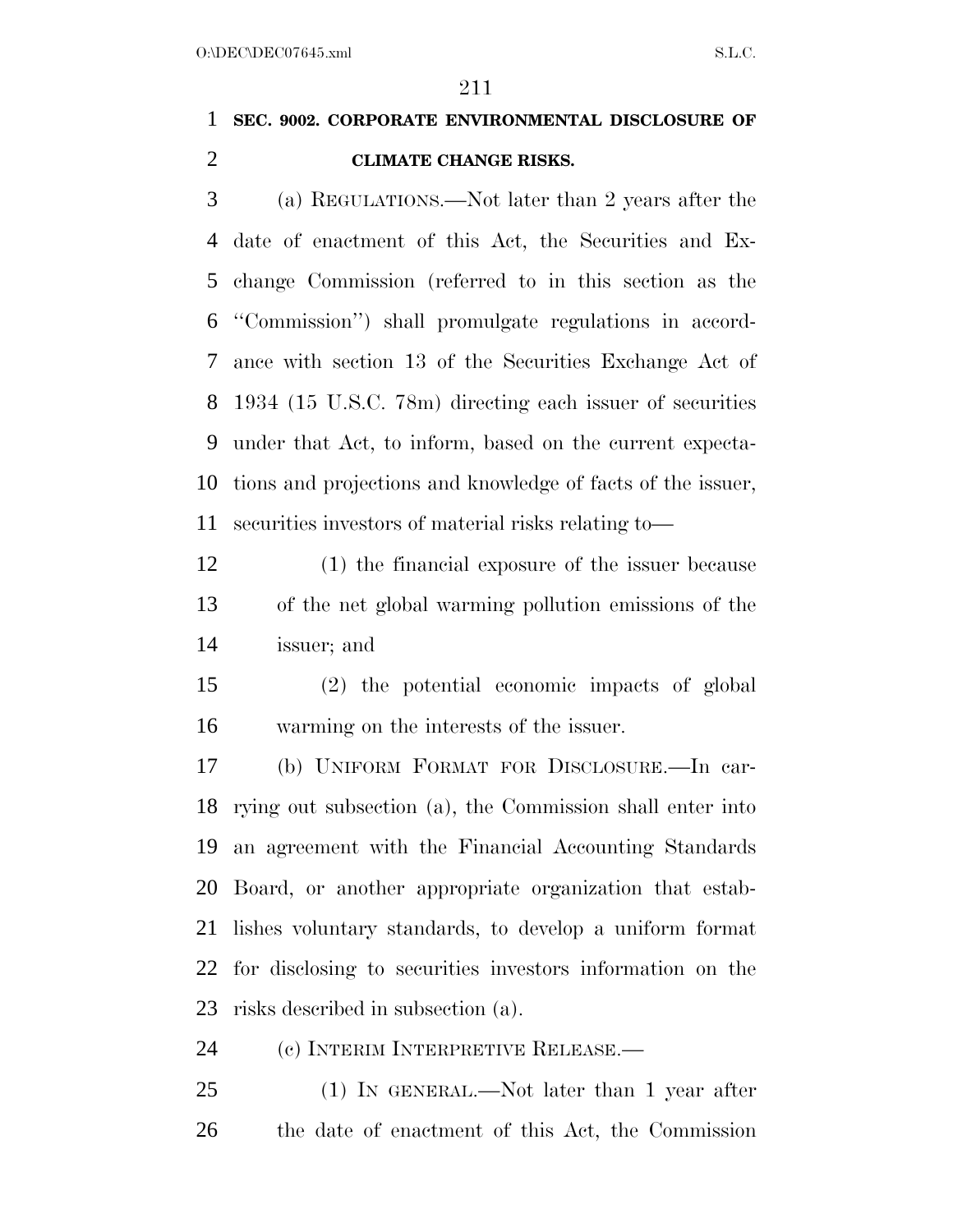**SEC. 9002. CORPORATE ENVIRONMENTAL DISCLOSURE OF CLIMATE CHANGE RISKS.**

(a) REGULATIONS.—Not later than 2 years after the date of enactment of this Act, the Securities and Exchange Commission (referred to in this section as the "Commission") shall promulgate regulations in accordance with section 13 of the Securities Exchange Act of 1934 (15 U.S.C. 78m) directing each issuer of securities under that Act, to inform, based on the current expectations and projections and knowledge of facts of the issuer, securities investors of material risks relating to—

(1) the financial exposure of the issuer because of the net global warming pollution emissions of the issuer; and

(2) the potential economic impacts of global warming on the interests of the issuer.

(b) UNIFORM FORMAT FOR DISCLOSURE.—In carrying out subsection (a), the Commission shall enter into an agreement with the Financial Accounting Standards Board, or another appropriate organization that establishes voluntary standards, to develop a uniform format for disclosing to securities investors information on the risks described in subsection (a).

(c) INTERIM INTERPRETIVE RELEASE.—

(1) IN GENERAL.—Not later than 1 year after the date of enactment of this Act, the Commission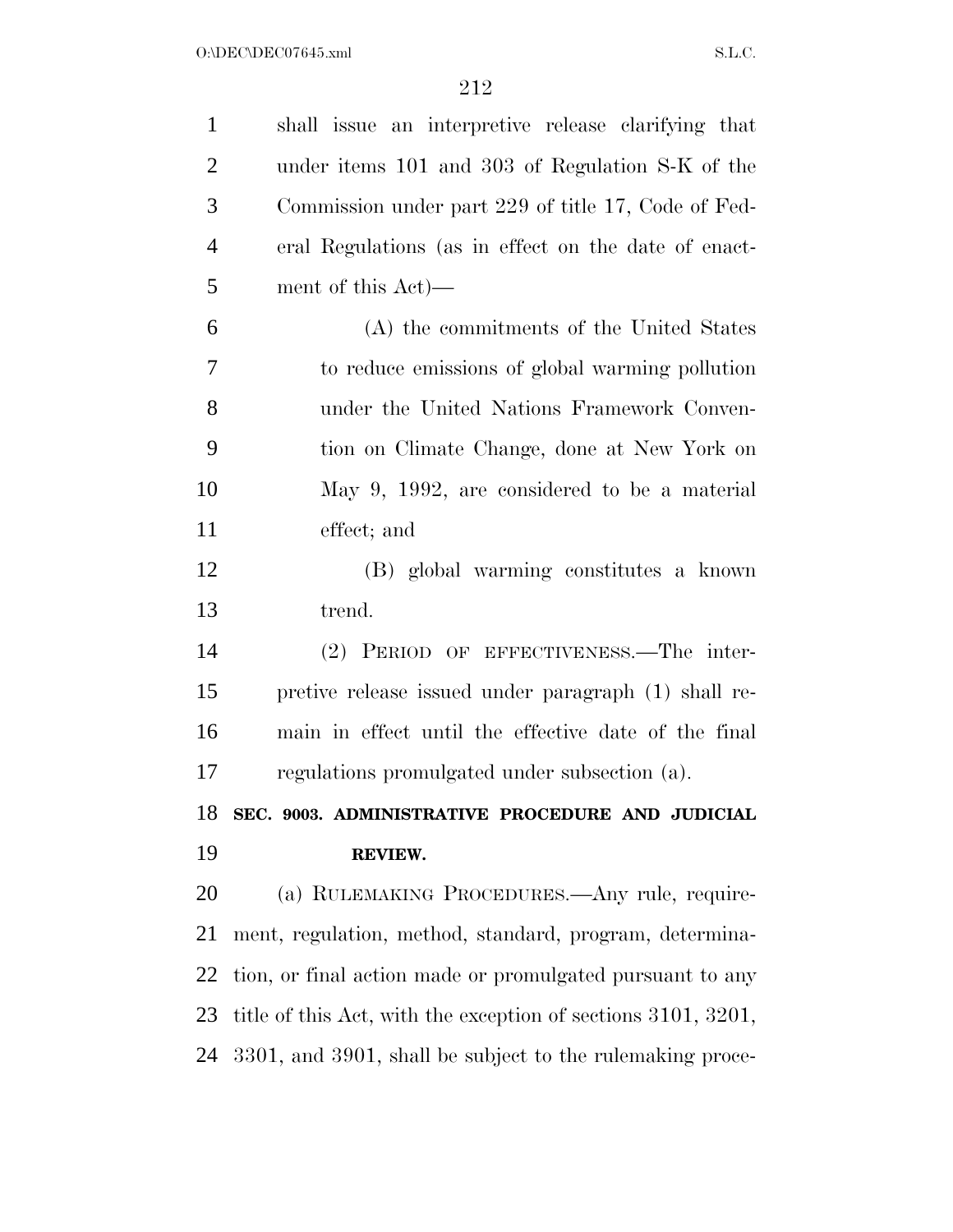shall issue an interpretive release clarifying that under items 101 and 303 of Regulation S-K of the Commission under part 229 of title 17, Code of Federal Regulations (as in effect on the date of enactment of this Act)—

(A) the commitments of the United States to reduce emissions of global warming pollution under the United Nations Framework Convention on Climate Change, done at New York on May 9, 1992, are considered to be a material effect; and

(B) global warming constitutes a known trend.

(2) PERIOD OF EFFECTIVENESS.—The interpretive release issued under paragraph (1) shall remain in effect until the effective date of the final regulations promulgated under subsection (a).

**SEC. 9003. ADMINISTRATIVE PROCEDURE AND JUDICIAL REVIEW.**

(a) RULEMAKING PROCEDURES.—Any rule, requirement, regulation, method, standard, program, determination, or final action made or promulgated pursuant to any title of this Act, with the exception of sections 3101, 3201, 3301, and 3901, shall be subject to the rulemaking proce-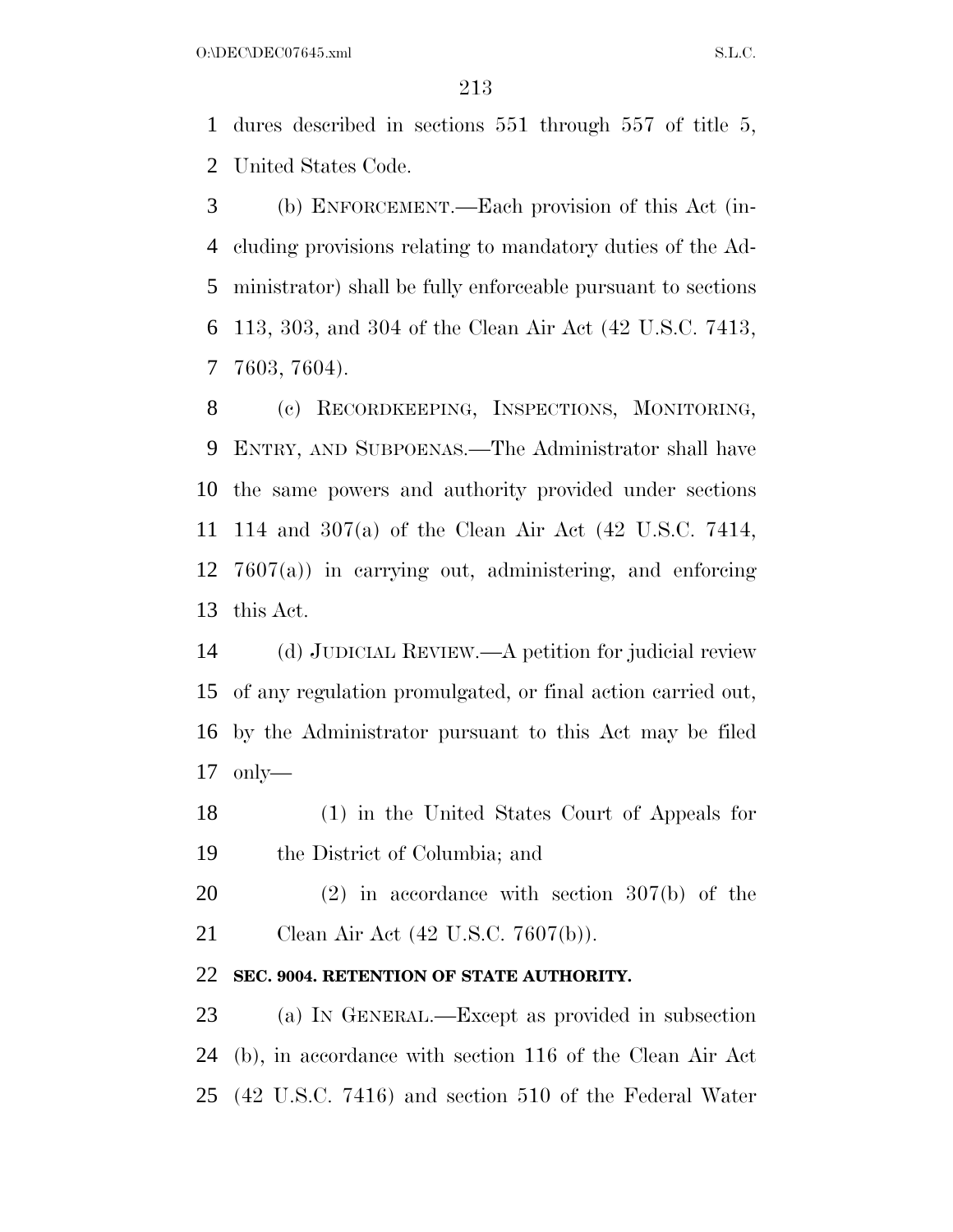dures described in sections 551 through 557 of title 5, United States Code.

(b) ENFORCEMENT.—Each provision of this Act (including provisions relating to mandatory duties of the Administrator) shall be fully enforceable pursuant to sections 113, 303, and 304 of the Clean Air Act (42 U.S.C. 7413, 7603, 7604).

(c) RECORDKEEPING, INSPECTIONS, MONITORING, ENTRY, AND SUBPOENAS.—The Administrator shall have the same powers and authority provided under sections 114 and 307(a) of the Clean Air Act (42 U.S.C. 7414, 7607(a)) in carrying out, administering, and enforcing this Act.

(d) JUDICIAL REVIEW.—A petition for judicial review of any regulation promulgated, or final action carried out, by the Administrator pursuant to this Act may be filed only—

(1) in the United States Court of Appeals for the District of Columbia; and

(2) in accordance with section 307(b) of the Clean Air Act (42 U.S.C. 7607(b)).

**SEC. 9004. RETENTION OF STATE AUTHORITY.**

(a) IN GENERAL.—Except as provided in subsection (b), in accordance with section 116 of the Clean Air Act (42 U.S.C. 7416) and section 510 of the Federal Water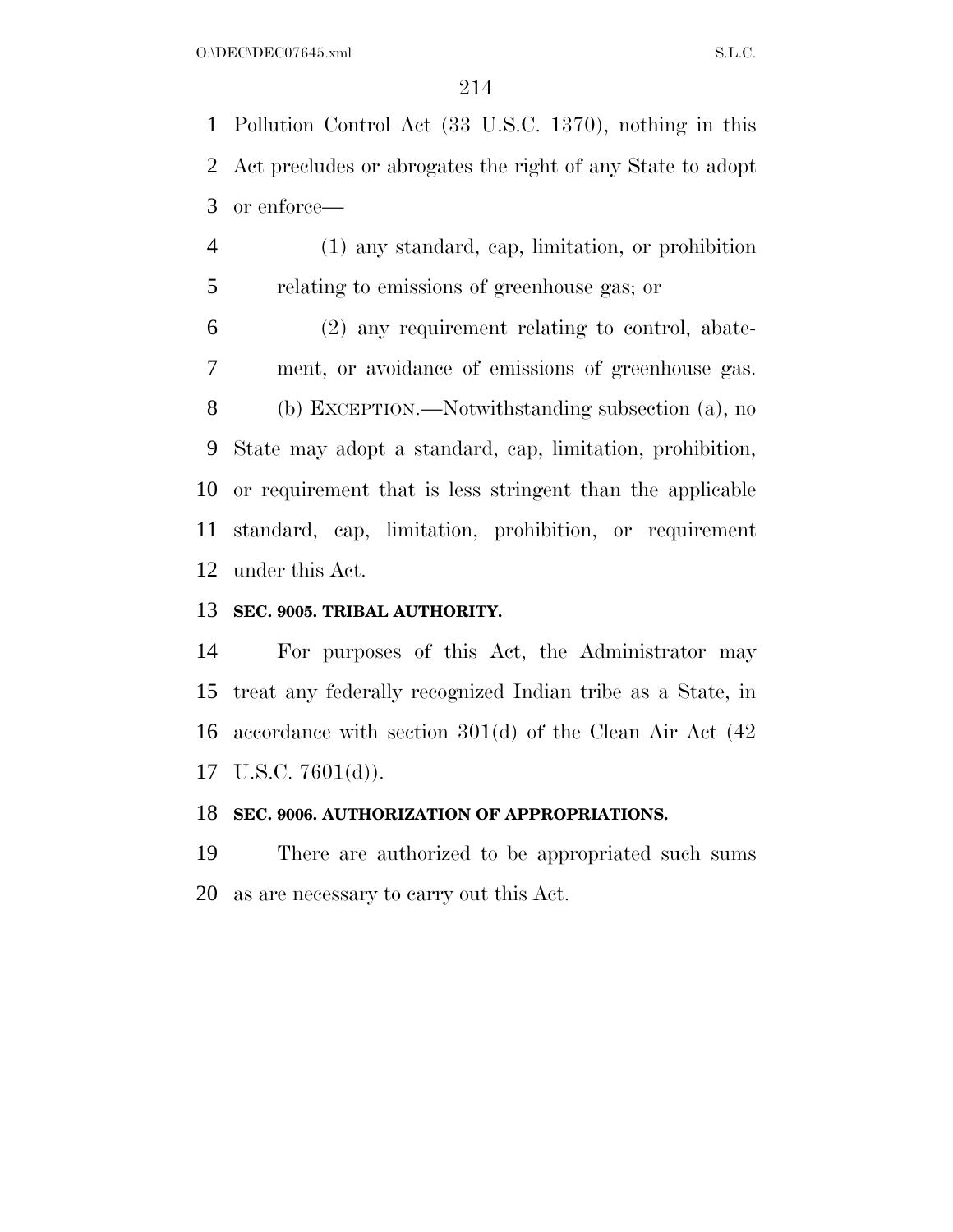Pollution Control Act (33 U.S.C. 1370), nothing in this Act precludes or abrogates the right of any State to adopt or enforce—

(1) any standard, cap, limitation, or prohibition relating to emissions of greenhouse gas; or

(2) any requirement relating to control, abatement, or avoidance of emissions of greenhouse gas.

(b) EXCEPTION.—Notwithstanding subsection (a), no State may adopt a standard, cap, limitation, prohibition, or requirement that is less stringent than the applicable standard, cap, limitation, prohibition, or requirement under this Act.

**SEC. 9005. TRIBAL AUTHORITY.**

For purposes of this Act, the Administrator may treat any federally recognized Indian tribe as a State, in accordance with section 301(d) of the Clean Air Act (42 U.S.C. 7601(d)).

**SEC. 9006. AUTHORIZATION OF APPROPRIATIONS.**

There are authorized to be appropriated such sums as are necessary to carry out this Act.